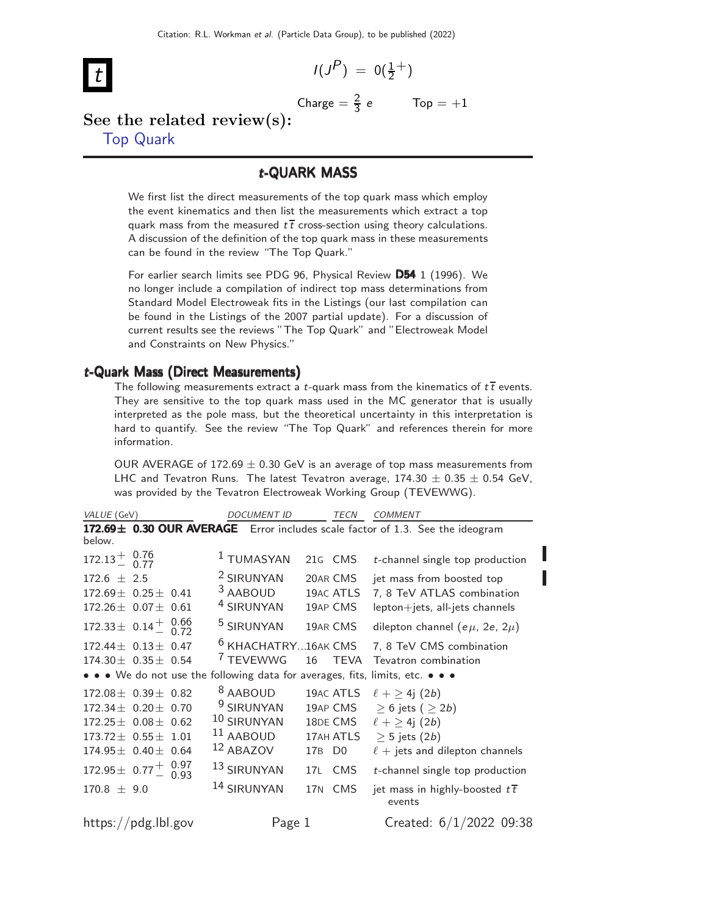Citation: R.L. Workman *et al.* (Particle Data Group), to be published (2022)

# t

$I(J^P) = 0(\frac{1}{2}^+)$

Charge = $\frac{2}{3}$ $e$ &nbsp;&nbsp;&nbsp;&nbsp; Top = +1

**See the related review(s):**

Top Quark

## *t*-QUARK MASS

We first list the direct measurements of the top quark mass which employ the event kinematics and then list the measurements which extract a top quark mass from the measured $t\overline{t}$ cross-section using theory calculations. A discussion of the definition of the top quark mass in these measurements can be found in the review "The Top Quark."

For earlier search limits see PDG 96, Physical Review **D54** 1 (1996). We no longer include a compilation of indirect top mass determinations from Standard Model Electroweak fits in the Listings (our last compilation can be found in the Listings of the 2007 partial update). For a discussion of current results see the reviews "The Top Quark" and "Electroweak Model and Constraints on New Physics."

### *t*-Quark Mass (Direct Measurements)

The following measurements extract a $t$-quark mass from the kinematics of $t\overline{t}$ events. They are sensitive to the top quark mass used in the MC generator that is usually interpreted as the pole mass, but the theoretical uncertainty in this interpretation is hard to quantify. See the review "The Top Quark" and references therein for more information.

OUR AVERAGE of 172.69 ± 0.30 GeV is an average of top mass measurements from LHC and Tevatron Runs. The latest Tevatron average, 174.30 ± 0.35 ± 0.54 GeV, was provided by the Tevatron Electroweak Working Group (TEVEWWG).

| VALUE (GeV) | DOCUMENT ID | | TECN | COMMENT |
|---|---|---|---|---|
| **172.69± 0.30 OUR AVERAGE** | Error includes scale factor of 1.3. See the ideogram below. | | | |
| $172.13^{+0.76}_{-0.77}$ | [1] TUMASYAN | 21G | CMS | $t$-channel single top production |
| 172.6 ± 2.5 | [2] SIRUNYAN | 20AR | CMS | jet mass from boosted top |
| 172.69± 0.25± 0.41 | [3] AABOUD | 19AC | ATLS | 7, 8 TeV ATLAS combination |
| 172.26± 0.07± 0.61 | [4] SIRUNYAN | 19AP | CMS | lepton+jets, all-jets channels |
| $172.33\pm 0.14^{+0.66}_{-0.72}$ | [5] SIRUNYAN | 19AR | CMS | dilepton channel ($e\mu$, $2e$, $2\mu$) |
| 172.44± 0.13± 0.47 | [6] KHACHATRY... | 16AK | CMS | 7, 8 TeV CMS combination |
| 174.30± 0.35± 0.54 | [7] TEVEWWG | 16 | TEVA | Tevatron combination |
| • • • We do not use the following data for averages, fits, limits, etc. • • • | | | | |
| 172.08± 0.39± 0.82 | [8] AABOUD | 19AC | ATLS | $\ell + \geq 4$j ($2b$) |
| 172.34± 0.20± 0.70 | [9] SIRUNYAN | 19AP | CMS | $\geq 6$ jets ( $\geq 2b$) |
| 172.25± 0.08± 0.62 | [10] SIRUNYAN | 18DE | CMS | $\ell + \geq 4$j ($2b$) |
| 173.72± 0.55± 1.01 | [11] AABOUD | 17AH | ATLS | $\geq 5$ jets ($2b$) |
| 174.95± 0.40± 0.64 | [12] ABAZOV | 17B | D0 | $\ell$ + jets and dilepton channels |
| $172.95\pm 0.77^{+0.97}_{-0.93}$ | [13] SIRUNYAN | 17L | CMS | $t$-channel single top production |
| 170.8 ± 9.0 | [14] SIRUNYAN | 17N | CMS | jet mass in highly-boosted $t\overline{t}$ events |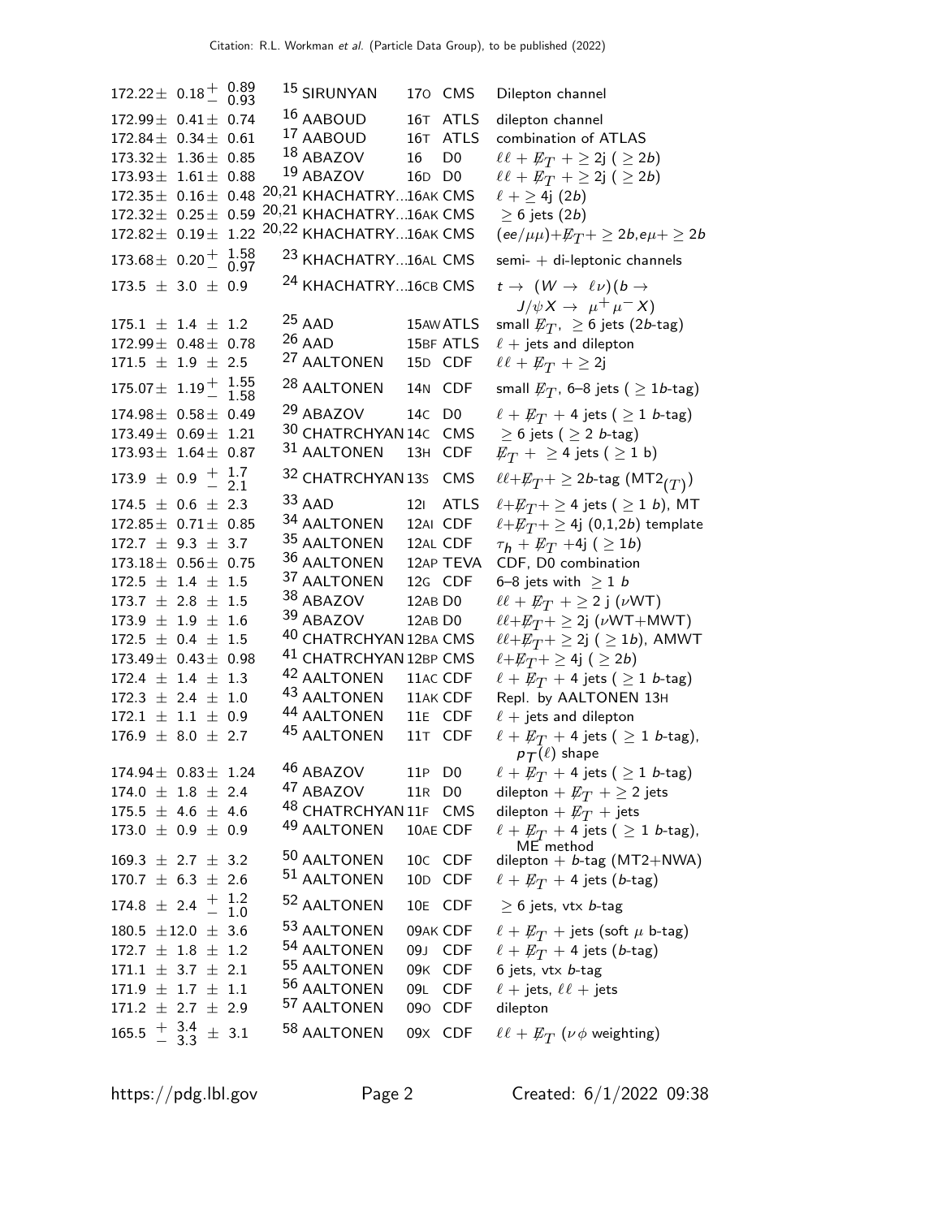| VALUE | DOCUMENT ID | | TECN | COMMENT |
|---|---|---|---|---|
| $172.22 \pm 0.18 {}^{+0.89}_{-0.93}$ | [15] SIRUNYAN | 17O | CMS | Dilepton channel |
| $172.99 \pm 0.41 \pm 0.74$ | [16] AABOUD | 16T | ATLS | dilepton channel |
| $172.84 \pm 0.34 \pm 0.61$ | [17] AABOUD | 16T | ATLS | combination of ATLAS |
| $173.32 \pm 1.36 \pm 0.85$ | [18] ABAZOV | 16 | D0 | $\ell\ell + \not\!\!E_T + \geq 2\text{j}$ ( $\geq 2b$) |
| $173.93 \pm 1.61 \pm 0.88$ | [19] ABAZOV | 16D | D0 | $\ell\ell + \not\!\!E_T + \geq 2\text{j}$ ( $\geq 2b$) |
| $172.35 \pm 0.16 \pm 0.48$ | [20,21] KHACHATRY... | 16AK | CMS | $\ell + \geq 4\text{j}$ ($2b$) |
| $172.32 \pm 0.25 \pm 0.59$ | [20,21] KHACHATRY... | 16AK | CMS | $\geq 6$ jets ($2b$) |
| $172.82 \pm 0.19 \pm 1.22$ | [20,22] KHACHATRY... | 16AK | CMS | $(ee/\mu\mu) + \not\!\!E_T + \geq 2b, e\mu + \geq 2b$ |
| $173.68 \pm 0.20 {}^{+1.58}_{-0.97}$ | [23] KHACHATRY... | 16AL | CMS | semi- + di-leptonic channels |
| $173.5 \pm 3.0 \pm 0.9$ | [24] KHACHATRY... | 16CB | CMS | $t \to (W \to \ell\nu)(b \to J/\psi X \to \mu^+\mu^- X)$ |
| $175.1 \pm 1.4 \pm 1.2$ | [25] AAD | 15AW | ATLS | small $\not\!\!E_T$, $\geq 6$ jets ($2b$-tag) |
| $172.99 \pm 0.48 \pm 0.78$ | [26] AAD | 15BF | ATLS | $\ell$ + jets and dilepton |
| $171.5 \pm 1.9 \pm 2.5$ | [27] AALTONEN | 15D | CDF | $\ell\ell + \not\!\!E_T + \geq 2\text{j}$ |
| $175.07 \pm 1.19 {}^{+1.55}_{-1.58}$ | [28] AALTONEN | 14N | CDF | small $\not\!\!E_T$, 6–8 jets ( $\geq 1b$-tag) |
| $174.98 \pm 0.58 \pm 0.49$ | [29] ABAZOV | 14C | D0 | $\ell + \not\!\!E_T$ + 4 jets ( $\geq 1$ $b$-tag) |
| $173.49 \pm 0.69 \pm 1.21$ | [30] CHATRCHYAN | 14C | CMS | $\geq 6$ jets ( $\geq 2$ $b$-tag) |
| $173.93 \pm 1.64 \pm 0.87$ | [31] AALTONEN | 13H | CDF | $\not\!\!E_T + \geq 4$ jets ( $\geq 1$ b) |
| $173.9 \pm 0.9 {}^{+1.7}_{-2.1}$ | [32] CHATRCHYAN | 13S | CMS | $\ell\ell + \not\!\!E_T + \geq 2b$-tag ($\text{MT2}_{(T)}$) |
| $174.5 \pm 0.6 \pm 2.3$ | [33] AAD | 12I | ATLS | $\ell + \not\!\!E_T + \geq 4$ jets ( $\geq 1$ $b$), MT |
| $172.85 \pm 0.71 \pm 0.85$ | [34] AALTONEN | 12AI | CDF | $\ell + \not\!\!E_T + \geq 4\text{j}$ (0,1,2$b$) template |
| $172.7 \pm 9.3 \pm 3.7$ | [35] AALTONEN | 12AL | CDF | $\tau_h + \not\!\!E_T$ +4j ( $\geq 1b$) |
| $173.18 \pm 0.56 \pm 0.75$ | [36] AALTONEN | 12AP | TEVA | CDF, D0 combination |
| $172.5 \pm 1.4 \pm 1.5$ | [37] AALTONEN | 12G | CDF | 6–8 jets with $\geq 1$ $b$ |
| $173.7 \pm 2.8 \pm 1.5$ | [38] ABAZOV | 12AB | D0 | $\ell\ell + \not\!\!E_T + \geq 2$ j ($\nu$WT) |
| $173.9 \pm 1.9 \pm 1.6$ | [39] ABAZOV | 12AB | D0 | $\ell\ell + \not\!\!E_T + \geq 2\text{j}$ ($\nu$WT+MWT) |
| $172.5 \pm 0.4 \pm 1.5$ | [40] CHATRCHYAN | 12BA | CMS | $\ell\ell + \not\!\!E_T + \geq 2\text{j}$ ( $\geq 1b$), AMWT |
| $173.49 \pm 0.43 \pm 0.98$ | [41] CHATRCHYAN | 12BP | CMS | $\ell + \not\!\!E_T + \geq 4\text{j}$ ( $\geq 2b$) |
| $172.4 \pm 1.4 \pm 1.3$ | [42] AALTONEN | 11AC | CDF | $\ell + \not\!\!E_T$ + 4 jets ( $\geq 1$ $b$-tag) |
| $172.3 \pm 2.4 \pm 1.0$ | [43] AALTONEN | 11AK | CDF | Repl. by AALTONEN 13H |
| $172.1 \pm 1.1 \pm 0.9$ | [44] AALTONEN | 11E | CDF | $\ell$ + jets and dilepton |
| $176.9 \pm 8.0 \pm 2.7$ | [45] AALTONEN | 11T | CDF | $\ell + \not\!\!E_T$ + 4 jets ( $\geq 1$ $b$-tag), $p_T(\ell)$ shape |
| $174.94 \pm 0.83 \pm 1.24$ | [46] ABAZOV | 11P | D0 | $\ell + \not\!\!E_T$ + 4 jets ( $\geq 1$ $b$-tag) |
| $174.0 \pm 1.8 \pm 2.4$ | [47] ABAZOV | 11R | D0 | dilepton + $\not\!\!E_T + \geq 2$ jets |
| $175.5 \pm 4.6 \pm 4.6$ | [48] CHATRCHYAN | 11F | CMS | dilepton + $\not\!\!E_T$ + jets |
| $173.0 \pm 0.9 \pm 0.9$ | [49] AALTONEN | 10AE | CDF | $\ell + \not\!\!E_T$ + 4 jets ( $\geq 1$ $b$-tag), ME method |
| $169.3 \pm 2.7 \pm 3.2$ | [50] AALTONEN | 10C | CDF | dilepton + $b$-tag (MT2+NWA) |
| $170.7 \pm 6.3 \pm 2.6$ | [51] AALTONEN | 10D | CDF | $\ell + \not\!\!E_T$ + 4 jets ($b$-tag) |
| $174.8 \pm 2.4 {}^{+1.2}_{-1.0}$ | [52] AALTONEN | 10E | CDF | $\geq 6$ jets, vtx $b$-tag |
| $180.5 \pm 12.0 \pm 3.6$ | [53] AALTONEN | 09AK | CDF | $\ell + \not\!\!E_T$ + jets (soft $\mu$ b-tag) |
| $172.7 \pm 1.8 \pm 1.2$ | [54] AALTONEN | 09J | CDF | $\ell + \not\!\!E_T$ + 4 jets ($b$-tag) |
| $171.1 \pm 3.7 \pm 2.1$ | [55] AALTONEN | 09K | CDF | 6 jets, vtx $b$-tag |
| $171.9 \pm 1.7 \pm 1.1$ | [56] AALTONEN | 09L | CDF | $\ell$ + jets, $\ell\ell$ + jets |
| $171.2 \pm 2.7 \pm 2.9$ | [57] AALTONEN | 09O | CDF | dilepton |
| $165.5 {}^{+3.4}_{-3.3} \pm 3.1$ | [58] AALTONEN | 09X | CDF | $\ell\ell + \not\!\!E_T$ ($\nu\phi$ weighting) |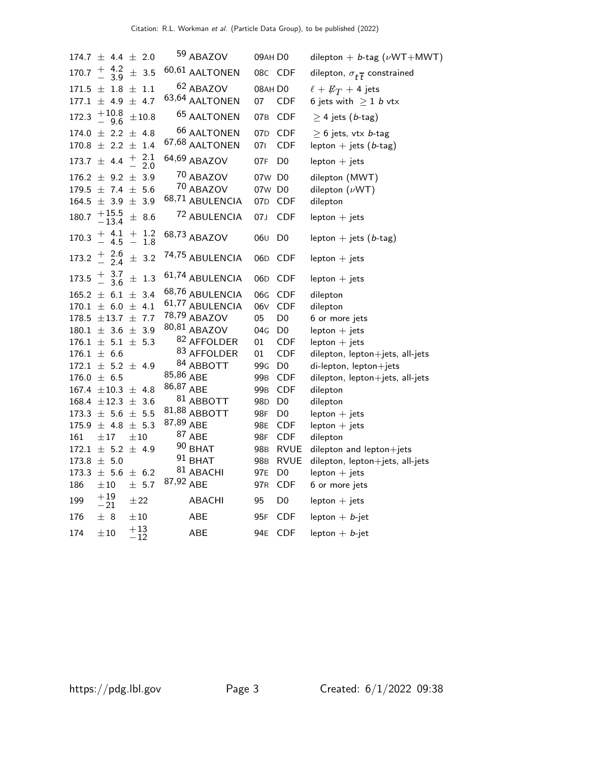| | | | |
|---|---|---|---|
| $174.7 \pm 4.4 \pm 2.0$ | [59] ABAZOV | 09AH D0 | dilepton + $b$-tag ($\nu$WT+MWT) |
| $170.7 {}^{+4.2}_{-3.9} \pm 3.5$ | [60,61] AALTONEN | 08C CDF | dilepton, $\sigma_{t\overline{t}}$ constrained |
| $171.5 \pm 1.8 \pm 1.1$ | [62] ABAZOV | 08AH D0 | $\ell + \not\!\!E_T$ + 4 jets |
| $177.1 \pm 4.9 \pm 4.7$ | [63,64] AALTONEN | 07 CDF | 6 jets with $\geq 1$ $b$ vtx |
| $172.3 {}^{+10.8}_{-9.6} \pm 10.8$ | [65] AALTONEN | 07B CDF | $\geq 4$ jets ($b$-tag) |
| $174.0 \pm 2.2 \pm 4.8$ | [66] AALTONEN | 07D CDF | $\geq 6$ jets, vtx $b$-tag |
| $170.8 \pm 2.2 \pm 1.4$ | [67,68] AALTONEN | 07I CDF | lepton + jets ($b$-tag) |
| $173.7 \pm 4.4 {}^{+2.1}_{-2.0}$ | [64,69] ABAZOV | 07F D0 | lepton + jets |
| $176.2 \pm 9.2 \pm 3.9$ | [70] ABAZOV | 07W D0 | dilepton (MWT) |
| $179.5 \pm 7.4 \pm 5.6$ | [70] ABAZOV | 07W D0 | dilepton ($\nu$WT) |
| $164.5 \pm 3.9 \pm 3.9$ | [68,71] ABULENCIA | 07D CDF | dilepton |
| $180.7 {}^{+15.5}_{-13.4} \pm 8.6$ | [72] ABULENCIA | 07J CDF | lepton + jets |
| $170.3 {}^{+4.1}_{-4.5} {}^{+1.2}_{-1.8}$ | [68,73] ABAZOV | 06U D0 | lepton + jets ($b$-tag) |
| $173.2 {}^{+2.6}_{-2.4} \pm 3.2$ | [74,75] ABULENCIA | 06D CDF | lepton + jets |
| $173.5 {}^{+3.7}_{-3.6} \pm 1.3$ | [61,74] ABULENCIA | 06D CDF | lepton + jets |
| $165.2 \pm 6.1 \pm 3.4$ | [68,76] ABULENCIA | 06G CDF | dilepton |
| $170.1 \pm 6.0 \pm 4.1$ | [61,77] ABULENCIA | 06V CDF | dilepton |
| $178.5 \pm 13.7 \pm 7.7$ | [78,79] ABAZOV | 05 D0 | 6 or more jets |
| $180.1 \pm 3.6 \pm 3.9$ | [80,81] ABAZOV | 04G D0 | lepton + jets |
| $176.1 \pm 5.1 \pm 5.3$ | [82] AFFOLDER | 01 CDF | lepton + jets |
| $176.1 \pm 6.6$ | [83] AFFOLDER | 01 CDF | dilepton, lepton+jets, all-jets |
| $172.1 \pm 5.2 \pm 4.9$ | [84] ABBOTT | 99G D0 | di-lepton, lepton+jets |
| $176.0 \pm 6.5$ | [85,86] ABE | 99B CDF | dilepton, lepton+jets, all-jets |
| $167.4 \pm 10.3 \pm 4.8$ | [86,87] ABE | 99B CDF | dilepton |
| $168.4 \pm 12.3 \pm 3.6$ | [81] ABBOTT | 98D D0 | dilepton |
| $173.3 \pm 5.6 \pm 5.5$ | [81,88] ABBOTT | 98F D0 | lepton + jets |
| $175.9 \pm 4.8 \pm 5.3$ | [87,89] ABE | 98E CDF | lepton + jets |
| $161 \pm 17 \pm 10$ | [87] ABE | 98F CDF | dilepton |
| $172.1 \pm 5.2 \pm 4.9$ | [90] BHAT | 98B RVUE | dilepton and lepton+jets |
| $173.8 \pm 5.0$ | [91] BHAT | 98B RVUE | dilepton, lepton+jets, all-jets |
| $173.3 \pm 5.6 \pm 6.2$ | [81] ABACHI | 97E D0 | lepton + jets |
| $186 \pm 10 \pm 5.7$ | [87,92] ABE | 97R CDF | 6 or more jets |
| $199 {}^{+19}_{-21} \pm 22$ | ABACHI | 95 D0 | lepton + jets |
| $176 \pm 8 \pm 10$ | ABE | 95F CDF | lepton + $b$-jet |
| $174 \pm 10 {}^{+13}_{-12}$ | ABE | 94E CDF | lepton + $b$-jet |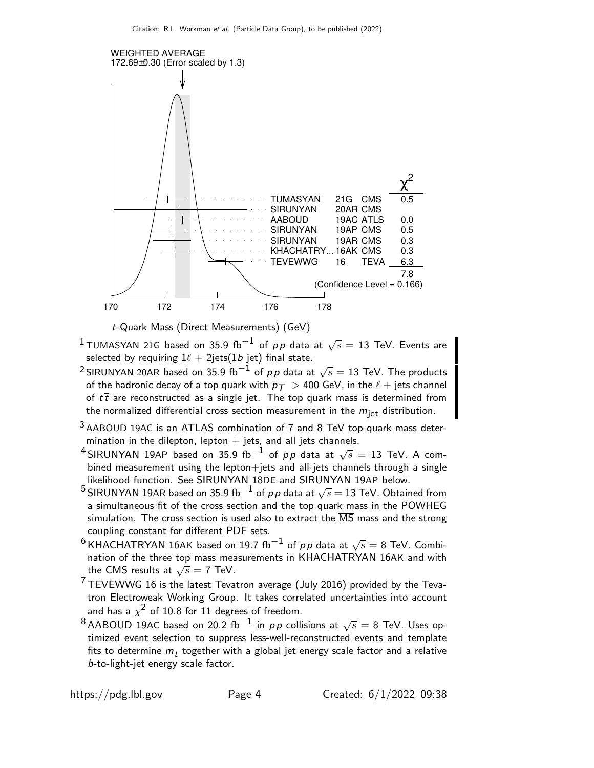WEIGHTED AVERAGE
172.69±0.30 (Error scaled by 1.3)

| | | | $\chi^2$ |
|---|---|---|---|
| TUMASYAN | 21G | CMS | 0.5 |
| SIRUNYAN | 20AR | CMS | |
| AABOUD | 19AC | ATLS | 0.0 |
| SIRUNYAN | 19AP | CMS | 0.5 |
| SIRUNYAN | 19AR | CMS | 0.3 |
| KHACHATRY... | 16AK | CMS | 0.3 |
| TEVEWWG | 16 | TEVA | 6.3 |
| | | | 7.8 |

(Confidence Level = 0.166)

170 172 174 176 178

*t*-Quark Mass (Direct Measurements) (GeV)

[1] TUMASYAN 21G based on 35.9 fb$^{-1}$ of $pp$ data at $\sqrt{s} = 13$ TeV. Events are selected by requiring $1\ell$ + 2jets(1$b$ jet) final state.

[2] SIRUNYAN 20AR based on 35.9 fb$^{-1}$ of $pp$ data at $\sqrt{s} = 13$ TeV. The products of the hadronic decay of a top quark with $p_T > 400$ GeV, in the $\ell$ + jets channel of $t\overline{t}$ are reconstructed as a single jet. The top quark mass is determined from the normalized differential cross section measurement in the $m_{\text{jet}}$ distribution.

[3] AABOUD 19AC is an ATLAS combination of 7 and 8 TeV top-quark mass determination in the dilepton, lepton + jets, and all jets channels.

[4] SIRUNYAN 19AP based on 35.9 fb$^{-1}$ of $pp$ data at $\sqrt{s} = 13$ TeV. A combined measurement using the lepton+jets and all-jets channels through a single likelihood function. See SIRUNYAN 18DE and SIRUNYAN 19AP below.

[5] SIRUNYAN 19AR based on 35.9 fb$^{-1}$ of $pp$ data at $\sqrt{s} = 13$ TeV. Obtained from a simultaneous fit of the cross section and the top quark mass in the POWHEG simulation. The cross section is used also to extract the $\overline{\text{MS}}$ mass and the strong coupling constant for different PDF sets.

[6] KHACHATRYAN 16AK based on 19.7 fb$^{-1}$ of $pp$ data at $\sqrt{s} = 8$ TeV. Combination of the three top mass measurements in KHACHATRYAN 16AK and with the CMS results at $\sqrt{s} = 7$ TeV.

[7] TEVEWWG 16 is the latest Tevatron average (July 2016) provided by the Tevatron Electroweak Working Group. It takes correlated uncertainties into account and has a $\chi^2$ of 10.8 for 11 degrees of freedom.

[8] AABOUD 19AC based on 20.2 fb$^{-1}$ in $pp$ collisions at $\sqrt{s} = 8$ TeV. Uses optimized event selection to suppress less-well-reconstructed events and template fits to determine $m_t$ together with a global jet energy scale factor and a relative $b$-to-light-jet energy scale factor.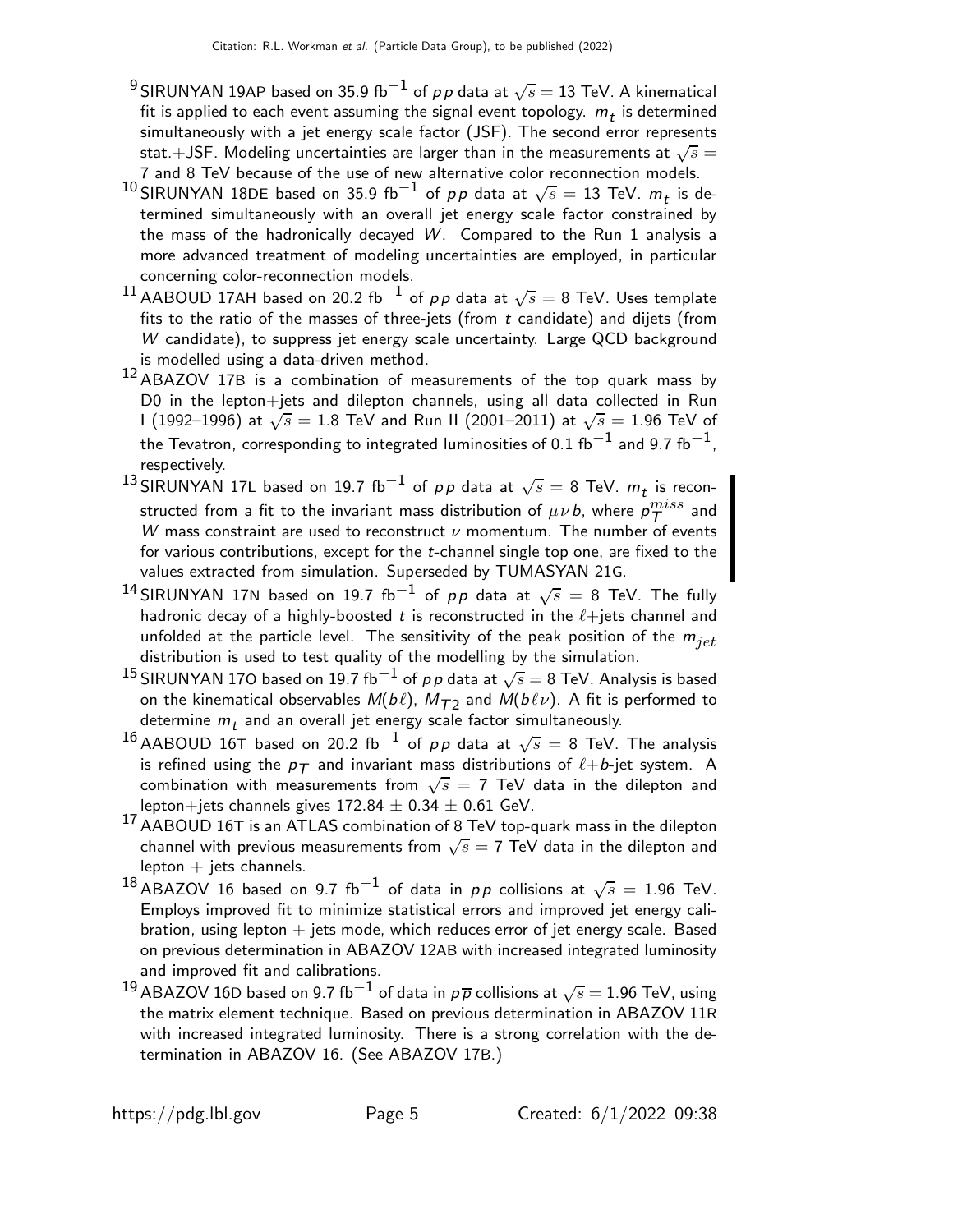[9] SIRUNYAN 19AP based on 35.9 fb$^{-1}$ of $pp$ data at $\sqrt{s} = 13$ TeV. A kinematical fit is applied to each event assuming the signal event topology. $m_t$ is determined simultaneously with a jet energy scale factor (JSF). The second error represents stat.+JSF. Modeling uncertainties are larger than in the measurements at $\sqrt{s} =$ 7 and 8 TeV because of the use of new alternative color reconnection models.

[10] SIRUNYAN 18DE based on 35.9 fb$^{-1}$ of $pp$ data at $\sqrt{s} = 13$ TeV. $m_t$ is determined simultaneously with an overall jet energy scale factor constrained by the mass of the hadronically decayed $W$. Compared to the Run 1 analysis a more advanced treatment of modeling uncertainties are employed, in particular concerning color-reconnection models.

[11] AABOUD 17AH based on 20.2 fb$^{-1}$ of $pp$ data at $\sqrt{s} = 8$ TeV. Uses template fits to the ratio of the masses of three-jets (from $t$ candidate) and dijets (from $W$ candidate), to suppress jet energy scale uncertainty. Large QCD background is modelled using a data-driven method.

[12] ABAZOV 17B is a combination of measurements of the top quark mass by D0 in the lepton+jets and dilepton channels, using all data collected in Run I (1992–1996) at $\sqrt{s} = 1.8$ TeV and Run II (2001–2011) at $\sqrt{s} = 1.96$ TeV of the Tevatron, corresponding to integrated luminosities of 0.1 fb$^{-1}$ and 9.7 fb$^{-1}$, respectively.

[13] SIRUNYAN 17L based on 19.7 fb$^{-1}$ of $pp$ data at $\sqrt{s} = 8$ TeV. $m_t$ is reconstructed from a fit to the invariant mass distribution of $\mu\nu b$, where $p_T^{miss}$ and $W$ mass constraint are used to reconstruct $\nu$ momentum. The number of events for various contributions, except for the $t$-channel single top one, are fixed to the values extracted from simulation. Superseded by TUMASYAN 21G.

[14] SIRUNYAN 17N based on 19.7 fb$^{-1}$ of $pp$ data at $\sqrt{s} = 8$ TeV. The fully hadronic decay of a highly-boosted $t$ is reconstructed in the $\ell$+jets channel and unfolded at the particle level. The sensitivity of the peak position of the $m_{jet}$ distribution is used to test quality of the modelling by the simulation.

[15] SIRUNYAN 17O based on 19.7 fb$^{-1}$ of $pp$ data at $\sqrt{s} = 8$ TeV. Analysis is based on the kinematical observables $M(b\ell)$, $M_{T2}$ and $M(b\ell\nu)$. A fit is performed to determine $m_t$ and an overall jet energy scale factor simultaneously.

[16] AABOUD 16T based on 20.2 fb$^{-1}$ of $pp$ data at $\sqrt{s} = 8$ TeV. The analysis is refined using the $p_T$ and invariant mass distributions of $\ell$+$b$-jet system. A combination with measurements from $\sqrt{s} = 7$ TeV data in the dilepton and lepton+jets channels gives $172.84 \pm 0.34 \pm 0.61$ GeV.

[17] AABOUD 16T is an ATLAS combination of 8 TeV top-quark mass in the dilepton channel with previous measurements from $\sqrt{s} = 7$ TeV data in the dilepton and lepton + jets channels.

[18] ABAZOV 16 based on 9.7 fb$^{-1}$ of data in $p\overline{p}$ collisions at $\sqrt{s} = 1.96$ TeV. Employs improved fit to minimize statistical errors and improved jet energy calibration, using lepton + jets mode, which reduces error of jet energy scale. Based on previous determination in ABAZOV 12AB with increased integrated luminosity and improved fit and calibrations.

[19] ABAZOV 16D based on 9.7 fb$^{-1}$ of data in $p\overline{p}$ collisions at $\sqrt{s} = 1.96$ TeV, using the matrix element technique. Based on previous determination in ABAZOV 11R with increased integrated luminosity. There is a strong correlation with the determination in ABAZOV 16. (See ABAZOV 17B.)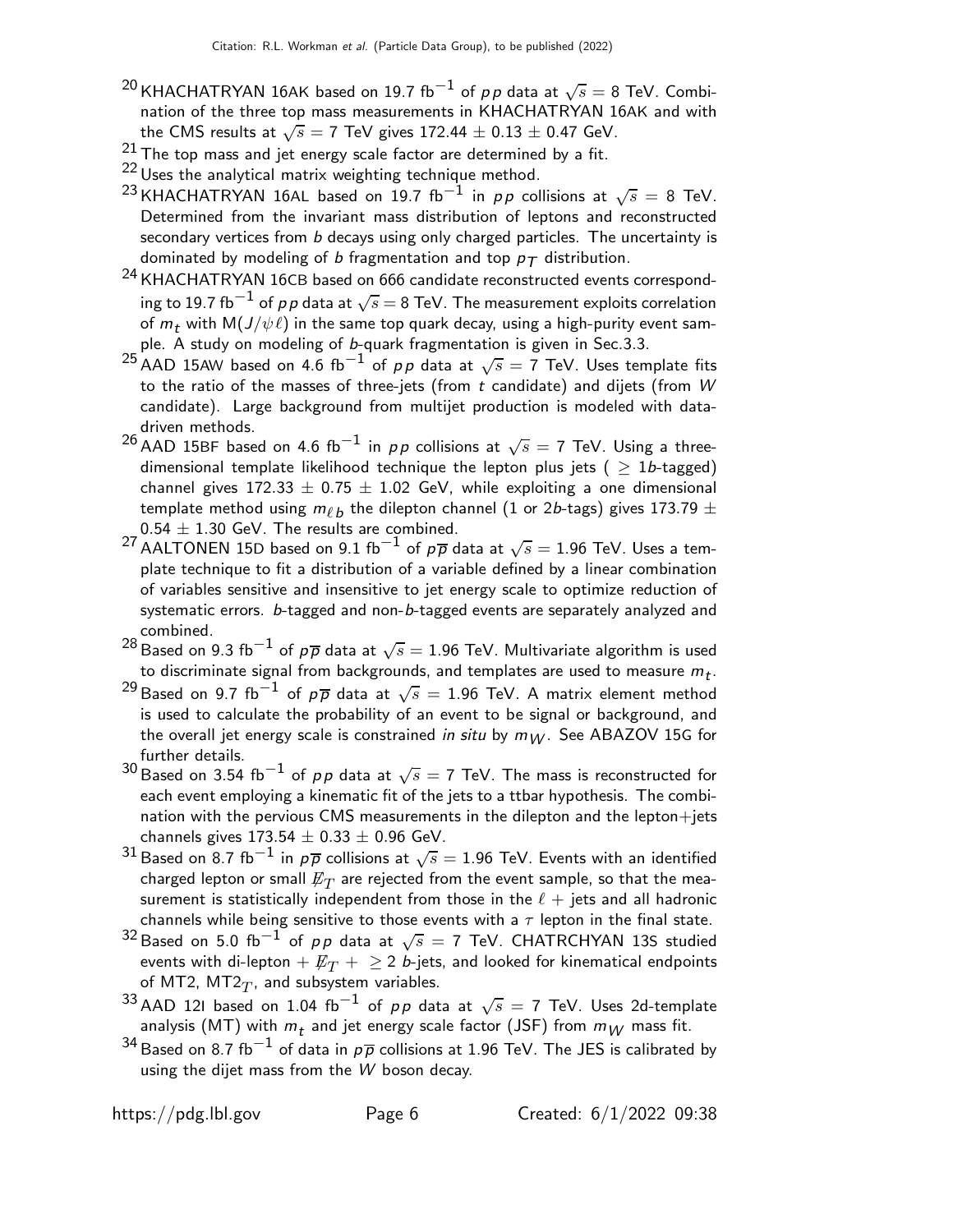[20] KHACHATRYAN 16AK based on 19.7 fb$^{-1}$ of $pp$ data at $\sqrt{s}$ = 8 TeV. Combination of the three top mass measurements in KHACHATRYAN 16AK and with the CMS results at $\sqrt{s}$ = 7 TeV gives 172.44 ± 0.13 ± 0.47 GeV.

[21] The top mass and jet energy scale factor are determined by a fit.

[22] Uses the analytical matrix weighting technique method.

[23] KHACHATRYAN 16AL based on 19.7 fb$^{-1}$ in $pp$ collisions at $\sqrt{s}$ = 8 TeV. Determined from the invariant mass distribution of leptons and reconstructed secondary vertices from $b$ decays using only charged particles. The uncertainty is dominated by modeling of $b$ fragmentation and top $p_T$ distribution.

[24] KHACHATRYAN 16CB based on 666 candidate reconstructed events corresponding to 19.7 fb$^{-1}$ of $pp$ data at $\sqrt{s}$ = 8 TeV. The measurement exploits correlation of $m_t$ with M($J/\psi \ell$) in the same top quark decay, using a high-purity event sample. A study on modeling of $b$-quark fragmentation is given in Sec.3.3.

[25] AAD 15AW based on 4.6 fb$^{-1}$ of $pp$ data at $\sqrt{s}$ = 7 TeV. Uses template fits to the ratio of the masses of three-jets (from $t$ candidate) and dijets (from $W$ candidate). Large background from multijet production is modeled with data-driven methods.

[26] AAD 15BF based on 4.6 fb$^{-1}$ in $pp$ collisions at $\sqrt{s}$ = 7 TeV. Using a three-dimensional template likelihood technique the lepton plus jets ( ≥ 1$b$-tagged) channel gives 172.33 ± 0.75 ± 1.02 GeV, while exploiting a one dimensional template method using $m_{\ell b}$ the dilepton channel (1 or 2$b$-tags) gives 173.79 ± 0.54 ± 1.30 GeV. The results are combined.

[27] AALTONEN 15D based on 9.1 fb$^{-1}$ of $p\overline{p}$ data at $\sqrt{s}$ = 1.96 TeV. Uses a template technique to fit a distribution of a variable defined by a linear combination of variables sensitive and insensitive to jet energy scale to optimize reduction of systematic errors. $b$-tagged and non-$b$-tagged events are separately analyzed and combined.

[28] Based on 9.3 fb$^{-1}$ of $p\overline{p}$ data at $\sqrt{s}$ = 1.96 TeV. Multivariate algorithm is used to discriminate signal from backgrounds, and templates are used to measure $m_t$.

[29] Based on 9.7 fb$^{-1}$ of $p\overline{p}$ data at $\sqrt{s}$ = 1.96 TeV. A matrix element method is used to calculate the probability of an event to be signal or background, and the overall jet energy scale is constrained *in situ* by $m_W$. See ABAZOV 15G for further details.

[30] Based on 3.54 fb$^{-1}$ of $pp$ data at $\sqrt{s}$ = 7 TeV. The mass is reconstructed for each event employing a kinematic fit of the jets to a ttbar hypothesis. The combination with the pervious CMS measurements in the dilepton and the lepton+jets channels gives 173.54 ± 0.33 ± 0.96 GeV.

[31] Based on 8.7 fb$^{-1}$ in $p\overline{p}$ collisions at $\sqrt{s}$ = 1.96 TeV. Events with an identified charged lepton or small $\not{E}_T$ are rejected from the event sample, so that the measurement is statistically independent from those in the $\ell$ + jets and all hadronic channels while being sensitive to those events with a $\tau$ lepton in the final state.

[32] Based on 5.0 fb$^{-1}$ of $pp$ data at $\sqrt{s}$ = 7 TeV. CHATRCHYAN 13S studied events with di-lepton + $\not{E}_T$ + ≥ 2 $b$-jets, and looked for kinematical endpoints of MT2, MT2$_T$, and subsystem variables.

[33] AAD 12I based on 1.04 fb$^{-1}$ of $pp$ data at $\sqrt{s}$ = 7 TeV. Uses 2d-template analysis (MT) with $m_t$ and jet energy scale factor (JSF) from $m_W$ mass fit.

[34] Based on 8.7 fb$^{-1}$ of data in $p\overline{p}$ collisions at 1.96 TeV. The JES is calibrated by using the dijet mass from the $W$ boson decay.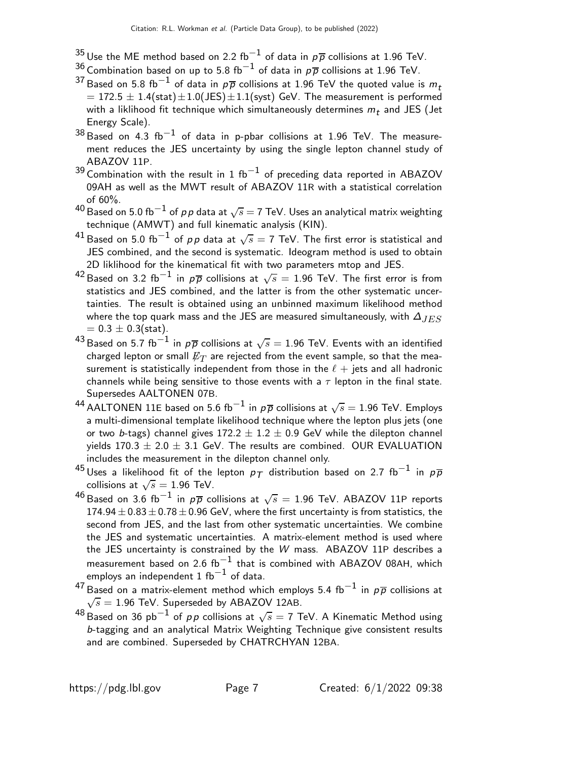[35] Use the ME method based on 2.2 fb$^{-1}$ of data in $p\overline{p}$ collisions at 1.96 TeV.

[36] Combination based on up to 5.8 fb$^{-1}$ of data in $p\overline{p}$ collisions at 1.96 TeV.

[37] Based on 5.8 fb$^{-1}$ of data in $p\overline{p}$ collisions at 1.96 TeV the quoted value is $m_t$ $= 172.5 \pm 1.4$(stat)$\pm 1.0$(JES)$\pm 1.1$(syst) GeV. The measurement is performed with a liklihood fit technique which simultaneously determines $m_t$ and JES (Jet Energy Scale).

[38] Based on 4.3 fb$^{-1}$ of data in p-pbar collisions at 1.96 TeV. The measurement reduces the JES uncertainty by using the single lepton channel study of ABAZOV 11P.

[39] Combination with the result in 1 fb$^{-1}$ of preceding data reported in ABAZOV 09AH as well as the MWT result of ABAZOV 11R with a statistical correlation of 60%.

[40] Based on 5.0 fb$^{-1}$ of $pp$ data at $\sqrt{s} = 7$ TeV. Uses an analytical matrix weighting technique (AMWT) and full kinematic analysis (KIN).

[41] Based on 5.0 fb$^{-1}$ of $pp$ data at $\sqrt{s} = 7$ TeV. The first error is statistical and JES combined, and the second is systematic. Ideogram method is used to obtain 2D liklihood for the kinematical fit with two parameters mtop and JES.

[42] Based on 3.2 fb$^{-1}$ in $p\overline{p}$ collisions at $\sqrt{s} = 1.96$ TeV. The first error is from statistics and JES combined, and the latter is from the other systematic uncertainties. The result is obtained using an unbinned maximum likelihood method where the top quark mass and the JES are measured simultaneously, with $\Delta_{JES}$ $= 0.3 \pm 0.3$(stat).

[43] Based on 5.7 fb$^{-1}$ in $p\overline{p}$ collisions at $\sqrt{s} = 1.96$ TeV. Events with an identified charged lepton or small $\not{E}_T$ are rejected from the event sample, so that the measurement is statistically independent from those in the $\ell$ + jets and all hadronic channels while being sensitive to those events with a $\tau$ lepton in the final state. Supersedes AALTONEN 07B.

[44] AALTONEN 11E based on 5.6 fb$^{-1}$ in $p\overline{p}$ collisions at $\sqrt{s} = 1.96$ TeV. Employs a multi-dimensional template likelihood technique where the lepton plus jets (one or two $b$-tags) channel gives $172.2 \pm 1.2 \pm 0.9$ GeV while the dilepton channel yields $170.3 \pm 2.0 \pm 3.1$ GeV. The results are combined. OUR EVALUATION includes the measurement in the dilepton channel only.

[45] Uses a likelihood fit of the lepton $p_T$ distribution based on 2.7 fb$^{-1}$ in $p\overline{p}$ collisions at $\sqrt{s} = 1.96$ TeV.

[46] Based on 3.6 fb$^{-1}$ in $p\overline{p}$ collisions at $\sqrt{s} = 1.96$ TeV. ABAZOV 11P reports $174.94 \pm 0.83 \pm 0.78 \pm 0.96$ GeV, where the first uncertainty is from statistics, the second from JES, and the last from other systematic uncertainties. We combine the JES and systematic uncertainties. A matrix-element method is used where the JES uncertainty is constrained by the $W$ mass. ABAZOV 11P describes a measurement based on 2.6 fb$^{-1}$ that is combined with ABAZOV 08AH, which employs an independent 1 fb$^{-1}$ of data.

[47] Based on a matrix-element method which employs 5.4 fb$^{-1}$ in $p\overline{p}$ collisions at $\sqrt{s} = 1.96$ TeV. Superseded by ABAZOV 12AB.

[48] Based on 36 pb$^{-1}$ of $pp$ collisions at $\sqrt{s} = 7$ TeV. A Kinematic Method using $b$-tagging and an analytical Matrix Weighting Technique give consistent results and are combined. Superseded by CHATRCHYAN 12BA.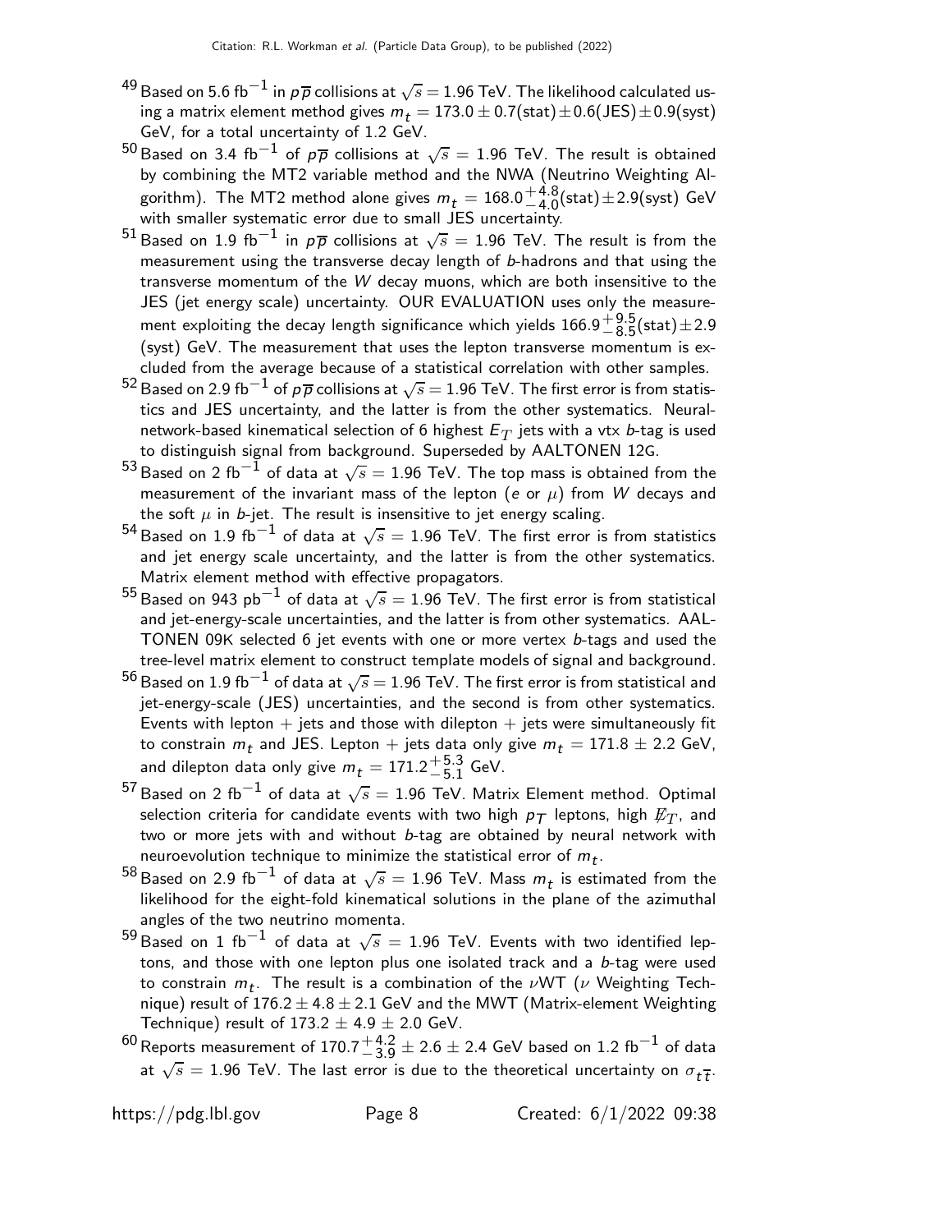[49] Based on 5.6 fb$^{-1}$ in $p\overline{p}$ collisions at $\sqrt{s} = 1.96$ TeV. The likelihood calculated using a matrix element method gives $m_t = 173.0 \pm 0.7(\text{stat}) \pm 0.6(\text{JES}) \pm 0.9(\text{syst})$ GeV, for a total uncertainty of 1.2 GeV.

[50] Based on 3.4 fb$^{-1}$ of $p\overline{p}$ collisions at $\sqrt{s} = 1.96$ TeV. The result is obtained by combining the MT2 variable method and the NWA (Neutrino Weighting Algorithm). The MT2 method alone gives $m_t = 168.0^{+4.8}_{-4.0}(\text{stat}) \pm 2.9(\text{syst})$ GeV with smaller systematic error due to small JES uncertainty.

[51] Based on 1.9 fb$^{-1}$ in $p\overline{p}$ collisions at $\sqrt{s} = 1.96$ TeV. The result is from the measurement using the transverse decay length of $b$-hadrons and that using the transverse momentum of the $W$ decay muons, which are both insensitive to the JES (jet energy scale) uncertainty. OUR EVALUATION uses only the measurement exploiting the decay length significance which yields $166.9^{+9.5}_{-8.5}(\text{stat}) \pm 2.9$ (syst) GeV. The measurement that uses the lepton transverse momentum is excluded from the average because of a statistical correlation with other samples.

[52] Based on 2.9 fb$^{-1}$ of $p\overline{p}$ collisions at $\sqrt{s} = 1.96$ TeV. The first error is from statistics and JES uncertainty, and the latter is from the other systematics. Neural-network-based kinematical selection of 6 highest $E_T$ jets with a vtx $b$-tag is used to distinguish signal from background. Superseded by AALTONEN 12G.

[53] Based on 2 fb$^{-1}$ of data at $\sqrt{s} = 1.96$ TeV. The top mass is obtained from the measurement of the invariant mass of the lepton ($e$ or $\mu$) from $W$ decays and the soft $\mu$ in $b$-jet. The result is insensitive to jet energy scaling.

[54] Based on 1.9 fb$^{-1}$ of data at $\sqrt{s} = 1.96$ TeV. The first error is from statistics and jet energy scale uncertainty, and the latter is from the other systematics. Matrix element method with effective propagators.

[55] Based on 943 pb$^{-1}$ of data at $\sqrt{s} = 1.96$ TeV. The first error is from statistical and jet-energy-scale uncertainties, and the latter is from other systematics. AALTONEN 09K selected 6 jet events with one or more vertex $b$-tags and used the tree-level matrix element to construct template models of signal and background.

[56] Based on 1.9 fb$^{-1}$ of data at $\sqrt{s} = 1.96$ TeV. The first error is from statistical and jet-energy-scale (JES) uncertainties, and the second is from other systematics. Events with lepton + jets and those with dilepton + jets were simultaneously fit to constrain $m_t$ and JES. Lepton + jets data only give $m_t = 171.8 \pm 2.2$ GeV, and dilepton data only give $m_t = 171.2^{+5.3}_{-5.1}$ GeV.

[57] Based on 2 fb$^{-1}$ of data at $\sqrt{s} = 1.96$ TeV. Matrix Element method. Optimal selection criteria for candidate events with two high $p_T$ leptons, high $\not\!\!E_T$, and two or more jets with and without $b$-tag are obtained by neural network with neuroevolution technique to minimize the statistical error of $m_t$.

[58] Based on 2.9 fb$^{-1}$ of data at $\sqrt{s} = 1.96$ TeV. Mass $m_t$ is estimated from the likelihood for the eight-fold kinematical solutions in the plane of the azimuthal angles of the two neutrino momenta.

[59] Based on 1 fb$^{-1}$ of data at $\sqrt{s} = 1.96$ TeV. Events with two identified leptons, and those with one lepton plus one isolated track and a $b$-tag were used to constrain $m_t$. The result is a combination of the $\nu$WT ($\nu$ Weighting Technique) result of $176.2 \pm 4.8 \pm 2.1$ GeV and the MWT (Matrix-element Weighting Technique) result of $173.2 \pm 4.9 \pm 2.0$ GeV.

[60] Reports measurement of $170.7^{+4.2}_{-3.9} \pm 2.6 \pm 2.4$ GeV based on 1.2 fb$^{-1}$ of data at $\sqrt{s} = 1.96$ TeV. The last error is due to the theoretical uncertainty on $\sigma_{t\overline{t}}$.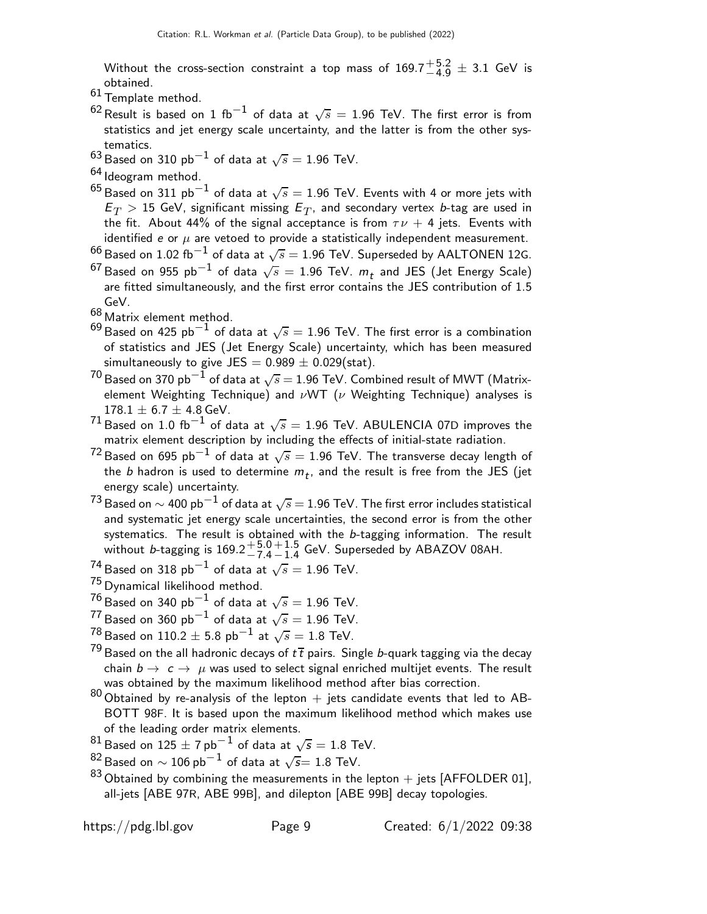Without the cross-section constraint a top mass of $169.7^{+5.2}_{-4.9} \pm 3.1$ GeV is obtained.

[61] Template method.

[62] Result is based on 1 $\text{fb}^{-1}$ of data at $\sqrt{s} = 1.96$ TeV. The first error is from statistics and jet energy scale uncertainty, and the latter is from the other systematics.

[63] Based on 310 $\text{pb}^{-1}$ of data at $\sqrt{s} = 1.96$ TeV.

[64] Ideogram method.

[65] Based on 311 $\text{pb}^{-1}$ of data at $\sqrt{s} = 1.96$ TeV. Events with 4 or more jets with $E_T > 15$ GeV, significant missing $E_T$, and secondary vertex $b$-tag are used in the fit. About 44% of the signal acceptance is from $\tau\nu$ + 4 jets. Events with identified $e$ or $\mu$ are vetoed to provide a statistically independent measurement.

[66] Based on 1.02 $\text{fb}^{-1}$ of data at $\sqrt{s} = 1.96$ TeV. Superseded by AALTONEN 12G.

[67] Based on 955 $\text{pb}^{-1}$ of data $\sqrt{s} = 1.96$ TeV. $m_t$ and JES (Jet Energy Scale) are fitted simultaneously, and the first error contains the JES contribution of 1.5 GeV.

[68] Matrix element method.

[69] Based on 425 $\text{pb}^{-1}$ of data at $\sqrt{s} = 1.96$ TeV. The first error is a combination of statistics and JES (Jet Energy Scale) uncertainty, which has been measured simultaneously to give JES $= 0.989 \pm 0.029$(stat).

[70] Based on 370 $\text{pb}^{-1}$ of data at $\sqrt{s} = 1.96$ TeV. Combined result of MWT (Matrix-element Weighting Technique) and $\nu$WT ($\nu$ Weighting Technique) analyses is $178.1 \pm 6.7 \pm 4.8$ GeV.

[71] Based on 1.0 $\text{fb}^{-1}$ of data at $\sqrt{s} = 1.96$ TeV. ABULENCIA 07D improves the matrix element description by including the effects of initial-state radiation.

[72] Based on 695 $\text{pb}^{-1}$ of data at $\sqrt{s} = 1.96$ TeV. The transverse decay length of the $b$ hadron is used to determine $m_t$, and the result is free from the JES (jet energy scale) uncertainty.

[73] Based on $\sim 400$ $\text{pb}^{-1}$ of data at $\sqrt{s} = 1.96$ TeV. The first error includes statistical and systematic jet energy scale uncertainties, the second error is from the other systematics. The result is obtained with the $b$-tagging information. The result without $b$-tagging is $169.2^{+5.0}_{-7.4}{}^{+1.5}_{-1.4}$ GeV. Superseded by ABAZOV 08AH.

[74] Based on 318 $\text{pb}^{-1}$ of data at $\sqrt{s} = 1.96$ TeV.

[75] Dynamical likelihood method.

[76] Based on 340 $\text{pb}^{-1}$ of data at $\sqrt{s} = 1.96$ TeV.

[77] Based on 360 $\text{pb}^{-1}$ of data at $\sqrt{s} = 1.96$ TeV.

[78] Based on $110.2 \pm 5.8$ $\text{pb}^{-1}$ at $\sqrt{s} = 1.8$ TeV.

[79] Based on the all hadronic decays of $t\overline{t}$ pairs. Single $b$-quark tagging via the decay chain $b \rightarrow c \rightarrow \mu$ was used to select signal enriched multijet events. The result was obtained by the maximum likelihood method after bias correction.

[80] Obtained by re-analysis of the lepton + jets candidate events that led to ABBOTT 98F. It is based upon the maximum likelihood method which makes use of the leading order matrix elements.

[81] Based on $125 \pm 7$ $\text{pb}^{-1}$ of data at $\sqrt{s} = 1.8$ TeV.

[82] Based on $\sim 106$ $\text{pb}^{-1}$ of data at $\sqrt{s} = 1.8$ TeV.

[83] Obtained by combining the measurements in the lepton + jets [AFFOLDER 01], all-jets [ABE 97R, ABE 99B], and dilepton [ABE 99B] decay topologies.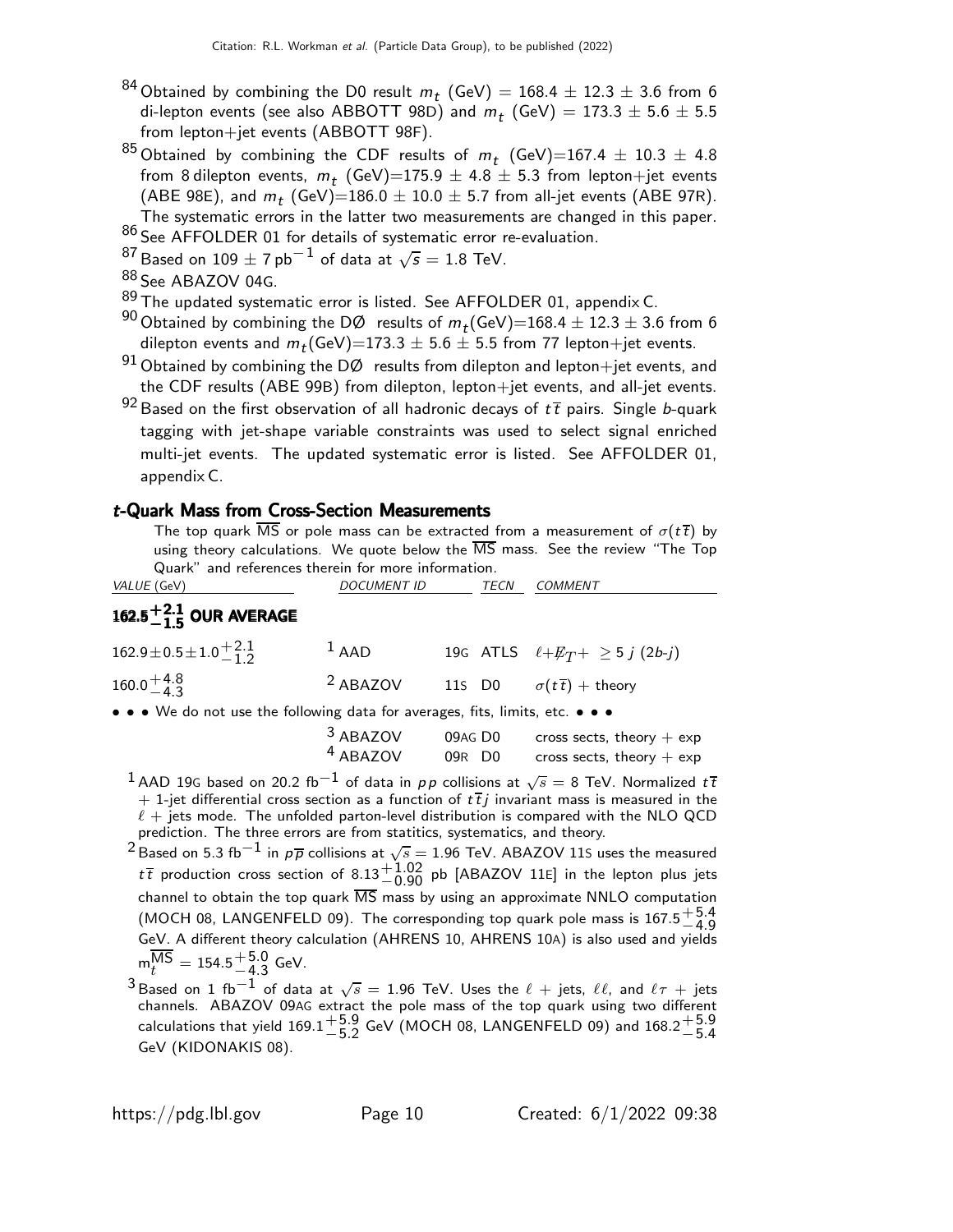[84] Obtained by combining the D0 result $m_t$ (GeV) = 168.4 ± 12.3 ± 3.6 from 6 di-lepton events (see also ABBOTT 98D) and $m_t$ (GeV) = 173.3 ± 5.6 ± 5.5 from lepton+jet events (ABBOTT 98F).

[85] Obtained by combining the CDF results of $m_t$ (GeV)=167.4 ± 10.3 ± 4.8 from 8 dilepton events, $m_t$ (GeV)=175.9 ± 4.8 ± 5.3 from lepton+jet events (ABE 98E), and $m_t$ (GeV)=186.0 ± 10.0 ± 5.7 from all-jet events (ABE 97R). The systematic errors in the latter two measurements are changed in this paper.

[86] See AFFOLDER 01 for details of systematic error re-evaluation.

[87] Based on 109 ± 7 $\text{pb}^{-1}$ of data at $\sqrt{s}$ = 1.8 TeV.

[88] See ABAZOV 04G.

[89] The updated systematic error is listed. See AFFOLDER 01, appendix C.

[90] Obtained by combining the DØ results of $m_t$(GeV)=168.4 ± 12.3 ± 3.6 from 6 dilepton events and $m_t$(GeV)=173.3 ± 5.6 ± 5.5 from 77 lepton+jet events.

[91] Obtained by combining the DØ results from dilepton and lepton+jet events, and the CDF results (ABE 99B) from dilepton, lepton+jet events, and all-jet events.

[92] Based on the first observation of all hadronic decays of $t\overline{t}$ pairs. Single $b$-quark tagging with jet-shape variable constraints was used to select signal enriched multi-jet events. The updated systematic error is listed. See AFFOLDER 01, appendix C.

### *t*-Quark Mass from Cross-Section Measurements

The top quark $\overline{\text{MS}}$ or pole mass can be extracted from a measurement of $\sigma(t\overline{t})$ by using theory calculations. We quote below the $\overline{\text{MS}}$ mass. See the review "The Top Quark" and references therein for more information.

| VALUE (GeV) | DOCUMENT ID | | TECN | COMMENT |
|---|---|---|---|---|
| **$162.5^{+2.1}_{-1.5}$ OUR AVERAGE** | | | | |
| $162.9 \pm 0.5 \pm 1.0^{+2.1}_{-1.2}$ | [1] AAD | 19G | ATLS | $\ell + \not{E}_T + \geq 5\ j\ (2b\text{-}j)$ |
| $160.0^{+4.8}_{-4.3}$ | [2] ABAZOV | 11S | D0 | $\sigma(t\overline{t})$ + theory |
| • • • We do not use the following data for averages, fits, limits, etc. • • • | | | | |
| | [3] ABAZOV | 09AG | D0 | cross sects, theory + exp |
| | [4] ABAZOV | 09R | D0 | cross sects, theory + exp |

[1] AAD 19G based on 20.2 $\text{fb}^{-1}$ of data in $pp$ collisions at $\sqrt{s}$ = 8 TeV. Normalized $t\overline{t}$ + 1-jet differential cross section as a function of $t\overline{t}j$ invariant mass is measured in the $\ell$ + jets mode. The unfolded parton-level distribution is compared with the NLO QCD prediction. The three errors are from statitics, systematics, and theory.

[2] Based on 5.3 $\text{fb}^{-1}$ in $p\overline{p}$ collisions at $\sqrt{s}$ = 1.96 TeV. ABAZOV 11S uses the measured $t\overline{t}$ production cross section of $8.13^{+1.02}_{-0.90}$ pb [ABAZOV 11E] in the lepton plus jets channel to obtain the top quark $\overline{\text{MS}}$ mass by using an approximate NNLO computation (MOCH 08, LANGENFELD 09). The corresponding top quark pole mass is $167.5^{+5.4}_{-4.9}$ GeV. A different theory calculation (AHRENS 10, AHRENS 10A) is also used and yields $m_t^{\overline{\text{MS}}} = 154.5^{+5.0}_{-4.3}$ GeV.

[3] Based on 1 $\text{fb}^{-1}$ of data at $\sqrt{s}$ = 1.96 TeV. Uses the $\ell$ + jets, $\ell\ell$, and $\ell\tau$ + jets channels. ABAZOV 09AG extract the pole mass of the top quark using two different calculations that yield $169.1^{+5.9}_{-5.2}$ GeV (MOCH 08, LANGENFELD 09) and $168.2^{+5.9}_{-5.4}$ GeV (KIDONAKIS 08).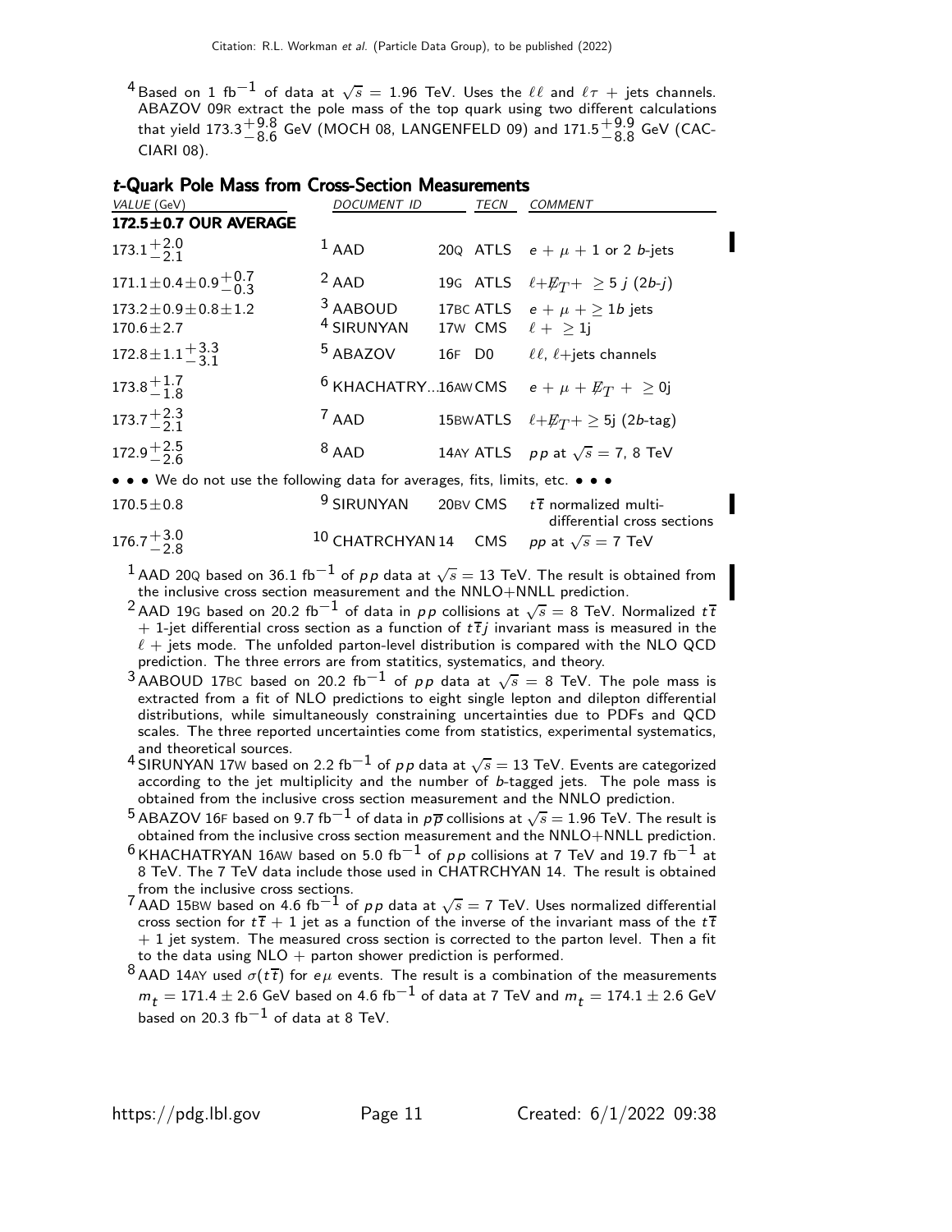[4] Based on 1 fb$^{-1}$ of data at $\sqrt{s}$ = 1.96 TeV. Uses the $\ell\ell$ and $\ell\tau$ + jets channels. ABAZOV 09R extract the pole mass of the top quark using two different calculations that yield $173.3^{+9.8}_{-8.6}$ GeV (MOCH 08, LANGENFELD 09) and $171.5^{+9.9}_{-8.8}$ GeV (CACCIARI 08).

### *t*-Quark Pole Mass from Cross-Section Measurements

| VALUE (GeV) | DOCUMENT ID | | TECN | COMMENT |
|---|---|---|---|---|
| **172.5±0.7 OUR AVERAGE** | | | | |
| $173.1^{+2.0}_{-2.1}$ | [1] AAD | 20Q | ATLS | $e + \mu$ + 1 or 2 $b$-jets |
| $171.1 \pm 0.4 \pm 0.9^{+0.7}_{-0.3}$ | [2] AAD | 19G | ATLS | $\ell + \not{E}_T + \geq 5\ j\ (2b\text{-}j)$ |
| $173.2 \pm 0.9 \pm 0.8 \pm 1.2$ | [3] AABOUD | 17BC | ATLS | $e + \mu + \geq 1b$ jets |
| $170.6 \pm 2.7$ | [4] SIRUNYAN | 17W | CMS | $\ell + \geq 1$j |
| $172.8 \pm 1.1^{+3.3}_{-3.1}$ | [5] ABAZOV | 16F | D0 | $\ell\ell$, $\ell$+jets channels |
| $173.8^{+1.7}_{-1.8}$ | [6] KHACHATRY... | 16AW | CMS | $e + \mu + \not{E}_T + \geq 0$j |
| $173.7^{+2.3}_{-2.1}$ | [7] AAD | 15BW | ATLS | $\ell + \not{E}_T + \geq 5$j (2$b$-tag) |
| $172.9^{+2.5}_{-2.6}$ | [8] AAD | 14AY | ATLS | $pp$ at $\sqrt{s}$ = 7, 8 TeV |
| • • • We do not use the following data for averages, fits, limits, etc. • • • | | | | |
| $170.5 \pm 0.8$ | [9] SIRUNYAN | 20BV | CMS | $t\overline{t}$ normalized multi-differential cross sections |
| $176.7^{+3.0}_{-2.8}$ | [10] CHATRCHYAN | 14 | CMS | $pp$ at $\sqrt{s}$ = 7 TeV |

[1] AAD 20Q based on 36.1 fb$^{-1}$ of $pp$ data at $\sqrt{s}$ = 13 TeV. The result is obtained from the inclusive cross section measurement and the NNLO+NNLL prediction.

[2] AAD 19G based on 20.2 fb$^{-1}$ of data in $pp$ collisions at $\sqrt{s}$ = 8 TeV. Normalized $t\overline{t}$ + 1-jet differential cross section as a function of $t\overline{t}j$ invariant mass is measured in the $\ell$ + jets mode. The unfolded parton-level distribution is compared with the NLO QCD prediction. The three errors are from statitics, systematics, and theory.

[3] AABOUD 17BC based on 20.2 fb$^{-1}$ of $pp$ data at $\sqrt{s}$ = 8 TeV. The pole mass is extracted from a fit of NLO predictions to eight single lepton and dilepton differential distributions, while simultaneously constraining uncertainties due to PDFs and QCD scales. The three reported uncertainties come from statistics, experimental systematics, and theoretical sources.

[4] SIRUNYAN 17W based on 2.2 fb$^{-1}$ of $pp$ data at $\sqrt{s}$ = 13 TeV. Events are categorized according to the jet multiplicity and the number of $b$-tagged jets. The pole mass is obtained from the inclusive cross section measurement and the NNLO prediction.

[5] ABAZOV 16F based on 9.7 fb$^{-1}$ of data in $p\overline{p}$ collisions at $\sqrt{s}$ = 1.96 TeV. The result is obtained from the inclusive cross section measurement and the NNLO+NNLL prediction.

[6] KHACHATRYAN 16AW based on 5.0 fb$^{-1}$ of $pp$ collisions at 7 TeV and 19.7 fb$^{-1}$ at 8 TeV. The 7 TeV data include those used in CHATRCHYAN 14. The result is obtained from the inclusive cross sections.

[7] AAD 15BW based on 4.6 fb$^{-1}$ of $pp$ data at $\sqrt{s}$ = 7 TeV. Uses normalized differential cross section for $t\overline{t}$ + 1 jet as a function of the inverse of the invariant mass of the $t\overline{t}$ + 1 jet system. The measured cross section is corrected to the parton level. Then a fit to the data using NLO + parton shower prediction is performed.

[8] AAD 14AY used $\sigma(t\overline{t})$ for $e\mu$ events. The result is a combination of the measurements $m_t = 171.4 \pm 2.6$ GeV based on 4.6 fb$^{-1}$ of data at 7 TeV and $m_t = 174.1 \pm 2.6$ GeV based on 20.3 fb$^{-1}$ of data at 8 TeV.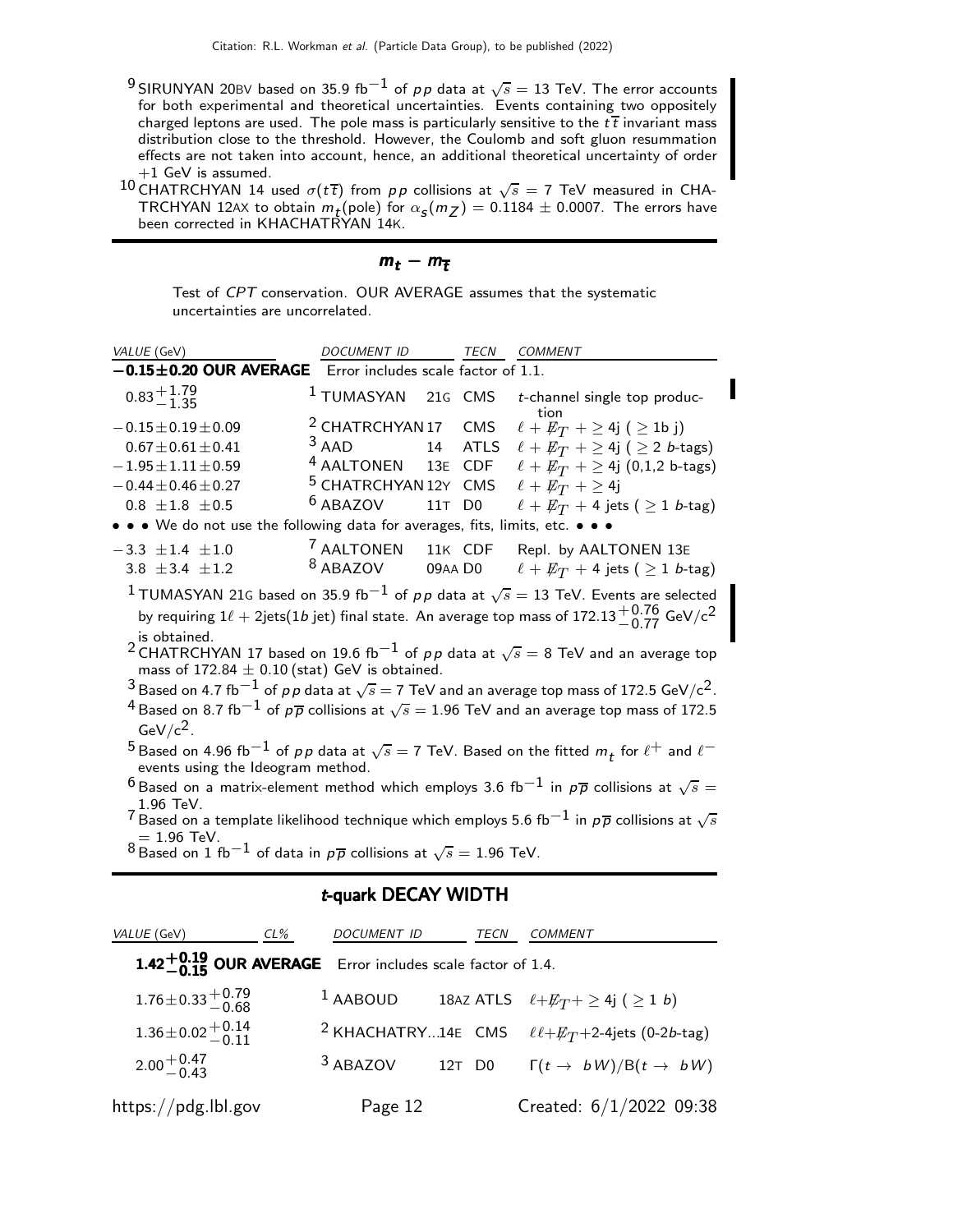[9] SIRUNYAN 20BV based on 35.9 fb$^{-1}$ of $pp$ data at $\sqrt{s}$ = 13 TeV. The error accounts for both experimental and theoretical uncertainties. Events containing two oppositely charged leptons are used. The pole mass is particularly sensitive to the $t\overline{t}$ invariant mass distribution close to the threshold. However, the Coulomb and soft gluon resummation effects are not taken into account, hence, an additional theoretical uncertainty of order +1 GeV is assumed.

[10] CHATRCHYAN 14 used $\sigma(t\overline{t})$ from $pp$ collisions at $\sqrt{s}$ = 7 TeV measured in CHATRCHYAN 12AX to obtain $m_t$(pole) for $\alpha_s(m_Z)$ = 0.1184 ± 0.0007. The errors have been corrected in KHACHATRYAN 14K.

## $m_t - m_{\overline{t}}$

Test of *CPT* conservation. OUR AVERAGE assumes that the systematic uncertainties are uncorrelated.

| *VALUE* (GeV) | *DOCUMENT ID* | | *TECN* | *COMMENT* |
|---|---|---|---|---|
| **−0.15±0.20 OUR AVERAGE** | Error includes scale factor of 1.1. | | | |
| $0.83^{+1.79}_{-1.35}$ | [1] TUMASYAN | 21G | CMS | $t$-channel single top production |
| −0.15±0.19±0.09 | [2] CHATRCHYAN | 17 | CMS | $\ell + \not{E}_T + \geq 4$j ( $\geq$ 1b j) |
| 0.67±0.61±0.41 | [3] AAD | 14 | ATLS | $\ell + \not{E}_T + \geq 4$j ( $\geq$ 2 $b$-tags) |
| −1.95±1.11±0.59 | [4] AALTONEN | 13E | CDF | $\ell + \not{E}_T + \geq 4$j (0,1,2 b-tags) |
| −0.44±0.46±0.27 | [5] CHATRCHYAN | 12Y | CMS | $\ell + \not{E}_T + \geq 4$j |
| 0.8 ±1.8 ±0.5 | [6] ABAZOV | 11T | D0 | $\ell + \not{E}_T$ + 4 jets ( $\geq$ 1 $b$-tag) |
| • • • We do not use the following data for averages, fits, limits, etc. • • • | | | | |
| −3.3 ±1.4 ±1.0 | [7] AALTONEN | 11K | CDF | Repl. by AALTONEN 13E |
| 3.8 ±3.4 ±1.2 | [8] ABAZOV | 09AA | D0 | $\ell + \not{E}_T$ + 4 jets ( $\geq$ 1 $b$-tag) |

[1] TUMASYAN 21G based on 35.9 fb$^{-1}$ of $pp$ data at $\sqrt{s}$ = 13 TeV. Events are selected by requiring $1\ell$ + 2jets(1$b$ jet) final state. An average top mass of $172.13^{+0.76}_{-0.77}$ GeV/c$^2$ is obtained.

[2] CHATRCHYAN 17 based on 19.6 fb$^{-1}$ of $pp$ data at $\sqrt{s}$ = 8 TeV and an average top mass of 172.84 ± 0.10 (stat) GeV is obtained.

[3] Based on 4.7 fb$^{-1}$ of $pp$ data at $\sqrt{s}$ = 7 TeV and an average top mass of 172.5 GeV/c$^2$.

[4] Based on 8.7 fb$^{-1}$ of $p\overline{p}$ collisions at $\sqrt{s}$ = 1.96 TeV and an average top mass of 172.5 GeV/c$^2$.

[5] Based on 4.96 fb$^{-1}$ of $pp$ data at $\sqrt{s}$ = 7 TeV. Based on the fitted $m_t$ for $\ell^+$ and $\ell^-$ events using the Ideogram method.

[6] Based on a matrix-element method which employs 3.6 fb$^{-1}$ in $p\overline{p}$ collisions at $\sqrt{s}$ = 1.96 TeV.

[7] Based on a template likelihood technique which employs 5.6 fb$^{-1}$ in $p\overline{p}$ collisions at $\sqrt{s}$ = 1.96 TeV.

[8] Based on 1 fb$^{-1}$ of data in $p\overline{p}$ collisions at $\sqrt{s}$ = 1.96 TeV.

## *t*-quark DECAY WIDTH

| *VALUE* (GeV) | *CL%* | *DOCUMENT ID* | | *TECN* | *COMMENT* |
|---|---|---|---|---|---|
| **$1.42^{+0.19}_{-0.15}$ OUR AVERAGE** | | Error includes scale factor of 1.4. | | | |
| $1.76\pm0.33^{+0.79}_{-0.68}$ | | [1] AABOUD | 18AZ | ATLS | $\ell + \not{E}_T + \geq 4$j ( $\geq$ 1 $b$) |
| $1.36\pm0.02^{+0.14}_{-0.11}$ | | [2] KHACHATRY... | 14E | CMS | $\ell\ell + \not{E}_T$+2-4jets (0-2$b$-tag) |
| $2.00^{+0.47}_{-0.43}$ | | [3] ABAZOV | 12T | D0 | $\Gamma(t \to bW)/B(t \to bW)$ |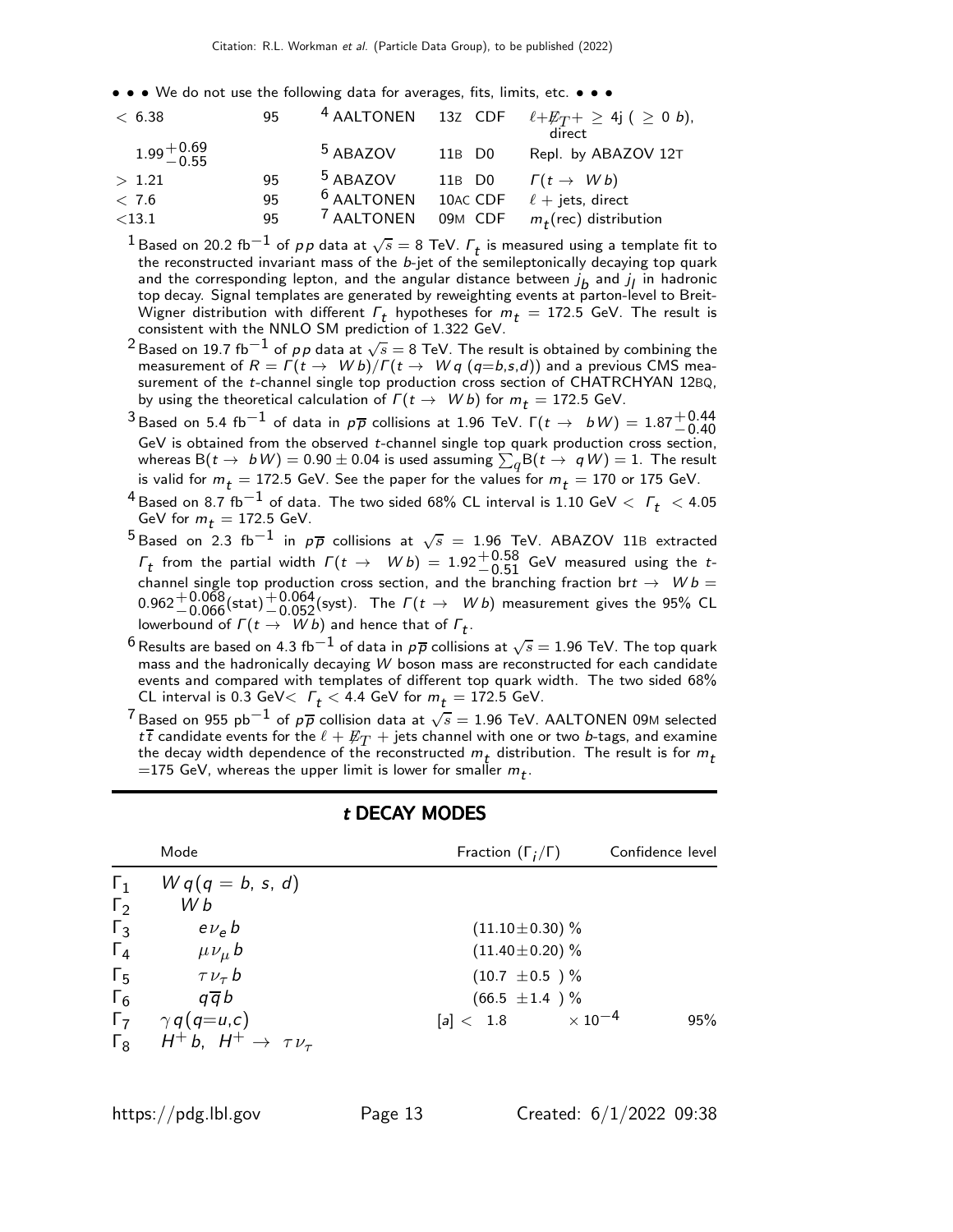• • • We do not use the following data for averages, fits, limits, etc. • • •

| | | | | |
|---|---|---|---|---|
| $< 6.38$ | 95 | [4] AALTONEN | 13Z CDF | $\ell + \not{E}_T + \geq 4j$ ( $\geq 0$ $b$), direct |
| $1.99^{+0.69}_{-0.55}$ | | [5] ABAZOV | 11B D0 | Repl. by ABAZOV 12T |
| $> 1.21$ | 95 | [5] ABAZOV | 11B D0 | $\Gamma(t \to Wb)$ |
| $< 7.6$ | 95 | [6] AALTONEN | 10AC CDF | $\ell$ + jets, direct |
| $<13.1$ | 95 | [7] AALTONEN | 09M CDF | $m_t$(rec) distribution |

[1] Based on 20.2 fb$^{-1}$ of $pp$ data at $\sqrt{s} = 8$ TeV. $\Gamma_t$ is measured using a template fit to the reconstructed invariant mass of the $b$-jet of the semileptonically decaying top quark and the corresponding lepton, and the angular distance between $j_b$ and $j_l$ in hadronic top decay. Signal templates are generated by reweighting events at parton-level to Breit-Wigner distribution with different $\Gamma_t$ hypotheses for $m_t = 172.5$ GeV. The result is consistent with the NNLO SM prediction of 1.322 GeV.

[2] Based on 19.7 fb$^{-1}$ of $pp$ data at $\sqrt{s} = 8$ TeV. The result is obtained by combining the measurement of $R = \Gamma(t \to Wb)/\Gamma(t \to Wq\ (q{=}b,s,d))$ and a previous CMS measurement of the $t$-channel single top production cross section of CHATRCHYAN 12BQ, by using the theoretical calculation of $\Gamma(t \to Wb)$ for $m_t = 172.5$ GeV.

[3] Based on 5.4 fb$^{-1}$ of data in $p\overline{p}$ collisions at 1.96 TeV. $\Gamma(t \to bW) = 1.87^{+0.44}_{-0.40}$ GeV is obtained from the observed $t$-channel single top quark production cross section, whereas $B(t \to bW) = 0.90 \pm 0.04$ is used assuming $\sum_q B(t \to qW) = 1$. The result is valid for $m_t = 172.5$ GeV. See the paper for the values for $m_t = 170$ or 175 GeV.

[4] Based on 8.7 fb$^{-1}$ of data. The two sided 68% CL interval is 1.10 GeV $< \Gamma_t < 4.05$ GeV for $m_t = 172.5$ GeV.

[5] Based on 2.3 fb$^{-1}$ in $p\overline{p}$ collisions at $\sqrt{s} = 1.96$ TeV. ABAZOV 11B extracted $\Gamma_t$ from the partial width $\Gamma(t \to Wb) = 1.92^{+0.58}_{-0.51}$ GeV measured using the $t$-channel single top production cross section, and the branching fraction br$t \to Wb = 0.962^{+0.068}_{-0.066}$(stat)$^{+0.064}_{-0.052}$(syst). The $\Gamma(t \to Wb)$ measurement gives the 95% CL lowerbound of $\Gamma(t \to Wb)$ and hence that of $\Gamma_t$.

[6] Results are based on 4.3 fb$^{-1}$ of data in $p\overline{p}$ collisions at $\sqrt{s} = 1.96$ TeV. The top quark mass and the hadronically decaying $W$ boson mass are reconstructed for each candidate events and compared with templates of different top quark width. The two sided 68% CL interval is 0.3 GeV$< \Gamma_t < 4.4$ GeV for $m_t = 172.5$ GeV.

[7] Based on 955 pb$^{-1}$ of $p\overline{p}$ collision data at $\sqrt{s} = 1.96$ TeV. AALTONEN 09M selected $t\overline{t}$ candidate events for the $\ell + \not{E}_T$ + jets channel with one or two $b$-tags, and examine the decay width dependence of the reconstructed $m_t$ distribution. The result is for $m_t$ =175 GeV, whereas the upper limit is lower for smaller $m_t$.

## *t* DECAY MODES

| | Mode | Fraction ($\Gamma_i/\Gamma$) | Confidence level |
|---|---|---|---|
| $\Gamma_1$ | $Wq(q = b, s, d)$ | | |
| $\Gamma_2$ | $Wb$ | | |
| $\Gamma_3$ | $e\nu_e b$ | $(11.10\pm0.30)$ % | |
| $\Gamma_4$ | $\mu\nu_\mu b$ | $(11.40\pm0.20)$ % | |
| $\Gamma_5$ | $\tau\nu_\tau b$ | $(10.7\ \pm0.5\ )$ % | |
| $\Gamma_6$ | $q\overline{q}b$ | $(66.5\ \pm1.4\ )$ % | |
| $\Gamma_7$ | $\gamma q(q{=}u,c)$ | [a] $< 1.8 \times 10^{-4}$ | 95% |
| $\Gamma_8$ | $H^+ b,\ H^+ \to \tau\nu_\tau$ | | |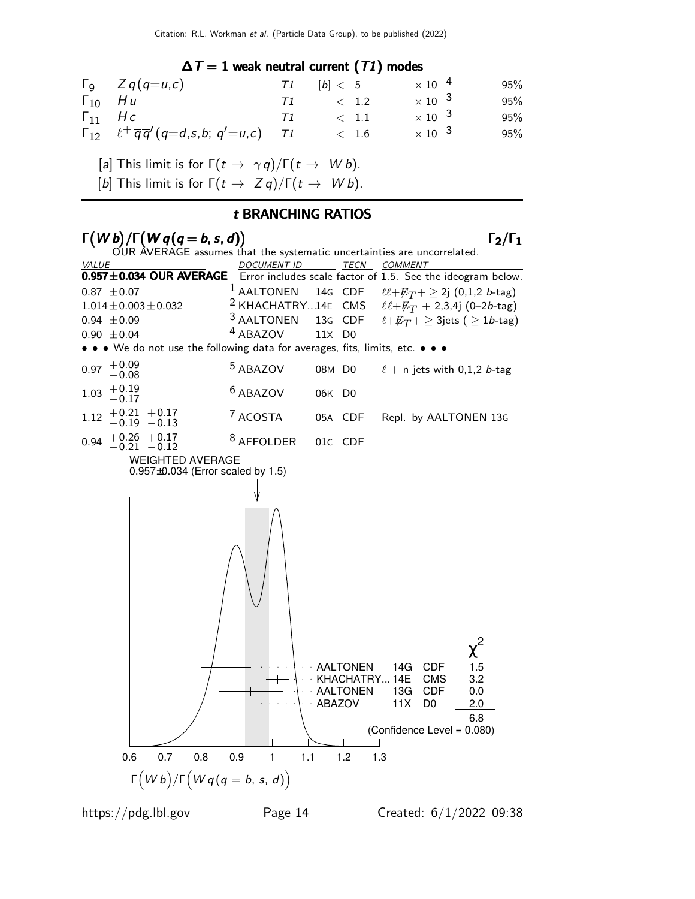### $\Delta T = 1$ weak neutral current ($T1$) modes

| | | | | | |
|---|---|---|---|---|---|
| $\Gamma_9$ | $Z q (q{=}u,c)$ | $T1$ | [b] $<$ 5 | $\times 10^{-4}$ | 95% |
| $\Gamma_{10}$ | $H u$ | $T1$ | $<$ 1.2 | $\times 10^{-3}$ | 95% |
| $\Gamma_{11}$ | $H c$ | $T1$ | $<$ 1.1 | $\times 10^{-3}$ | 95% |
| $\Gamma_{12}$ | $\ell^+ \overline{q} \overline{q}' (q{=}d,s,b;\ q'{=}u,c)$ | $T1$ | $<$ 1.6 | $\times 10^{-3}$ | 95% |

[a] This limit is for $\Gamma(t \rightarrow \gamma q)/\Gamma(t \rightarrow W b)$.

[b] This limit is for $\Gamma(t \rightarrow Z q)/\Gamma(t \rightarrow W b)$.

## $t$ BRANCHING RATIOS

### $\Gamma(W b)/\Gamma(W q (q = b, s, d))$ — $\Gamma_2/\Gamma_1$

OUR AVERAGE assumes that the systematic uncertainties are uncorrelated.

| VALUE | DOCUMENT ID | | TECN | COMMENT |
|---|---|---|---|---|
| **0.957±0.034 OUR AVERAGE** | Error includes scale factor of 1.5. See the ideogram below. | | | |
| $0.87 \pm 0.07$ | [1] AALTONEN | 14G | CDF | $\ell\ell + \not{E}_T + \geq 2$j (0,1,2 $b$-tag) |
| $1.014 \pm 0.003 \pm 0.032$ | [2] KHACHATRY... | 14E | CMS | $\ell\ell + \not{E}_T$ + 2,3,4j (0–2$b$-tag) |
| $0.94 \pm 0.09$ | [3] AALTONEN | 13G | CDF | $\ell + \not{E}_T + \geq$ 3jets ( $\geq 1b$-tag) |
| $0.90 \pm 0.04$ | [4] ABAZOV | 11X | D0 | |
| • • • We do not use the following data for averages, fits, limits, etc. • • • | | | | |
| $0.97\ ^{+0.09}_{-0.08}$ | [5] ABAZOV | 08M | D0 | $\ell$ + n jets with 0,1,2 $b$-tag |
| $1.03\ ^{+0.19}_{-0.17}$ | [6] ABAZOV | 06K | D0 | |
| $1.12\ ^{+0.21}_{-0.19}\ ^{+0.17}_{-0.13}$ | [7] ACOSTA | 05A | CDF | Repl. by AALTONEN 13G |
| $0.94\ ^{+0.26}_{-0.21}\ ^{+0.17}_{-0.12}$ | [8] AFFOLDER | 01C | CDF | |

WEIGHTED AVERAGE
0.957±0.034 (Error scaled by 1.5)

| | | | $\chi^2$ |
|---|---|---|---|
| AALTONEN | 14G | CDF | 1.5 |
| KHACHATRY... | 14E | CMS | 3.2 |
| AALTONEN | 13G | CDF | 0.0 |
| ABAZOV | 11X | D0 | 2.0 |
| | | | 6.8 |

(Confidence Level = 0.080)

0.6 0.7 0.8 0.9 1 1.1 1.2 1.3

$\Gamma\left(W b\right)/\Gamma\left(W q (q = b,\ s,\ d)\right)$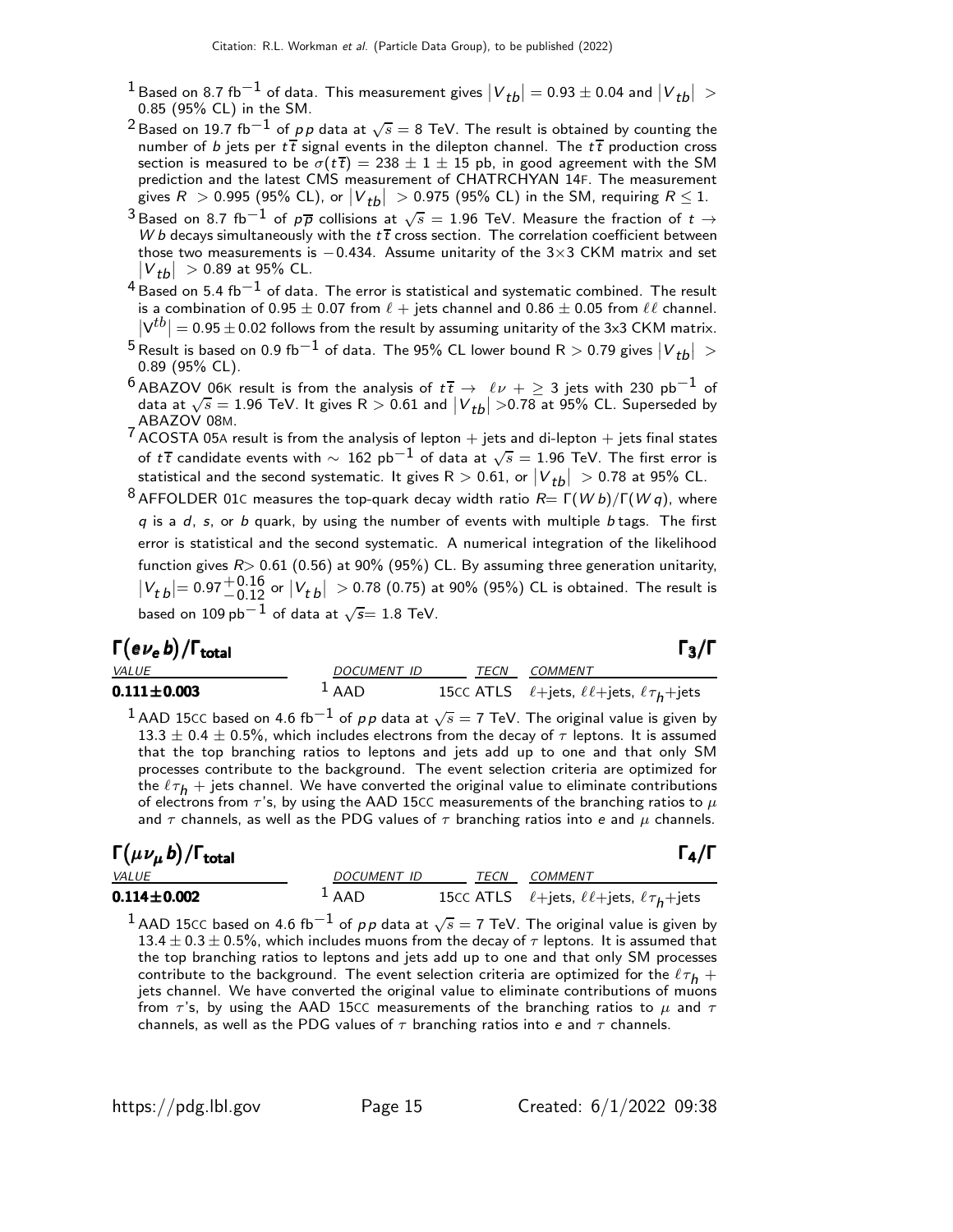[1] Based on 8.7 fb$^{-1}$ of data. This measurement gives $|V_{tb}| = 0.93 \pm 0.04$ and $|V_{tb}| > 0.85$ (95% CL) in the SM.

[2] Based on 19.7 fb$^{-1}$ of $pp$ data at $\sqrt{s} = 8$ TeV. The result is obtained by counting the number of $b$ jets per $t\overline{t}$ signal events in the dilepton channel. The $t\overline{t}$ production cross section is measured to be $\sigma(t\overline{t}) = 238 \pm 1 \pm 15$ pb, in good agreement with the SM prediction and the latest CMS measurement of CHATRCHYAN 14F. The measurement gives $R > 0.995$ (95% CL), or $|V_{tb}| > 0.975$ (95% CL) in the SM, requiring $R \leq 1$.

[3] Based on 8.7 fb$^{-1}$ of $p\overline{p}$ collisions at $\sqrt{s} = 1.96$ TeV. Measure the fraction of $t \to Wb$ decays simultaneously with the $t\overline{t}$ cross section. The correlation coefficient between those two measurements is $-0.434$. Assume unitarity of the 3×3 CKM matrix and set $|V_{tb}| > 0.89$ at 95% CL.

[4] Based on 5.4 fb$^{-1}$ of data. The error is statistical and systematic combined. The result is a combination of $0.95 \pm 0.07$ from $\ell$ + jets channel and $0.86 \pm 0.05$ from $\ell\ell$ channel. $|V^{tb}| = 0.95 \pm 0.02$ follows from the result by assuming unitarity of the 3x3 CKM matrix.

[5] Result is based on 0.9 fb$^{-1}$ of data. The 95% CL lower bound $R > 0.79$ gives $|V_{tb}| > 0.89$ (95% CL).

[6] ABAZOV 06K result is from the analysis of $t\overline{t} \to \ell\nu + \geq 3$ jets with 230 pb$^{-1}$ of data at $\sqrt{s} = 1.96$ TeV. It gives $R > 0.61$ and $|V_{tb}| > 0.78$ at 95% CL. Superseded by ABAZOV 08M.

[7] ACOSTA 05A result is from the analysis of lepton + jets and di-lepton + jets final states of $t\overline{t}$ candidate events with ∼ 162 pb$^{-1}$ of data at $\sqrt{s} = 1.96$ TeV. The first error is statistical and the second systematic. It gives $R > 0.61$, or $|V_{tb}| > 0.78$ at 95% CL.

[8] AFFOLDER 01C measures the top-quark decay width ratio $R = \Gamma(Wb)/\Gamma(Wq)$, where $q$ is a $d$, $s$, or $b$ quark, by using the number of events with multiple $b$ tags. The first error is statistical and the second systematic. A numerical integration of the likelihood function gives $R > 0.61$ (0.56) at 90% (95%) CL. By assuming three generation unitarity, $|V_{tb}| = 0.97^{+0.16}_{-0.12}$ or $|V_{tb}| > 0.78$ (0.75) at 90% (95%) CL is obtained. The result is based on 109 pb$^{-1}$ of data at $\sqrt{s} = 1.8$ TeV.

## $\Gamma(e\nu_e b)/\Gamma_{\text{total}}$ $\qquad\qquad \Gamma_3/\Gamma$

| VALUE | DOCUMENT ID | TECN | COMMENT |
|---|---|---|---|
| **0.111±0.003** | [1] AAD 15CC | ATLS | $\ell$+jets, $\ell\ell$+jets, $\ell\tau_h$+jets |

[1] AAD 15CC based on 4.6 fb$^{-1}$ of $pp$ data at $\sqrt{s} = 7$ TeV. The original value is given by $13.3 \pm 0.4 \pm 0.5\%$, which includes electrons from the decay of $\tau$ leptons. It is assumed that the top branching ratios to leptons and jets add up to one and that only SM processes contribute to the background. The event selection criteria are optimized for the $\ell\tau_h$ + jets channel. We have converted the original value to eliminate contributions of electrons from $\tau$'s, by using the AAD 15CC measurements of the branching ratios to $\mu$ and $\tau$ channels, as well as the PDG values of $\tau$ branching ratios into $e$ and $\mu$ channels.

## $\Gamma(\mu\nu_\mu b)/\Gamma_{\text{total}}$ $\qquad\qquad \Gamma_4/\Gamma$

| VALUE | DOCUMENT ID | TECN | COMMENT |
|---|---|---|---|
| **0.114±0.002** | [1] AAD 15CC | ATLS | $\ell$+jets, $\ell\ell$+jets, $\ell\tau_h$+jets |

[1] AAD 15CC based on 4.6 fb$^{-1}$ of $pp$ data at $\sqrt{s} = 7$ TeV. The original value is given by $13.4 \pm 0.3 \pm 0.5\%$, which includes muons from the decay of $\tau$ leptons. It is assumed that the top branching ratios to leptons and jets add up to one and that only SM processes contribute to the background. The event selection criteria are optimized for the $\ell\tau_h$ + jets channel. We have converted the original value to eliminate contributions of muons from $\tau$'s, by using the AAD 15CC measurements of the branching ratios to $\mu$ and $\tau$ channels, as well as the PDG values of $\tau$ branching ratios into $e$ and $\tau$ channels.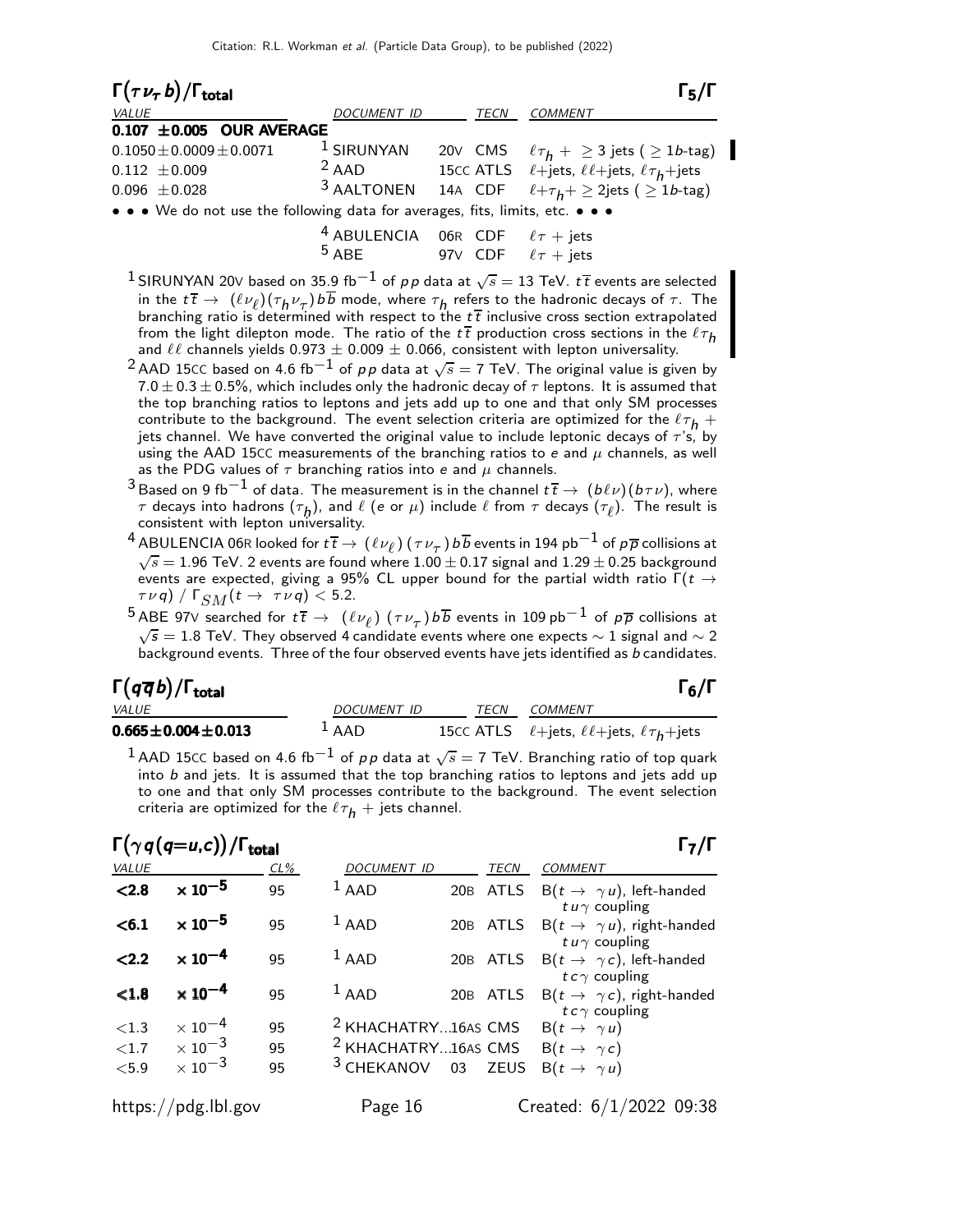## $\Gamma(\tau \nu_\tau b)/\Gamma_{\text{total}}$ — $\Gamma_5/\Gamma$

| VALUE | DOCUMENT ID | TECN | COMMENT |
|---|---|---|---|
| **0.107 ±0.005 OUR AVERAGE** | | | |
| $0.1050 \pm 0.0009 \pm 0.0071$ | [1] SIRUNYAN 20V | CMS | $\ell\tau_h +\ \geq 3$ jets ($\geq 1b$-tag) |
| $0.112 \pm 0.009$ | [2] AAD 15CC | ATLS | $\ell$+jets, $\ell\ell$+jets, $\ell\tau_h$+jets |
| $0.096 \pm 0.028$ | [3] AALTONEN 14A | CDF | $\ell + \tau_h + \geq 2$jets ($\geq 1b$-tag) |
| • • • We do not use the following data for averages, fits, limits, etc. • • • | | | |
| | [4] ABULENCIA 06R | CDF | $\ell\tau$ + jets |
| | [5] ABE 97V | CDF | $\ell\tau$ + jets |

[1] SIRUNYAN 20V based on 35.9 fb$^{-1}$ of $pp$ data at $\sqrt{s} = 13$ TeV. $t\overline{t}$ events are selected in the $t\overline{t} \to (\ell\nu_\ell)(\tau_h\nu_\tau)b\overline{b}$ mode, where $\tau_h$ refers to the hadronic decays of $\tau$. The branching ratio is determined with respect to the $t\overline{t}$ inclusive cross section extrapolated from the light dilepton mode. The ratio of the $t\overline{t}$ production cross sections in the $\ell\tau_h$ and $\ell\ell$ channels yields $0.973 \pm 0.009 \pm 0.066$, consistent with lepton universality.

[2] AAD 15CC based on 4.6 fb$^{-1}$ of $pp$ data at $\sqrt{s} = 7$ TeV. The original value is given by $7.0 \pm 0.3 \pm 0.5\%$, which includes only the hadronic decay of $\tau$ leptons. It is assumed that the top branching ratios to leptons and jets add up to one and that only SM processes contribute to the background. The event selection criteria are optimized for the $\ell\tau_h$ + jets channel. We have converted the original value to include leptonic decays of $\tau$'s, by using the AAD 15CC measurements of the branching ratios to $e$ and $\mu$ channels, as well as the PDG values of $\tau$ branching ratios into $e$ and $\mu$ channels.

[3] Based on 9 fb$^{-1}$ of data. The measurement is in the channel $t\overline{t} \to (b\ell\nu)(b\tau\nu)$, where $\tau$ decays into hadrons ($\tau_h$), and $\ell$ ($e$ or $\mu$) include $\ell$ from $\tau$ decays ($\tau_\ell$). The result is consistent with lepton universality.

[4] ABULENCIA 06R looked for $t\overline{t} \to (\ell\nu_\ell)(\tau\nu_\tau)b\overline{b}$ events in 194 pb$^{-1}$ of $p\overline{p}$ collisions at $\sqrt{s} = 1.96$ TeV. 2 events are found where $1.00 \pm 0.17$ signal and $1.29 \pm 0.25$ background events are expected, giving a 95% CL upper bound for the partial width ratio $\Gamma(t \to \tau\nu q)\ /\ \Gamma_{SM}(t \to \tau\nu q) < 5.2$.

[5] ABE 97V searched for $t\overline{t} \to (\ell\nu_\ell)(\tau\nu_\tau)b\overline{b}$ events in 109 pb$^{-1}$ of $p\overline{p}$ collisions at $\sqrt{s} = 1.8$ TeV. They observed 4 candidate events where one expects $\sim 1$ signal and $\sim 2$ background events. Three of the four observed events have jets identified as $b$ candidates.

## $\Gamma(q\overline{q}b)/\Gamma_{\text{total}}$ — $\Gamma_6/\Gamma$

| VALUE | DOCUMENT ID | TECN | COMMENT |
|---|---|---|---|
| **$0.665 \pm 0.004 \pm 0.013$** | [1] AAD 15CC | ATLS | $\ell$+jets, $\ell\ell$+jets, $\ell\tau_h$+jets |

[1] AAD 15CC based on 4.6 fb$^{-1}$ of $pp$ data at $\sqrt{s} = 7$ TeV. Branching ratio of top quark into $b$ and jets. It is assumed that the top branching ratios to leptons and jets add up to one and that only SM processes contribute to the background. The event selection criteria are optimized for the $\ell\tau_h$ + jets channel.

## $\Gamma(\gamma q(q=u,c))/\Gamma_{\text{total}}$ — $\Gamma_7/\Gamma$

| VALUE | CL% | DOCUMENT ID | TECN | COMMENT |
|---|---|---|---|---|
| **$<2.8 \times 10^{-5}$** | 95 | [1] AAD 20B | ATLS | $B(t \to \gamma u)$, left-handed $tu\gamma$ coupling |
| **$<6.1 \times 10^{-5}$** | 95 | [1] AAD 20B | ATLS | $B(t \to \gamma u)$, right-handed $tu\gamma$ coupling |
| **$<2.2 \times 10^{-4}$** | 95 | [1] AAD 20B | ATLS | $B(t \to \gamma c)$, left-handed $tc\gamma$ coupling |
| **$<1.8 \times 10^{-4}$** | 95 | [1] AAD 20B | ATLS | $B(t \to \gamma c)$, right-handed $tc\gamma$ coupling |
| $<1.3 \times 10^{-4}$ | 95 | [2] KHACHATRY...16AS | CMS | $B(t \to \gamma u)$ |
| $<1.7 \times 10^{-3}$ | 95 | [2] KHACHATRY...16AS | CMS | $B(t \to \gamma c)$ |
| $<5.9 \times 10^{-3}$ | 95 | [3] CHEKANOV 03 | ZEUS | $B(t \to \gamma u)$ |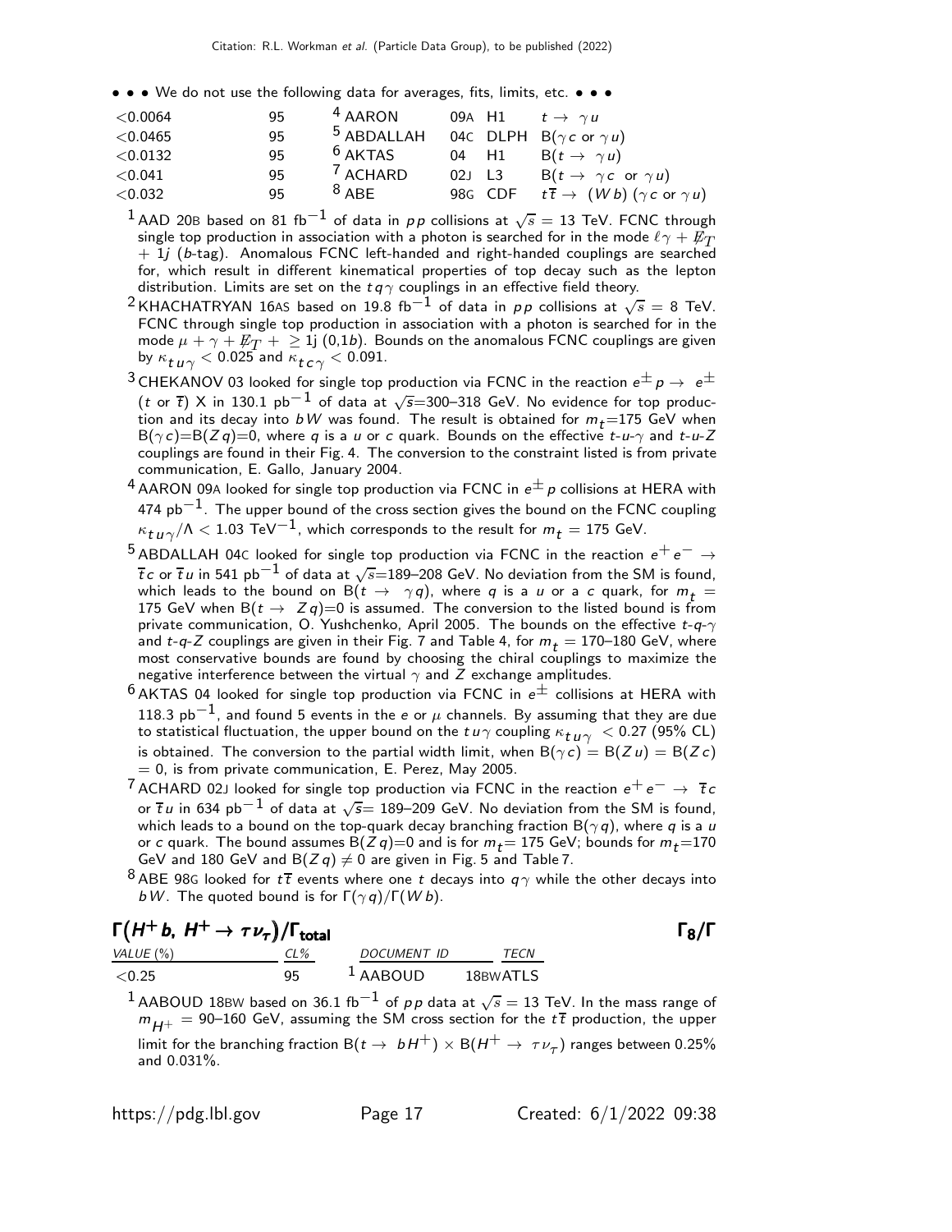• • • We do not use the following data for averages, fits, limits, etc. • • •

| | | | | |
|---|---|---|---|---|
| <0.0064 | 95 | [4] AARON | 09A H1 | $t \rightarrow \gamma u$ |
| <0.0465 | 95 | [5] ABDALLAH | 04C DLPH | $B(\gamma c$ or $\gamma u)$ |
| <0.0132 | 95 | [6] AKTAS | 04 H1 | $B(t \rightarrow \gamma u)$ |
| <0.041 | 95 | [7] ACHARD | 02J L3 | $B(t \rightarrow \gamma c$ or $\gamma u)$ |
| <0.032 | 95 | [8] ABE | 98G CDF | $t\overline{t} \rightarrow (W b)(\gamma c$ or $\gamma u)$ |

[1] AAD 20B based on 81 fb$^{-1}$ of data in $pp$ collisions at $\sqrt{s}$ = 13 TeV. FCNC through single top production in association with a photon is searched for in the mode $\ell\gamma + \not{E}_T$ + 1$j$ ($b$-tag). Anomalous FCNC left-handed and right-handed couplings are searched for, which result in different kinematical properties of top decay such as the lepton distribution. Limits are set on the $tq\gamma$ couplings in an effective field theory.

[2] KHACHATRYAN 16AS based on 19.8 fb$^{-1}$ of data in $pp$ collisions at $\sqrt{s}$ = 8 TeV. FCNC through single top production in association with a photon is searched for in the mode $\mu + \gamma + \not{E}_T + \geq$ 1j (0,1$b$). Bounds on the anomalous FCNC couplings are given by $\kappa_{tu\gamma} < 0.025$ and $\kappa_{tc\gamma} < 0.091$.

[3] CHEKANOV 03 looked for single top production via FCNC in the reaction $e^{\pm} p \rightarrow e^{\pm}$ ($t$ or $\overline{t}$) X in 130.1 pb$^{-1}$ of data at $\sqrt{s}$=300–318 GeV. No evidence for top production and its decay into $bW$ was found. The result is obtained for $m_t$=175 GeV when $B(\gamma c)$=$B(Zq)$=0, where $q$ is a $u$ or $c$ quark. Bounds on the effective $t$-$u$-$\gamma$ and $t$-$u$-$Z$ couplings are found in their Fig. 4. The conversion to the constraint listed is from private communication, E. Gallo, January 2004.

[4] AARON 09A looked for single top production via FCNC in $e^{\pm} p$ collisions at HERA with 474 pb$^{-1}$. The upper bound of the cross section gives the bound on the FCNC coupling $\kappa_{tu\gamma}/\Lambda < 1.03$ TeV$^{-1}$, which corresponds to the result for $m_t$ = 175 GeV.

[5] ABDALLAH 04C looked for single top production via FCNC in the reaction $e^+ e^- \rightarrow \overline{t} c$ or $\overline{t} u$ in 541 pb$^{-1}$ of data at $\sqrt{s}$=189–208 GeV. No deviation from the SM is found, which leads to the bound on $B(t \rightarrow \gamma q)$, where $q$ is a $u$ or a $c$ quark, for $m_t$ = 175 GeV when $B(t \rightarrow Zq)$=0 is assumed. The conversion to the listed bound is from private communication, O. Yushchenko, April 2005. The bounds on the effective $t$-$q$-$\gamma$ and $t$-$q$-$Z$ couplings are given in their Fig. 7 and Table 4, for $m_t$ = 170–180 GeV, where most conservative bounds are found by choosing the chiral couplings to maximize the negative interference between the virtual $\gamma$ and $Z$ exchange amplitudes.

[6] AKTAS 04 looked for single top production via FCNC in $e^{\pm}$ collisions at HERA with 118.3 pb$^{-1}$, and found 5 events in the $e$ or $\mu$ channels. By assuming that they are due to statistical fluctuation, the upper bound on the $tu\gamma$ coupling $\kappa_{tu\gamma} < 0.27$ (95% CL) is obtained. The conversion to the partial width limit, when $B(\gamma c) = B(Zu) = B(Zc)$ = 0, is from private communication, E. Perez, May 2005.

[7] ACHARD 02J looked for single top production via FCNC in the reaction $e^+ e^- \rightarrow \overline{t} c$ or $\overline{t} u$ in 634 pb$^{-1}$ of data at $\sqrt{s}$= 189–209 GeV. No deviation from the SM is found, which leads to a bound on the top-quark decay branching fraction $B(\gamma q)$, where $q$ is a $u$ or $c$ quark. The bound assumes $B(Zq)$=0 and is for $m_t$= 175 GeV; bounds for $m_t$=170 GeV and 180 GeV and $B(Zq) \neq 0$ are given in Fig. 5 and Table 7.

[8] ABE 98G looked for $t\overline{t}$ events where one $t$ decays into $q\gamma$ while the other decays into $bW$. The quoted bound is for $\Gamma(\gamma q)/\Gamma(Wb)$.

## $\Gamma(H^+ b,\ H^+ \rightarrow \tau\nu_\tau)/\Gamma_{\text{total}}$ $\qquad \Gamma_8/\Gamma$

| VALUE (%) | CL% | DOCUMENT ID | TECN |
|---|---|---|---|
| <0.25 | 95 | [1] AABOUD | 18BW ATLS |

[1] AABOUD 18BW based on 36.1 fb$^{-1}$ of $pp$ data at $\sqrt{s}$ = 13 TeV. In the mass range of $m_{H^+}$ = 90–160 GeV, assuming the SM cross section for the $t\overline{t}$ production, the upper limit for the branching fraction $B(t \rightarrow bH^+) \times B(H^+ \rightarrow \tau\nu_\tau)$ ranges between 0.25% and 0.031%.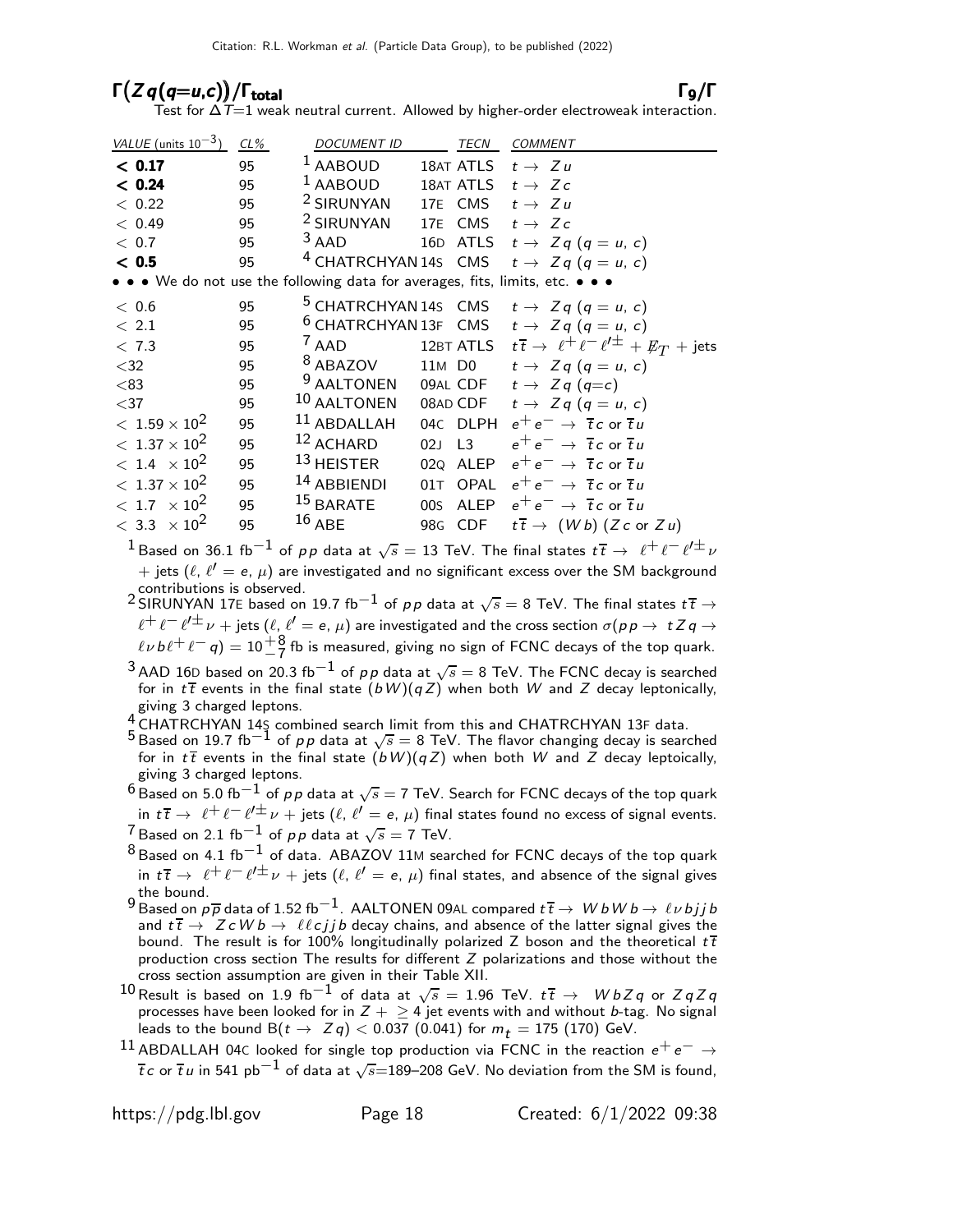## $\Gamma(Zq(q{=}u,c))/\Gamma_{\text{total}}$ $\Gamma_9/\Gamma$

Test for $\Delta T$=1 weak neutral current. Allowed by higher-order electroweak interaction.

| VALUE (units $10^{-3}$) | CL% | DOCUMENT ID | | TECN | COMMENT |
|---|---|---|---|---|---|
| **< 0.17** | 95 | [1] AABOUD | 18AT | ATLS | $t \to Zu$ |
| **< 0.24** | 95 | [1] AABOUD | 18AT | ATLS | $t \to Zc$ |
| < 0.22 | 95 | [2] SIRUNYAN | 17E | CMS | $t \to Zu$ |
| < 0.49 | 95 | [2] SIRUNYAN | 17E | CMS | $t \to Zc$ |
| < 0.7 | 95 | [3] AAD | 16D | ATLS | $t \to Zq$ ($q = u, c$) |
| **< 0.5** | 95 | [4] CHATRCHYAN | 14S | CMS | $t \to Zq$ ($q = u, c$) |
| • • • We do not use the following data for averages, fits, limits, etc. • • • | | | | | |
| < 0.6 | 95 | [5] CHATRCHYAN | 14S | CMS | $t \to Zq$ ($q = u, c$) |
| < 2.1 | 95 | [6] CHATRCHYAN | 13F | CMS | $t \to Zq$ ($q = u, c$) |
| < 7.3 | 95 | [7] AAD | 12BT | ATLS | $t\overline{t} \to \ell^+\ell^-\ell'^{\pm} + \not{E}_T$ + jets |
| <32 | 95 | [8] ABAZOV | 11M | D0 | $t \to Zq$ ($q = u, c$) |
| <83 | 95 | [9] AALTONEN | 09AL | CDF | $t \to Zq$ ($q$=$c$) |
| <37 | 95 | [10] AALTONEN | 08AD | CDF | $t \to Zq$ ($q = u, c$) |
| $< 1.59 \times 10^2$ | 95 | [11] ABDALLAH | 04C | DLPH | $e^+e^- \to \overline{t}c$ or $\overline{t}u$ |
| $< 1.37 \times 10^2$ | 95 | [12] ACHARD | 02J | L3 | $e^+e^- \to \overline{t}c$ or $\overline{t}u$ |
| $< 1.4 \times 10^2$ | 95 | [13] HEISTER | 02Q | ALEP | $e^+e^- \to \overline{t}c$ or $\overline{t}u$ |
| $< 1.37 \times 10^2$ | 95 | [14] ABBIENDI | 01T | OPAL | $e^+e^- \to \overline{t}c$ or $\overline{t}u$ |
| $< 1.7 \times 10^2$ | 95 | [15] BARATE | 00S | ALEP | $e^+e^- \to \overline{t}c$ or $\overline{t}u$ |
| $< 3.3 \times 10^2$ | 95 | [16] ABE | 98G | CDF | $t\overline{t} \to (Wb)$ ($Zc$ or $Zu$) |

[1] Based on 36.1 fb$^{-1}$ of $pp$ data at $\sqrt{s}$ = 13 TeV. The final states $t\overline{t} \to \ell^+\ell^-\ell'^{\pm}\nu$ + jets ($\ell$, $\ell'$ = $e$, $\mu$) are investigated and no significant excess over the SM background contributions is observed.

[2] SIRUNYAN 17E based on 19.7 fb$^{-1}$ of $pp$ data at $\sqrt{s}$ = 8 TeV. The final states $t\overline{t} \to \ell^+\ell^-\ell'^{\pm}\nu$ + jets ($\ell$, $\ell'$ = $e$, $\mu$) are investigated and the cross section $\sigma(pp \to tZq \to \ell\nu b\ell^+\ell^- q) = 10^{+8}_{-7}$ fb is measured, giving no sign of FCNC decays of the top quark.

[3] AAD 16D based on 20.3 fb$^{-1}$ of $pp$ data at $\sqrt{s}$ = 8 TeV. The FCNC decay is searched for in $t\overline{t}$ events in the final state $(bW)(qZ)$ when both $W$ and $Z$ decay leptonically, giving 3 charged leptons.

[4] CHATRCHYAN 14S combined search limit from this and CHATRCHYAN 13F data.

[5] Based on 19.7 fb$^{-1}$ of $pp$ data at $\sqrt{s}$ = 8 TeV. The flavor changing decay is searched for in $t\overline{t}$ events in the final state $(bW)(qZ)$ when both $W$ and $Z$ decay leptoically, giving 3 charged leptons.

[6] Based on 5.0 fb$^{-1}$ of $pp$ data at $\sqrt{s}$ = 7 TeV. Search for FCNC decays of the top quark in $t\overline{t} \to \ell^+\ell^-\ell'^{\pm}\nu$ + jets ($\ell$, $\ell'$ = $e$, $\mu$) final states found no excess of signal events.

[7] Based on 2.1 fb$^{-1}$ of $pp$ data at $\sqrt{s}$ = 7 TeV.

[8] Based on 4.1 fb$^{-1}$ of data. ABAZOV 11M searched for FCNC decays of the top quark in $t\overline{t} \to \ell^+\ell^-\ell'^{\pm}\nu$ + jets ($\ell$, $\ell'$ = $e$, $\mu$) final states, and absence of the signal gives the bound.

[9] Based on $p\overline{p}$ data of 1.52 fb$^{-1}$. AALTONEN 09AL compared $t\overline{t} \to WbWb \to \ell\nu bjjb$ and $t\overline{t} \to ZcWb \to \ell\ell cjjb$ decay chains, and absence of the latter signal gives the bound. The result is for 100% longitudinally polarized Z boson and the theoretical $t\overline{t}$ production cross section The results for different $Z$ polarizations and those without the cross section assumption are given in their Table XII.

[10] Result is based on 1.9 fb$^{-1}$ of data at $\sqrt{s}$ = 1.96 TeV. $t\overline{t} \to WbZq$ or $ZqZq$ processes have been looked for in $Z + \geq 4$ jet events with and without $b$-tag. No signal leads to the bound B($t \to Zq$) < 0.037 (0.041) for $m_t$ = 175 (170) GeV.

[11] ABDALLAH 04C looked for single top production via FCNC in the reaction $e^+e^- \to \overline{t}c$ or $\overline{t}u$ in 541 pb$^{-1}$ of data at $\sqrt{s}$=189–208 GeV. No deviation from the SM is found,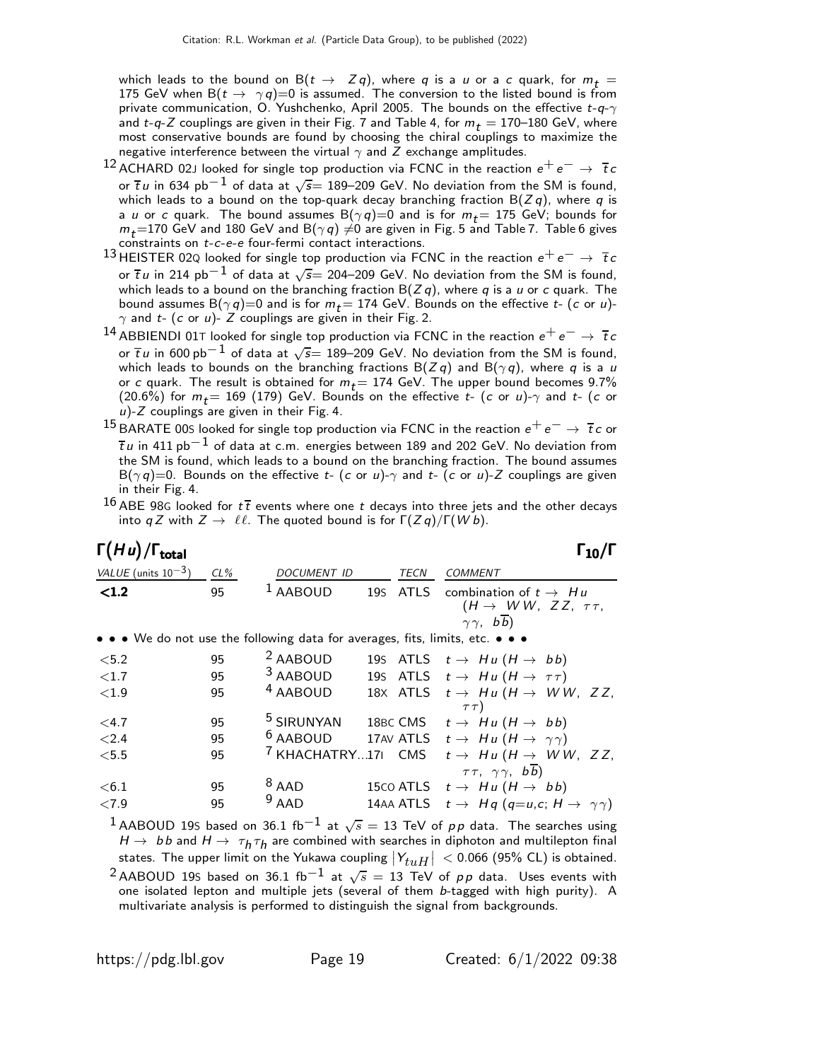which leads to the bound on B($t \rightarrow Zq$), where $q$ is a $u$ or a $c$ quark, for $m_t$ = 175 GeV when B($t \rightarrow \gamma q$)=0 is assumed. The conversion to the listed bound is from private communication, O. Yushchenko, April 2005. The bounds on the effective $t$-$q$-$\gamma$ and $t$-$q$-$Z$ couplings are given in their Fig. 7 and Table 4, for $m_t$ = 170–180 GeV, where most conservative bounds are found by choosing the chiral couplings to maximize the negative interference between the virtual $\gamma$ and $Z$ exchange amplitudes.

[12] ACHARD 02J looked for single top production via FCNC in the reaction $e^+e^- \rightarrow \overline{t}c$ or $\overline{t}u$ in 634 pb$^{-1}$ of data at $\sqrt{s}$= 189–209 GeV. No deviation from the SM is found, which leads to a bound on the top-quark decay branching fraction B($Zq$), where $q$ is a $u$ or $c$ quark. The bound assumes B($\gamma q$)=0 and is for $m_t$= 175 GeV; bounds for $m_t$=170 GeV and 180 GeV and B($\gamma q$) $\neq$0 are given in Fig. 5 and Table 7. Table 6 gives constraints on $t$-$c$-$e$-$e$ four-fermi contact interactions.

[13] HEISTER 02Q looked for single top production via FCNC in the reaction $e^+e^- \rightarrow \overline{t}c$ or $\overline{t}u$ in 214 pb$^{-1}$ of data at $\sqrt{s}$= 204–209 GeV. No deviation from the SM is found, which leads to a bound on the branching fraction B($Zq$), where $q$ is a $u$ or $c$ quark. The bound assumes B($\gamma q$)=0 and is for $m_t$= 174 GeV. Bounds on the effective $t$- ($c$ or $u$)-$\gamma$ and $t$- ($c$ or $u$)- $Z$ couplings are given in their Fig. 2.

[14] ABBIENDI 01T looked for single top production via FCNC in the reaction $e^+e^- \rightarrow \overline{t}c$ or $\overline{t}u$ in 600 pb$^{-1}$ of data at $\sqrt{s}$= 189–209 GeV. No deviation from the SM is found, which leads to bounds on the branching fractions B($Zq$) and B($\gamma q$), where $q$ is a $u$ or $c$ quark. The result is obtained for $m_t$= 174 GeV. The upper bound becomes 9.7% (20.6%) for $m_t$= 169 (179) GeV. Bounds on the effective $t$- ($c$ or $u$)-$\gamma$ and $t$- ($c$ or $u$)-$Z$ couplings are given in their Fig. 4.

[15] BARATE 00S looked for single top production via FCNC in the reaction $e^+e^- \rightarrow \overline{t}c$ or $\overline{t}u$ in 411 pb$^{-1}$ of data at c.m. energies between 189 and 202 GeV. No deviation from the SM is found, which leads to a bound on the branching fraction. The bound assumes B($\gamma q$)=0. Bounds on the effective $t$- ($c$ or $u$)-$\gamma$ and $t$- ($c$ or $u$)-$Z$ couplings are given in their Fig. 4.

[16] ABE 98G looked for $t\overline{t}$ events where one $t$ decays into three jets and the other decays into $qZ$ with $Z \rightarrow \ell\ell$. The quoted bound is for $\Gamma(Zq)/\Gamma(Wb)$.

## $\Gamma(Hu)/\Gamma_{\text{total}}$ $\qquad\qquad\qquad\qquad$ $\Gamma_{10}/\Gamma$

| VALUE (units $10^{-3}$) | CL% | DOCUMENT ID | | TECN | COMMENT |
|---|---|---|---|---|---|
| **<1.2** | 95 | [1] AABOUD | 19S | ATLS | combination of $t \rightarrow Hu$ ($H \rightarrow WW$, $ZZ$, $\tau\tau$, $\gamma\gamma$, $b\overline{b}$) |
| • • • We do not use the following data for averages, fits, limits, etc. • • • | | | | | |
| <5.2 | 95 | [2] AABOUD | 19S | ATLS | $t \rightarrow Hu$ ($H \rightarrow bb$) |
| <1.7 | 95 | [3] AABOUD | 19S | ATLS | $t \rightarrow Hu$ ($H \rightarrow \tau\tau$) |
| <1.9 | 95 | [4] AABOUD | 18X | ATLS | $t \rightarrow Hu$ ($H \rightarrow WW$, $ZZ$, $\tau\tau$) |
| <4.7 | 95 | [5] SIRUNYAN | 18BC | CMS | $t \rightarrow Hu$ ($H \rightarrow bb$) |
| <2.4 | 95 | [6] AABOUD | 17AV | ATLS | $t \rightarrow Hu$ ($H \rightarrow \gamma\gamma$) |
| <5.5 | 95 | [7] KHACHATRY... | 17I | CMS | $t \rightarrow Hu$ ($H \rightarrow WW$, $ZZ$, $\tau\tau$, $\gamma\gamma$, $b\overline{b}$) |
| <6.1 | 95 | [8] AAD | 15CO | ATLS | $t \rightarrow Hu$ ($H \rightarrow bb$) |
| <7.9 | 95 | [9] AAD | 14AA | ATLS | $t \rightarrow Hq$ ($q$=$u$,$c$; $H \rightarrow \gamma\gamma$) |

[1] AABOUD 19S based on 36.1 fb$^{-1}$ at $\sqrt{s}$ = 13 TeV of $pp$ data. The searches using $H \rightarrow bb$ and $H \rightarrow \tau_h\tau_h$ are combined with searches in diphoton and multilepton final states. The upper limit on the Yukawa coupling $|Y_{tuH}|$ < 0.066 (95% CL) is obtained.

[2] AABOUD 19S based on 36.1 fb$^{-1}$ at $\sqrt{s}$ = 13 TeV of $pp$ data. Uses events with one isolated lepton and multiple jets (several of them $b$-tagged with high purity). A multivariate analysis is performed to distinguish the signal from backgrounds.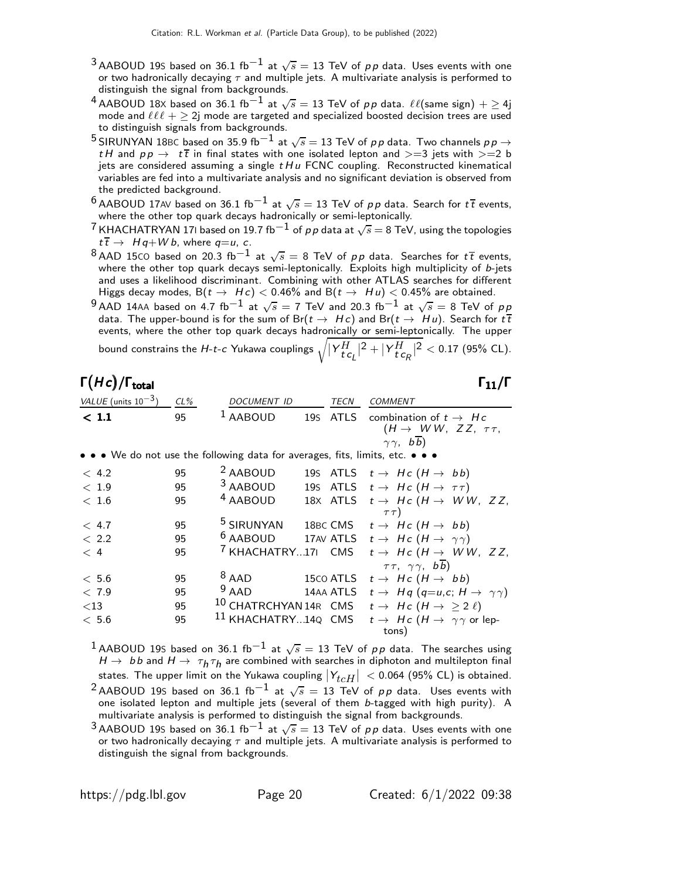[3] AABOUD 19S based on 36.1 fb$^{-1}$ at $\sqrt{s}$ = 13 TeV of $pp$ data. Uses events with one or two hadronically decaying $\tau$ and multiple jets. A multivariate analysis is performed to distinguish the signal from backgrounds.

[4] AABOUD 18X based on 36.1 fb$^{-1}$ at $\sqrt{s}$ = 13 TeV of $pp$ data. $\ell\ell$(same sign) + $\geq$ 4j mode and $\ell\ell\ell$ + $\geq$ 2j mode are targeted and specialized boosted decision trees are used to distinguish signals from backgrounds.

[5] SIRUNYAN 18BC based on 35.9 fb$^{-1}$ at $\sqrt{s}$ = 13 TeV of $pp$ data. Two channels $pp \rightarrow tH$ and $pp \rightarrow t\overline{t}$ in final states with one isolated lepton and >=3 jets with >=2 b jets are considered assuming a single $tHu$ FCNC coupling. Reconstructed kinematical variables are fed into a multivariate analysis and no significant deviation is observed from the predicted background.

[6] AABOUD 17AV based on 36.1 fb$^{-1}$ at $\sqrt{s}$ = 13 TeV of $pp$ data. Search for $t\overline{t}$ events, where the other top quark decays hadronically or semi-leptonically.

[7] KHACHATRYAN 17I based on 19.7 fb$^{-1}$ of $pp$ data at $\sqrt{s}$ = 8 TeV, using the topologies $t\overline{t} \rightarrow Hq+Wb$, where $q$=$u$, $c$.

[8] AAD 15CO based on 20.3 fb$^{-1}$ at $\sqrt{s}$ = 8 TeV of $pp$ data. Searches for $t\overline{t}$ events, where the other top quark decays semi-leptonically. Exploits high multiplicity of $b$-jets and uses a likelihood discriminant. Combining with other ATLAS searches for different Higgs decay modes, B($t \rightarrow Hc$) < 0.46% and B($t \rightarrow Hu$) < 0.45% are obtained.

[9] AAD 14AA based on 4.7 fb$^{-1}$ at $\sqrt{s}$ = 7 TeV and 20.3 fb$^{-1}$ at $\sqrt{s}$ = 8 TeV of $pp$ data. The upper-bound is for the sum of Br($t \rightarrow Hc$) and Br($t \rightarrow Hu$). Search for $t\overline{t}$ events, where the other top quark decays hadronically or semi-leptonically. The upper bound constrains the $H$-$t$-$c$ Yukawa couplings $\sqrt{|Y^H_{tc_L}|^2 + |Y^H_{tc_R}|^2} < 0.17$ (95% CL).

## $\Gamma(Hc)/\Gamma_{\text{total}}$ $\qquad\qquad\qquad\qquad \Gamma_{11}/\Gamma$

| VALUE (units $10^{-3}$) | CL% | DOCUMENT ID | | TECN | COMMENT |
|---|---|---|---|---|---|
| **< 1.1** | 95 | [1] AABOUD | 19S | ATLS | combination of $t \rightarrow Hc$ ($H \rightarrow WW$, $ZZ$, $\tau\tau$, $\gamma\gamma$, $b\overline{b}$) |
| • • • We do not use the following data for averages, fits, limits, etc. • • • | | | | | |
| < 4.2 | 95 | [2] AABOUD | 19S | ATLS | $t \rightarrow Hc$ ($H \rightarrow bb$) |
| < 1.9 | 95 | [3] AABOUD | 19S | ATLS | $t \rightarrow Hc$ ($H \rightarrow \tau\tau$) |
| < 1.6 | 95 | [4] AABOUD | 18X | ATLS | $t \rightarrow Hc$ ($H \rightarrow WW$, $ZZ$, $\tau\tau$) |
| < 4.7 | 95 | [5] SIRUNYAN | 18BC | CMS | $t \rightarrow Hc$ ($H \rightarrow bb$) |
| < 2.2 | 95 | [6] AABOUD | 17AV | ATLS | $t \rightarrow Hc$ ($H \rightarrow \gamma\gamma$) |
| < 4 | 95 | [7] KHACHATRY...17I | | CMS | $t \rightarrow Hc$ ($H \rightarrow WW$, $ZZ$, $\tau\tau$, $\gamma\gamma$, $b\overline{b}$) |
| < 5.6 | 95 | [8] AAD | 15CO | ATLS | $t \rightarrow Hc$ ($H \rightarrow bb$) |
| < 7.9 | 95 | [9] AAD | 14AA | ATLS | $t \rightarrow Hq$ ($q$=$u$,$c$; $H \rightarrow \gamma\gamma$) |
| <13 | 95 | [10] CHATRCHYAN | 14R | CMS | $t \rightarrow Hc$ ($H \rightarrow \geq 2\ \ell$) |
| < 5.6 | 95 | [11] KHACHATRY... | 14Q | CMS | $t \rightarrow Hc$ ($H \rightarrow \gamma\gamma$ or leptons) |

[1] AABOUD 19S based on 36.1 fb$^{-1}$ at $\sqrt{s}$ = 13 TeV of $pp$ data. The searches using $H \rightarrow bb$ and $H \rightarrow \tau_h\tau_h$ are combined with searches in diphoton and multilepton final states. The upper limit on the Yukawa coupling $|Y_{tcH}|$ < 0.064 (95% CL) is obtained.

[2] AABOUD 19S based on 36.1 fb$^{-1}$ at $\sqrt{s}$ = 13 TeV of $pp$ data. Uses events with one isolated lepton and multiple jets (several of them $b$-tagged with high purity). A multivariate analysis is performed to distinguish the signal from backgrounds.

[3] AABOUD 19S based on 36.1 fb$^{-1}$ at $\sqrt{s}$ = 13 TeV of $pp$ data. Uses events with one or two hadronically decaying $\tau$ and multiple jets. A multivariate analysis is performed to distinguish the signal from backgrounds.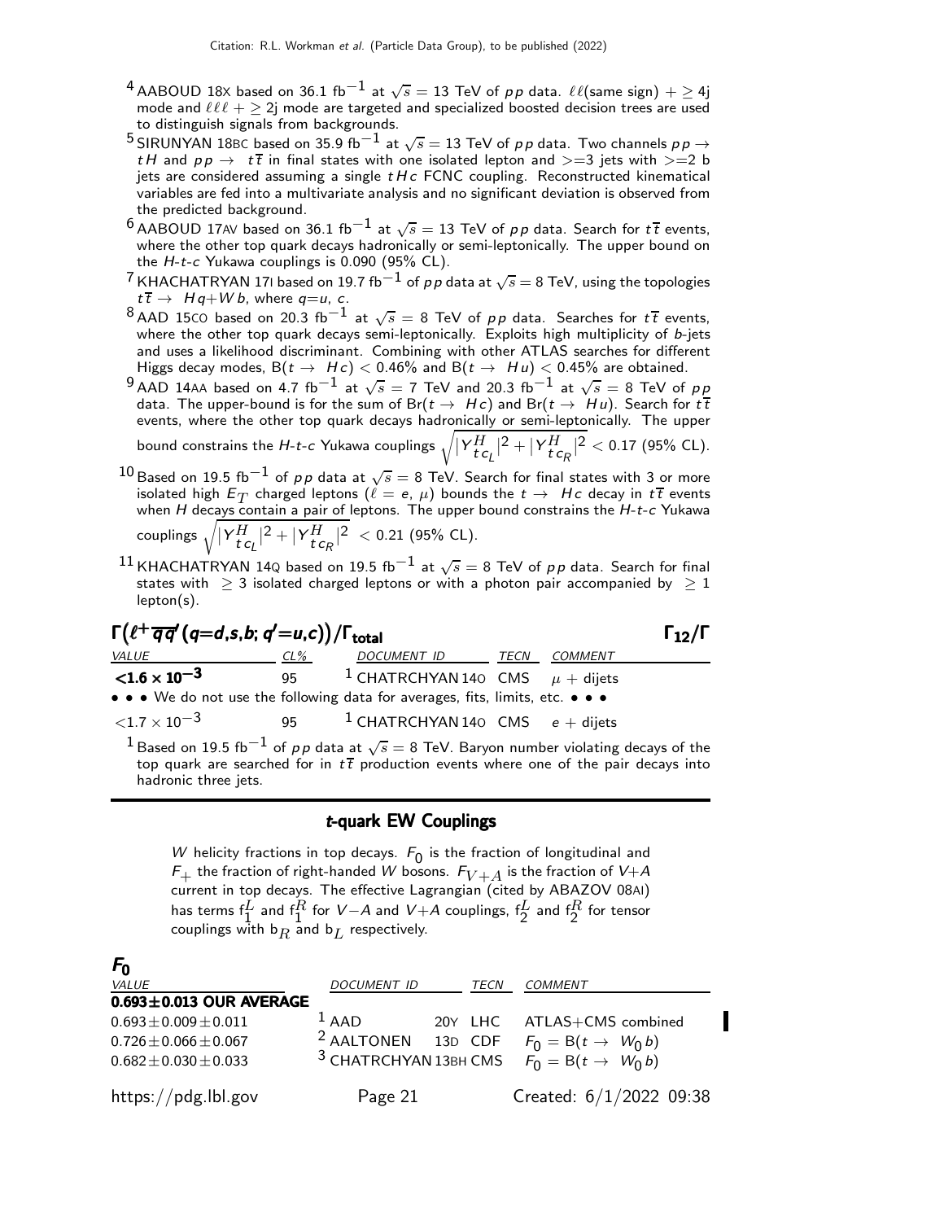[4] AABOUD 18X based on 36.1 fb$^{-1}$ at $\sqrt{s}$ = 13 TeV of $pp$ data. $\ell\ell$(same sign) + $\geq$ 4j mode and $\ell\ell\ell$ + $\geq$ 2j mode are targeted and specialized boosted decision trees are used to distinguish signals from backgrounds.

[5] SIRUNYAN 18BC based on 35.9 fb$^{-1}$ at $\sqrt{s}$ = 13 TeV of $pp$ data. Two channels $pp \to tH$ and $pp \to t\overline{t}$ in final states with one isolated lepton and >=3 jets with >=2 b jets are considered assuming a single $tHc$ FCNC coupling. Reconstructed kinematical variables are fed into a multivariate analysis and no significant deviation is observed from the predicted background.

[6] AABOUD 17AV based on 36.1 fb$^{-1}$ at $\sqrt{s}$ = 13 TeV of $pp$ data. Search for $t\overline{t}$ events, where the other top quark decays hadronically or semi-leptonically. The upper bound on the $H$-$t$-$c$ Yukawa couplings is 0.090 (95% CL).

[7] KHACHATRYAN 17I based on 19.7 fb$^{-1}$ of $pp$ data at $\sqrt{s}$ = 8 TeV, using the topologies $t\overline{t} \to Hq+Wb$, where $q$=$u$, $c$.

[8] AAD 15CO based on 20.3 fb$^{-1}$ at $\sqrt{s}$ = 8 TeV of $pp$ data. Searches for $t\overline{t}$ events, where the other top quark decays semi-leptonically. Exploits high multiplicity of $b$-jets and uses a likelihood discriminant. Combining with other ATLAS searches for different Higgs decay modes, B($t \to Hc$) < 0.46% and B($t \to Hu$) < 0.45% are obtained.

[9] AAD 14AA based on 4.7 fb$^{-1}$ at $\sqrt{s}$ = 7 TeV and 20.3 fb$^{-1}$ at $\sqrt{s}$ = 8 TeV of $pp$ data. The upper-bound is for the sum of Br($t \to Hc$) and Br($t \to Hu$). Search for $t\overline{t}$ events, where the other top quark decays hadronically or semi-leptonically. The upper bound constrains the $H$-$t$-$c$ Yukawa couplings $\sqrt{|Y^H_{tc_L}|^2 + |Y^H_{tc_R}|^2} < 0.17$ (95% CL).

[10] Based on 19.5 fb$^{-1}$ of $pp$ data at $\sqrt{s}$ = 8 TeV. Search for final states with 3 or more isolated high $E_T$ charged leptons ($\ell$ = $e$, $\mu$) bounds the $t \to Hc$ decay in $t\overline{t}$ events when $H$ decays contain a pair of leptons. The upper bound constrains the $H$-$t$-$c$ Yukawa couplings $\sqrt{|Y^H_{tc_L}|^2 + |Y^H_{tc_R}|^2} < 0.21$ (95% CL).

[11] KHACHATRYAN 14Q based on 19.5 fb$^{-1}$ at $\sqrt{s}$ = 8 TeV of $pp$ data. Search for final states with $\geq$ 3 isolated charged leptons or with a photon pair accompanied by $\geq$ 1 lepton(s).

### $\Gamma(\ell^+\overline{q}\overline{q}'(q=d,s,b;\, q'=u,c))/\Gamma_{\text{total}}$ $\qquad\Gamma_{12}/\Gamma$

| VALUE | CL% | DOCUMENT ID | TECN | COMMENT |
|---|---|---|---|---|
| **<1.6 × 10$^{-3}$** | 95 | [1] CHATRCHYAN 14O | CMS | $\mu$ + dijets |
| • • • We do not use the following data for averages, fits, limits, etc. • • • | | | | |
| <1.7 × 10$^{-3}$ | 95 | [1] CHATRCHYAN 14O | CMS | $e$ + dijets |

[1] Based on 19.5 fb$^{-1}$ of $pp$ data at $\sqrt{s}$ = 8 TeV. Baryon number violating decays of the top quark are searched for in $t\overline{t}$ production events where one of the pair decays into hadronic three jets.

## $t$-quark EW Couplings

$W$ helicity fractions in top decays. $F_0$ is the fraction of longitudinal and $F_+$ the fraction of right-handed $W$ bosons. $F_{V+A}$ is the fraction of $V$+$A$ current in top decays. The effective Lagrangian (cited by ABAZOV 08AI) has terms $f_1^L$ and $f_1^R$ for $V-A$ and $V+A$ couplings, $f_2^L$ and $f_2^R$ for tensor couplings with $b_R$ and $b_L$ respectively.

### $F_0$

| VALUE | DOCUMENT ID | TECN | COMMENT |
|---|---|---|---|
| **0.693±0.013 OUR AVERAGE** | | | |
| 0.693±0.009±0.011 | [1] AAD 20Y | LHC | ATLAS+CMS combined |
| 0.726±0.066±0.067 | [2] AALTONEN 13D | CDF | $F_0$ = B($t \to W_0 b$) |
| 0.682±0.030±0.033 | [3] CHATRCHYAN 13BH | CMS | $F_0$ = B($t \to W_0 b$) |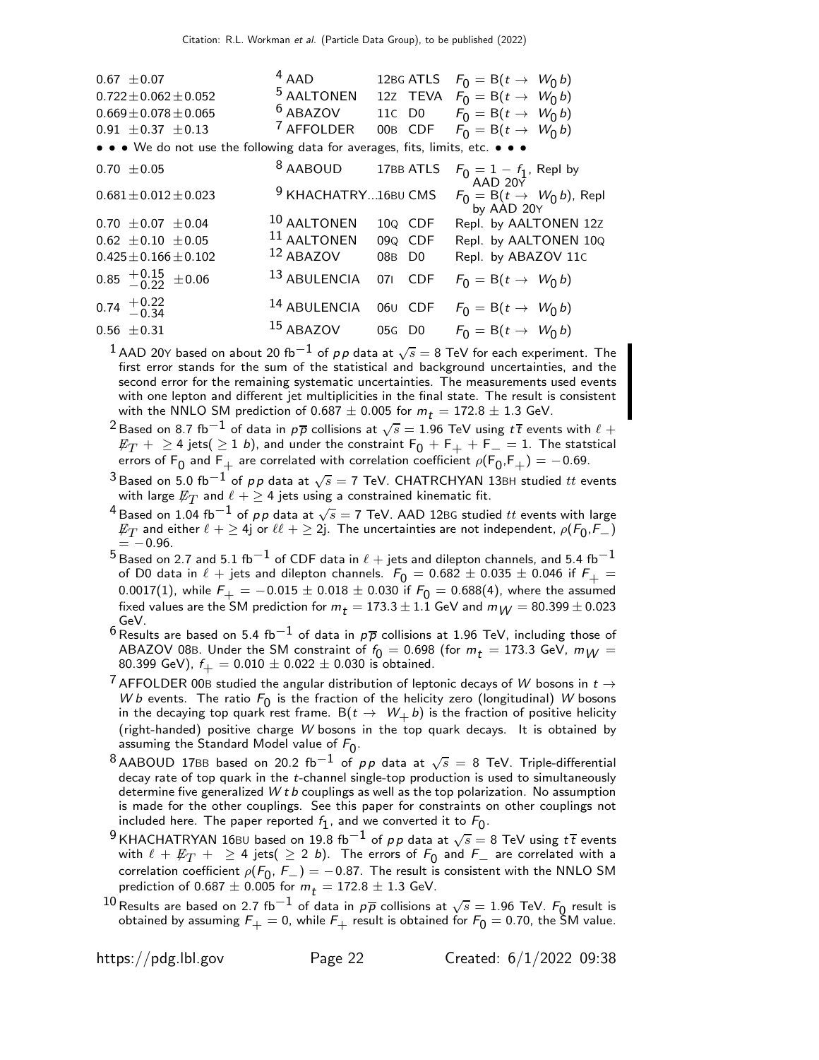| VALUE | DOCUMENT ID | | TECN | COMMENT |
|---|---|---|---|---|
| $0.67 \pm 0.07$ | [4] AAD | 12BG | ATLS | $F_0 = B(t \to W_0 b)$ |
| $0.722 \pm 0.062 \pm 0.052$ | [5] AALTONEN | 12Z | TEVA | $F_0 = B(t \to W_0 b)$ |
| $0.669 \pm 0.078 \pm 0.065$ | [6] ABAZOV | 11C | D0 | $F_0 = B(t \to W_0 b)$ |
| $0.91 \pm 0.37 \pm 0.13$ | [7] AFFOLDER | 00B | CDF | $F_0 = B(t \to W_0 b)$ |

• • • We do not use the following data for averages, fits, limits, etc. • • •

| VALUE | DOCUMENT ID | | TECN | COMMENT |
|---|---|---|---|---|
| $0.70 \pm 0.05$ | [8] AABOUD | 17BB | ATLS | $F_0 = 1 - f_1$, Repl by AAD 20Y |
| $0.681 \pm 0.012 \pm 0.023$ | [9] KHACHATRY... | 16BU | CMS | $F_0 = B(t \to W_0 b)$, Repl by AAD 20Y |
| $0.70 \pm 0.07 \pm 0.04$ | [10] AALTONEN | 10Q | CDF | Repl. by AALTONEN 12Z |
| $0.62 \pm 0.10 \pm 0.05$ | [11] AALTONEN | 09Q | CDF | Repl. by AALTONEN 10Q |
| $0.425 \pm 0.166 \pm 0.102$ | [12] ABAZOV | 08B | D0 | Repl. by ABAZOV 11C |
| $0.85\ ^{+0.15}_{-0.22} \pm 0.06$ | [13] ABULENCIA | 07I | CDF | $F_0 = B(t \to W_0 b)$ |
| $0.74\ ^{+0.22}_{-0.34}$ | [14] ABULENCIA | 06U | CDF | $F_0 = B(t \to W_0 b)$ |
| $0.56 \pm 0.31$ | [15] ABAZOV | 05G | D0 | $F_0 = B(t \to W_0 b)$ |

[1] AAD 20Y based on about 20 fb$^{-1}$ of $pp$ data at $\sqrt{s} = 8$ TeV for each experiment. The first error stands for the sum of the statistical and background uncertainties, and the second error for the remaining systematic uncertainties. The measurements used events with one lepton and different jet multiplicities in the final state. The result is consistent with the NNLO SM prediction of $0.687 \pm 0.005$ for $m_t = 172.8 \pm 1.3$ GeV.

[2] Based on 8.7 fb$^{-1}$ of data in $p\overline{p}$ collisions at $\sqrt{s} = 1.96$ TeV using $t\overline{t}$ events with $\ell + \not\!\!E_T + \geq 4$ jets($\geq 1$ $b$), and under the constraint $F_0 + F_+ + F_- = 1$. The statstical errors of $F_0$ and $F_+$ are correlated with correlation coefficient $\rho(F_0,F_+) = -0.69$.

[3] Based on 5.0 fb$^{-1}$ of $pp$ data at $\sqrt{s} = 7$ TeV. CHATRCHYAN 13BH studied $tt$ events with large $\not\!\!E_T$ and $\ell + \geq 4$ jets using a constrained kinematic fit.

[4] Based on 1.04 fb$^{-1}$ of $pp$ data at $\sqrt{s} = 7$ TeV. AAD 12BG studied $tt$ events with large $\not\!\!E_T$ and either $\ell + \geq 4$j or $\ell\ell + \geq 2$j. The uncertainties are not independent, $\rho(F_0,F_-) = -0.96$.

[5] Based on 2.7 and 5.1 fb$^{-1}$ of CDF data in $\ell$ + jets and dilepton channels, and 5.4 fb$^{-1}$ of D0 data in $\ell$ + jets and dilepton channels. $F_0 = 0.682 \pm 0.035 \pm 0.046$ if $F_+ = 0.0017(1)$, while $F_+ = -0.015 \pm 0.018 \pm 0.030$ if $F_0 = 0.688(4)$, where the assumed fixed values are the SM prediction for $m_t = 173.3 \pm 1.1$ GeV and $m_W = 80.399 \pm 0.023$ GeV.

[6] Results are based on 5.4 fb$^{-1}$ of data in $p\overline{p}$ collisions at 1.96 TeV, including those of ABAZOV 08B. Under the SM constraint of $f_0 = 0.698$ (for $m_t = 173.3$ GeV, $m_W = 80.399$ GeV), $f_+ = 0.010 \pm 0.022 \pm 0.030$ is obtained.

[7] AFFOLDER 00B studied the angular distribution of leptonic decays of $W$ bosons in $t \to W b$ events. The ratio $F_0$ is the fraction of the helicity zero (longitudinal) $W$ bosons in the decaying top quark rest frame. $B(t \to W_+ b)$ is the fraction of positive helicity (right-handed) positive charge $W$ bosons in the top quark decays. It is obtained by assuming the Standard Model value of $F_0$.

[8] AABOUD 17BB based on 20.2 fb$^{-1}$ of $pp$ data at $\sqrt{s} = 8$ TeV. Triple-differential decay rate of top quark in the $t$-channel single-top production is used to simultaneously determine five generalized $W t b$ couplings as well as the top polarization. No assumption is made for the other couplings. See this paper for constraints on other couplings not included here. The paper reported $f_1$, and we converted it to $F_0$.

[9] KHACHATRYAN 16BU based on 19.8 fb$^{-1}$ of $pp$ data at $\sqrt{s} = 8$ TeV using $t\overline{t}$ events with $\ell + \not\!\!E_T + \geq 4$ jets($\geq 2$ $b$). The errors of $F_0$ and $F_-$ are correlated with a correlation coefficient $\rho(F_0, F_-) = -0.87$. The result is consistent with the NNLO SM prediction of $0.687 \pm 0.005$ for $m_t = 172.8 \pm 1.3$ GeV.

[10] Results are based on 2.7 fb$^{-1}$ of data in $p\overline{p}$ collisions at $\sqrt{s} = 1.96$ TeV. $F_0$ result is obtained by assuming $F_+ = 0$, while $F_+$ result is obtained for $F_0 = 0.70$, the SM value.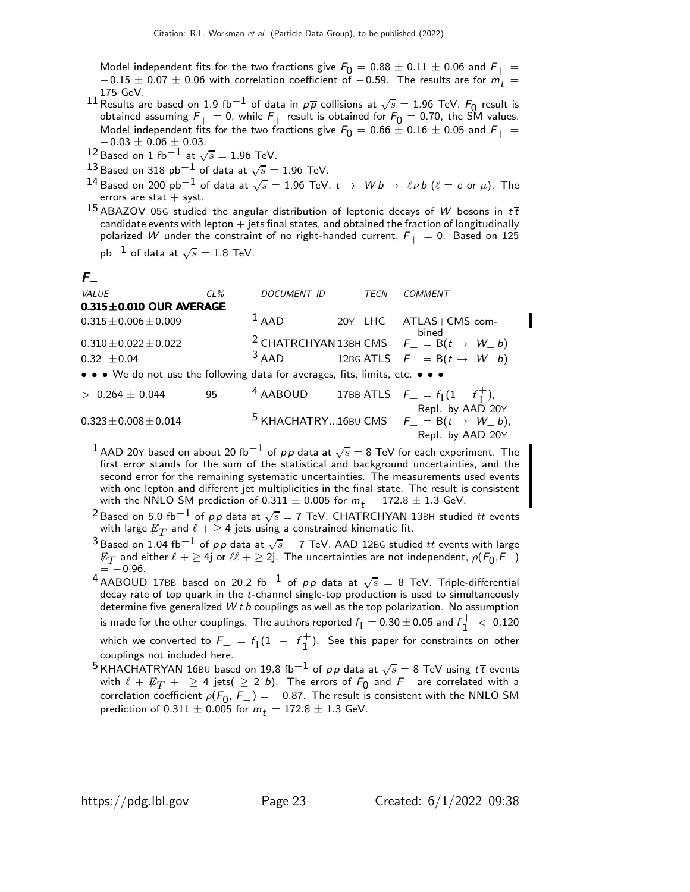Model independent fits for the two fractions give $F_0 = 0.88 \pm 0.11 \pm 0.06$ and $F_+ = -0.15 \pm 0.07 \pm 0.06$ with correlation coefficient of $-0.59$. The results are for $m_t = 175$ GeV.

[11] Results are based on 1.9 $\text{fb}^{-1}$ of data in $p\overline{p}$ collisions at $\sqrt{s} = 1.96$ TeV. $F_0$ result is obtained assuming $F_+ = 0$, while $F_+$ result is obtained for $F_0 = 0.70$, the SM values. Model independent fits for the two fractions give $F_0 = 0.66 \pm 0.16 \pm 0.05$ and $F_+ = -0.03 \pm 0.06 \pm 0.03$.

[12] Based on 1 $\text{fb}^{-1}$ at $\sqrt{s} = 1.96$ TeV.

[13] Based on 318 $\text{pb}^{-1}$ of data at $\sqrt{s} = 1.96$ TeV.

[14] Based on 200 $\text{pb}^{-1}$ of data at $\sqrt{s} = 1.96$ TeV. $t \to W b \to \ell \nu b$ ($\ell = e$ or $\mu$). The errors are stat + syst.

[15] ABAZOV 05G studied the angular distribution of leptonic decays of $W$ bosons in $t\overline{t}$ candidate events with lepton + jets final states, and obtained the fraction of longitudinally polarized $W$ under the constraint of no right-handed current, $F_+ = 0$. Based on 125 $\text{pb}^{-1}$ of data at $\sqrt{s} = 1.8$ TeV.

## $F_-$

| VALUE | CL% | DOCUMENT ID | | TECN | COMMENT |
|---|---|---|---|---|---|
| **0.315±0.010 OUR AVERAGE** | | | | | |
| $0.315 \pm 0.006 \pm 0.009$ | | [1] AAD | 20Y | LHC | ATLAS+CMS combined |
| $0.310 \pm 0.022 \pm 0.022$ | | [2] CHATRCHYAN | 13BH | CMS | $F_- = B(t \to W_- b)$ |
| $0.32 \pm 0.04$ | | [3] AAD | 12BG | ATLS | $F_- = B(t \to W_- b)$ |
| • • • We do not use the following data for averages, fits, limits, etc. • • • | | | | | |
| $> 0.264 \pm 0.044$ | 95 | [4] AABOUD | 17BB | ATLS | $F_- = f_1(1 - f_1^+)$, Repl. by AAD 20Y |
| $0.323 \pm 0.008 \pm 0.014$ | | [5] KHACHATRY... | 16BU | CMS | $F_- = B(t \to W_- b)$, Repl. by AAD 20Y |

[1] AAD 20Y based on about 20 $\text{fb}^{-1}$ of $pp$ data at $\sqrt{s} = 8$ TeV for each experiment. The first error stands for the sum of the statistical and background uncertainties, and the second error for the remaining systematic uncertainties. The measurements used events with one lepton and different jet multiplicities in the final state. The result is consistent with the NNLO SM prediction of $0.311 \pm 0.005$ for $m_t = 172.8 \pm 1.3$ GeV.

[2] Based on 5.0 $\text{fb}^{-1}$ of $pp$ data at $\sqrt{s} = 7$ TeV. CHATRCHYAN 13BH studied $tt$ events with large $\not{E}_T$ and $\ell + \geq 4$ jets using a constrained kinematic fit.

[3] Based on 1.04 $\text{fb}^{-1}$ of $pp$ data at $\sqrt{s} = 7$ TeV. AAD 12BG studied $tt$ events with large $\not{E}_T$ and either $\ell + \geq 4$j or $\ell\ell + \geq 2$j. The uncertainties are not independent, $\rho(F_0, F_-) = -0.96$.

[4] AABOUD 17BB based on 20.2 $\text{fb}^{-1}$ of $pp$ data at $\sqrt{s} = 8$ TeV. Triple-differential decay rate of top quark in the $t$-channel single-top production is used to simultaneously determine five generalized $W t b$ couplings as well as the top polarization. No assumption is made for the other couplings. The authors reported $f_1 = 0.30 \pm 0.05$ and $f_1^+ < 0.120$ which we converted to $F_- = f_1(1 - f_1^+)$. See this paper for constraints on other couplings not included here.

[5] KHACHATRYAN 16BU based on 19.8 $\text{fb}^{-1}$ of $pp$ data at $\sqrt{s} = 8$ TeV using $t\overline{t}$ events with $\ell + \not{E}_T + \geq 4$ jets($\geq 2$ $b$). The errors of $F_0$ and $F_-$ are correlated with a correlation coefficient $\rho(F_0, F_-) = -0.87$. The result is consistent with the NNLO SM prediction of $0.311 \pm 0.005$ for $m_t = 172.8 \pm 1.3$ GeV.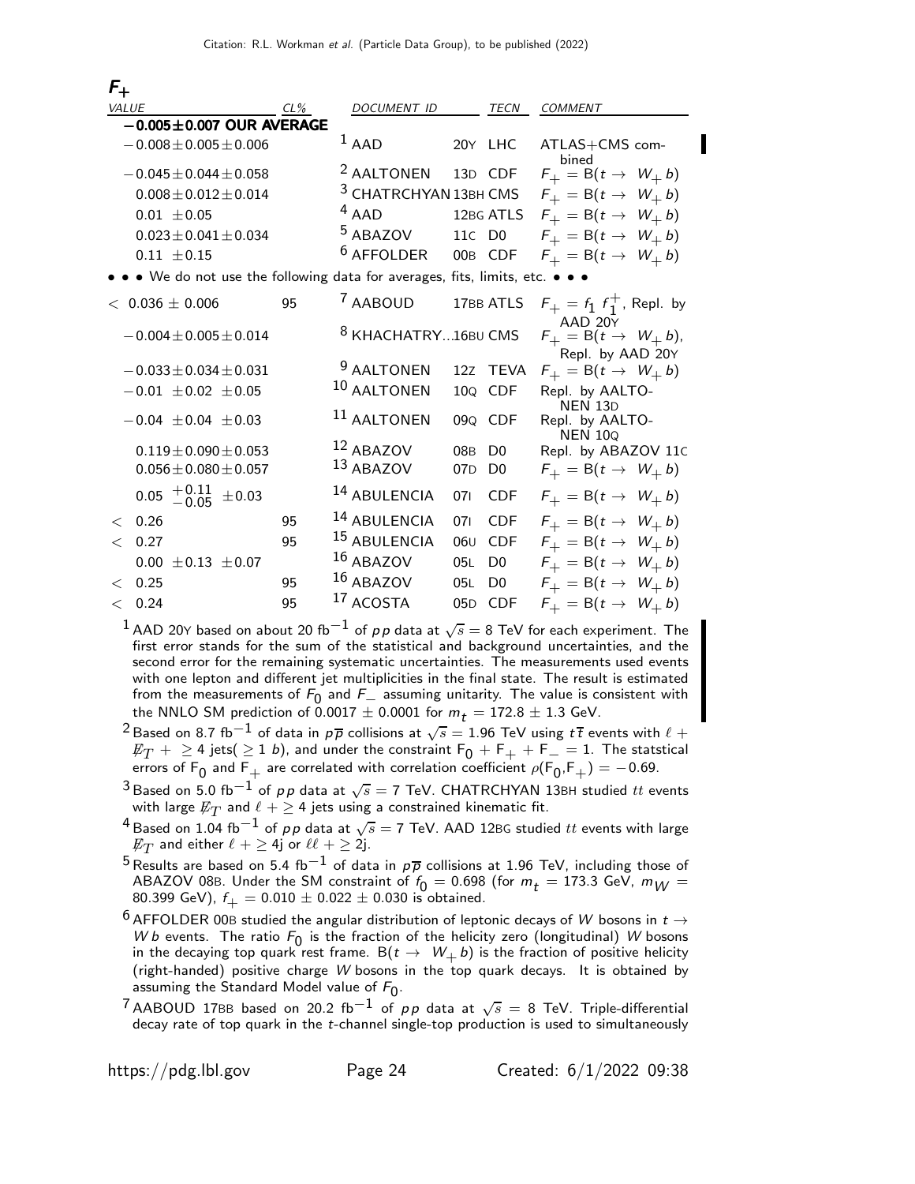## $F_+$

| VALUE | CL% | DOCUMENT ID | | TECN | COMMENT |
|---|---|---|---|---|---|
| **$-0.005 \pm 0.007$ OUR AVERAGE** | | | | | |
| $-0.008 \pm 0.005 \pm 0.006$ | | [1] AAD | 20Y | LHC | ATLAS+CMS combined |
| $-0.045 \pm 0.044 \pm 0.058$ | | [2] AALTONEN | 13D | CDF | $F_+ = \mathrm{B}(t \to W_+ b)$ |
| $0.008 \pm 0.012 \pm 0.014$ | | [3] CHATRCHYAN | 13BH | CMS | $F_+ = \mathrm{B}(t \to W_+ b)$ |
| $0.01 \pm 0.05$ | | [4] AAD | 12BG | ATLS | $F_+ = \mathrm{B}(t \to W_+ b)$ |
| $0.023 \pm 0.041 \pm 0.034$ | | [5] ABAZOV | 11C | D0 | $F_+ = \mathrm{B}(t \to W_+ b)$ |
| $0.11 \pm 0.15$ | | [6] AFFOLDER | 00B | CDF | $F_+ = \mathrm{B}(t \to W_+ b)$ |
| • • • We do not use the following data for averages, fits, limits, etc. • • • | | | | | |
| $< 0.036 \pm 0.006$ | 95 | [7] AABOUD | 17BB | ATLS | $F_+ = f_1 f_1^+$, Repl. by AAD 20Y |
| $-0.004 \pm 0.005 \pm 0.014$ | | [8] KHACHATRY... | 16BU | CMS | $F_+ = \mathrm{B}(t \to W_+ b)$, Repl. by AAD 20Y |
| $-0.033 \pm 0.034 \pm 0.031$ | | [9] AALTONEN | 12Z | TEVA | $F_+ = \mathrm{B}(t \to W_+ b)$ |
| $-0.01 \pm 0.02 \pm 0.05$ | | [10] AALTONEN | 10Q | CDF | Repl. by AALTONEN 13D |
| $-0.04 \pm 0.04 \pm 0.03$ | | [11] AALTONEN | 09Q | CDF | Repl. by AALTONEN 10Q |
| $0.119 \pm 0.090 \pm 0.053$ | | [12] ABAZOV | 08B | D0 | Repl. by ABAZOV 11C |
| $0.056 \pm 0.080 \pm 0.057$ | | [13] ABAZOV | 07D | D0 | $F_+ = \mathrm{B}(t \to W_+ b)$ |
| $0.05\ ^{+0.11}_{-0.05} \pm 0.03$ | | [14] ABULENCIA | 07I | CDF | $F_+ = \mathrm{B}(t \to W_+ b)$ |
| $< 0.26$ | 95 | [14] ABULENCIA | 07I | CDF | $F_+ = \mathrm{B}(t \to W_+ b)$ |
| $< 0.27$ | 95 | [15] ABULENCIA | 06U | CDF | $F_+ = \mathrm{B}(t \to W_+ b)$ |
| $0.00 \pm 0.13 \pm 0.07$ | | [16] ABAZOV | 05L | D0 | $F_+ = \mathrm{B}(t \to W_+ b)$ |
| $< 0.25$ | 95 | [16] ABAZOV | 05L | D0 | $F_+ = \mathrm{B}(t \to W_+ b)$ |
| $< 0.24$ | 95 | [17] ACOSTA | 05D | CDF | $F_+ = \mathrm{B}(t \to W_+ b)$ |

[1] AAD 20Y based on about 20 fb$^{-1}$ of $pp$ data at $\sqrt{s} = 8$ TeV for each experiment. The first error stands for the sum of the statistical and background uncertainties, and the second error for the remaining systematic uncertainties. The measurements used events with one lepton and different jet multiplicities in the final state. The result is estimated from the measurements of $F_0$ and $F_-$ assuming unitarity. The value is consistent with the NNLO SM prediction of $0.0017 \pm 0.0001$ for $m_t = 172.8 \pm 1.3$ GeV.

[2] Based on 8.7 fb$^{-1}$ of data in $p\overline{p}$ collisions at $\sqrt{s} = 1.96$ TeV using $t\overline{t}$ events with $\ell + \not{E}_T + \geq 4$ jets($\geq 1$ $b$), and under the constraint $\mathrm{F}_0 + \mathrm{F}_+ + \mathrm{F}_- = 1$. The statstical errors of $\mathrm{F}_0$ and $\mathrm{F}_+$ are correlated with correlation coefficient $\rho(\mathrm{F}_0,\mathrm{F}_+) = -0.69$.

[3] Based on 5.0 fb$^{-1}$ of $pp$ data at $\sqrt{s} = 7$ TeV. CHATRCHYAN 13BH studied $tt$ events with large $\not{E}_T$ and $\ell + \geq 4$ jets using a constrained kinematic fit.

[4] Based on 1.04 fb$^{-1}$ of $pp$ data at $\sqrt{s} = 7$ TeV. AAD 12BG studied $tt$ events with large $\not{E}_T$ and either $\ell + \geq 4$j or $\ell\ell + \geq 2$j.

[5] Results are based on 5.4 fb$^{-1}$ of data in $p\overline{p}$ collisions at 1.96 TeV, including those of ABAZOV 08B. Under the SM constraint of $f_0 = 0.698$ (for $m_t = 173.3$ GeV, $m_W = 80.399$ GeV), $f_+ = 0.010 \pm 0.022 \pm 0.030$ is obtained.

[6] AFFOLDER 00B studied the angular distribution of leptonic decays of $W$ bosons in $t \to W b$ events. The ratio $F_0$ is the fraction of the helicity zero (longitudinal) $W$ bosons in the decaying top quark rest frame. $\mathrm{B}(t \to W_+ b)$ is the fraction of positive helicity (right-handed) positive charge $W$ bosons in the top quark decays. It is obtained by assuming the Standard Model value of $F_0$.

[7] AABOUD 17BB based on 20.2 fb$^{-1}$ of $pp$ data at $\sqrt{s} = 8$ TeV. Triple-differential decay rate of top quark in the $t$-channel single-top production is used to simultaneously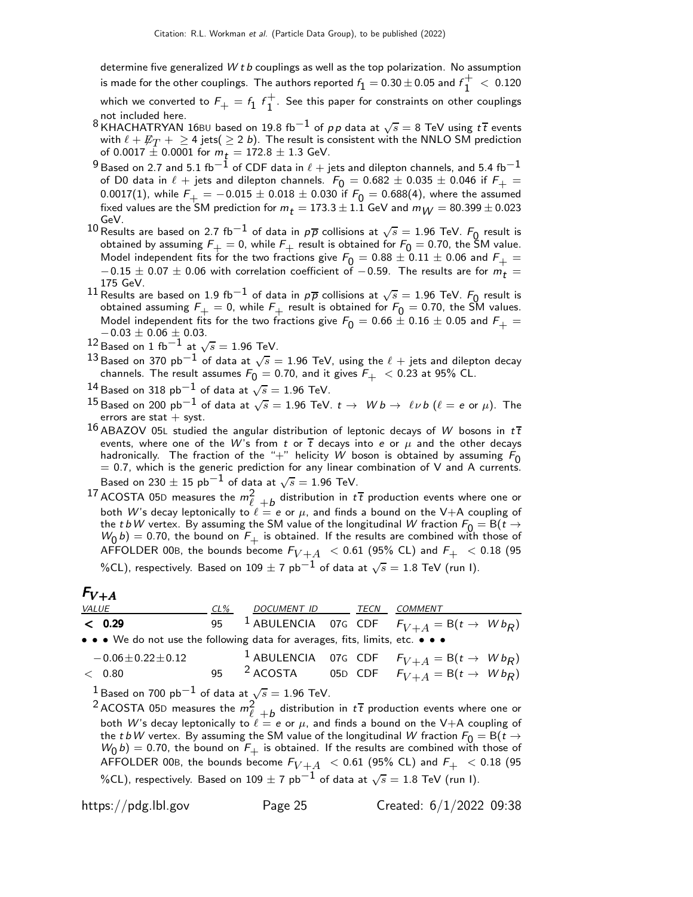determine five generalized $W t b$ couplings as well as the top polarization. No assumption is made for the other couplings. The authors reported $f_1 = 0.30 \pm 0.05$ and $f_1^+ < 0.120$ which we converted to $F_+ = f_1 \, f_1^+$. See this paper for constraints on other couplings not included here.

[8] KHACHATRYAN 16BU based on 19.8 fb$^{-1}$ of $pp$ data at $\sqrt{s} = 8$ TeV using $t\overline{t}$ events with $\ell + \not{E}_T + \geq 4$ jets($\geq 2$ $b$). The result is consistent with the NNLO SM prediction of $0.0017 \pm 0.0001$ for $m_t = 172.8 \pm 1.3$ GeV.

[9] Based on 2.7 and 5.1 fb$^{-1}$ of CDF data in $\ell$ + jets and dilepton channels, and 5.4 fb$^{-1}$ of D0 data in $\ell$ + jets and dilepton channels. $F_0 = 0.682 \pm 0.035 \pm 0.046$ if $F_+ = 0.0017(1)$, while $F_+ = -0.015 \pm 0.018 \pm 0.030$ if $F_0 = 0.688(4)$, where the assumed fixed values are the SM prediction for $m_t = 173.3 \pm 1.1$ GeV and $m_W = 80.399 \pm 0.023$ GeV.

[10] Results are based on 2.7 fb$^{-1}$ of data in $p\overline{p}$ collisions at $\sqrt{s} = 1.96$ TeV. $F_0$ result is obtained by assuming $F_+ = 0$, while $F_+$ result is obtained for $F_0 = 0.70$, the SM value. Model independent fits for the two fractions give $F_0 = 0.88 \pm 0.11 \pm 0.06$ and $F_+ = -0.15 \pm 0.07 \pm 0.06$ with correlation coefficient of $-0.59$. The results are for $m_t = 175$ GeV.

[11] Results are based on 1.9 fb$^{-1}$ of data in $p\overline{p}$ collisions at $\sqrt{s} = 1.96$ TeV. $F_0$ result is obtained assuming $F_+ = 0$, while $F_+$ result is obtained for $F_0 = 0.70$, the SM values. Model independent fits for the two fractions give $F_0 = 0.66 \pm 0.16 \pm 0.05$ and $F_+ = -0.03 \pm 0.06 \pm 0.03$.

[12] Based on 1 fb$^{-1}$ at $\sqrt{s} = 1.96$ TeV.

[13] Based on 370 pb$^{-1}$ of data at $\sqrt{s} = 1.96$ TeV, using the $\ell$ + jets and dilepton decay channels. The result assumes $F_0 = 0.70$, and it gives $F_+ < 0.23$ at 95% CL.

[14] Based on 318 pb$^{-1}$ of data at $\sqrt{s} = 1.96$ TeV.

[15] Based on 200 pb$^{-1}$ of data at $\sqrt{s} = 1.96$ TeV. $t \rightarrow W b \rightarrow \ell \nu b$ ($\ell = e$ or $\mu$). The errors are stat + syst.

[16] ABAZOV 05L studied the angular distribution of leptonic decays of $W$ bosons in $t\overline{t}$ events, where one of the $W$'s from $t$ or $\overline{t}$ decays into $e$ or $\mu$ and the other decays hadronically. The fraction of the "+" helicity $W$ boson is obtained by assuming $F_0 = 0.7$, which is the generic prediction for any linear combination of V and A currents. Based on $230 \pm 15$ pb$^{-1}$ of data at $\sqrt{s} = 1.96$ TeV.

[17] ACOSTA 05D measures the $m^2_{\ell+b}$ distribution in $t\overline{t}$ production events where one or both $W$'s decay leptonically to $\ell = e$ or $\mu$, and finds a bound on the V+A coupling of the $t b W$ vertex. By assuming the SM value of the longitudinal $W$ fraction $F_0 = \text{B}(t \rightarrow W_0 b) = 0.70$, the bound on $F_+$ is obtained. If the results are combined with those of AFFOLDER 00B, the bounds become $F_{V+A} < 0.61$ (95% CL) and $F_+ < 0.18$ (95 %CL), respectively. Based on $109 \pm 7$ pb$^{-1}$ of data at $\sqrt{s} = 1.8$ TeV (run I).

## $F_{V+A}$

| VALUE | CL% | DOCUMENT ID | | TECN | COMMENT |
|---|---|---|---|---|---|
| **< 0.29** | 95 | [1] ABULENCIA | 07G | CDF | $F_{V+A} = \text{B}(t \rightarrow W b_R)$ |
| • • • We do not use the following data for averages, fits, limits, etc. • • • | | | | | |
| $-0.06 \pm 0.22 \pm 0.12$ | | [1] ABULENCIA | 07G | CDF | $F_{V+A} = \text{B}(t \rightarrow W b_R)$ |
| < 0.80 | 95 | [2] ACOSTA | 05D | CDF | $F_{V+A} = \text{B}(t \rightarrow W b_R)$ |

[1] Based on 700 pb$^{-1}$ of data at $\sqrt{s} = 1.96$ TeV.

[2] ACOSTA 05D measures the $m^2_{\ell+b}$ distribution in $t\overline{t}$ production events where one or both $W$'s decay leptonically to $\ell = e$ or $\mu$, and finds a bound on the V+A coupling of the $t b W$ vertex. By assuming the SM value of the longitudinal $W$ fraction $F_0 = \text{B}(t \rightarrow W_0 b) = 0.70$, the bound on $F_+$ is obtained. If the results are combined with those of AFFOLDER 00B, the bounds become $F_{V+A} < 0.61$ (95% CL) and $F_+ < 0.18$ (95 %CL), respectively. Based on $109 \pm 7$ pb$^{-1}$ of data at $\sqrt{s} = 1.8$ TeV (run I).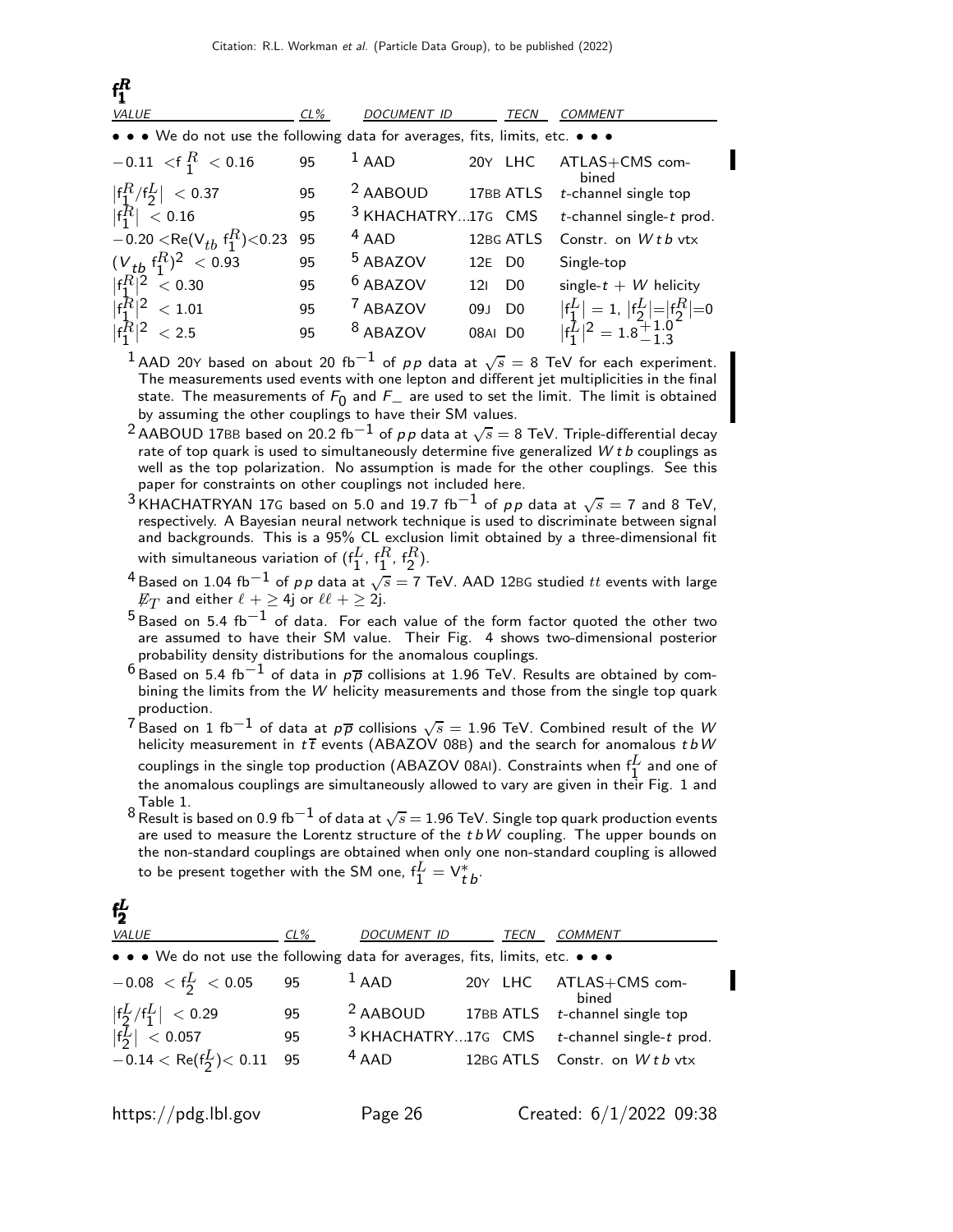## $f_1^R$

| VALUE | CL% | DOCUMENT ID | | TECN | COMMENT |
|---|---|---|---|---|---|
| • • • We do not use the following data for averages, fits, limits, etc. • • • | | | | | |
| $-0.11 < f_1^R < 0.16$ | 95 | [1] AAD | 20Y | LHC | ATLAS+CMS combined |
| $\lvert f_1^R/f_2^L \rvert < 0.37$ | 95 | [2] AABOUD | 17BB | ATLS | $t$-channel single top |
| $\lvert f_1^R \rvert < 0.16$ | 95 | [3] KHACHATRY... | 17G | CMS | $t$-channel single-$t$ prod. |
| $-0.20 < \mathrm{Re}(V_{tb}\, f_1^R) < 0.23$ | 95 | [4] AAD | 12BG | ATLS | Constr. on $Wtb$ vtx |
| $(V_{tb}\, f_1^R)^2 < 0.93$ | 95 | [5] ABAZOV | 12E | D0 | Single-top |
| $\lvert f_1^R \rvert^2 < 0.30$ | 95 | [6] ABAZOV | 12I | D0 | single-$t$ + $W$ helicity |
| $\lvert f_1^R \rvert^2 < 1.01$ | 95 | [7] ABAZOV | 09J | D0 | $\lvert f_1^L \rvert = 1$, $\lvert f_2^L \rvert = \lvert f_2^R \rvert = 0$ |
| $\lvert f_1^R \rvert^2 < 2.5$ | 95 | [8] ABAZOV | 08AI | D0 | $\lvert f_1^L \rvert^2 = 1.8^{+1.0}_{-1.3}$ |

[1] AAD 20Y based on about 20 fb$^{-1}$ of $pp$ data at $\sqrt{s} = 8$ TeV for each experiment. The measurements used events with one lepton and different jet multiplicities in the final state. The measurements of $F_0$ and $F_-$ are used to set the limit. The limit is obtained by assuming the other couplings to have their SM values.

[2] AABOUD 17BB based on 20.2 fb$^{-1}$ of $pp$ data at $\sqrt{s} = 8$ TeV. Triple-differential decay rate of top quark is used to simultaneously determine five generalized $Wtb$ couplings as well as the top polarization. No assumption is made for the other couplings. See this paper for constraints on other couplings not included here.

[3] KHACHATRYAN 17G based on 5.0 and 19.7 fb$^{-1}$ of $pp$ data at $\sqrt{s} = 7$ and 8 TeV, respectively. A Bayesian neural network technique is used to discriminate between signal and backgrounds. This is a 95% CL exclusion limit obtained by a three-dimensional fit with simultaneous variation of ($f_1^L$, $f_1^R$, $f_2^R$).

[4] Based on 1.04 fb$^{-1}$ of $pp$ data at $\sqrt{s} = 7$ TeV. AAD 12BG studied $tt$ events with large $\not\!\!E_T$ and either $\ell + \geq 4$j or $\ell\ell + \geq 2$j.

[5] Based on 5.4 fb$^{-1}$ of data. For each value of the form factor quoted the other two are assumed to have their SM value. Their Fig. 4 shows two-dimensional posterior probability density distributions for the anomalous couplings.

[6] Based on 5.4 fb$^{-1}$ of data in $p\overline{p}$ collisions at 1.96 TeV. Results are obtained by combining the limits from the $W$ helicity measurements and those from the single top quark production.

[7] Based on 1 fb$^{-1}$ of data at $p\overline{p}$ collisions $\sqrt{s} = 1.96$ TeV. Combined result of the $W$ helicity measurement in $t\overline{t}$ events (ABAZOV 08B) and the search for anomalous $tbW$ couplings in the single top production (ABAZOV 08AI). Constraints when $f_1^L$ and one of the anomalous couplings are simultaneously allowed to vary are given in their Fig. 1 and Table 1.

[8] Result is based on 0.9 fb$^{-1}$ of data at $\sqrt{s} = 1.96$ TeV. Single top quark production events are used to measure the Lorentz structure of the $tbW$ coupling. The upper bounds on the non-standard couplings are obtained when only one non-standard coupling is allowed to be present together with the SM one, $f_1^L = V_{tb}^*$.

## $f_2^L$

| VALUE | CL% | DOCUMENT ID | | TECN | COMMENT |
|---|---|---|---|---|---|
| • • • We do not use the following data for averages, fits, limits, etc. • • • | | | | | |
| $-0.08 < f_2^L < 0.05$ | 95 | [1] AAD | 20Y | LHC | ATLAS+CMS combined |
| $\lvert f_2^L/f_1^L \rvert < 0.29$ | 95 | [2] AABOUD | 17BB | ATLS | $t$-channel single top |
| $\lvert f_2^L \rvert < 0.057$ | 95 | [3] KHACHATRY... | 17G | CMS | $t$-channel single-$t$ prod. |
| $-0.14 < \mathrm{Re}(f_2^L) < 0.11$ | 95 | [4] AAD | 12BG | ATLS | Constr. on $Wtb$ vtx |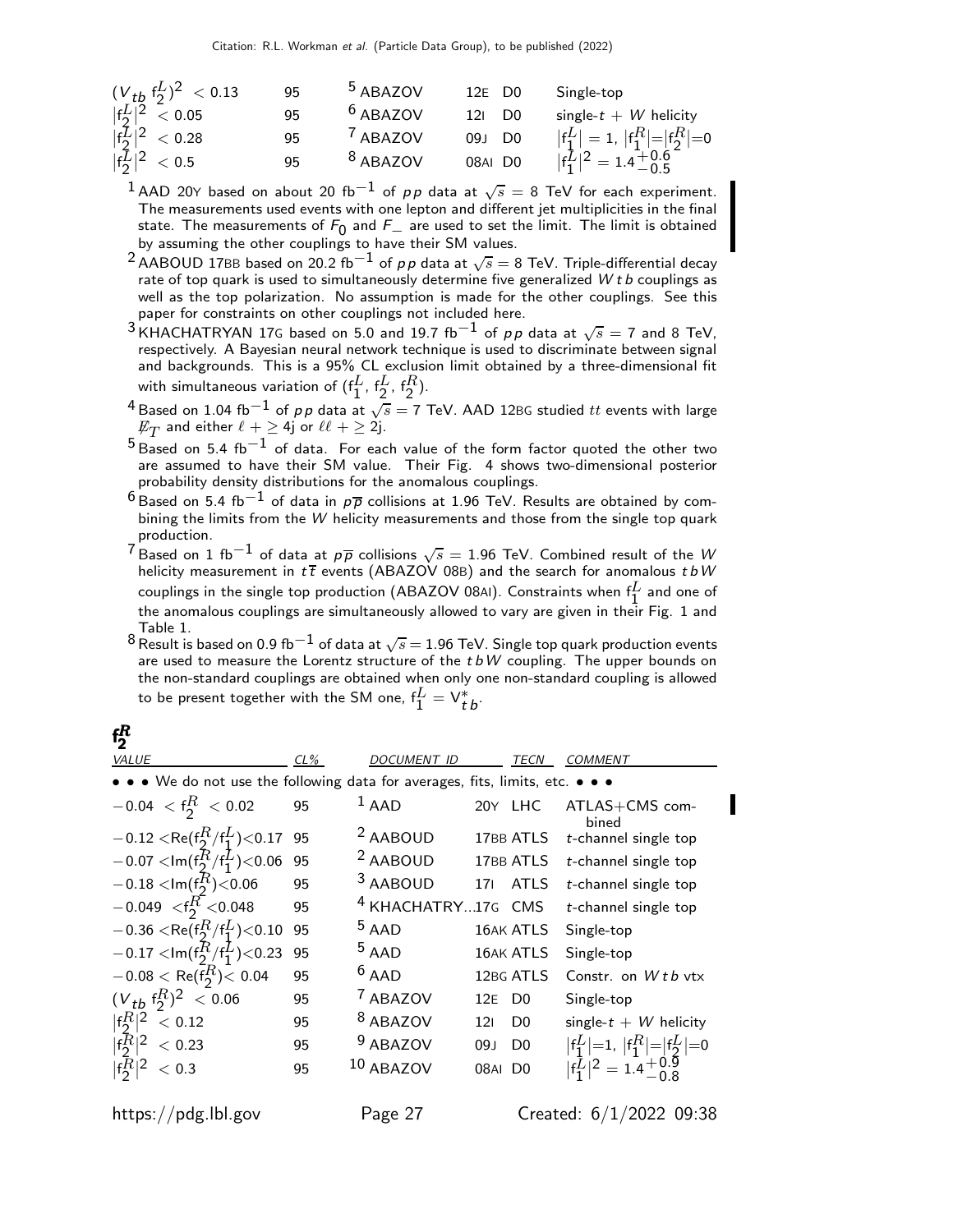| VALUE | CL% | DOCUMENT ID | | TECN | COMMENT |
|---|---|---|---|---|---|
| $(V_{tb}\, f_2^L)^2 < 0.13$ | 95 | [5] ABAZOV | 12E | D0 | Single-top |
| $\lvert f_2^L \rvert^2 < 0.05$ | 95 | [6] ABAZOV | 12I | D0 | single-$t$ + $W$ helicity |
| $\lvert f_2^L \rvert^2 < 0.28$ | 95 | [7] ABAZOV | 09J | D0 | $\lvert f_1^L \rvert = 1$, $\lvert f_1^R \rvert = \lvert f_2^R \rvert = 0$ |
| $\lvert f_2^L \rvert^2 < 0.5$ | 95 | [8] ABAZOV | 08AI | D0 | $\lvert f_1^L \rvert^2 = 1.4^{+0.6}_{-0.5}$ |

[1] AAD 20Y based on about 20 fb$^{-1}$ of $pp$ data at $\sqrt{s}$ = 8 TeV for each experiment. The measurements used events with one lepton and different jet multiplicities in the final state. The measurements of $F_0$ and $F_-$ are used to set the limit. The limit is obtained by assuming the other couplings to have their SM values.

[2] AABOUD 17BB based on 20.2 fb$^{-1}$ of $pp$ data at $\sqrt{s}$ = 8 TeV. Triple-differential decay rate of top quark is used to simultaneously determine five generalized $Wtb$ couplings as well as the top polarization. No assumption is made for the other couplings. See this paper for constraints on other couplings not included here.

[3] KHACHATRYAN 17G based on 5.0 and 19.7 fb$^{-1}$ of $pp$ data at $\sqrt{s}$ = 7 and 8 TeV, respectively. A Bayesian neural network technique is used to discriminate between signal and backgrounds. This is a 95% CL exclusion limit obtained by a three-dimensional fit with simultaneous variation of ($f_1^L$, $f_2^L$, $f_2^R$).

[4] Based on 1.04 fb$^{-1}$ of $pp$ data at $\sqrt{s}$ = 7 TeV. AAD 12BG studied $tt$ events with large $\not{E}_T$ and either $\ell + \geq 4$j or $\ell\ell + \geq 2$j.

[5] Based on 5.4 fb$^{-1}$ of data. For each value of the form factor quoted the other two are assumed to have their SM value. Their Fig. 4 shows two-dimensional posterior probability density distributions for the anomalous couplings.

[6] Based on 5.4 fb$^{-1}$ of data in $p\overline{p}$ collisions at 1.96 TeV. Results are obtained by combining the limits from the $W$ helicity measurements and those from the single top quark production.

[7] Based on 1 fb$^{-1}$ of data at $p\overline{p}$ collisions $\sqrt{s}$ = 1.96 TeV. Combined result of the $W$ helicity measurement in $t\overline{t}$ events (ABAZOV 08B) and the search for anomalous $tbW$ couplings in the single top production (ABAZOV 08AI). Constraints when $f_1^L$ and one of the anomalous couplings are simultaneously allowed to vary are given in their Fig. 1 and Table 1.

[8] Result is based on 0.9 fb$^{-1}$ of data at $\sqrt{s}$ = 1.96 TeV. Single top quark production events are used to measure the Lorentz structure of the $tbW$ coupling. The upper bounds on the non-standard couplings are obtained when only one non-standard coupling is allowed to be present together with the SM one, $f_1^L = V_{tb}^*$.

## $f_2^R$

| VALUE | CL% | DOCUMENT ID | | TECN | COMMENT |
|---|---|---|---|---|---|
| • • • We do not use the following data for averages, fits, limits, etc. • • • | | | | | |
| $-0.04 < f_2^R < 0.02$ | 95 | [1] AAD | 20Y | LHC | ATLAS+CMS combined |
| $-0.12 < \mathrm{Re}(f_2^R/f_1^L) < 0.17$ | 95 | [2] AABOUD | 17BB | ATLS | $t$-channel single top |
| $-0.07 < \mathrm{Im}(f_2^R/f_1^L) < 0.06$ | 95 | [2] AABOUD | 17BB | ATLS | $t$-channel single top |
| $-0.18 < \mathrm{Im}(f_2^R) < 0.06$ | 95 | [3] AABOUD | 17I | ATLS | $t$-channel single top |
| $-0.049 < f_2^R < 0.048$ | 95 | [4] KHACHATRY...17G | | CMS | $t$-channel single top |
| $-0.36 < \mathrm{Re}(f_2^R/f_1^L) < 0.10$ | 95 | [5] AAD | 16AK | ATLS | Single-top |
| $-0.17 < \mathrm{Im}(f_2^R/f_1^L) < 0.23$ | 95 | [5] AAD | 16AK | ATLS | Single-top |
| $-0.08 < \mathrm{Re}(f_2^R) < 0.04$ | 95 | [6] AAD | 12BG | ATLS | Constr. on $Wtb$ vtx |
| $(V_{tb}\, f_2^R)^2 < 0.06$ | 95 | [7] ABAZOV | 12E | D0 | Single-top |
| $\lvert f_2^R \rvert^2 < 0.12$ | 95 | [8] ABAZOV | 12I | D0 | single-$t$ + $W$ helicity |
| $\lvert f_2^R \rvert^2 < 0.23$ | 95 | [9] ABAZOV | 09J | D0 | $\lvert f_1^L \rvert = 1$, $\lvert f_1^R \rvert = \lvert f_2^L \rvert = 0$ |
| $\lvert f_2^R \rvert^2 < 0.3$ | 95 | [10] ABAZOV | 08AI | D0 | $\lvert f_1^L \rvert^2 = 1.4^{+0.9}_{-0.8}$ |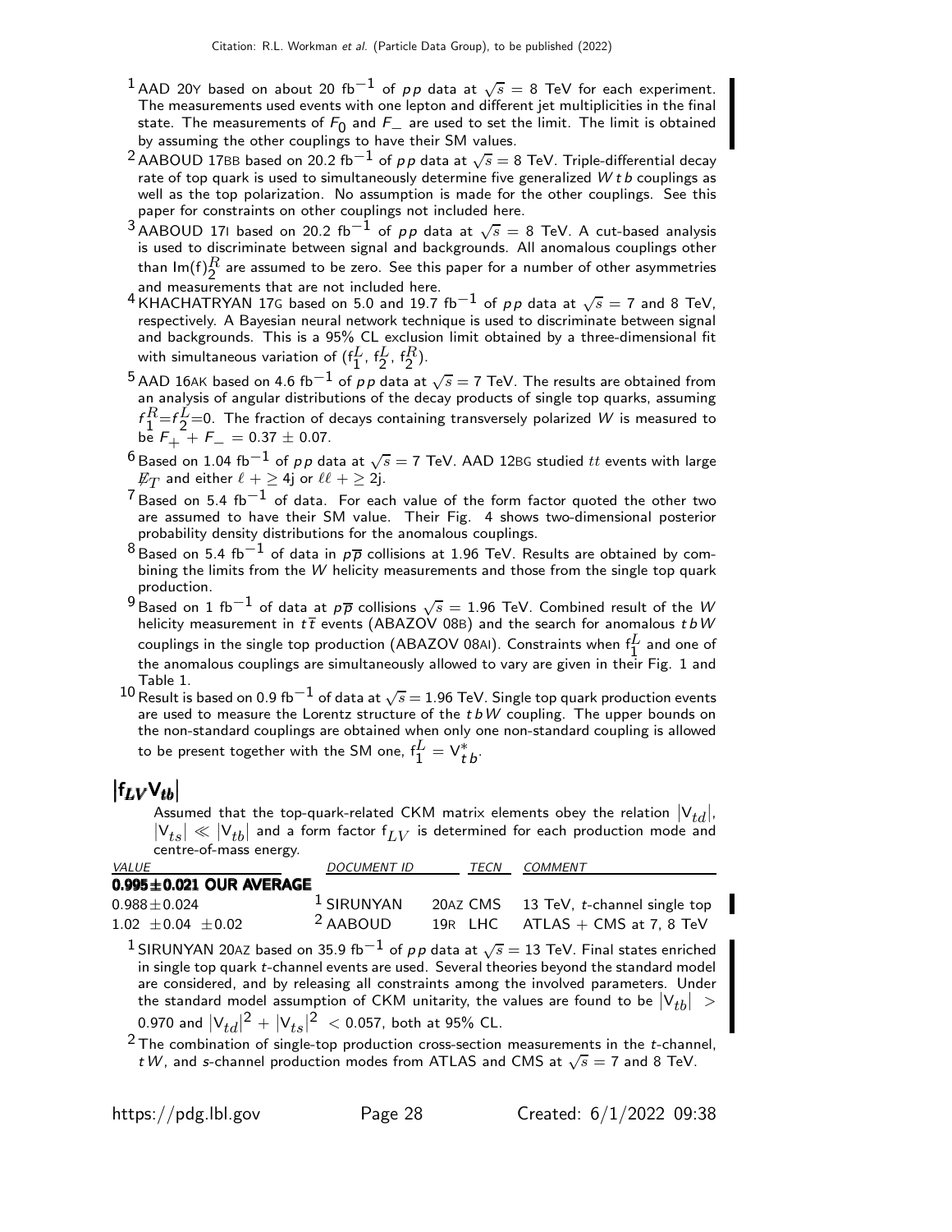[1] AAD 20Y based on about 20 fb$^{-1}$ of $pp$ data at $\sqrt{s}$ = 8 TeV for each experiment. The measurements used events with one lepton and different jet multiplicities in the final state. The measurements of $F_0$ and $F_-$ are used to set the limit. The limit is obtained by assuming the other couplings to have their SM values.

[2] AABOUD 17BB based on 20.2 fb$^{-1}$ of $pp$ data at $\sqrt{s}$ = 8 TeV. Triple-differential decay rate of top quark is used to simultaneously determine five generalized $Wtb$ couplings as well as the top polarization. No assumption is made for the other couplings. See this paper for constraints on other couplings not included here.

[3] AABOUD 17I based on 20.2 fb$^{-1}$ of $pp$ data at $\sqrt{s}$ = 8 TeV. A cut-based analysis is used to discriminate between signal and backgrounds. All anomalous couplings other than $\text{Im}(f)_2^R$ are assumed to be zero. See this paper for a number of other asymmetries and measurements that are not included here.

[4] KHACHATRYAN 17G based on 5.0 and 19.7 fb$^{-1}$ of $pp$ data at $\sqrt{s}$ = 7 and 8 TeV, respectively. A Bayesian neural network technique is used to discriminate between signal and backgrounds. This is a 95% CL exclusion limit obtained by a three-dimensional fit with simultaneous variation of ($f_1^L$, $f_2^L$, $f_2^R$).

[5] AAD 16AK based on 4.6 fb$^{-1}$ of $pp$ data at $\sqrt{s}$ = 7 TeV. The results are obtained from an analysis of angular distributions of the decay products of single top quarks, assuming $f_1^R$=$f_2^L$=0. The fraction of decays containing transversely polarized $W$ is measured to be $F_+ + F_- = 0.37 \pm 0.07$.

[6] Based on 1.04 fb$^{-1}$ of $pp$ data at $\sqrt{s}$ = 7 TeV. AAD 12BG studied $tt$ events with large $\not{E}_T$ and either $\ell + \geq$ 4j or $\ell\ell + \geq$ 2j.

[7] Based on 5.4 fb$^{-1}$ of data. For each value of the form factor quoted the other two are assumed to have their SM value. Their Fig. 4 shows two-dimensional posterior probability density distributions for the anomalous couplings.

[8] Based on 5.4 fb$^{-1}$ of data in $p\overline{p}$ collisions at 1.96 TeV. Results are obtained by combining the limits from the $W$ helicity measurements and those from the single top quark production.

[9] Based on 1 fb$^{-1}$ of data at $p\overline{p}$ collisions $\sqrt{s}$ = 1.96 TeV. Combined result of the $W$ helicity measurement in $t\overline{t}$ events (ABAZOV 08B) and the search for anomalous $tbW$ couplings in the single top production (ABAZOV 08AI). Constraints when $f_1^L$ and one of the anomalous couplings are simultaneously allowed to vary are given in their Fig. 1 and Table 1.

[10] Result is based on 0.9 fb$^{-1}$ of data at $\sqrt{s}$ = 1.96 TeV. Single top quark production events are used to measure the Lorentz structure of the $tbW$ coupling. The upper bounds on the non-standard couplings are obtained when only one non-standard coupling is allowed to be present together with the SM one, $f_1^L = V_{tb}^*$.

## $|f_{LV} V_{tb}|$

Assumed that the top-quark-related CKM matrix elements obey the relation $|V_{td}|$, $|V_{ts}| \ll |V_{tb}|$ and a form factor $f_{LV}$ is determined for each production mode and centre-of-mass energy.

| VALUE | DOCUMENT ID | TECN | COMMENT |
|---|---|---|---|
| **0.995±0.021 OUR AVERAGE** | | | |
| 0.988±0.024 | [1] SIRUNYAN | 20AZ CMS | 13 TeV, $t$-channel single top |
| 1.02 ±0.04 ±0.02 | [2] AABOUD | 19R LHC | ATLAS + CMS at 7, 8 TeV |

[1] SIRUNYAN 20AZ based on 35.9 fb$^{-1}$ of $pp$ data at $\sqrt{s}$ = 13 TeV. Final states enriched in single top quark $t$-channel events are used. Several theories beyond the standard model are considered, and by releasing all constraints among the involved parameters. Under the standard model assumption of CKM unitarity, the values are found to be $|V_{tb}| >$ 0.970 and $|V_{td}|^2 + |V_{ts}|^2 < 0.057$, both at 95% CL.

[2] The combination of single-top production cross-section measurements in the $t$-channel, $tW$, and $s$-channel production modes from ATLAS and CMS at $\sqrt{s}$ = 7 and 8 TeV.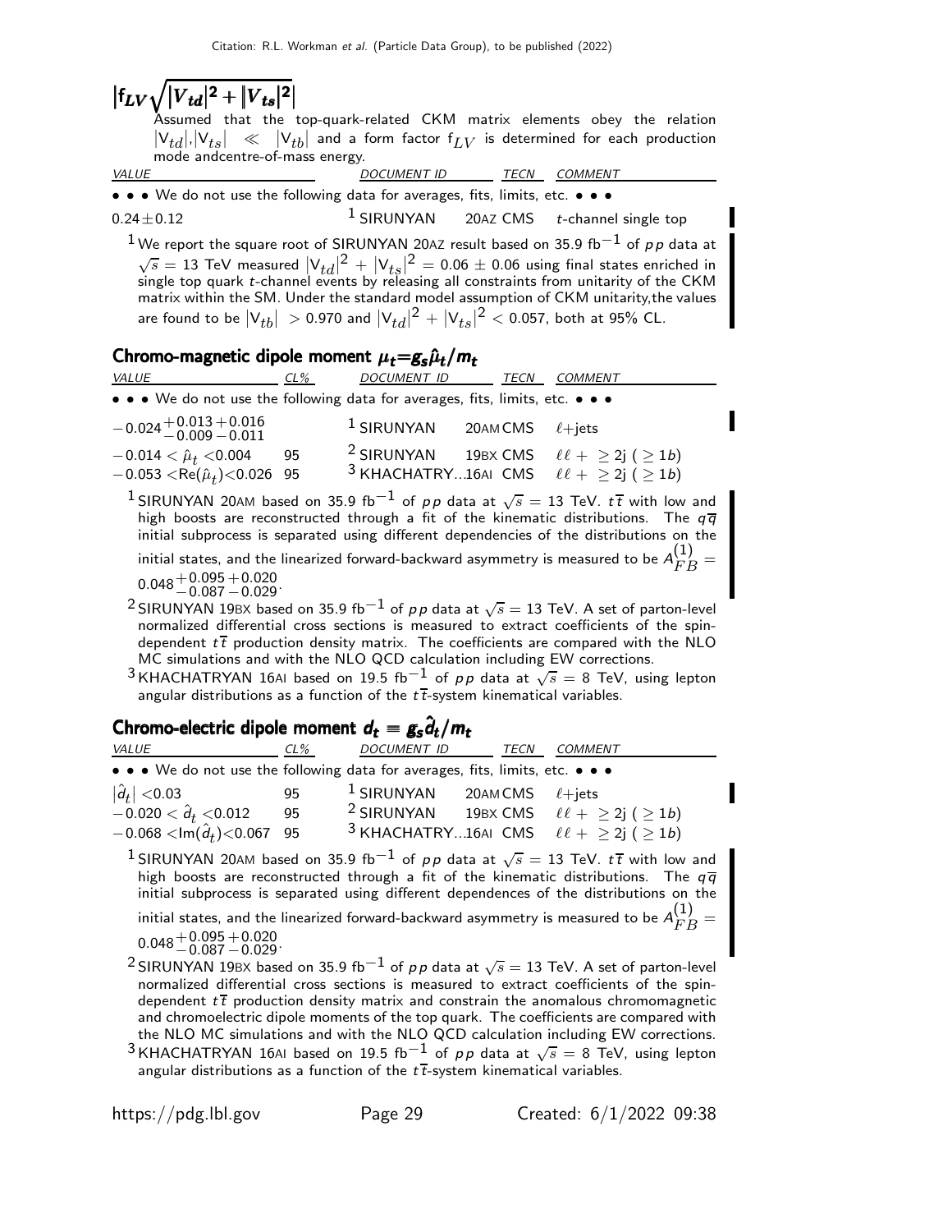## $|f_{LV}\sqrt{|V_{td}|^2 + |V_{ts}|^2}|$

Assumed that the top-quark-related CKM matrix elements obey the relation $|V_{td}|,|V_{ts}| \ll |V_{tb}|$ and a form factor $f_{LV}$ is determined for each production mode andcentre-of-mass energy.

| VALUE | DOCUMENT ID | TECN | COMMENT |
|---|---|---|---|
| • • • We do not use the following data for averages, fits, limits, etc. • • • | | | |
| $0.24\pm0.12$ | [1] SIRUNYAN | 20AZ CMS | $t$-channel single top |

[1] We report the square root of SIRUNYAN 20AZ result based on 35.9 fb$^{-1}$ of $pp$ data at $\sqrt{s}$ = 13 TeV measured $|V_{td}|^2 + |V_{ts}|^2 = 0.06 \pm 0.06$ using final states enriched in single top quark $t$-channel events by releasing all constraints from unitarity of the CKM matrix within the SM. Under the standard model assumption of CKM unitarity,the values are found to be $|V_{tb}| > 0.970$ and $|V_{td}|^2 + |V_{ts}|^2 < 0.057$, both at 95% CL.

## Chromo-magnetic dipole moment $\mu_t = g_s \hat{\mu}_t / m_t$

| VALUE | CL% | DOCUMENT ID | TECN | COMMENT |
|---|---|---|---|---|
| • • • We do not use the following data for averages, fits, limits, etc. • • • | | | | |
| $-0.024^{+0.013}_{-0.009}{}^{+0.016}_{-0.011}$ | | [1] SIRUNYAN | 20AM CMS | $\ell$+jets |
| $-0.014 < \hat{\mu}_t < 0.004$ | 95 | [2] SIRUNYAN | 19BX CMS | $\ell\ell + \geq 2j$ ($\geq 1b$) |
| $-0.053 < \mathrm{Re}(\hat{\mu}_t) < 0.026$ | 95 | [3] KHACHATRY...16AI | CMS | $\ell\ell + \geq 2j$ ($\geq 1b$) |

[1] SIRUNYAN 20AM based on 35.9 fb$^{-1}$ of $pp$ data at $\sqrt{s}$ = 13 TeV. $t\bar{t}$ with low and high boosts are reconstructed through a fit of the kinematic distributions. The $q\bar{q}$ initial subprocess is separated using different dependencies of the distributions on the initial states, and the linearized forward-backward asymmetry is measured to be $A^{(1)}_{FB} = 0.048^{+0.095}_{-0.087}{}^{+0.020}_{-0.029}$.

[2] SIRUNYAN 19BX based on 35.9 fb$^{-1}$ of $pp$ data at $\sqrt{s}$ = 13 TeV. A set of parton-level normalized differential cross sections is measured to extract coefficients of the spin-dependent $t\bar{t}$ production density matrix. The coefficients are compared with the NLO MC simulations and with the NLO QCD calculation including EW corrections.

[3] KHACHATRYAN 16AI based on 19.5 fb$^{-1}$ of $pp$ data at $\sqrt{s}$ = 8 TeV, using lepton angular distributions as a function of the $t\bar{t}$-system kinematical variables.

## Chromo-electric dipole moment $d_t = g_s \hat{d}_t / m_t$

| VALUE | CL% | DOCUMENT ID | TECN | COMMENT |
|---|---|---|---|---|
| • • • We do not use the following data for averages, fits, limits, etc. • • • | | | | |
| $\lvert\hat{d}_t\rvert < 0.03$ | 95 | [1] SIRUNYAN | 20AM CMS | $\ell$+jets |
| $-0.020 < \hat{d}_t < 0.012$ | 95 | [2] SIRUNYAN | 19BX CMS | $\ell\ell + \geq 2j$ ($\geq 1b$) |
| $-0.068 < \mathrm{Im}(\hat{d}_t) < 0.067$ | 95 | [3] KHACHATRY...16AI | CMS | $\ell\ell + \geq 2j$ ($\geq 1b$) |

[1] SIRUNYAN 20AM based on 35.9 fb$^{-1}$ of $pp$ data at $\sqrt{s}$ = 13 TeV. $t\bar{t}$ with low and high boosts are reconstructed through a fit of the kinematic distributions. The $q\bar{q}$ initial subprocess is separated using different dependences of the distributions on the initial states, and the linearized forward-backward asymmetry is measured to be $A^{(1)}_{FB} = 0.048^{+0.095}_{-0.087}{}^{+0.020}_{-0.029}$.

[2] SIRUNYAN 19BX based on 35.9 fb$^{-1}$ of $pp$ data at $\sqrt{s}$ = 13 TeV. A set of parton-level normalized differential cross sections is measured to extract coefficients of the spin-dependent $t\bar{t}$ production density matrix and constrain the anomalous chromomagnetic and chromoelectric dipole moments of the top quark. The coefficients are compared with the NLO MC simulations and with the NLO QCD calculation including EW corrections.

[3] KHACHATRYAN 16AI based on 19.5 fb$^{-1}$ of $pp$ data at $\sqrt{s}$ = 8 TeV, using lepton angular distributions as a function of the $t\bar{t}$-system kinematical variables.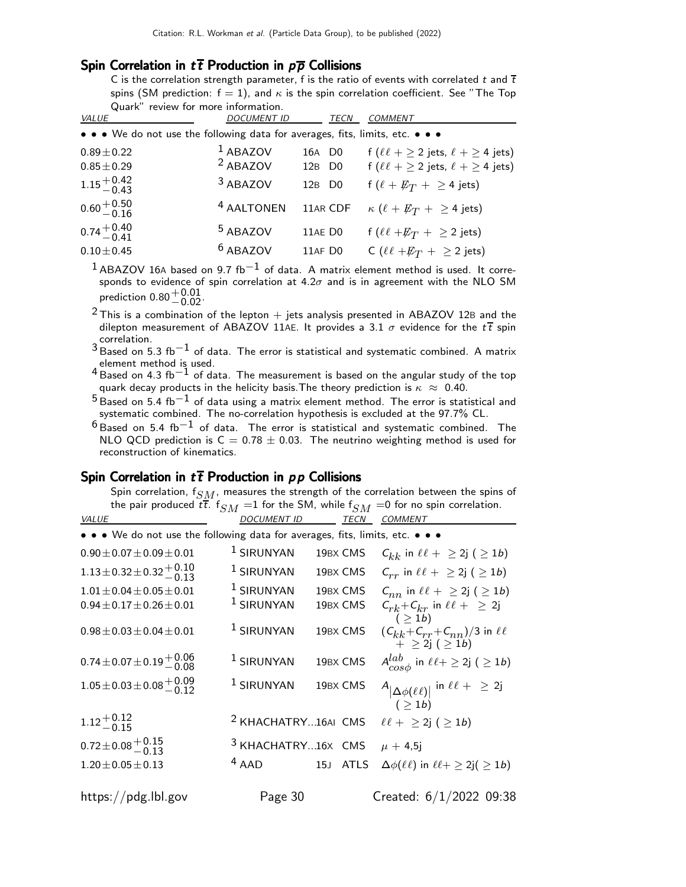## Spin Correlation in $t\overline{t}$ Production in $p\overline{p}$ Collisions

C is the correlation strength parameter, f is the ratio of events with correlated $t$ and $\overline{t}$ spins (SM prediction: f = 1), and $\kappa$ is the spin correlation coefficient. See "The Top Quark" review for more information.

| VALUE | DOCUMENT ID | | TECN | COMMENT |
|---|---|---|---|---|
| • • • We do not use the following data for averages, fits, limits, etc. • • • | | | | |
| $0.89 \pm 0.22$ | [1] ABAZOV | 16A | D0 | f ($\ell\ell + \geq 2$ jets, $\ell + \geq 4$ jets) |
| $0.85 \pm 0.29$ | [2] ABAZOV | 12B | D0 | f ($\ell\ell + \geq 2$ jets, $\ell + \geq 4$ jets) |
| $1.15^{+0.42}_{-0.43}$ | [3] ABAZOV | 12B | D0 | f ($\ell + \not{E}_T + \geq 4$ jets) |
| $0.60^{+0.50}_{-0.16}$ | [4] AALTONEN | 11AR | CDF | $\kappa$ ($\ell + \not{E}_T + \geq 4$ jets) |
| $0.74^{+0.40}_{-0.41}$ | [5] ABAZOV | 11AE | D0 | f ($\ell\ell + \not{E}_T + \geq 2$ jets) |
| $0.10 \pm 0.45$ | [6] ABAZOV | 11AF | D0 | C ($\ell\ell + \not{E}_T + \geq 2$ jets) |

[1] ABAZOV 16A based on 9.7 fb$^{-1}$ of data. A matrix element method is used. It corresponds to evidence of spin correlation at 4.2$\sigma$ and is in agreement with the NLO SM prediction $0.80^{+0.01}_{-0.02}$.

[2] This is a combination of the lepton + jets analysis presented in ABAZOV 12B and the dilepton measurement of ABAZOV 11AE. It provides a 3.1 $\sigma$ evidence for the $t\overline{t}$ spin correlation.

[3] Based on 5.3 fb$^{-1}$ of data. The error is statistical and systematic combined. A matrix element method is used.

[4] Based on 4.3 fb$^{-1}$ of data. The measurement is based on the angular study of the top quark decay products in the helicity basis.The theory prediction is $\kappa \approx 0.40$.

[5] Based on 5.4 fb$^{-1}$ of data using a matrix element method. The error is statistical and systematic combined. The no-correlation hypothesis is excluded at the 97.7% CL.

[6] Based on 5.4 fb$^{-1}$ of data. The error is statistical and systematic combined. The NLO QCD prediction is C = 0.78 ± 0.03. The neutrino weighting method is used for reconstruction of kinematics.

## Spin Correlation in $t\overline{t}$ Production in $pp$ Collisions

Spin correlation, $f_{SM}$, measures the strength of the correlation between the spins of the pair produced $t\overline{t}$. $f_{SM}$ =1 for the SM, while $f_{SM}$ =0 for no spin correlation.

| VALUE | DOCUMENT ID | | TECN | COMMENT |
|---|---|---|---|---|
| • • • We do not use the following data for averages, fits, limits, etc. • • • | | | | |
| $0.90 \pm 0.07 \pm 0.09 \pm 0.01$ | [1] SIRUNYAN | 19BX | CMS | $C_{kk}$ in $\ell\ell + \geq 2$j ( $\geq 1b$) |
| $1.13 \pm 0.32 \pm 0.32^{+0.10}_{-0.13}$ | [1] SIRUNYAN | 19BX | CMS | $C_{rr}$ in $\ell\ell + \geq 2$j ( $\geq 1b$) |
| $1.01 \pm 0.04 \pm 0.05 \pm 0.01$ | [1] SIRUNYAN | 19BX | CMS | $C_{nn}$ in $\ell\ell + \geq 2$j ( $\geq 1b$) |
| $0.94 \pm 0.17 \pm 0.26 \pm 0.01$ | [1] SIRUNYAN | 19BX | CMS | $C_{rk}+C_{kr}$ in $\ell\ell + \geq 2$j ( $\geq 1b$) |
| $0.98 \pm 0.03 \pm 0.04 \pm 0.01$ | [1] SIRUNYAN | 19BX | CMS | $(C_{kk}+C_{rr}+C_{nn})/3$ in $\ell\ell + \geq 2$j ( $\geq 1b$) |
| $0.74 \pm 0.07 \pm 0.19^{+0.06}_{-0.08}$ | [1] SIRUNYAN | 19BX | CMS | $A^{lab}_{cos\phi}$ in $\ell\ell + \geq 2$j ( $\geq 1b$) |
| $1.05 \pm 0.03 \pm 0.08^{+0.09}_{-0.12}$ | [1] SIRUNYAN | 19BX | CMS | $A_{\lvert\Delta\phi(\ell\ell)\rvert}$ in $\ell\ell + \geq 2$j ( $\geq 1b$) |
| $1.12^{+0.12}_{-0.15}$ | [2] KHACHATRY... | 16AI | CMS | $\ell\ell + \geq 2$j ( $\geq 1b$) |
| $0.72 \pm 0.08^{+0.15}_{-0.13}$ | [3] KHACHATRY... | 16X | CMS | $\mu$ + 4,5j |
| $1.20 \pm 0.05 \pm 0.13$ | [4] AAD | 15J | ATLS | $\Delta\phi(\ell\ell)$ in $\ell\ell + \geq 2$j( $\geq 1b$) |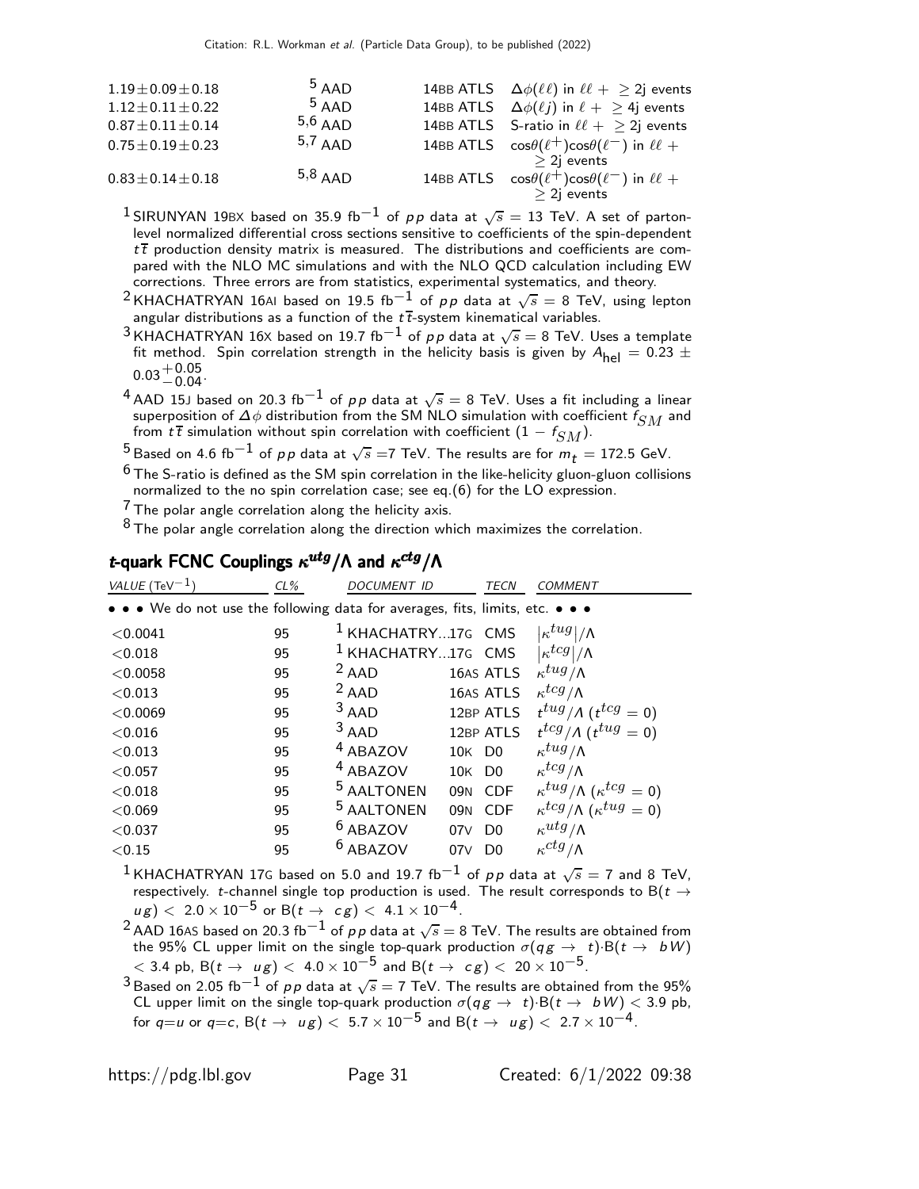| | | | | |
|---|---|---|---|---|
| $1.19 \pm 0.09 \pm 0.18$ | [5] AAD | 14BB | ATLS | $\Delta\phi(\ell\ell)$ in $\ell\ell + \geq 2$j events |
| $1.12 \pm 0.11 \pm 0.22$ | [5] AAD | 14BB | ATLS | $\Delta\phi(\ell j)$ in $\ell + \geq 4$j events |
| $0.87 \pm 0.11 \pm 0.14$ | [5,6] AAD | 14BB | ATLS | S-ratio in $\ell\ell + \geq 2$j events |
| $0.75 \pm 0.19 \pm 0.23$ | [5,7] AAD | 14BB | ATLS | $\cos\theta(\ell^+)\cos\theta(\ell^-)$ in $\ell\ell + \geq 2$j events |
| $0.83 \pm 0.14 \pm 0.18$ | [5,8] AAD | 14BB | ATLS | $\cos\theta(\ell^+)\cos\theta(\ell^-)$ in $\ell\ell + \geq 2$j events |

[1] SIRUNYAN 19BX based on 35.9 fb$^{-1}$ of $pp$ data at $\sqrt{s}$ = 13 TeV. A set of parton-level normalized differential cross sections sensitive to coefficients of the spin-dependent $t\overline{t}$ production density matrix is measured. The distributions and coefficients are compared with the NLO MC simulations and with the NLO QCD calculation including EW corrections. Three errors are from statistics, experimental systematics, and theory.

[2] KHACHATRYAN 16AI based on 19.5 fb$^{-1}$ of $pp$ data at $\sqrt{s}$ = 8 TeV, using lepton angular distributions as a function of the $t\overline{t}$-system kinematical variables.

[3] KHACHATRYAN 16X based on 19.7 fb$^{-1}$ of $pp$ data at $\sqrt{s}$ = 8 TeV. Uses a template fit method. Spin correlation strength in the helicity basis is given by $A_{\text{hel}} = 0.23 \pm 0.03^{+0.05}_{-0.04}$.

[4] AAD 15J based on 20.3 fb$^{-1}$ of $pp$ data at $\sqrt{s}$ = 8 TeV. Uses a fit including a linear superposition of $\Delta\phi$ distribution from the SM NLO simulation with coefficient $f_{SM}$ and from $t\overline{t}$ simulation without spin correlation with coefficient $(1 - f_{SM})$.

[5] Based on 4.6 fb$^{-1}$ of $pp$ data at $\sqrt{s}$ =7 TeV. The results are for $m_t$ = 172.5 GeV.

[6] The S-ratio is defined as the SM spin correlation in the like-helicity gluon-gluon collisions normalized to the no spin correlation case; see eq.(6) for the LO expression.

[7] The polar angle correlation along the helicity axis.

[8] The polar angle correlation along the direction which maximizes the correlation.

## *t*-quark FCNC Couplings $\kappa^{utg}/\Lambda$ and $\kappa^{ctg}/\Lambda$

| VALUE (TeV$^{-1}$) | CL% | DOCUMENT ID | | TECN | COMMENT |
|---|---|---|---|---|---|
| • • • We do not use the following data for averages, fits, limits, etc. • • • | | | | | |
| $<0.0041$ | 95 | [1] KHACHATRY... | 17G | CMS | $\lvert\kappa^{tug}\rvert/\Lambda$ |
| $<0.018$ | 95 | [1] KHACHATRY... | 17G | CMS | $\lvert\kappa^{tcg}\rvert/\Lambda$ |
| $<0.0058$ | 95 | [2] AAD | 16AS | ATLS | $\kappa^{tug}/\Lambda$ |
| $<0.013$ | 95 | [2] AAD | 16AS | ATLS | $\kappa^{tcg}/\Lambda$ |
| $<0.0069$ | 95 | [3] AAD | 12BP | ATLS | $t^{tug}/\Lambda$ ($t^{tcg} = 0$) |
| $<0.016$ | 95 | [3] AAD | 12BP | ATLS | $t^{tcg}/\Lambda$ ($t^{tug} = 0$) |
| $<0.013$ | 95 | [4] ABAZOV | 10K | D0 | $\kappa^{tug}/\Lambda$ |
| $<0.057$ | 95 | [4] ABAZOV | 10K | D0 | $\kappa^{tcg}/\Lambda$ |
| $<0.018$ | 95 | [5] AALTONEN | 09N | CDF | $\kappa^{tug}/\Lambda$ ($\kappa^{tcg} = 0$) |
| $<0.069$ | 95 | [5] AALTONEN | 09N | CDF | $\kappa^{tcg}/\Lambda$ ($\kappa^{tug} = 0$) |
| $<0.037$ | 95 | [6] ABAZOV | 07V | D0 | $\kappa^{utg}/\Lambda$ |
| $<0.15$ | 95 | [6] ABAZOV | 07V | D0 | $\kappa^{ctg}/\Lambda$ |

[1] KHACHATRYAN 17G based on 5.0 and 19.7 fb$^{-1}$ of $pp$ data at $\sqrt{s}$ = 7 and 8 TeV, respectively. $t$-channel single top production is used. The result corresponds to B($t \rightarrow ug$) $< 2.0 \times 10^{-5}$ or B($t \rightarrow cg$) $< 4.1 \times 10^{-4}$.

[2] AAD 16AS based on 20.3 fb$^{-1}$ of $pp$ data at $\sqrt{s}$ = 8 TeV. The results are obtained from the 95% CL upper limit on the single top-quark production $\sigma(qg \rightarrow t)\cdot$B($t \rightarrow bW$) $<$ 3.4 pb, B($t \rightarrow ug$) $< 4.0 \times 10^{-5}$ and B($t \rightarrow cg$) $< 20 \times 10^{-5}$.

[3] Based on 2.05 fb$^{-1}$ of $pp$ data at $\sqrt{s}$ = 7 TeV. The results are obtained from the 95% CL upper limit on the single top-quark production $\sigma(qg \rightarrow t)\cdot$B($t \rightarrow bW$) $<$ 3.9 pb, for $q$=$u$ or $q$=$c$, B($t \rightarrow ug$) $< 5.7 \times 10^{-5}$ and B($t \rightarrow ug$) $< 2.7 \times 10^{-4}$.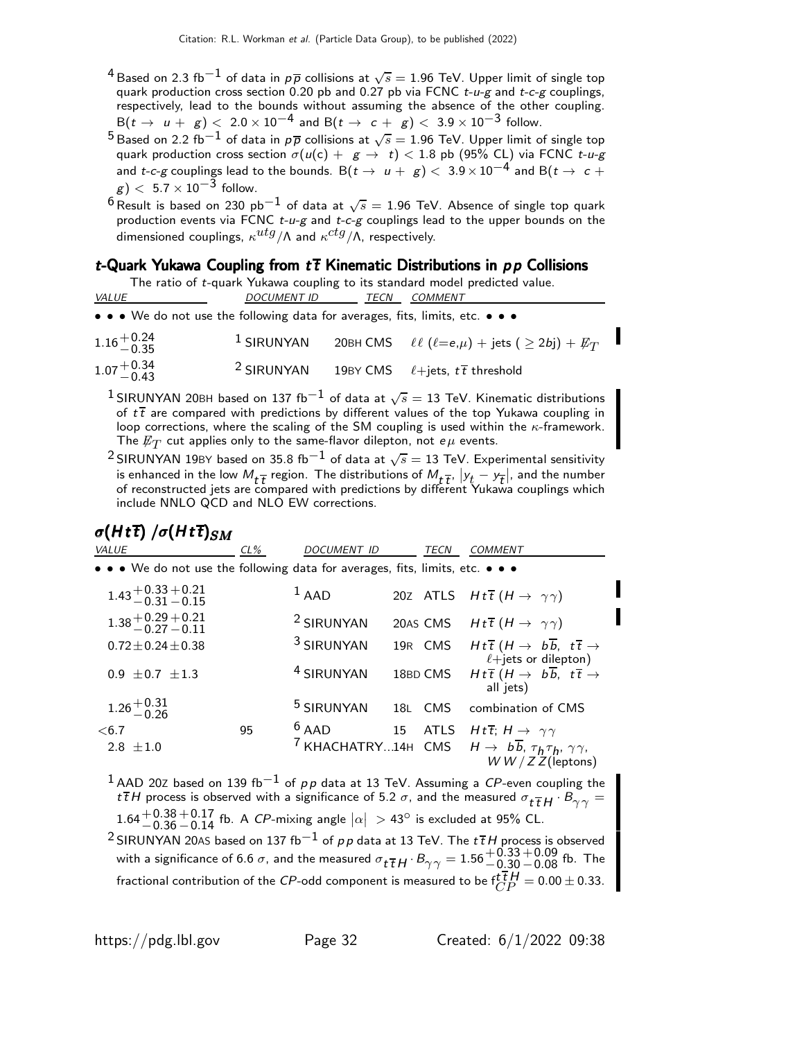[4] Based on 2.3 fb$^{-1}$ of data in $p\overline{p}$ collisions at $\sqrt{s}$ = 1.96 TeV. Upper limit of single top quark production cross section 0.20 pb and 0.27 pb via FCNC $t$-$u$-$g$ and $t$-$c$-$g$ couplings, respectively, lead to the bounds without assuming the absence of the other coupling. $B(t \to u + g) < 2.0 \times 10^{-4}$ and $B(t \to c + g) < 3.9 \times 10^{-3}$ follow.

[5] Based on 2.2 fb$^{-1}$ of data in $p\overline{p}$ collisions at $\sqrt{s}$ = 1.96 TeV. Upper limit of single top quark production cross section $\sigma(u(c) + g \to t) < 1.8$ pb (95% CL) via FCNC $t$-$u$-$g$ and $t$-$c$-$g$ couplings lead to the bounds. $B(t \to u + g) < 3.9 \times 10^{-4}$ and $B(t \to c + g) < 5.7 \times 10^{-3}$ follow.

[6] Result is based on 230 pb$^{-1}$ of data at $\sqrt{s}$ = 1.96 TeV. Absence of single top quark production events via FCNC $t$-$u$-$g$ and $t$-$c$-$g$ couplings lead to the upper bounds on the dimensioned couplings, $\kappa^{utg}/\Lambda$ and $\kappa^{ctg}/\Lambda$, respectively.

### $t$-Quark Yukawa Coupling from $t\overline{t}$ Kinematic Distributions in $pp$ Collisions

The ratio of $t$-quark Yukawa coupling to its standard model predicted value.

| VALUE | DOCUMENT ID | TECN | COMMENT |
|---|---|---|---|
| • • • We do not use the following data for averages, fits, limits, etc. • • • | | | |
| $1.16^{+0.24}_{-0.35}$ | [1] SIRUNYAN 20BH | CMS | $\ell\ell$ ($\ell$=$e$,$\mu$) + jets ($\geq 2b$j) + $E\!\!\!/_T$ |
| $1.07^{+0.34}_{-0.43}$ | [2] SIRUNYAN 19BY | CMS | $\ell$+jets, $t\overline{t}$ threshold |

[1] SIRUNYAN 20BH based on 137 fb$^{-1}$ of data at $\sqrt{s}$ = 13 TeV. Kinematic distributions of $t\overline{t}$ are compared with predictions by different values of the top Yukawa coupling in loop corrections, where the scaling of the SM coupling is used within the $\kappa$-framework. The $E\!\!\!/_T$ cut applies only to the same-flavor dilepton, not $e\mu$ events.

[2] SIRUNYAN 19BY based on 35.8 fb$^{-1}$ of data at $\sqrt{s}$ = 13 TeV. Experimental sensitivity is enhanced in the low $M_{t\overline{t}}$ region. The distributions of $M_{t\overline{t}}$, $|y_t - y_{\overline{t}}|$, and the number of reconstructed jets are compared with predictions by different Yukawa couplings which include NNLO QCD and NLO EW corrections.

## $\sigma(Ht\overline{t})$ / $\sigma(Ht\overline{t})_{SM}$

| VALUE | CL% | DOCUMENT ID | TECN | COMMENT |
|---|---|---|---|---|
| • • • We do not use the following data for averages, fits, limits, etc. • • • | | | | |
| $1.43^{+0.33}_{-0.31}{}^{+0.21}_{-0.15}$ | | [1] AAD 20Z | ATLS | $Ht\overline{t}$ ($H \to \gamma\gamma$) |
| $1.38^{+0.29}_{-0.27}{}^{+0.21}_{-0.11}$ | | [2] SIRUNYAN 20AS | CMS | $Ht\overline{t}$ ($H \to \gamma\gamma$) |
| $0.72 \pm 0.24 \pm 0.38$ | | [3] SIRUNYAN 19R | CMS | $Ht\overline{t}$ ($H \to b\overline{b}$, $t\overline{t} \to$ $\ell$+jets or dilepton) |
| $0.9 \pm 0.7 \pm 1.3$ | | [4] SIRUNYAN 18BD | CMS | $Ht\overline{t}$ ($H \to b\overline{b}$, $t\overline{t} \to$ all jets) |
| $1.26^{+0.31}_{-0.26}$ | | [5] SIRUNYAN 18L | CMS | combination of CMS |
| $<6.7$ | 95 | [6] AAD 15 | ATLS | $Ht\overline{t}$; $H \to \gamma\gamma$ |
| $2.8 \pm 1.0$ | | [7] KHACHATRY...14H | CMS | $H \to b\overline{b}$, $\tau_h\tau_h$, $\gamma\gamma$, $WW/ZZ$(leptons) |

[1] AAD 20Z based on 139 fb$^{-1}$ of $pp$ data at 13 TeV. Assuming a $CP$-even coupling the $t\overline{t}H$ process is observed with a significance of 5.2 $\sigma$, and the measured $\sigma_{t\overline{t}H} \cdot B_{\gamma\gamma} = 1.64^{+0.38}_{-0.36}{}^{+0.17}_{-0.14}$ fb. A $CP$-mixing angle $|\alpha| > 43°$ is excluded at 95% CL.

[2] SIRUNYAN 20AS based on 137 fb$^{-1}$ of $pp$ data at 13 TeV. The $t\overline{t}H$ process is observed with a significance of 6.6 $\sigma$, and the measured $\sigma_{t\overline{t}H} \cdot B_{\gamma\gamma} = 1.56^{+0.33}_{-0.30}{}^{+0.09}_{-0.08}$ fb. The fractional contribution of the $CP$-odd component is measured to be $f^{t\overline{t}H}_{CP} = 0.00 \pm 0.33$.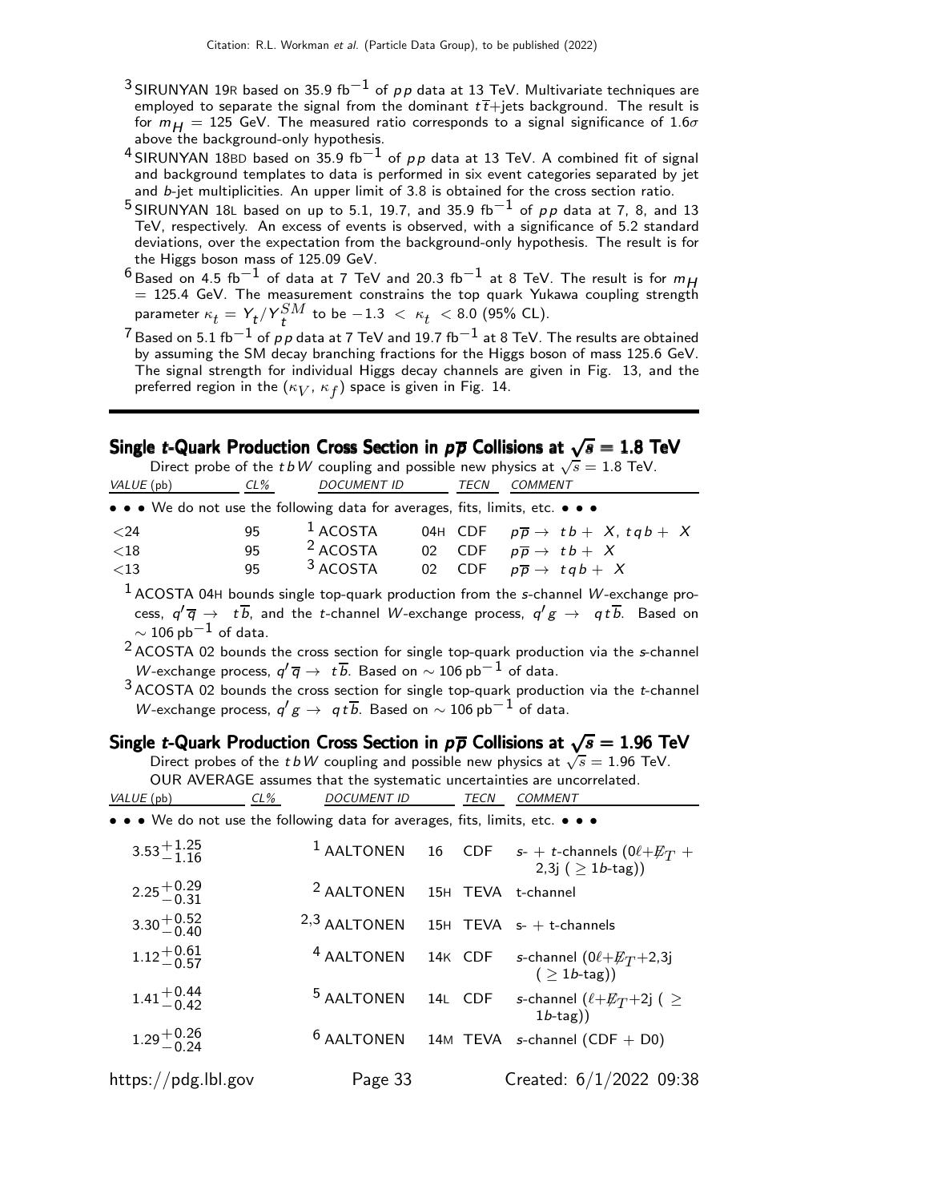[3] SIRUNYAN 19R based on 35.9 fb$^{-1}$ of $pp$ data at 13 TeV. Multivariate techniques are employed to separate the signal from the dominant $t\overline{t}$+jets background. The result is for $m_H$ = 125 GeV. The measured ratio corresponds to a signal significance of 1.6$\sigma$ above the background-only hypothesis.

[4] SIRUNYAN 18BD based on 35.9 fb$^{-1}$ of $pp$ data at 13 TeV. A combined fit of signal and background templates to data is performed in six event categories separated by jet and $b$-jet multiplicities. An upper limit of 3.8 is obtained for the cross section ratio.

[5] SIRUNYAN 18L based on up to 5.1, 19.7, and 35.9 fb$^{-1}$ of $pp$ data at 7, 8, and 13 TeV, respectively. An excess of events is observed, with a significance of 5.2 standard deviations, over the expectation from the background-only hypothesis. The result is for the Higgs boson mass of 125.09 GeV.

[6] Based on 4.5 fb$^{-1}$ of data at 7 TeV and 20.3 fb$^{-1}$ at 8 TeV. The result is for $m_H$ = 125.4 GeV. The measurement constrains the top quark Yukawa coupling strength parameter $\kappa_t = Y_t/Y_t^{SM}$ to be $-1.3 < \kappa_t < 8.0$ (95% CL).

[7] Based on 5.1 fb$^{-1}$ of $pp$ data at 7 TeV and 19.7 fb$^{-1}$ at 8 TeV. The results are obtained by assuming the SM decay branching fractions for the Higgs boson of mass 125.6 GeV. The signal strength for individual Higgs decay channels are given in Fig. 13, and the preferred region in the $(\kappa_V, \kappa_f)$ space is given in Fig. 14.

## Single $t$-Quark Production Cross Section in $p\overline{p}$ Collisions at $\sqrt{s}$ = 1.8 TeV

Direct probe of the $tbW$ coupling and possible new physics at $\sqrt{s}$ = 1.8 TeV.

| VALUE (pb) | CL% | DOCUMENT ID | | TECN | COMMENT |
|---|---|---|---|---|---|
| • • • We do not use the following data for averages, fits, limits, etc. • • • | | | | | |
| <24 | 95 | [1] ACOSTA | 04H | CDF | $p\overline{p} \rightarrow tb + X,\ tqb + X$ |
| <18 | 95 | [2] ACOSTA | 02 | CDF | $p\overline{p} \rightarrow tb + X$ |
| <13 | 95 | [3] ACOSTA | 02 | CDF | $p\overline{p} \rightarrow tqb + X$ |

[1] ACOSTA 04H bounds single top-quark production from the $s$-channel $W$-exchange process, $q'\overline{q} \rightarrow t\overline{b}$, and the $t$-channel $W$-exchange process, $q'g \rightarrow qt\overline{b}$. Based on $\sim$ 106 pb$^{-1}$ of data.

[2] ACOSTA 02 bounds the cross section for single top-quark production via the $s$-channel $W$-exchange process, $q'\overline{q} \rightarrow t\overline{b}$. Based on $\sim$ 106 pb$^{-1}$ of data.

[3] ACOSTA 02 bounds the cross section for single top-quark production via the $t$-channel $W$-exchange process, $q'g \rightarrow qt\overline{b}$. Based on $\sim$ 106 pb$^{-1}$ of data.

## Single $t$-Quark Production Cross Section in $p\overline{p}$ Collisions at $\sqrt{s}$ = 1.96 TeV

Direct probes of the $tbW$ coupling and possible new physics at $\sqrt{s}$ = 1.96 TeV.

OUR AVERAGE assumes that the systematic uncertainties are uncorrelated.

| VALUE (pb) | CL% | DOCUMENT ID | | TECN | COMMENT |
|---|---|---|---|---|---|
| • • • We do not use the following data for averages, fits, limits, etc. • • • | | | | | |
| $3.53^{+1.25}_{-1.16}$ | | [1] AALTONEN | 16 | CDF | $s$- + $t$-channels ($0\ell+\not{E}_T$ + 2,3j ($\geq 1b$-tag)) |
| $2.25^{+0.29}_{-0.31}$ | | [2] AALTONEN | 15H | TEVA | t-channel |
| $3.30^{+0.52}_{-0.40}$ | | [2,3] AALTONEN | 15H | TEVA | s- + t-channels |
| $1.12^{+0.61}_{-0.57}$ | | [4] AALTONEN | 14K | CDF | $s$-channel ($0\ell+\not{E}_T$+2,3j ($\geq 1b$-tag)) |
| $1.41^{+0.44}_{-0.42}$ | | [5] AALTONEN | 14L | CDF | $s$-channel ($\ell+\not{E}_T$+2j ($\geq 1b$-tag)) |
| $1.29^{+0.26}_{-0.24}$ | | [6] AALTONEN | 14M | TEVA | $s$-channel (CDF + D0) |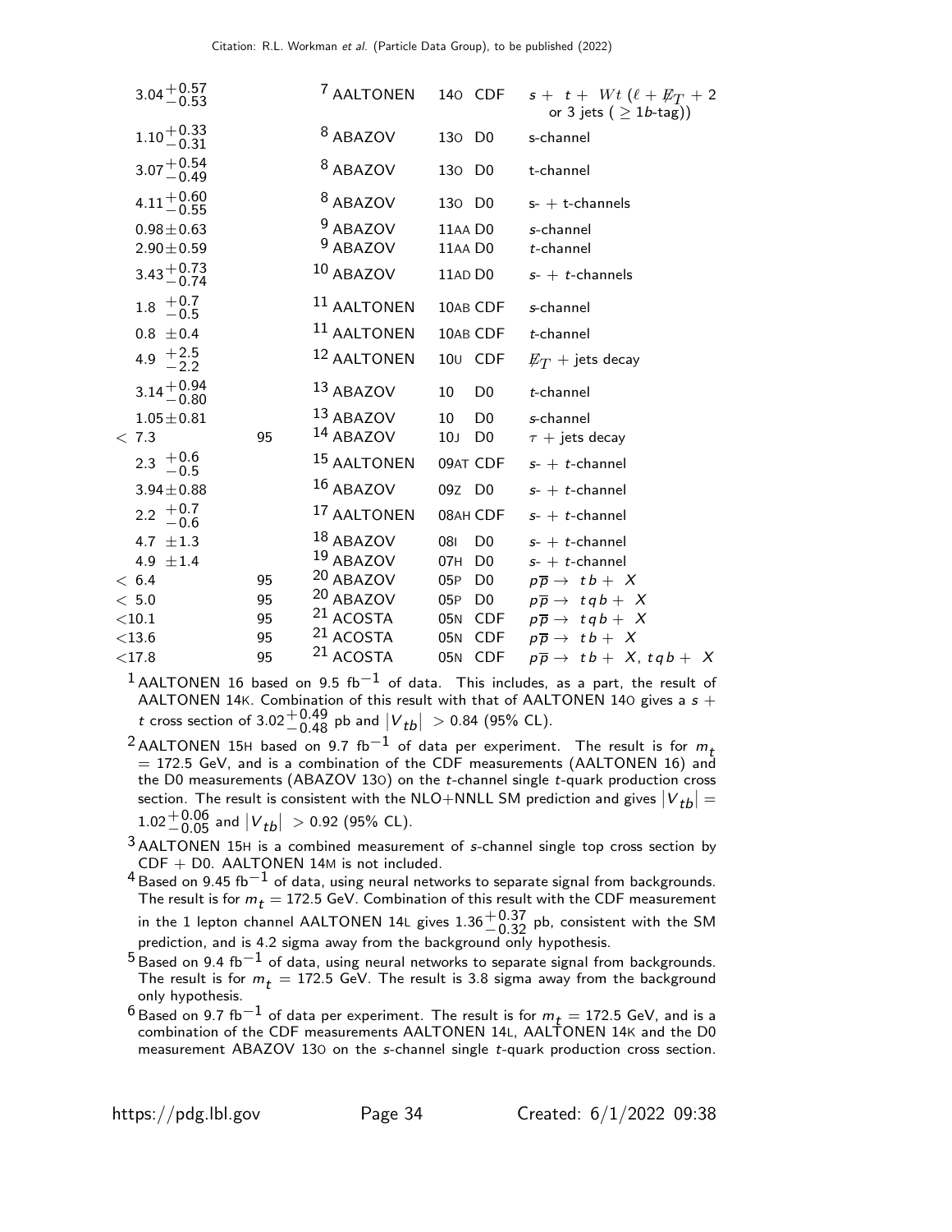| VALUE | CL% | DOCUMENT ID | | TECN | COMMENT |
|---|---|---|---|---|---|
| $3.04^{+0.57}_{-0.53}$ | | [7] AALTONEN | 14O | CDF | $s+\ t+\ Wt$ ($\ell + \not{E}_T + 2$ or 3 jets ($\geq 1b$-tag)) |
| $1.10^{+0.33}_{-0.31}$ | | [8] ABAZOV | 13O | D0 | s-channel |
| $3.07^{+0.54}_{-0.49}$ | | [8] ABAZOV | 13O | D0 | t-channel |
| $4.11^{+0.60}_{-0.55}$ | | [8] ABAZOV | 13O | D0 | s- + t-channels |
| $0.98 \pm 0.63$ | | [9] ABAZOV | 11AA | D0 | *s*-channel |
| $2.90 \pm 0.59$ | | [9] ABAZOV | 11AA | D0 | *t*-channel |
| $3.43^{+0.73}_{-0.74}$ | | [10] ABAZOV | 11AD | D0 | *s*- + *t*-channels |
| $1.8\ ^{+0.7}_{-0.5}$ | | [11] AALTONEN | 10AB | CDF | *s*-channel |
| $0.8\ \pm 0.4$ | | [11] AALTONEN | 10AB | CDF | *t*-channel |
| $4.9\ ^{+2.5}_{-2.2}$ | | [12] AALTONEN | 10U | CDF | $\not{E}_T$ + jets decay |
| $3.14^{+0.94}_{-0.80}$ | | [13] ABAZOV | 10 | D0 | *t*-channel |
| $1.05 \pm 0.81$ | | [13] ABAZOV | 10 | D0 | *s*-channel |
| $< 7.3$ | 95 | [14] ABAZOV | 10J | D0 | $\tau$ + jets decay |
| $2.3\ ^{+0.6}_{-0.5}$ | | [15] AALTONEN | 09AT | CDF | *s*- + *t*-channel |
| $3.94 \pm 0.88$ | | [16] ABAZOV | 09Z | D0 | *s*- + *t*-channel |
| $2.2\ ^{+0.7}_{-0.6}$ | | [17] AALTONEN | 08AH | CDF | *s*- + *t*-channel |
| $4.7\ \pm 1.3$ | | [18] ABAZOV | 08I | D0 | *s*- + *t*-channel |
| $4.9\ \pm 1.4$ | | [19] ABAZOV | 07H | D0 | *s*- + *t*-channel |
| $< 6.4$ | 95 | [20] ABAZOV | 05P | D0 | $p\overline{p} \rightarrow\ tb +\ X$ |
| $< 5.0$ | 95 | [20] ABAZOV | 05P | D0 | $p\overline{p} \rightarrow\ tqb +\ X$ |
| $<10.1$ | 95 | [21] ACOSTA | 05N | CDF | $p\overline{p} \rightarrow\ tqb +\ X$ |
| $<13.6$ | 95 | [21] ACOSTA | 05N | CDF | $p\overline{p} \rightarrow\ tb +\ X$ |
| $<17.8$ | 95 | [21] ACOSTA | 05N | CDF | $p\overline{p} \rightarrow\ tb +\ X,\ tqb +\ X$ |

[1] AALTONEN 16 based on 9.5 $\text{fb}^{-1}$ of data. This includes, as a part, the result of AALTONEN 14K. Combination of this result with that of AALTONEN 14O gives a $s$ + $t$ cross section of $3.02^{+0.49}_{-0.48}$ pb and $|V_{tb}| > 0.84$ (95% CL).

[2] AALTONEN 15H based on 9.7 $\text{fb}^{-1}$ of data per experiment. The result is for $m_t$ = 172.5 GeV, and is a combination of the CDF measurements (AALTONEN 16) and the D0 measurements (ABAZOV 13O) on the $t$-channel single $t$-quark production cross section. The result is consistent with the NLO+NNLL SM prediction and gives $|V_{tb}| = 1.02^{+0.06}_{-0.05}$ and $|V_{tb}| > 0.92$ (95% CL).

[3] AALTONEN 15H is a combined measurement of $s$-channel single top cross section by CDF + D0. AALTONEN 14M is not included.

[4] Based on 9.45 $\text{fb}^{-1}$ of data, using neural networks to separate signal from backgrounds. The result is for $m_t$ = 172.5 GeV. Combination of this result with the CDF measurement in the 1 lepton channel AALTONEN 14L gives $1.36^{+0.37}_{-0.32}$ pb, consistent with the SM prediction, and is 4.2 sigma away from the background only hypothesis.

[5] Based on 9.4 $\text{fb}^{-1}$ of data, using neural networks to separate signal from backgrounds. The result is for $m_t$ = 172.5 GeV. The result is 3.8 sigma away from the background only hypothesis.

[6] Based on 9.7 $\text{fb}^{-1}$ of data per experiment. The result is for $m_t$ = 172.5 GeV, and is a combination of the CDF measurements AALTONEN 14L, AALTONEN 14K and the D0 measurement ABAZOV 13O on the $s$-channel single $t$-quark production cross section.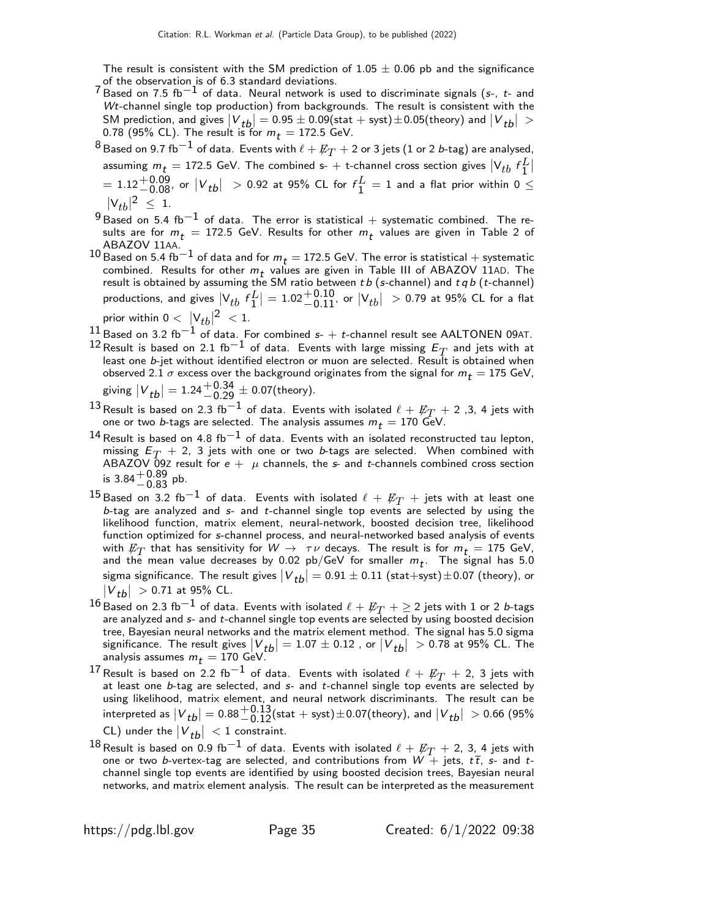The result is consistent with the SM prediction of $1.05 \pm 0.06$ pb and the significance of the observation is of 6.3 standard deviations.

[7] Based on 7.5 fb$^{-1}$ of data. Neural network is used to discriminate signals ($s$-, $t$- and $Wt$-channel single top production) from backgrounds. The result is consistent with the SM prediction, and gives $|V_{tb}| = 0.95 \pm 0.09$(stat + syst)$\pm 0.05$(theory) and $|V_{tb}| > 0.78$ (95% CL). The result is for $m_t = 172.5$ GeV.

[8] Based on 9.7 fb$^{-1}$ of data. Events with $\ell + \not{E}_T + 2$ or 3 jets (1 or 2 $b$-tag) are analysed, assuming $m_t = 172.5$ GeV. The combined s- + t-channel cross section gives $|V_{tb}\ f_1^L| = 1.12^{+0.09}_{-0.08}$, or $|V_{tb}| > 0.92$ at 95% CL for $f_1^L = 1$ and a flat prior within $0 \leq |V_{tb}|^2 \leq 1$.

[9] Based on 5.4 fb$^{-1}$ of data. The error is statistical + systematic combined. The results are for $m_t = 172.5$ GeV. Results for other $m_t$ values are given in Table 2 of ABAZOV 11AA.

[10] Based on 5.4 fb$^{-1}$ of data and for $m_t = 172.5$ GeV. The error is statistical + systematic combined. Results for other $m_t$ values are given in Table III of ABAZOV 11AD. The result is obtained by assuming the SM ratio between $t\,b$ ($s$-channel) and $t\,q\,b$ ($t$-channel) productions, and gives $|V_{tb}\ f_1^L| = 1.02^{+0.10}_{-0.11}$, or $|V_{tb}| > 0.79$ at 95% CL for a flat prior within $0 < |V_{tb}|^2 < 1$.

[11] Based on 3.2 fb$^{-1}$ of data. For combined $s$- + $t$-channel result see AALTONEN 09AT.

[12] Result is based on 2.1 fb$^{-1}$ of data. Events with large missing $E_T$ and jets with at least one $b$-jet without identified electron or muon are selected. Result is obtained when observed 2.1 $\sigma$ excess over the background originates from the signal for $m_t = 175$ GeV, giving $|V_{tb}| = 1.24^{+0.34}_{-0.29} \pm 0.07$(theory).

[13] Result is based on 2.3 fb$^{-1}$ of data. Events with isolated $\ell + \not{E}_T + 2$ ,3, 4 jets with one or two $b$-tags are selected. The analysis assumes $m_t = 170$ GeV.

[14] Result is based on 4.8 fb$^{-1}$ of data. Events with an isolated reconstructed tau lepton, missing $E_T + 2$, 3 jets with one or two $b$-tags are selected. When combined with ABAZOV 09Z result for $e + \mu$ channels, the $s$- and $t$-channels combined cross section is $3.84^{+0.89}_{-0.83}$ pb.

[15] Based on 3.2 fb$^{-1}$ of data. Events with isolated $\ell + \not{E}_T +$ jets with at least one $b$-tag are analyzed and $s$- and $t$-channel single top events are selected by using the likelihood function, matrix element, neural-network, boosted decision tree, likelihood function optimized for $s$-channel process, and neural-networked based analysis of events with $\not{E}_T$ that has sensitivity for $W \rightarrow \tau\nu$ decays. The result is for $m_t = 175$ GeV, and the mean value decreases by 0.02 pb/GeV for smaller $m_t$. The signal has 5.0 sigma significance. The result gives $|V_{tb}| = 0.91 \pm 0.11$ (stat+syst)$\pm 0.07$ (theory), or $|V_{tb}| > 0.71$ at 95% CL.

[16] Based on 2.3 fb$^{-1}$ of data. Events with isolated $\ell + \not{E}_T + \geq 2$ jets with 1 or 2 $b$-tags are analyzed and $s$- and $t$-channel single top events are selected by using boosted decision tree, Bayesian neural networks and the matrix element method. The signal has 5.0 sigma significance. The result gives $|V_{tb}| = 1.07 \pm 0.12$ , or $|V_{tb}| > 0.78$ at 95% CL. The analysis assumes $m_t = 170$ GeV.

[17] Result is based on 2.2 fb$^{-1}$ of data. Events with isolated $\ell + \not{E}_T + 2$, 3 jets with at least one $b$-tag are selected, and $s$- and $t$-channel single top events are selected by using likelihood, matrix element, and neural network discriminants. The result can be interpreted as $|V_{tb}| = 0.88^{+0.13}_{-0.12}$(stat + syst)$\pm 0.07$(theory), and $|V_{tb}| > 0.66$ (95% CL) under the $|V_{tb}| < 1$ constraint.

[18] Result is based on 0.9 fb$^{-1}$ of data. Events with isolated $\ell + \not{E}_T + 2$, 3, 4 jets with one or two $b$-vertex-tag are selected, and contributions from $W +$ jets, $t\bar{t}$, $s$- and $t$-channel single top events are identified by using boosted decision trees, Bayesian neural networks, and matrix element analysis. The result can be interpreted as the measurement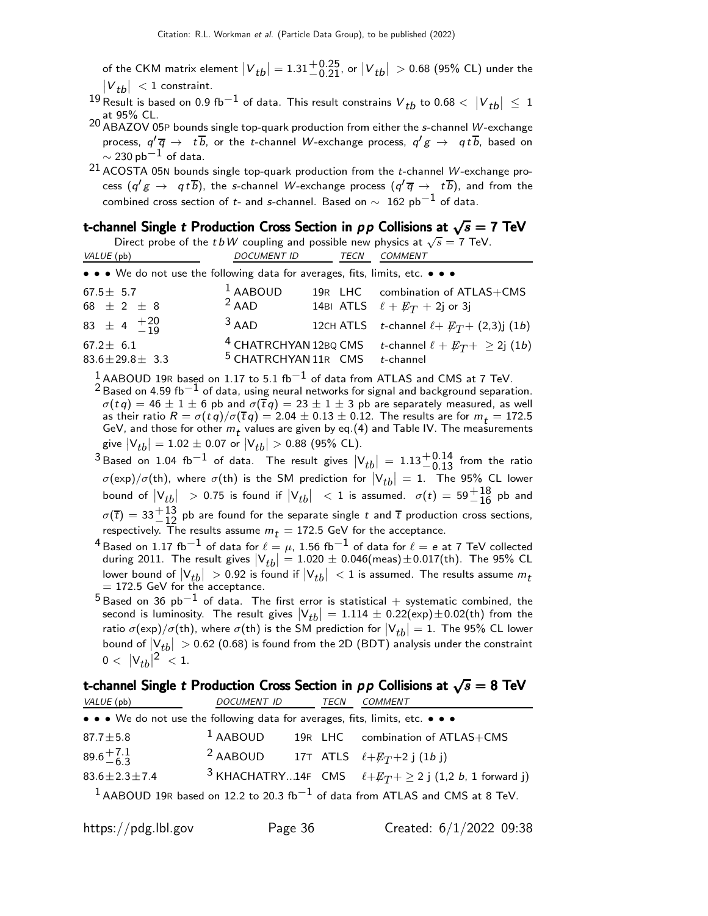of the CKM matrix element $|V_{tb}| = 1.31^{+0.25}_{-0.21}$, or $|V_{tb}| > 0.68$ (95% CL) under the $|V_{tb}| < 1$ constraint.

[19] Result is based on 0.9 fb$^{-1}$ of data. This result constrains $V_{tb}$ to $0.68 < |V_{tb}| \leq 1$ at 95% CL.

[20] ABAZOV 05P bounds single top-quark production from either the $s$-channel $W$-exchange process, $q' \overline{q} \rightarrow t \overline{b}$, or the $t$-channel $W$-exchange process, $q' g \rightarrow q t \overline{b}$, based on $\sim 230$ pb$^{-1}$ of data.

[21] ACOSTA 05N bounds single top-quark production from the $t$-channel $W$-exchange process ($q' g \rightarrow q t \overline{b}$), the $s$-channel $W$-exchange process ($q' \overline{q} \rightarrow t \overline{b}$), and from the combined cross section of $t$- and $s$-channel. Based on $\sim$ 162 pb$^{-1}$ of data.

## t-channel Single $t$ Production Cross Section in $pp$ Collisions at $\sqrt{s} = 7$ TeV

Direct probe of the $tbW$ coupling and possible new physics at $\sqrt{s} = 7$ TeV.

| VALUE (pb) | DOCUMENT ID | TECN | COMMENT |
|---|---|---|---|
| • • • We do not use the following data for averages, fits, limits, etc. • • • | | | |
| $67.5 \pm 5.7$ | [1] AABOUD 19R | LHC | combination of ATLAS+CMS |
| $68 \pm 2 \pm 8$ | [2] AAD 14BI | ATLS | $\ell + \not{E}_T$ + 2j or 3j |
| $83 \pm 4 \; ^{+20}_{-19}$ | [3] AAD 12CH | ATLS | $t$-channel $\ell + \not{E}_T$ + (2,3)j (1$b$) |
| $67.2 \pm 6.1$ | [4] CHATRCHYAN 12BQ | CMS | $t$-channel $\ell + \not{E}_T + \geq 2$j (1$b$) |
| $83.6 \pm 29.8 \pm 3.3$ | [5] CHATRCHYAN 11R | CMS | $t$-channel |

[1] AABOUD 19R based on 1.17 to 5.1 fb$^{-1}$ of data from ATLAS and CMS at 7 TeV.

[2] Based on 4.59 fb$^{-1}$ of data, using neural networks for signal and background separation. $\sigma(tq) = 46 \pm 1 \pm 6$ pb and $\sigma(\overline{t}q) = 23 \pm 1 \pm 3$ pb are separately measured, as well as their ratio $R = \sigma(tq)/\sigma(\overline{t}q) = 2.04 \pm 0.13 \pm 0.12$. The results are for $m_t = 172.5$ GeV, and those for other $m_t$ values are given by eq.(4) and Table IV. The measurements give $|V_{tb}| = 1.02 \pm 0.07$ or $|V_{tb}| > 0.88$ (95% CL).

[3] Based on 1.04 fb$^{-1}$ of data. The result gives $|V_{tb}| = 1.13^{+0.14}_{-0.13}$ from the ratio $\sigma(\text{exp})/\sigma(\text{th})$, where $\sigma(\text{th})$ is the SM prediction for $|V_{tb}| = 1$. The 95% CL lower bound of $|V_{tb}| > 0.75$ is found if $|V_{tb}| < 1$ is assumed. $\sigma(t) = 59^{+18}_{-16}$ pb and $\sigma(\overline{t}) = 33^{+13}_{-12}$ pb are found for the separate single $t$ and $\overline{t}$ production cross sections, respectively. The results assume $m_t = 172.5$ GeV for the acceptance.

[4] Based on 1.17 fb$^{-1}$ of data for $\ell = \mu$, 1.56 fb$^{-1}$ of data for $\ell = e$ at 7 TeV collected during 2011. The result gives $|V_{tb}| = 1.020 \pm 0.046(\text{meas}) \pm 0.017(\text{th})$. The 95% CL lower bound of $|V_{tb}| > 0.92$ is found if $|V_{tb}| < 1$ is assumed. The results assume $m_t = 172.5$ GeV for the acceptance.

[5] Based on 36 pb$^{-1}$ of data. The first error is statistical + systematic combined, the second is luminosity. The result gives $|V_{tb}| = 1.114 \pm 0.22(\text{exp}) \pm 0.02(\text{th})$ from the ratio $\sigma(\text{exp})/\sigma(\text{th})$, where $\sigma(\text{th})$ is the SM prediction for $|V_{tb}| = 1$. The 95% CL lower bound of $|V_{tb}| > 0.62$ (0.68) is found from the 2D (BDT) analysis under the constraint $0 < |V_{tb}|^2 < 1$.

## t-channel Single $t$ Production Cross Section in $pp$ Collisions at $\sqrt{s} = 8$ TeV

| VALUE (pb) | DOCUMENT ID | TECN | COMMENT |
|---|---|---|---|
| • • • We do not use the following data for averages, fits, limits, etc. • • • | | | |
| $87.7 \pm 5.8$ | [1] AABOUD 19R | LHC | combination of ATLAS+CMS |
| $89.6^{+7.1}_{-6.3}$ | [2] AABOUD 17T | ATLS | $\ell + \not{E}_T$+2 j (1$b$ j) |
| $83.6 \pm 2.3 \pm 7.4$ | [3] KHACHATRY...14F | CMS | $\ell + \not{E}_T + \geq 2$ j (1,2 $b$, 1 forward j) |

[1] AABOUD 19R based on 12.2 to 20.3 fb$^{-1}$ of data from ATLAS and CMS at 8 TeV.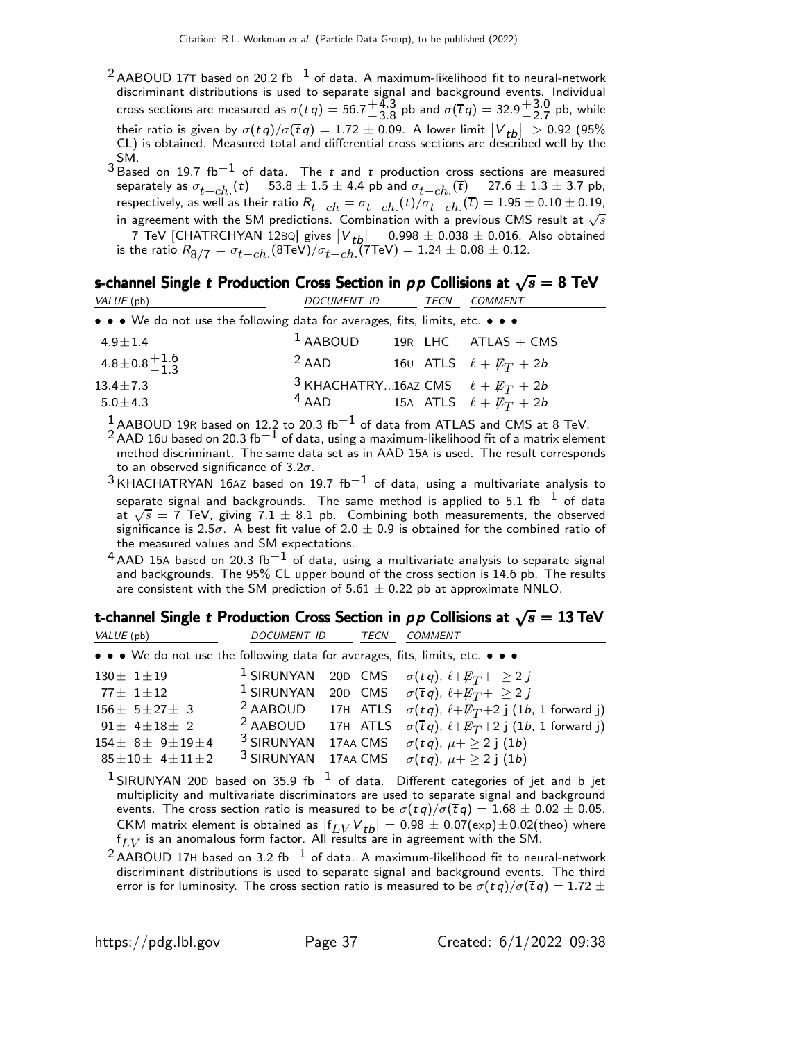[2] AABOUD 17T based on 20.2 fb$^{-1}$ of data. A maximum-likelihood fit to neural-network discriminant distributions is used to separate signal and background events. Individual cross sections are measured as $\sigma(tq) = 56.7^{+4.3}_{-3.8}$ pb and $\sigma(\overline{t}q) = 32.9^{+3.0}_{-2.7}$ pb, while their ratio is given by $\sigma(tq)/\sigma(\overline{t}q) = 1.72 \pm 0.09$. A lower limit $|V_{tb}| > 0.92$ (95% CL) is obtained. Measured total and differential cross sections are described well by the SM.

[3] Based on 19.7 fb$^{-1}$ of data. The $t$ and $\overline{t}$ production cross sections are measured separately as $\sigma_{t-ch.}(t) = 53.8 \pm 1.5 \pm 4.4$ pb and $\sigma_{t-ch.}(\overline{t}) = 27.6 \pm 1.3 \pm 3.7$ pb, respectively, as well as their ratio $R_{t-ch} = \sigma_{t-ch.}(t)/\sigma_{t-ch.}(\overline{t}) = 1.95 \pm 0.10 \pm 0.19$, in agreement with the SM predictions. Combination with a previous CMS result at $\sqrt{s}$ = 7 TeV [CHATRCHYAN 12BQ] gives $|V_{tb}| = 0.998 \pm 0.038 \pm 0.016$. Also obtained is the ratio $R_{8/7} = \sigma_{t-ch.}(8\text{TeV})/\sigma_{t-ch.}(7\text{TeV}) = 1.24 \pm 0.08 \pm 0.12$.

## s-channel Single $t$ Production Cross Section in $pp$ Collisions at $\sqrt{s} = 8$ TeV

| VALUE (pb) | DOCUMENT ID | | TECN | COMMENT |
|---|---|---|---|---|
| • • • We do not use the following data for averages, fits, limits, etc. • • • | | | | |
| $4.9 \pm 1.4$ | [1] AABOUD | 19R | LHC | ATLAS + CMS |
| $4.8 \pm 0.8^{+1.6}_{-1.3}$ | [2] AAD | 16U | ATLS | $\ell + \not\!\!E_T + 2b$ |
| $13.4 \pm 7.3$ | [3] KHACHATRY... | 16AZ | CMS | $\ell + \not\!\!E_T + 2b$ |
| $5.0 \pm 4.3$ | [4] AAD | 15A | ATLS | $\ell + \not\!\!E_T + 2b$ |

[1] AABOUD 19R based on 12.2 to 20.3 fb$^{-1}$ of data from ATLAS and CMS at 8 TeV.

[2] AAD 16U based on 20.3 fb$^{-1}$ of data, using a maximum-likelihood fit of a matrix element method discriminant. The same data set as in AAD 15A is used. The result corresponds to an observed significance of 3.2$\sigma$.

[3] KHACHATRYAN 16AZ based on 19.7 fb$^{-1}$ of data, using a multivariate analysis to separate signal and backgrounds. The same method is applied to 5.1 fb$^{-1}$ of data at $\sqrt{s}$ = 7 TeV, giving $7.1 \pm 8.1$ pb. Combining both measurements, the observed significance is 2.5$\sigma$. A best fit value of $2.0 \pm 0.9$ is obtained for the combined ratio of the measured values and SM expectations.

[4] AAD 15A based on 20.3 fb$^{-1}$ of data, using a multivariate analysis to separate signal and backgrounds. The 95% CL upper bound of the cross section is 14.6 pb. The results are consistent with the SM prediction of $5.61 \pm 0.22$ pb at approximate NNLO.

## t-channel Single $t$ Production Cross Section in $pp$ Collisions at $\sqrt{s} = 13$ TeV

| VALUE (pb) | DOCUMENT ID | | TECN | COMMENT |
|---|---|---|---|---|
| • • • We do not use the following data for averages, fits, limits, etc. • • • | | | | |
| $130 \pm 1 \pm 19$ | [1] SIRUNYAN | 20D | CMS | $\sigma(tq)$, $\ell + \not\!\!E_T + \geq 2\,j$ |
| $77 \pm 1 \pm 12$ | [1] SIRUNYAN | 20D | CMS | $\sigma(\overline{t}q)$, $\ell + \not\!\!E_T + \geq 2\,j$ |
| $156 \pm 5 \pm 27 \pm 3$ | [2] AABOUD | 17H | ATLS | $\sigma(tq)$, $\ell + \not\!\!E_T + 2$ j (1$b$, 1 forward j) |
| $91 \pm 4 \pm 18 \pm 2$ | [2] AABOUD | 17H | ATLS | $\sigma(\overline{t}q)$, $\ell + \not\!\!E_T + 2$ j (1$b$, 1 forward j) |
| $154 \pm 8 \pm 9 \pm 19 \pm 4$ | [3] SIRUNYAN | 17AA | CMS | $\sigma(tq)$, $\mu + \geq 2$ j (1$b$) |
| $85 \pm 10 \pm 4 \pm 11 \pm 2$ | [3] SIRUNYAN | 17AA | CMS | $\sigma(\overline{t}q)$, $\mu + \geq 2$ j (1$b$) |

[1] SIRUNYAN 20D based on 35.9 fb$^{-1}$ of data. Different categories of jet and b jet multiplicity and multivariate discriminators are used to separate signal and background events. The cross section ratio is measured to be $\sigma(tq)/\sigma(\overline{t}q) = 1.68 \pm 0.02 \pm 0.05$. CKM matrix element is obtained as $|f_{LV} V_{tb}| = 0.98 \pm 0.07(\text{exp}) \pm 0.02(\text{theo})$ where $f_{LV}$ is an anomalous form factor. All results are in agreement with the SM.

[2] AABOUD 17H based on 3.2 fb$^{-1}$ of data. A maximum-likelihood fit to neural-network discriminant distributions is used to separate signal and background events. The third error is for luminosity. The cross section ratio is measured to be $\sigma(tq)/\sigma(\overline{t}q) = 1.72 \pm$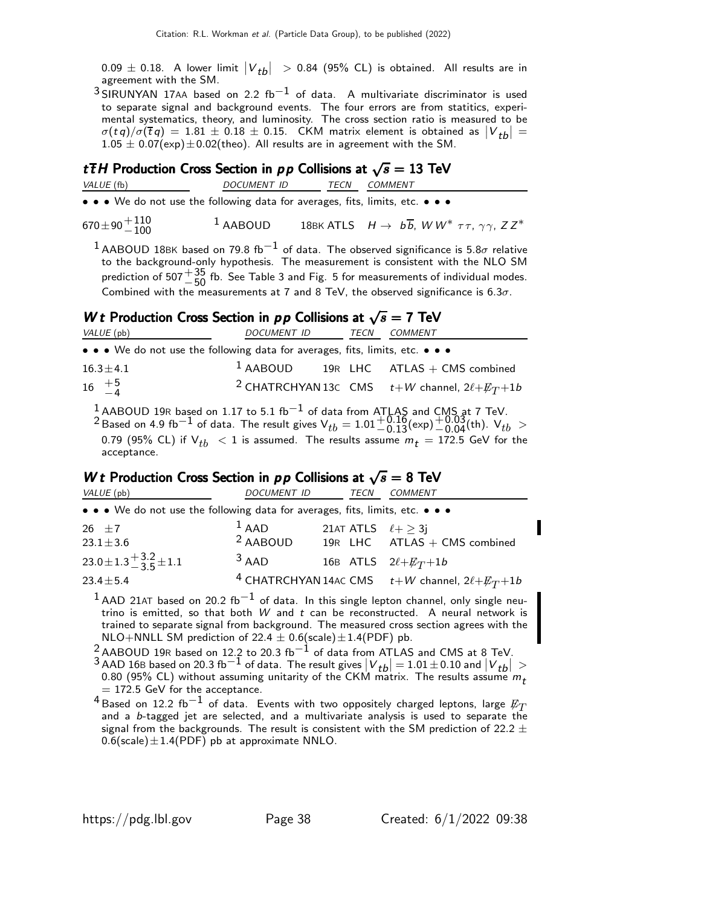0.09 ± 0.18. A lower limit $|V_{tb}| > 0.84$ (95% CL) is obtained. All results are in agreement with the SM.

[3] SIRUNYAN 17AA based on 2.2 fb$^{-1}$ of data. A multivariate discriminator is used to separate signal and background events. The four errors are from statistics, experimental systematics, theory, and luminosity. The cross section ratio is measured to be $\sigma(tq)/\sigma(\overline{t}q) = 1.81 \pm 0.18 \pm 0.15$. CKM matrix element is obtained as $|V_{tb}| = 1.05 \pm 0.07(\text{exp}) \pm 0.02(\text{theo})$. All results are in agreement with the SM.

## $t\overline{t}H$ Production Cross Section in $pp$ Collisions at $\sqrt{s}$ = 13 TeV

| VALUE (fb) | DOCUMENT ID | | TECN | COMMENT |
|---|---|---|---|---|
| • • • We do not use the following data for averages, fits, limits, etc. • • • | | | | |
| $670 \pm 90^{+110}_{-100}$ | [1] AABOUD | 18BK | ATLS | $H \to b\overline{b}$, $WW^*$ $\tau\tau$, $\gamma\gamma$, $ZZ^*$ |

[1] AABOUD 18BK based on 79.8 fb$^{-1}$ of data. The observed significance is 5.8$\sigma$ relative to the background-only hypothesis. The measurement is consistent with the NLO SM prediction of $507^{+35}_{-50}$ fb. See Table 3 and Fig. 5 for measurements of individual modes. Combined with the measurements at 7 and 8 TeV, the observed significance is 6.3$\sigma$.

## $Wt$ Production Cross Section in $pp$ Collisions at $\sqrt{s}$ = 7 TeV

| VALUE (pb) | DOCUMENT ID | | TECN | COMMENT |
|---|---|---|---|---|
| • • • We do not use the following data for averages, fits, limits, etc. • • • | | | | |
| $16.3 \pm 4.1$ | [1] AABOUD | 19R | LHC | ATLAS + CMS combined |
| $16\ ^{+5}_{-4}$ | [2] CHATRCHYAN | 13C | CMS | $t+W$ channel, $2\ell+\not\!\!E_T+1b$ |

[1] AABOUD 19R based on 1.17 to 5.1 fb$^{-1}$ of data from ATLAS and CMS at 7 TeV.

[2] Based on 4.9 fb$^{-1}$ of data. The result gives $V_{tb} = 1.01^{+0.16}_{-0.13}(\text{exp})^{+0.03}_{-0.04}(\text{th})$. $V_{tb} > 0.79$ (95% CL) if $V_{tb} < 1$ is assumed. The results assume $m_t$ = 172.5 GeV for the acceptance.

## $Wt$ Production Cross Section in $pp$ Collisions at $\sqrt{s}$ = 8 TeV

| VALUE (pb) | DOCUMENT ID | | TECN | COMMENT |
|---|---|---|---|---|
| • • • We do not use the following data for averages, fits, limits, etc. • • • | | | | |
| $26 \pm 7$ | [1] AAD | 21AT | ATLS | $\ell + \geq 3$j |
| $23.1 \pm 3.6$ | [2] AABOUD | 19R | LHC | ATLAS + CMS combined |
| $23.0 \pm 1.3^{+3.2}_{-3.5} \pm 1.1$ | [3] AAD | 16B | ATLS | $2\ell+\not\!\!E_T+1b$ |
| $23.4 \pm 5.4$ | [4] CHATRCHYAN | 14AC | CMS | $t+W$ channel, $2\ell+\not\!\!E_T+1b$ |

[1] AAD 21AT based on 20.2 fb$^{-1}$ of data. In this single lepton channel, only single neutrino is emitted, so that both $W$ and $t$ can be reconstructed. A neural network is trained to separate signal from background. The measured cross section agrees with the NLO+NNLL SM prediction of $22.4 \pm 0.6(\text{scale}) \pm 1.4(\text{PDF})$ pb.

[2] AABOUD 19R based on 12.2 to 20.3 fb$^{-1}$ of data from ATLAS and CMS at 8 TeV.

[3] AAD 16B based on 20.3 fb$^{-1}$ of data. The result gives $|V_{tb}| = 1.01 \pm 0.10$ and $|V_{tb}| > 0.80$ (95% CL) without assuming unitarity of the CKM matrix. The results assume $m_t$ = 172.5 GeV for the acceptance.

[4] Based on 12.2 fb$^{-1}$ of data. Events with two oppositely charged leptons, large $\not\!\!E_T$ and a $b$-tagged jet are selected, and a multivariate analysis is used to separate the signal from the backgrounds. The result is consistent with the SM prediction of $22.2 \pm 0.6(\text{scale}) \pm 1.4(\text{PDF})$ pb at approximate NNLO.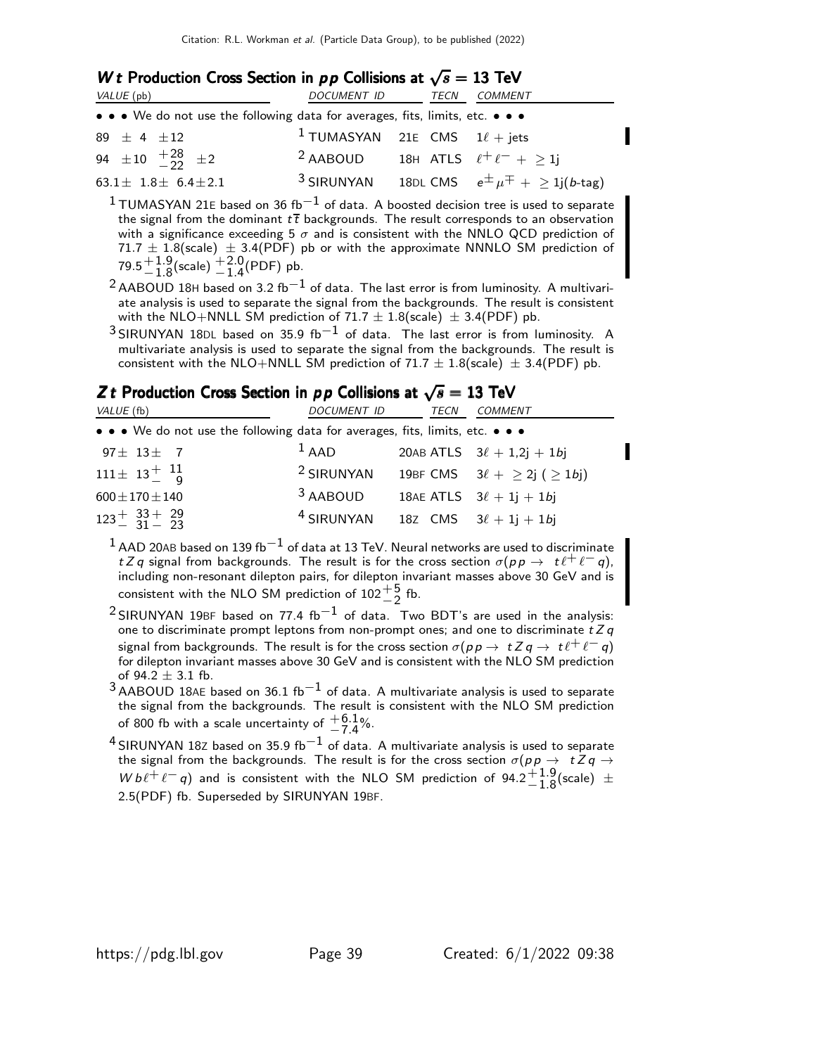### $Wt$ Production Cross Section in $pp$ Collisions at $\sqrt{s}$ = 13 TeV

| VALUE (pb) | DOCUMENT ID | | TECN | COMMENT |
|---|---|---|---|---|
| • • • We do not use the following data for averages, fits, limits, etc. • • • | | | | |
| $89 \pm 4 \pm 12$ | [1] TUMASYAN | 21E | CMS | $1\ell$ + jets |
| $94 \pm 10 \; {}^{+28}_{-22} \; \pm 2$ | [2] AABOUD | 18H | ATLS | $\ell^+ \ell^- + \geq 1$j |
| $63.1 \pm 1.8 \pm 6.4 \pm 2.1$ | [3] SIRUNYAN | 18DL | CMS | $e^\pm \mu^\mp + \geq 1$j($b$-tag) |

[1] TUMASYAN 21E based on 36 fb$^{-1}$ of data. A boosted decision tree is used to separate the signal from the dominant $t\overline{t}$ backgrounds. The result corresponds to an observation with a significance exceeding 5 $\sigma$ and is consistent with the NNLO QCD prediction of $71.7 \pm 1.8$(scale) $\pm$ 3.4(PDF) pb or with the approximate NNNLO SM prediction of $79.5^{+1.9}_{-1.8}$(scale) ${}^{+2.0}_{-1.4}$(PDF) pb.

[2] AABOUD 18H based on 3.2 fb$^{-1}$ of data. The last error is from luminosity. A multivariate analysis is used to separate the signal from the backgrounds. The result is consistent with the NLO+NNLL SM prediction of $71.7 \pm 1.8$(scale) $\pm$ 3.4(PDF) pb.

[3] SIRUNYAN 18DL based on 35.9 fb$^{-1}$ of data. The last error is from luminosity. A multivariate analysis is used to separate the signal from the backgrounds. The result is consistent with the NLO+NNLL SM prediction of $71.7 \pm 1.8$(scale) $\pm$ 3.4(PDF) pb.

### $Zt$ Production Cross Section in $pp$ Collisions at $\sqrt{s}$ = 13 TeV

| VALUE (fb) | DOCUMENT ID | | TECN | COMMENT |
|---|---|---|---|---|
| • • • We do not use the following data for averages, fits, limits, etc. • • • | | | | |
| $97 \pm 13 \pm 7$ | [1] AAD | 20AB | ATLS | $3\ell$ + 1,2j + 1$b$j |
| $111 \pm 13 \; {}^{+11}_{-9}$ | [2] SIRUNYAN | 19BF | CMS | $3\ell + \geq 2$j ( $\geq 1b$j) |
| $600 \pm 170 \pm 140$ | [3] AABOUD | 18AE | ATLS | $3\ell$ + 1j + 1$b$j |
| $123 \; {}^{+33}_{-31} \; {}^{+29}_{-23}$ | [4] SIRUNYAN | 18Z | CMS | $3\ell$ + 1j + 1$b$j |

[1] AAD 20AB based on 139 fb$^{-1}$ of data at 13 TeV. Neural networks are used to discriminate $tZq$ signal from backgrounds. The result is for the cross section $\sigma(pp \rightarrow t\ell^+\ell^- q)$, including non-resonant dilepton pairs, for dilepton invariant masses above 30 GeV and is consistent with the NLO SM prediction of $102^{+5}_{-2}$ fb.

[2] SIRUNYAN 19BF based on 77.4 fb$^{-1}$ of data. Two BDT's are used in the analysis: one to discriminate prompt leptons from non-prompt ones; and one to discriminate $tZq$ signal from backgrounds. The result is for the cross section $\sigma(pp \rightarrow tZq \rightarrow t\ell^+\ell^- q)$ for dilepton invariant masses above 30 GeV and is consistent with the NLO SM prediction of $94.2 \pm 3.1$ fb.

[3] AABOUD 18AE based on 36.1 fb$^{-1}$ of data. A multivariate analysis is used to separate the signal from the backgrounds. The result is consistent with the NLO SM prediction of 800 fb with a scale uncertainty of ${}^{+6.1}_{-7.4}$%.

[4] SIRUNYAN 18Z based on 35.9 fb$^{-1}$ of data. A multivariate analysis is used to separate the signal from the backgrounds. The result is for the cross section $\sigma(pp \rightarrow tZq \rightarrow Wb\ell^+\ell^- q)$ and is consistent with the NLO SM prediction of $94.2^{+1.9}_{-1.8}$(scale) $\pm$ 2.5(PDF) fb. Superseded by SIRUNYAN 19BF.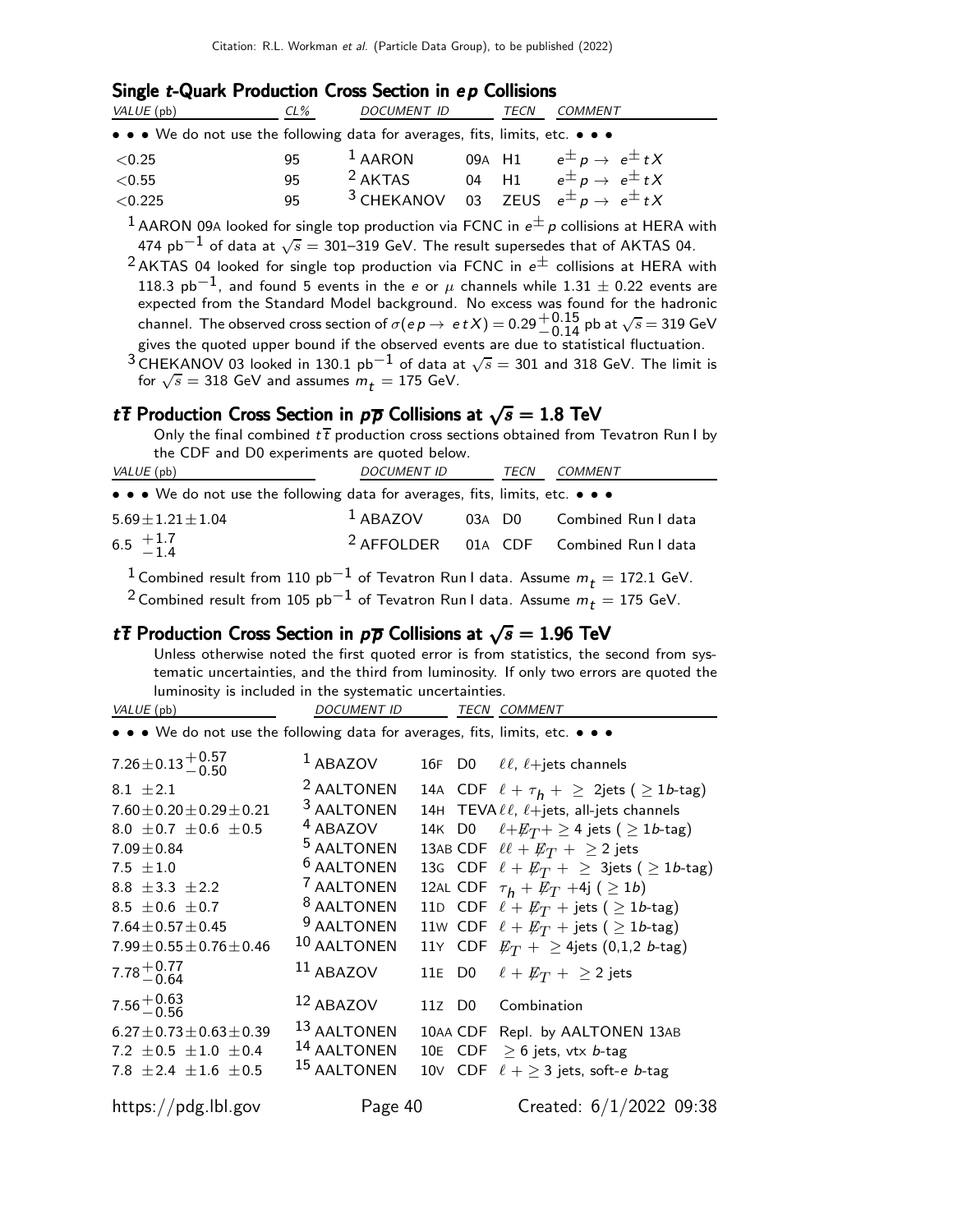## Single $t$-Quark Production Cross Section in $e p$ Collisions

| VALUE (pb) | CL% | DOCUMENT ID | | TECN | COMMENT |
|---|---|---|---|---|---|
| • • • We do not use the following data for averages, fits, limits, etc. • • • | | | | | |
| $<0.25$ | 95 | [1] AARON | 09A | H1 | $e^{\pm} p \to e^{\pm} t X$ |
| $<0.55$ | 95 | [2] AKTAS | 04 | H1 | $e^{\pm} p \to e^{\pm} t X$ |
| $<0.225$ | 95 | [3] CHEKANOV | 03 | ZEUS | $e^{\pm} p \to e^{\pm} t X$ |

[1] AARON 09A looked for single top production via FCNC in $e^{\pm} p$ collisions at HERA with 474 pb$^{-1}$ of data at $\sqrt{s}$ = 301–319 GeV. The result supersedes that of AKTAS 04.

[2] AKTAS 04 looked for single top production via FCNC in $e^{\pm}$ collisions at HERA with 118.3 pb$^{-1}$, and found 5 events in the $e$ or $\mu$ channels while $1.31 \pm 0.22$ events are expected from the Standard Model background. No excess was found for the hadronic channel. The observed cross section of $\sigma(e p \to e t X) = 0.29^{+0.15}_{-0.14}$ pb at $\sqrt{s} = 319$ GeV gives the quoted upper bound if the observed events are due to statistical fluctuation.

[3] CHEKANOV 03 looked in 130.1 pb$^{-1}$ of data at $\sqrt{s}$ = 301 and 318 GeV. The limit is for $\sqrt{s}$ = 318 GeV and assumes $m_t$ = 175 GeV.

## $t\overline{t}$ Production Cross Section in $p\overline{p}$ Collisions at $\sqrt{s}$ = 1.8 TeV

Only the final combined $t\overline{t}$ production cross sections obtained from Tevatron Run I by the CDF and D0 experiments are quoted below.

| VALUE (pb) | DOCUMENT ID | | TECN | COMMENT |
|---|---|---|---|---|
| • • • We do not use the following data for averages, fits, limits, etc. • • • | | | | |
| $5.69 \pm 1.21 \pm 1.04$ | [1] ABAZOV | 03A | D0 | Combined Run I data |
| $6.5\ ^{+1.7}_{-1.4}$ | [2] AFFOLDER | 01A | CDF | Combined Run I data |

[1] Combined result from 110 pb$^{-1}$ of Tevatron Run I data. Assume $m_t$ = 172.1 GeV.

[2] Combined result from 105 pb$^{-1}$ of Tevatron Run I data. Assume $m_t$ = 175 GeV.

## $t\overline{t}$ Production Cross Section in $p\overline{p}$ Collisions at $\sqrt{s}$ = 1.96 TeV

Unless otherwise noted the first quoted error is from statistics, the second from systematic uncertainties, and the third from luminosity. If only two errors are quoted the luminosity is included in the systematic uncertainties.

| VALUE (pb) | DOCUMENT ID | | TECN | COMMENT |
|---|---|---|---|---|
| • • • We do not use the following data for averages, fits, limits, etc. • • • | | | | |
| $7.26 \pm 0.13 ^{+0.57}_{-0.50}$ | [1] ABAZOV | 16F | D0 | $\ell\ell$, $\ell$+jets channels |
| $8.1 \pm 2.1$ | [2] AALTONEN | 14A | CDF | $\ell + \tau_h + \geq$ 2jets ( $\geq$ 1$b$-tag) |
| $7.60 \pm 0.20 \pm 0.29 \pm 0.21$ | [3] AALTONEN | 14H | TEVA | $\ell\ell$, $\ell$+jets, all-jets channels |
| $8.0 \pm 0.7 \pm 0.6 \pm 0.5$ | [4] ABAZOV | 14K | D0 | $\ell + \not{E}_T + \geq$ 4 jets ( $\geq$ 1$b$-tag) |
| $7.09 \pm 0.84$ | [5] AALTONEN | 13AB | CDF | $\ell\ell + \not{E}_T + \geq$ 2 jets |
| $7.5 \pm 1.0$ | [6] AALTONEN | 13G | CDF | $\ell + \not{E}_T + \geq$ 3jets ( $\geq$ 1$b$-tag) |
| $8.8 \pm 3.3 \pm 2.2$ | [7] AALTONEN | 12AL | CDF | $\tau_h + \not{E}_T$ +4j ( $\geq$ 1$b$) |
| $8.5 \pm 0.6 \pm 0.7$ | [8] AALTONEN | 11D | CDF | $\ell + \not{E}_T$ + jets ( $\geq$ 1$b$-tag) |
| $7.64 \pm 0.57 \pm 0.45$ | [9] AALTONEN | 11W | CDF | $\ell + \not{E}_T$ + jets ( $\geq$ 1$b$-tag) |
| $7.99 \pm 0.55 \pm 0.76 \pm 0.46$ | [10] AALTONEN | 11Y | CDF | $\not{E}_T + \geq$ 4jets (0,1,2 $b$-tag) |
| $7.78 ^{+0.77}_{-0.64}$ | [11] ABAZOV | 11E | D0 | $\ell + \not{E}_T + \geq$ 2 jets |
| $7.56 ^{+0.63}_{-0.56}$ | [12] ABAZOV | 11Z | D0 | Combination |
| $6.27 \pm 0.73 \pm 0.63 \pm 0.39$ | [13] AALTONEN | 10AA | CDF | Repl. by AALTONEN 13AB |
| $7.2 \pm 0.5 \pm 1.0 \pm 0.4$ | [14] AALTONEN | 10E | CDF | $\geq$ 6 jets, vtx $b$-tag |
| $7.8 \pm 2.4 \pm 1.6 \pm 0.5$ | [15] AALTONEN | 10V | CDF | $\ell + \geq$ 3 jets, soft-$e$ $b$-tag |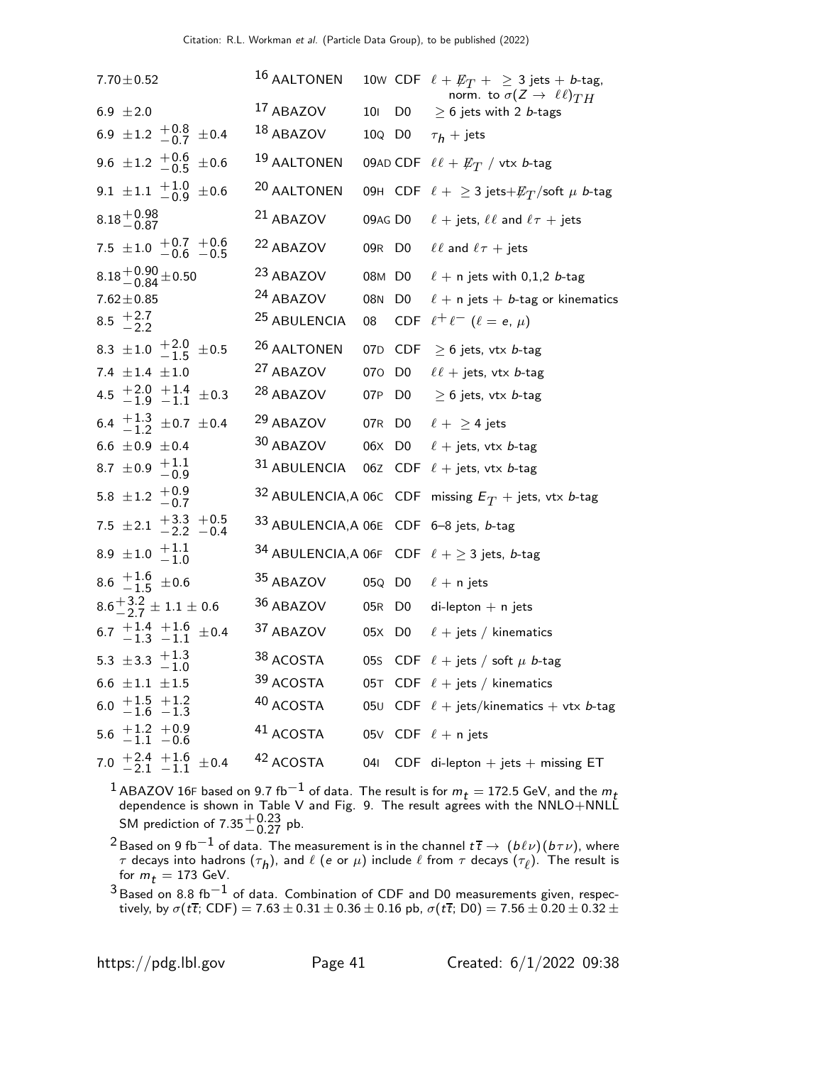| | | | | |
|---|---|---|---|---|
| $7.70 \pm 0.52$ | [16] AALTONEN | 10W | CDF | $\ell + \not\!\!E_T + \geq 3$ jets + b-tag, norm. to $\sigma(Z \to \ell\ell)_{TH}$ |
| $6.9 \pm 2.0$ | [17] ABAZOV | 10I | D0 | $\geq 6$ jets with 2 b-tags |
| $6.9 \pm 1.2 {}^{+0.8}_{-0.7} \pm 0.4$ | [18] ABAZOV | 10Q | D0 | $\tau_h$ + jets |
| $9.6 \pm 1.2 {}^{+0.6}_{-0.5} \pm 0.6$ | [19] AALTONEN | 09AD | CDF | $\ell\ell + \not\!\!E_T$ / vtx b-tag |
| $9.1 \pm 1.1 {}^{+1.0}_{-0.9} \pm 0.6$ | [20] AALTONEN | 09H | CDF | $\ell + \geq 3$ jets$+\not\!\!E_T$/soft $\mu$ b-tag |
| $8.18^{+0.98}_{-0.87}$ | [21] ABAZOV | 09AG | D0 | $\ell$ + jets, $\ell\ell$ and $\ell\tau$ + jets |
| $7.5 \pm 1.0 {}^{+0.7}_{-0.6} {}^{+0.6}_{-0.5}$ | [22] ABAZOV | 09R | D0 | $\ell\ell$ and $\ell\tau$ + jets |
| $8.18^{+0.90}_{-0.84} \pm 0.50$ | [23] ABAZOV | 08M | D0 | $\ell$ + n jets with 0,1,2 b-tag |
| $7.62 \pm 0.85$ | [24] ABAZOV | 08N | D0 | $\ell$ + n jets + b-tag or kinematics |
| $8.5 {}^{+2.7}_{-2.2}$ | [25] ABULENCIA | 08 | CDF | $\ell^+\ell^-$ ($\ell = e, \mu$) |
| $8.3 \pm 1.0 {}^{+2.0}_{-1.5} \pm 0.5$ | [26] AALTONEN | 07D | CDF | $\geq 6$ jets, vtx b-tag |
| $7.4 \pm 1.4 \pm 1.0$ | [27] ABAZOV | 07O | D0 | $\ell\ell$ + jets, vtx b-tag |
| $4.5 {}^{+2.0}_{-1.9} {}^{+1.4}_{-1.1} \pm 0.3$ | [28] ABAZOV | 07P | D0 | $\geq 6$ jets, vtx b-tag |
| $6.4 {}^{+1.3}_{-1.2} \pm 0.7 \pm 0.4$ | [29] ABAZOV | 07R | D0 | $\ell + \geq 4$ jets |
| $6.6 \pm 0.9 \pm 0.4$ | [30] ABAZOV | 06X | D0 | $\ell$ + jets, vtx b-tag |
| $8.7 \pm 0.9 {}^{+1.1}_{-0.9}$ | [31] ABULENCIA | 06Z | CDF | $\ell$ + jets, vtx b-tag |
| $5.8 \pm 1.2 {}^{+0.9}_{-0.7}$ | [32] ABULENCIA,A | 06C | CDF | missing $E_T$ + jets, vtx b-tag |
| $7.5 \pm 2.1 {}^{+3.3}_{-2.2} {}^{+0.5}_{-0.4}$ | [33] ABULENCIA,A | 06E | CDF | 6–8 jets, b-tag |
| $8.9 \pm 1.0 {}^{+1.1}_{-1.0}$ | [34] ABULENCIA,A | 06F | CDF | $\ell + \geq 3$ jets, b-tag |
| $8.6 {}^{+1.6}_{-1.5} \pm 0.6$ | [35] ABAZOV | 05Q | D0 | $\ell$ + n jets |
| $8.6^{+3.2}_{-2.7} \pm 1.1 \pm 0.6$ | [36] ABAZOV | 05R | D0 | di-lepton + n jets |
| $6.7 {}^{+1.4}_{-1.3} {}^{+1.6}_{-1.1} \pm 0.4$ | [37] ABAZOV | 05X | D0 | $\ell$ + jets / kinematics |
| $5.3 \pm 3.3 {}^{+1.3}_{-1.0}$ | [38] ACOSTA | 05S | CDF | $\ell$ + jets / soft $\mu$ b-tag |
| $6.6 \pm 1.1 \pm 1.5$ | [39] ACOSTA | 05T | CDF | $\ell$ + jets / kinematics |
| $6.0 {}^{+1.5}_{-1.6} {}^{+1.2}_{-1.3}$ | [40] ACOSTA | 05U | CDF | $\ell$ + jets/kinematics + vtx b-tag |
| $5.6 {}^{+1.2}_{-1.1} {}^{+0.9}_{-0.6}$ | [41] ACOSTA | 05V | CDF | $\ell$ + n jets |
| $7.0 {}^{+2.4}_{-2.1} {}^{+1.6}_{-1.1} \pm 0.4$ | [42] ACOSTA | 04I | CDF | di-lepton + jets + missing ET |

[1] ABAZOV 16F based on 9.7 fb$^{-1}$ of data. The result is for $m_t$ = 172.5 GeV, and the $m_t$ dependence is shown in Table V and Fig. 9. The result agrees with the NNLO+NNLL SM prediction of $7.35^{+0.23}_{-0.27}$ pb.

[2] Based on 9 fb$^{-1}$ of data. The measurement is in the channel $t\overline{t} \to (b\ell\nu)(b\tau\nu)$, where $\tau$ decays into hadrons ($\tau_h$), and $\ell$ ($e$ or $\mu$) include $\ell$ from $\tau$ decays ($\tau_\ell$). The result is for $m_t$ = 173 GeV.

[3] Based on 8.8 fb$^{-1}$ of data. Combination of CDF and D0 measurements given, respectively, by $\sigma(t\overline{t}$; CDF$) = 7.63 \pm 0.31 \pm 0.36 \pm 0.16$ pb, $\sigma(t\overline{t}$; D0$) = 7.56 \pm 0.20 \pm 0.32 \pm$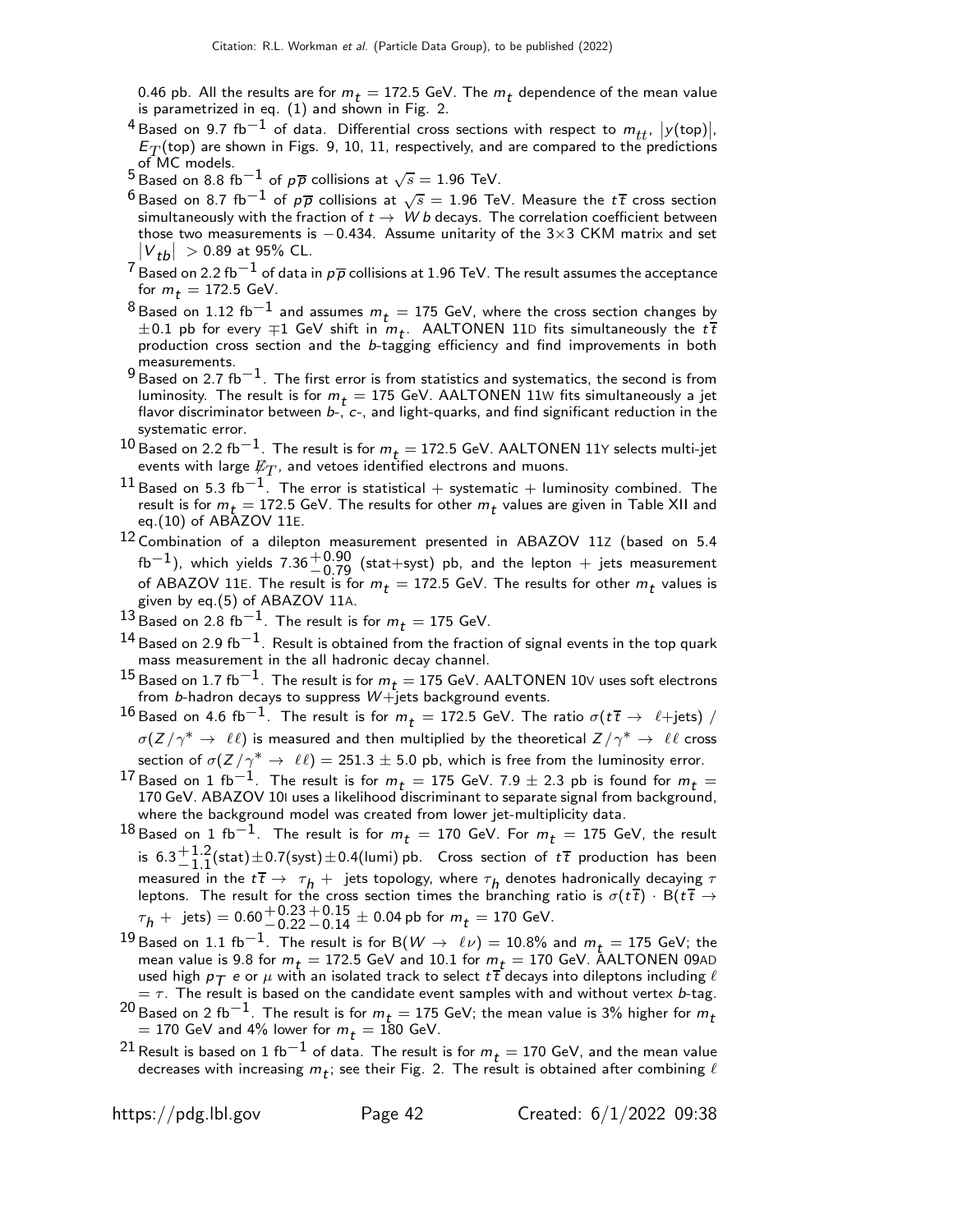0.46 pb. All the results are for $m_t = 172.5$ GeV. The $m_t$ dependence of the mean value is parametrized in eq. (1) and shown in Fig. 2.

[4] Based on 9.7 fb$^{-1}$ of data. Differential cross sections with respect to $m_{tt}$, $|y(\text{top})|$, $E_T(\text{top})$ are shown in Figs. 9, 10, 11, respectively, and are compared to the predictions of MC models.

[5] Based on 8.8 fb$^{-1}$ of $p\overline{p}$ collisions at $\sqrt{s} = 1.96$ TeV.

[6] Based on 8.7 fb$^{-1}$ of $p\overline{p}$ collisions at $\sqrt{s} = 1.96$ TeV. Measure the $t\overline{t}$ cross section simultaneously with the fraction of $t \to W b$ decays. The correlation coefficient between those two measurements is $-0.434$. Assume unitarity of the 3×3 CKM matrix and set $|V_{tb}| > 0.89$ at 95% CL.

[7] Based on 2.2 fb$^{-1}$ of data in $p\overline{p}$ collisions at 1.96 TeV. The result assumes the acceptance for $m_t = 172.5$ GeV.

[8] Based on 1.12 fb$^{-1}$ and assumes $m_t = 175$ GeV, where the cross section changes by $\pm 0.1$ pb for every $\mp 1$ GeV shift in $m_t$. AALTONEN 11D fits simultaneously the $t\overline{t}$ production cross section and the $b$-tagging efficiency and find improvements in both measurements.

[9] Based on 2.7 fb$^{-1}$. The first error is from statistics and systematics, the second is from luminosity. The result is for $m_t = 175$ GeV. AALTONEN 11W fits simultaneously a jet flavor discriminator between $b$-, $c$-, and light-quarks, and find significant reduction in the systematic error.

[10] Based on 2.2 fb$^{-1}$. The result is for $m_t = 172.5$ GeV. AALTONEN 11Y selects multi-jet events with large $\not{E}_T$, and vetoes identified electrons and muons.

[11] Based on 5.3 fb$^{-1}$. The error is statistical + systematic + luminosity combined. The result is for $m_t = 172.5$ GeV. The results for other $m_t$ values are given in Table XII and eq.(10) of ABAZOV 11E.

[12] Combination of a dilepton measurement presented in ABAZOV 11Z (based on 5.4 fb$^{-1}$), which yields $7.36^{+0.90}_{-0.79}$ (stat+syst) pb, and the lepton + jets measurement of ABAZOV 11E. The result is for $m_t = 172.5$ GeV. The results for other $m_t$ values is given by eq.(5) of ABAZOV 11A.

[13] Based on 2.8 fb$^{-1}$. The result is for $m_t = 175$ GeV.

[14] Based on 2.9 fb$^{-1}$. Result is obtained from the fraction of signal events in the top quark mass measurement in the all hadronic decay channel.

[15] Based on 1.7 fb$^{-1}$. The result is for $m_t = 175$ GeV. AALTONEN 10V uses soft electrons from $b$-hadron decays to suppress $W$+jets background events.

[16] Based on 4.6 fb$^{-1}$. The result is for $m_t = 172.5$ GeV. The ratio $\sigma(t\overline{t} \to \ell\text{+jets}) / \sigma(Z/\gamma^* \to \ell\ell)$ is measured and then multiplied by the theoretical $Z/\gamma^* \to \ell\ell$ cross section of $\sigma(Z/\gamma^* \to \ell\ell) = 251.3 \pm 5.0$ pb, which is free from the luminosity error.

[17] Based on 1 fb$^{-1}$. The result is for $m_t = 175$ GeV. $7.9 \pm 2.3$ pb is found for $m_t = 170$ GeV. ABAZOV 10I uses a likelihood discriminant to separate signal from background, where the background model was created from lower jet-multiplicity data.

[18] Based on 1 fb$^{-1}$. The result is for $m_t = 170$ GeV. For $m_t = 175$ GeV, the result is $6.3^{+1.2}_{-1.1}(\text{stat}) \pm 0.7(\text{syst}) \pm 0.4(\text{lumi})$ pb. Cross section of $t\overline{t}$ production has been measured in the $t\overline{t} \to \tau_h +$ jets topology, where $\tau_h$ denotes hadronically decaying $\tau$ leptons. The result for the cross section times the branching ratio is $\sigma(t\overline{t}) \cdot \text{B}(t\overline{t} \to \tau_h + \text{ jets}) = 0.60^{+0.23}_{-0.22}{}^{+0.15}_{-0.14} \pm 0.04$ pb for $m_t = 170$ GeV.

[19] Based on 1.1 fb$^{-1}$. The result is for $\text{B}(W \to \ell\nu) = 10.8\%$ and $m_t = 175$ GeV; the mean value is 9.8 for $m_t = 172.5$ GeV and 10.1 for $m_t = 170$ GeV. AALTONEN 09AD used high $p_T$ $e$ or $\mu$ with an isolated track to select $t\overline{t}$ decays into dileptons including $\ell = \tau$. The result is based on the candidate event samples with and without vertex $b$-tag.

[20] Based on 2 fb$^{-1}$. The result is for $m_t = 175$ GeV; the mean value is 3% higher for $m_t = 170$ GeV and 4% lower for $m_t = 180$ GeV.

[21] Result is based on 1 fb$^{-1}$ of data. The result is for $m_t = 170$ GeV, and the mean value decreases with increasing $m_t$; see their Fig. 2. The result is obtained after combining $\ell$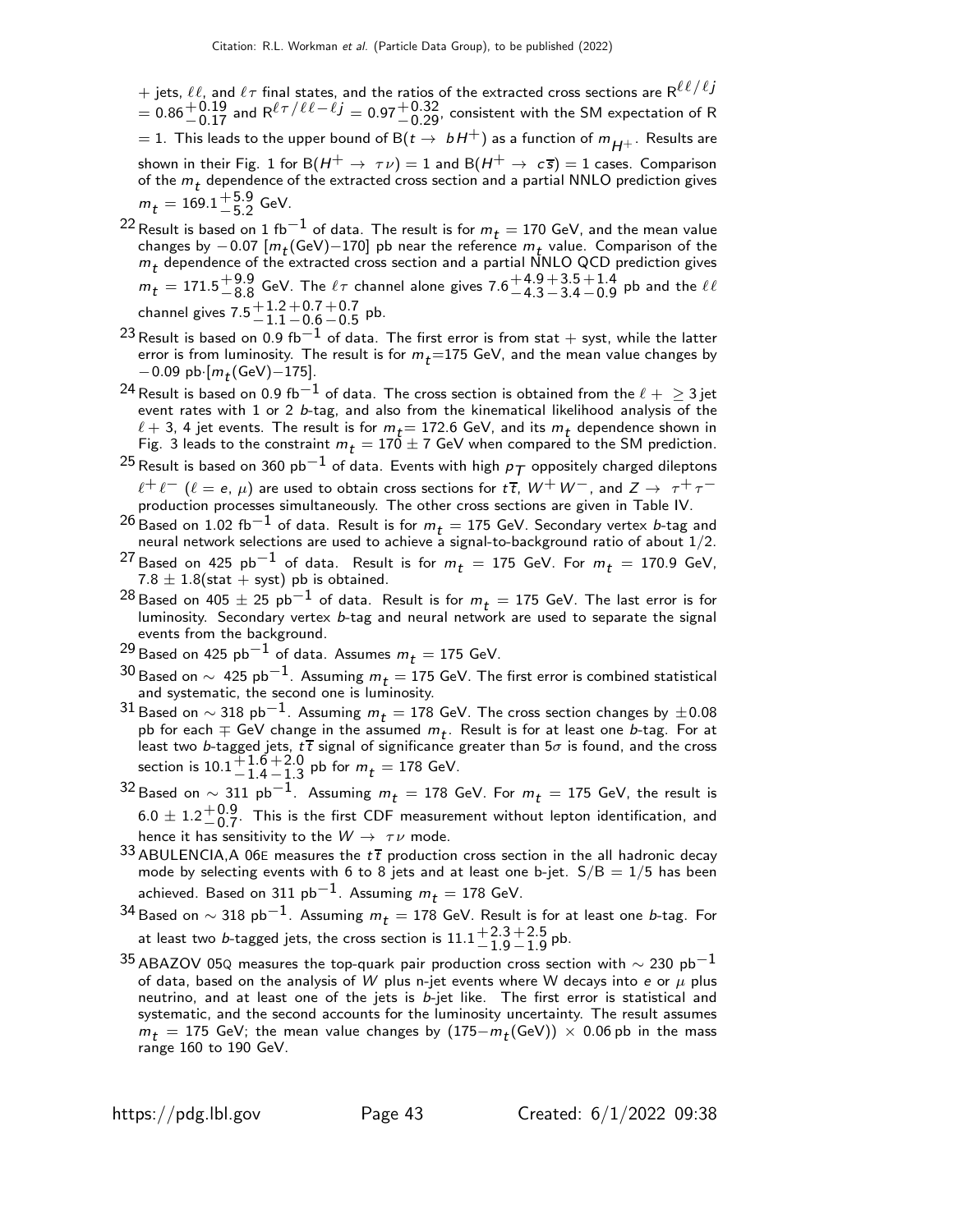+ jets, $\ell\ell$, and $\ell\tau$ final states, and the ratios of the extracted cross sections are $R^{\ell\ell/\ell j} = 0.86^{+0.19}_{-0.17}$ and $R^{\ell\tau/\ell\ell-\ell j} = 0.97^{+0.32}_{-0.29}$, consistent with the SM expectation of R = 1. This leads to the upper bound of $B(t \to bH^+)$ as a function of $m_{H^+}$. Results are shown in their Fig. 1 for $B(H^+ \to \tau\nu) = 1$ and $B(H^+ \to c\overline{s}) = 1$ cases. Comparison of the $m_t$ dependence of the extracted cross section and a partial NNLO prediction gives $m_t = 169.1^{+5.9}_{-5.2}$ GeV.

[22] Result is based on 1 fb$^{-1}$ of data. The result is for $m_t = 170$ GeV, and the mean value changes by $-0.07$ [$m_t$(GeV)$-170$] pb near the reference $m_t$ value. Comparison of the $m_t$ dependence of the extracted cross section and a partial NNLO QCD prediction gives $m_t = 171.5^{+9.9}_{-8.8}$ GeV. The $\ell\tau$ channel alone gives $7.6^{+4.9}_{-4.3}{}^{+3.5}_{-3.4}{}^{+1.4}_{-0.9}$ pb and the $\ell\ell$ channel gives $7.5^{+1.2}_{-1.1}{}^{+0.7}_{-0.6}{}^{+0.7}_{-0.5}$ pb.

[23] Result is based on 0.9 fb$^{-1}$ of data. The first error is from stat + syst, while the latter error is from luminosity. The result is for $m_t$=175 GeV, and the mean value changes by $-0.09$ pb$\cdot$[$m_t$(GeV)$-175$].

[24] Result is based on 0.9 fb$^{-1}$ of data. The cross section is obtained from the $\ell + \geq 3$ jet event rates with 1 or 2 $b$-tag, and also from the kinematical likelihood analysis of the $\ell$ + 3, 4 jet events. The result is for $m_t$= 172.6 GeV, and its $m_t$ dependence shown in Fig. 3 leads to the constraint $m_t = 170 \pm 7$ GeV when compared to the SM prediction.

[25] Result is based on 360 pb$^{-1}$ of data. Events with high $p_T$ oppositely charged dileptons $\ell^+\ell^-$ ($\ell = e$, $\mu$) are used to obtain cross sections for $t\overline{t}$, $W^+W^-$, and $Z \to \tau^+\tau^-$ production processes simultaneously. The other cross sections are given in Table IV.

[26] Based on 1.02 fb$^{-1}$ of data. Result is for $m_t$ = 175 GeV. Secondary vertex $b$-tag and neural network selections are used to achieve a signal-to-background ratio of about 1/2.

[27] Based on 425 pb$^{-1}$ of data. Result is for $m_t$ = 175 GeV. For $m_t$ = 170.9 GeV, 7.8 $\pm$ 1.8(stat + syst) pb is obtained.

[28] Based on 405 $\pm$ 25 pb$^{-1}$ of data. Result is for $m_t$ = 175 GeV. The last error is for luminosity. Secondary vertex $b$-tag and neural network are used to separate the signal events from the background.

[29] Based on 425 pb$^{-1}$ of data. Assumes $m_t$ = 175 GeV.

[30] Based on $\sim$ 425 pb$^{-1}$. Assuming $m_t$ = 175 GeV. The first error is combined statistical and systematic, the second one is luminosity.

[31] Based on $\sim$ 318 pb$^{-1}$. Assuming $m_t$ = 178 GeV. The cross section changes by $\pm$0.08 pb for each $\mp$ GeV change in the assumed $m_t$. Result is for at least one $b$-tag. For at least two $b$-tagged jets, $t\overline{t}$ signal of significance greater than 5$\sigma$ is found, and the cross section is $10.1^{+1.6}_{-1.4}{}^{+2.0}_{-1.3}$ pb for $m_t$ = 178 GeV.

[32] Based on $\sim$ 311 pb$^{-1}$. Assuming $m_t$ = 178 GeV. For $m_t$ = 175 GeV, the result is $6.0 \pm 1.2^{+0.9}_{-0.7}$. This is the first CDF measurement without lepton identification, and hence it has sensitivity to the $W \to \tau\nu$ mode.

[33] ABULENCIA,A 06E measures the $t\overline{t}$ production cross section in the all hadronic decay mode by selecting events with 6 to 8 jets and at least one b-jet. S/B = 1/5 has been achieved. Based on 311 pb$^{-1}$. Assuming $m_t$ = 178 GeV.

[34] Based on $\sim$ 318 pb$^{-1}$. Assuming $m_t$ = 178 GeV. Result is for at least one $b$-tag. For at least two $b$-tagged jets, the cross section is $11.1^{+2.3}_{-1.9}{}^{+2.5}_{-1.9}$ pb.

[35] ABAZOV 05Q measures the top-quark pair production cross section with $\sim$ 230 pb$^{-1}$ of data, based on the analysis of $W$ plus n-jet events where W decays into $e$ or $\mu$ plus neutrino, and at least one of the jets is $b$-jet like. The first error is statistical and systematic, and the second accounts for the luminosity uncertainty. The result assumes $m_t$ = 175 GeV; the mean value changes by ($175-m_t$(GeV)) $\times$ 0.06 pb in the mass range 160 to 190 GeV.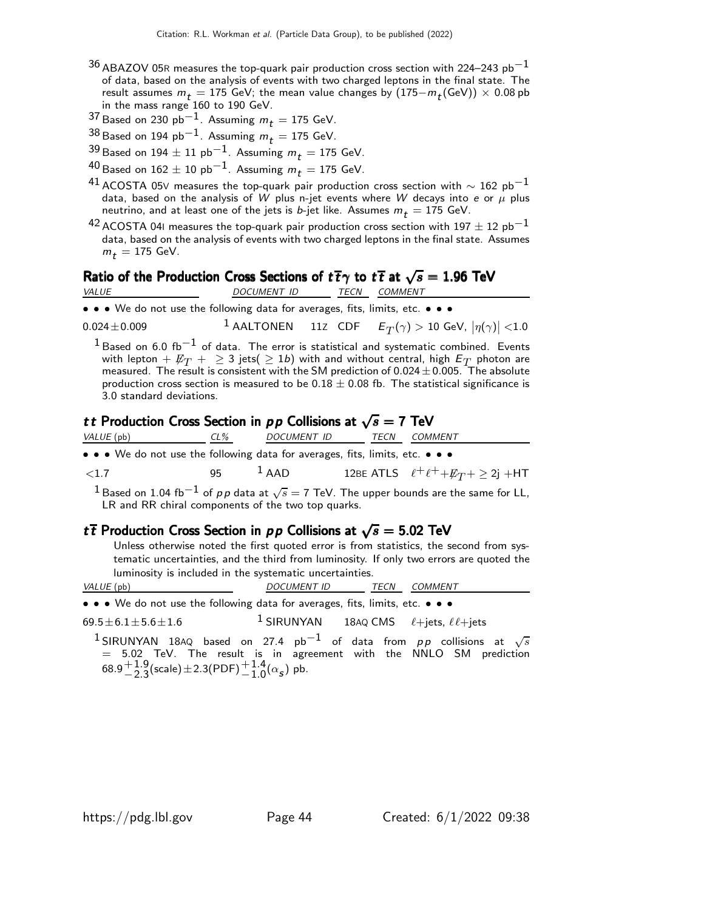[36] ABAZOV 05R measures the top-quark pair production cross section with 224–243 pb$^{-1}$ of data, based on the analysis of events with two charged leptons in the final state. The result assumes $m_t$ = 175 GeV; the mean value changes by $(175-m_t(\text{GeV})) \times 0.08$ pb in the mass range 160 to 190 GeV.

[37] Based on 230 pb$^{-1}$. Assuming $m_t$ = 175 GeV.

[38] Based on 194 pb$^{-1}$. Assuming $m_t$ = 175 GeV.

[39] Based on 194 $\pm$ 11 pb$^{-1}$. Assuming $m_t$ = 175 GeV.

[40] Based on 162 $\pm$ 10 pb$^{-1}$. Assuming $m_t$ = 175 GeV.

[41] ACOSTA 05V measures the top-quark pair production cross section with $\sim$ 162 pb$^{-1}$ data, based on the analysis of $W$ plus n-jet events where $W$ decays into $e$ or $\mu$ plus neutrino, and at least one of the jets is $b$-jet like. Assumes $m_t$ = 175 GeV.

[42] ACOSTA 04I measures the top-quark pair production cross section with 197 $\pm$ 12 pb$^{-1}$ data, based on the analysis of events with two charged leptons in the final state. Assumes $m_t$ = 175 GeV.

## Ratio of the Production Cross Sections of $t\bar{t}\gamma$ to $t\bar{t}$ at $\sqrt{s}$ = 1.96 TeV

| VALUE | DOCUMENT ID | | TECN | COMMENT |
|---|---|---|---|---|
| • • • We do not use the following data for averages, fits, limits, etc. • • • | | | | |
| $0.024 \pm 0.009$ | [1] AALTONEN | 11Z | CDF | $E_T(\gamma) > 10$ GeV, $\lvert\eta(\gamma)\rvert < 1.0$ |

[1] Based on 6.0 fb$^{-1}$ of data. The error is statistical and systematic combined. Events with lepton + $\not\!\!E_T$ + $\geq$ 3 jets($\geq$ 1$b$) with and without central, high $E_T$ photon are measured. The result is consistent with the SM prediction of $0.024 \pm 0.005$. The absolute production cross section is measured to be $0.18 \pm 0.08$ fb. The statistical significance is 3.0 standard deviations.

## $tt$ Production Cross Section in $pp$ Collisions at $\sqrt{s}$ = 7 TeV

| VALUE (pb) | CL% | DOCUMENT ID | | TECN | COMMENT |
|---|---|---|---|---|---|
| • • • We do not use the following data for averages, fits, limits, etc. • • • | | | | | |
| $<1.7$ | 95 | [1] AAD | 12BE | ATLS | $\ell^+\ell^+ + \not\!\!E_T + \geq 2$j +HT |

[1] Based on 1.04 fb$^{-1}$ of $pp$ data at $\sqrt{s}$ = 7 TeV. The upper bounds are the same for LL, LR and RR chiral components of the two top quarks.

## $t\bar{t}$ Production Cross Section in $pp$ Collisions at $\sqrt{s}$ = 5.02 TeV

Unless otherwise noted the first quoted error is from statistics, the second from systematic uncertainties, and the third from luminosity. If only two errors are quoted the luminosity is included in the systematic uncertainties.

| VALUE (pb) | DOCUMENT ID | | TECN | COMMENT |
|---|---|---|---|---|
| • • • We do not use the following data for averages, fits, limits, etc. • • • | | | | |
| $69.5 \pm 6.1 \pm 5.6 \pm 1.6$ | [1] SIRUNYAN | 18AQ | CMS | $\ell$+jets, $\ell\ell$+jets |

[1] SIRUNYAN 18AQ based on 27.4 pb$^{-1}$ of data from $pp$ collisions at $\sqrt{s}$ = 5.02 TeV. The result is in agreement with the NNLO SM prediction $68.9^{+1.9}_{-2.3}(\text{scale}) \pm 2.3(\text{PDF})^{+1.4}_{-1.0}(\alpha_s)$ pb.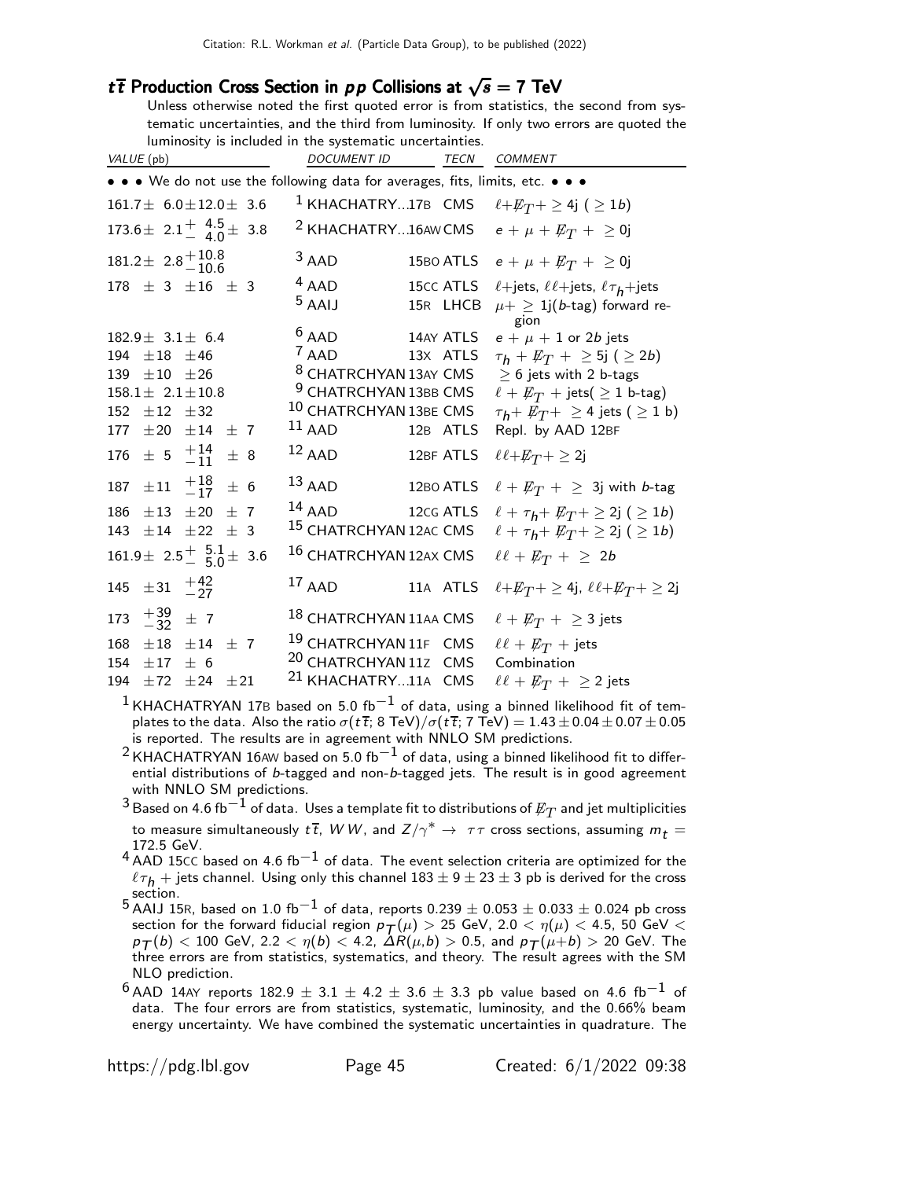## $t\overline{t}$ Production Cross Section in $pp$ Collisions at $\sqrt{s}$ = 7 TeV

Unless otherwise noted the first quoted error is from statistics, the second from systematic uncertainties, and the third from luminosity. If only two errors are quoted the luminosity is included in the systematic uncertainties.

| VALUE (pb) | DOCUMENT ID | | TECN | COMMENT |
|---|---|---|---|---|
| • • • We do not use the following data for averages, fits, limits, etc. • • • | | | | |
| $161.7 \pm 6.0 \pm 12.0 \pm 3.6$ | [1] KHACHATRY... | 17B | CMS | $\ell + \not{E}_T + \geq 4$j ( $\geq 1b$) |
| $173.6 \pm 2.1 {}^{+4.5}_{-4.0} \pm 3.8$ | [2] KHACHATRY... | 16AW | CMS | $e + \mu + \not{E}_T + \geq 0$j |
| $181.2 \pm 2.8 {}^{+10.8}_{-10.6}$ | [3] AAD | 15BO | ATLS | $e + \mu + \not{E}_T + \geq 0$j |
| $178 \pm 3 \pm 16 \pm 3$ | [4] AAD | 15CC | ATLS | $\ell$+jets, $\ell\ell$+jets, $\ell\tau_h$+jets |
| | [5] AAIJ | 15R | LHCB | $\mu + \geq 1$j($b$-tag) forward region |
| $182.9 \pm 3.1 \pm 6.4$ | [6] AAD | 14AY | ATLS | $e + \mu$ + 1 or 2$b$ jets |
| $194 \pm 18 \pm 46$ | [7] AAD | 13X | ATLS | $\tau_h + \not{E}_T + \geq 5$j ( $\geq 2b$) |
| $139 \pm 10 \pm 26$ | [8] CHATRCHYAN | 13AY | CMS | $\geq 6$ jets with 2 b-tags |
| $158.1 \pm 2.1 \pm 10.8$ | [9] CHATRCHYAN | 13BB | CMS | $\ell + \not{E}_T$ + jets( $\geq 1$ b-tag) |
| $152 \pm 12 \pm 32$ | [10] CHATRCHYAN | 13BE | CMS | $\tau_h + \not{E}_T + \geq 4$ jets ( $\geq 1$ b) |
| $177 \pm 20 \pm 14 \pm 7$ | [11] AAD | 12B | ATLS | Repl. by AAD 12BF |
| $176 \pm 5 {}^{+14}_{-11} \pm 8$ | [12] AAD | 12BF | ATLS | $\ell\ell + \not{E}_T + \geq 2$j |
| $187 \pm 11 {}^{+18}_{-17} \pm 6$ | [13] AAD | 12BO | ATLS | $\ell + \not{E}_T + \geq$ 3j with $b$-tag |
| $186 \pm 13 \pm 20 \pm 7$ | [14] AAD | 12CG | ATLS | $\ell + \tau_h + \not{E}_T + \geq 2$j ( $\geq 1b$) |
| $143 \pm 14 \pm 22 \pm 3$ | [15] CHATRCHYAN | 12AC | CMS | $\ell + \tau_h + \not{E}_T + \geq 2$j ( $\geq 1b$) |
| $161.9 \pm 2.5 {}^{+5.1}_{-5.0} \pm 3.6$ | [16] CHATRCHYAN | 12AX | CMS | $\ell\ell + \not{E}_T + \geq 2b$ |
| $145 \pm 31 {}^{+42}_{-27}$ | [17] AAD | 11A | ATLS | $\ell + \not{E}_T + \geq 4$j, $\ell\ell + \not{E}_T + \geq 2$j |
| $173 {}^{+39}_{-32} \pm 7$ | [18] CHATRCHYAN | 11AA | CMS | $\ell + \not{E}_T + \geq 3$ jets |
| $168 \pm 18 \pm 14 \pm 7$ | [19] CHATRCHYAN | 11F | CMS | $\ell\ell + \not{E}_T$ + jets |
| $154 \pm 17 \pm 6$ | [20] CHATRCHYAN | 11Z | CMS | Combination |
| $194 \pm 72 \pm 24 \pm 21$ | [21] KHACHATRY... | 11A | CMS | $\ell\ell + \not{E}_T + \geq 2$ jets |

[1] KHACHATRYAN 17B based on 5.0 fb$^{-1}$ of data, using a binned likelihood fit of templates to the data. Also the ratio $\sigma(t\overline{t}$; 8 TeV)/$\sigma(t\overline{t}$; 7 TeV) = $1.43 \pm 0.04 \pm 0.07 \pm 0.05$ is reported. The results are in agreement with NNLO SM predictions.

[2] KHACHATRYAN 16AW based on 5.0 fb$^{-1}$ of data, using a binned likelihood fit to differential distributions of $b$-tagged and non-$b$-tagged jets. The result is in good agreement with NNLO SM predictions.

[3] Based on 4.6 fb$^{-1}$ of data. Uses a template fit to distributions of $\not{E}_T$ and jet multiplicities to measure simultaneously $t\overline{t}$, $WW$, and $Z/\gamma^* \rightarrow \tau\tau$ cross sections, assuming $m_t$ = 172.5 GeV.

[4] AAD 15CC based on 4.6 fb$^{-1}$ of data. The event selection criteria are optimized for the $\ell\tau_h$ + jets channel. Using only this channel $183 \pm 9 \pm 23 \pm 3$ pb is derived for the cross section.

[5] AAIJ 15R, based on 1.0 fb$^{-1}$ of data, reports $0.239 \pm 0.053 \pm 0.033 \pm 0.024$ pb cross section for the forward fiducial region $p_T(\mu) > 25$ GeV, $2.0 < \eta(\mu) < 4.5$, 50 GeV $< p_T(b) < 100$ GeV, $2.2 < \eta(b) < 4.2$, $\Delta R(\mu,b) > 0.5$, and $p_T(\mu + b) > 20$ GeV. The three errors are from statistics, systematics, and theory. The result agrees with the SM NLO prediction.

[6] AAD 14AY reports $182.9 \pm 3.1 \pm 4.2 \pm 3.6 \pm 3.3$ pb value based on 4.6 fb$^{-1}$ of data. The four errors are from statistics, systematic, luminosity, and the 0.66% beam energy uncertainty. We have combined the systematic uncertainties in quadrature. The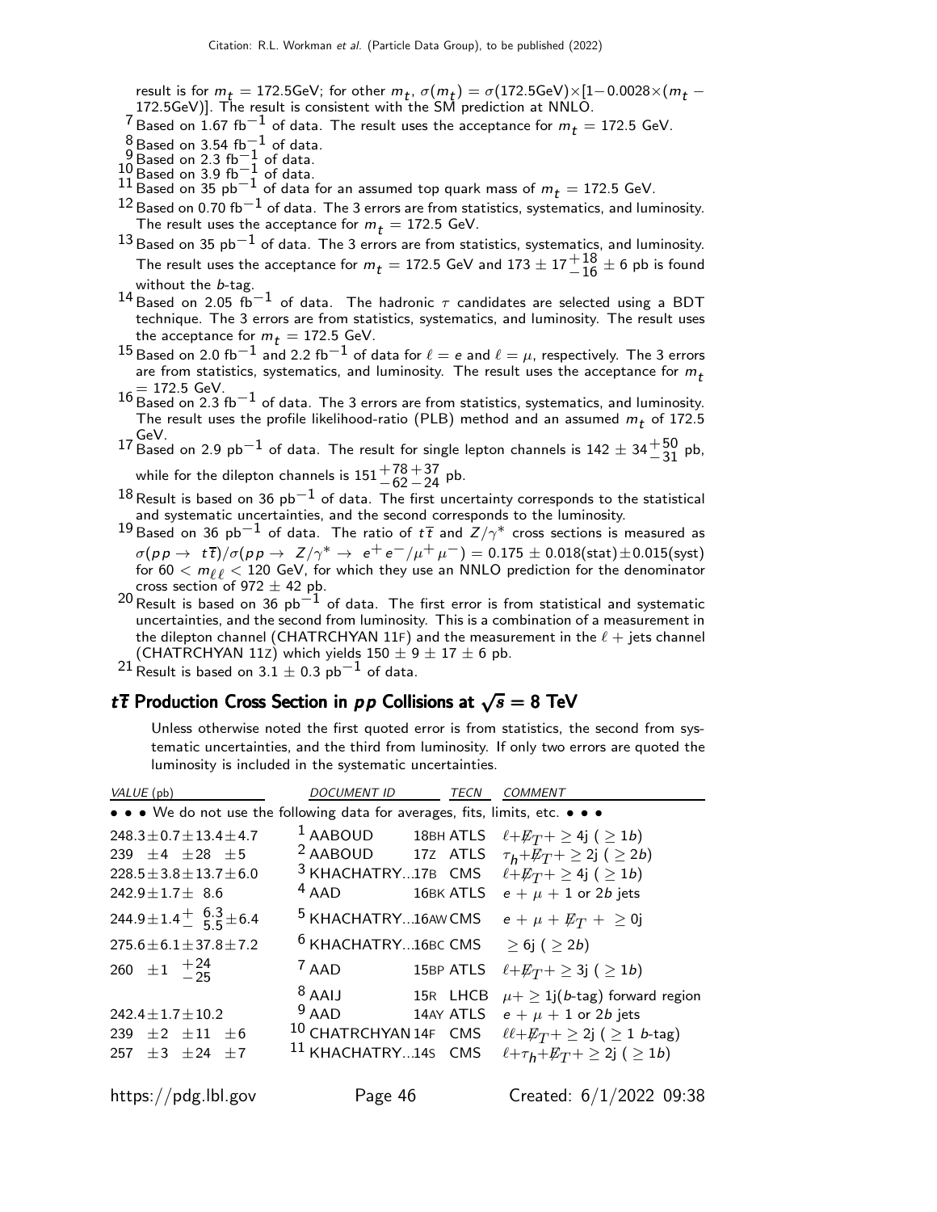result is for $m_t$ = 172.5GeV; for other $m_t$, $\sigma(m_t) = \sigma(172.5\text{GeV}) \times [1 - 0.0028 \times (m_t - 172.5\text{GeV})]$. The result is consistent with the SM prediction at NNLO.

[7] Based on 1.67 fb$^{-1}$ of data. The result uses the acceptance for $m_t$ = 172.5 GeV.

[8] Based on 3.54 fb$^{-1}$ of data.

[9] Based on 2.3 fb$^{-1}$ of data.

[10] Based on 3.9 fb$^{-1}$ of data.

[11] Based on 35 pb$^{-1}$ of data for an assumed top quark mass of $m_t$ = 172.5 GeV.

[12] Based on 0.70 fb$^{-1}$ of data. The 3 errors are from statistics, systematics, and luminosity. The result uses the acceptance for $m_t$ = 172.5 GeV.

[13] Based on 35 pb$^{-1}$ of data. The 3 errors are from statistics, systematics, and luminosity. The result uses the acceptance for $m_t$ = 172.5 GeV and $173 \pm 17^{+18}_{-16} \pm 6$ pb is found without the $b$-tag.

[14] Based on 2.05 fb$^{-1}$ of data. The hadronic $\tau$ candidates are selected using a BDT technique. The 3 errors are from statistics, systematics, and luminosity. The result uses the acceptance for $m_t$ = 172.5 GeV.

[15] Based on 2.0 fb$^{-1}$ and 2.2 fb$^{-1}$ of data for $\ell = e$ and $\ell = \mu$, respectively. The 3 errors are from statistics, systematics, and luminosity. The result uses the acceptance for $m_t$ = 172.5 GeV.

[16] Based on 2.3 fb$^{-1}$ of data. The 3 errors are from statistics, systematics, and luminosity. The result uses the profile likelihood-ratio (PLB) method and an assumed $m_t$ of 172.5 GeV.

[17] Based on 2.9 pb$^{-1}$ of data. The result for single lepton channels is $142 \pm 34^{+50}_{-31}$ pb, while for the dilepton channels is $151^{+78}_{-62}{}^{+37}_{-24}$ pb.

[18] Result is based on 36 pb$^{-1}$ of data. The first uncertainty corresponds to the statistical and systematic uncertainties, and the second corresponds to the luminosity.

[19] Based on 36 pb$^{-1}$ of data. The ratio of $t\overline{t}$ and $Z/\gamma^*$ cross sections is measured as $\sigma(pp \to t\overline{t})/\sigma(pp \to Z/\gamma^* \to e^+e^-/\mu^+\mu^-) = 0.175 \pm 0.018(\text{stat}) \pm 0.015(\text{syst})$ for $60 < m_{\ell\ell} < 120$ GeV, for which they use an NNLO prediction for the denominator cross section of $972 \pm 42$ pb.

[20] Result is based on 36 pb$^{-1}$ of data. The first error is from statistical and systematic uncertainties, and the second from luminosity. This is a combination of a measurement in the dilepton channel (CHATRCHYAN 11F) and the measurement in the $\ell$ + jets channel (CHATRCHYAN 11Z) which yields $150 \pm 9 \pm 17 \pm 6$ pb.

[21] Result is based on $3.1 \pm 0.3$ pb$^{-1}$ of data.

## $t\overline{t}$ Production Cross Section in $pp$ Collisions at $\sqrt{s}$ = 8 TeV

Unless otherwise noted the first quoted error is from statistics, the second from systematic uncertainties, and the third from luminosity. If only two errors are quoted the luminosity is included in the systematic uncertainties.

| VALUE (pb) | DOCUMENT ID | | TECN | COMMENT |
|---|---|---|---|---|
| • • • We do not use the following data for averages, fits, limits, etc. • • • | | | | |
| $248.3 \pm 0.7 \pm 13.4 \pm 4.7$ | [1] AABOUD | 18BH | ATLS | $\ell + \not\!\!E_T + \geq 4$j ( $\geq 1b$) |
| $239 \pm 4 \pm 28 \pm 5$ | [2] AABOUD | 17Z | ATLS | $\tau_h + \not\!\!E_T + \geq 2$j ( $\geq 2b$) |
| $228.5 \pm 3.8 \pm 13.7 \pm 6.0$ | [3] KHACHATRY... | 17B | CMS | $\ell + \not\!\!E_T + \geq 4$j ( $\geq 1b$) |
| $242.9 \pm 1.7 \pm 8.6$ | [4] AAD | 16BK | ATLS | $e + \mu$ + 1 or 2$b$ jets |
| $244.9 \pm 1.4^{+6.3}_{-5.5} \pm 6.4$ | [5] KHACHATRY... | 16AW | CMS | $e + \mu + \not\!\!E_T + \geq 0$j |
| $275.6 \pm 6.1 \pm 37.8 \pm 7.2$ | [6] KHACHATRY... | 16BC | CMS | $\geq 6$j ( $\geq 2b$) |
| $260 \pm 1 {}^{+24}_{-25}$ | [7] AAD | 15BP | ATLS | $\ell + \not\!\!E_T + \geq 3$j ( $\geq 1b$) |
| | [8] AAIJ | 15R | LHCB | $\mu + \geq 1$j($b$-tag) forward region |
| $242.4 \pm 1.7 \pm 10.2$ | [9] AAD | 14AY | ATLS | $e + \mu$ + 1 or 2$b$ jets |
| $239 \pm 2 \pm 11 \pm 6$ | [10] CHATRCHYAN | 14F | CMS | $\ell\ell + \not\!\!E_T + \geq 2$j ( $\geq 1$ $b$-tag) |
| $257 \pm 3 \pm 24 \pm 7$ | [11] KHACHATRY... | 14S | CMS | $\ell + \tau_h + \not\!\!E_T + \geq 2$j ( $\geq 1b$) |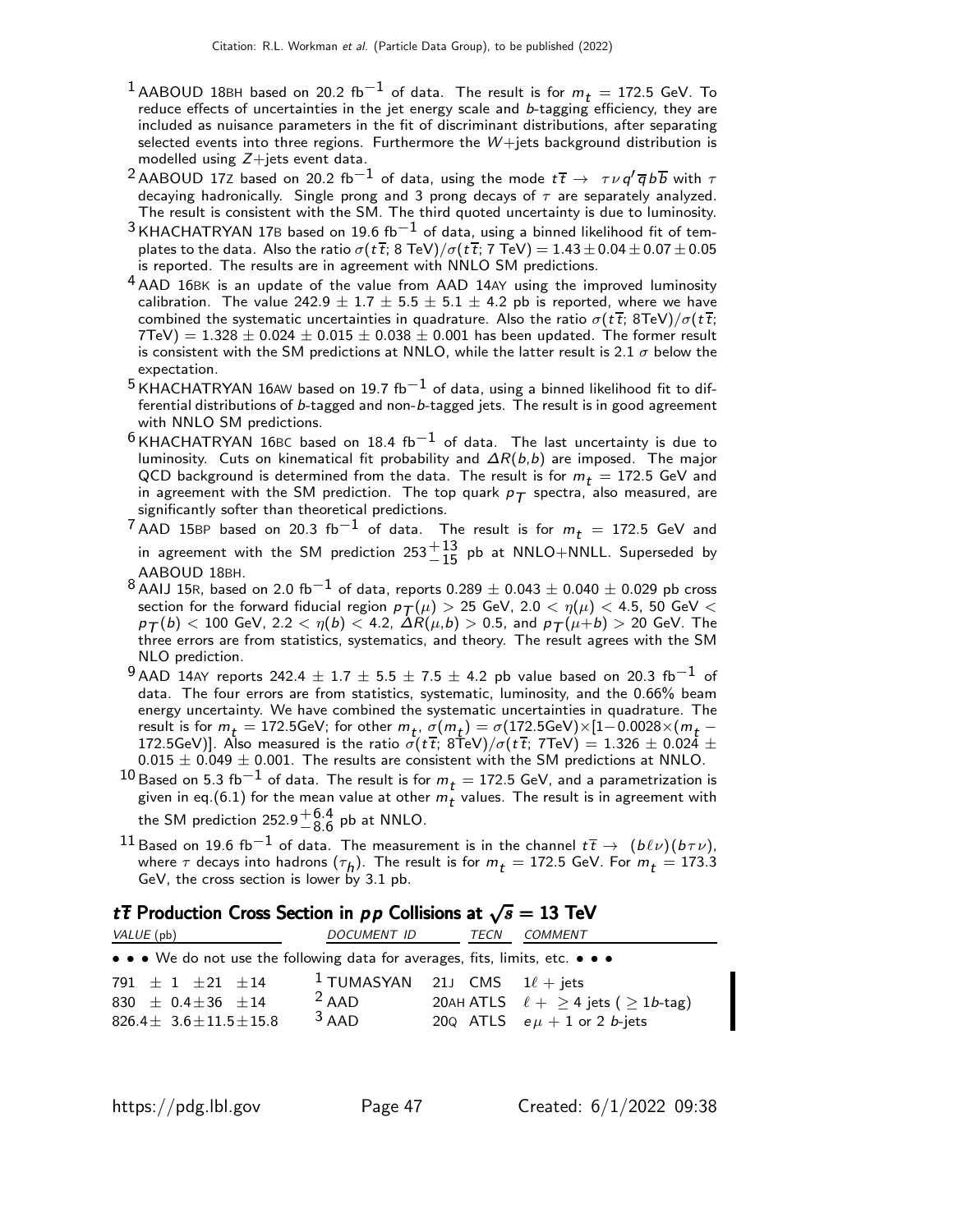[1] AABOUD 18BH based on 20.2 $fb^{-1}$ of data. The result is for $m_t$ = 172.5 GeV. To reduce effects of uncertainties in the jet energy scale and $b$-tagging efficiency, they are included as nuisance parameters in the fit of discriminant distributions, after separating selected events into three regions. Furthermore the $W$+jets background distribution is modelled using $Z$+jets event data.

[2] AABOUD 17Z based on 20.2 $fb^{-1}$ of data, using the mode $t\overline{t} \rightarrow \tau \nu q' \overline{q} b \overline{b}$ with $\tau$ decaying hadronically. Single prong and 3 prong decays of $\tau$ are separately analyzed. The result is consistent with the SM. The third quoted uncertainty is due to luminosity.

[3] KHACHATRYAN 17B based on 19.6 $fb^{-1}$ of data, using a binned likelihood fit of templates to the data. Also the ratio $\sigma(t\overline{t}$; 8 TeV$)/\sigma(t\overline{t}$; 7 TeV$) = 1.43 \pm 0.04 \pm 0.07 \pm 0.05$ is reported. The results are in agreement with NNLO SM predictions.

[4] AAD 16BK is an update of the value from AAD 14AY using the improved luminosity calibration. The value 242.9 $\pm$ 1.7 $\pm$ 5.5 $\pm$ 5.1 $\pm$ 4.2 pb is reported, where we have combined the systematic uncertainties in quadrature. Also the ratio $\sigma(t\overline{t}$; 8TeV$)/\sigma(t\overline{t}$; 7TeV$) = 1.328 \pm 0.024 \pm 0.015 \pm 0.038 \pm 0.001$ has been updated. The former result is consistent with the SM predictions at NNLO, while the latter result is 2.1 $\sigma$ below the expectation.

[5] KHACHATRYAN 16AW based on 19.7 $fb^{-1}$ of data, using a binned likelihood fit to differential distributions of $b$-tagged and non-$b$-tagged jets. The result is in good agreement with NNLO SM predictions.

[6] KHACHATRYAN 16BC based on 18.4 $fb^{-1}$ of data. The last uncertainty is due to luminosity. Cuts on kinematical fit probability and $\Delta R(b,b)$ are imposed. The major QCD background is determined from the data. The result is for $m_t$ = 172.5 GeV and in agreement with the SM prediction. The top quark $p_T$ spectra, also measured, are significantly softer than theoretical predictions.

[7] AAD 15BP based on 20.3 $fb^{-1}$ of data. The result is for $m_t$ = 172.5 GeV and in agreement with the SM prediction $253^{+13}_{-15}$ pb at NNLO+NNLL. Superseded by AABOUD 18BH.

[8] AAIJ 15R, based on 2.0 $fb^{-1}$ of data, reports 0.289 $\pm$ 0.043 $\pm$ 0.040 $\pm$ 0.029 pb cross section for the forward fiducial region $p_T(\mu) > 25$ GeV, $2.0 < \eta(\mu) < 4.5$, 50 GeV $< p_T(b) < 100$ GeV, $2.2 < \eta(b) < 4.2$, $\Delta R(\mu,b) > 0.5$, and $p_T(\mu{+}b) > 20$ GeV. The three errors are from statistics, systematics, and theory. The result agrees with the SM NLO prediction.

[9] AAD 14AY reports 242.4 $\pm$ 1.7 $\pm$ 5.5 $\pm$ 7.5 $\pm$ 4.2 pb value based on 20.3 $fb^{-1}$ of data. The four errors are from statistics, systematic, luminosity, and the 0.66% beam energy uncertainty. We have combined the systematic uncertainties in quadrature. The result is for $m_t$ = 172.5GeV; for other $m_t$, $\sigma(m_t) = \sigma(172.5\text{GeV}) \times [1 - 0.0028 \times (m_t - 172.5\text{GeV})]$. Also measured is the ratio $\sigma(t\overline{t}$; 8TeV$)/\sigma(t\overline{t}$; 7TeV$) = 1.326 \pm 0.024 \pm 0.015 \pm 0.049 \pm 0.001$. The results are consistent with the SM predictions at NNLO.

[10] Based on 5.3 $fb^{-1}$ of data. The result is for $m_t$ = 172.5 GeV, and a parametrization is given in eq.(6.1) for the mean value at other $m_t$ values. The result is in agreement with the SM prediction $252.9^{+6.4}_{-8.6}$ pb at NNLO.

[11] Based on 19.6 $fb^{-1}$ of data. The measurement is in the channel $t\overline{t} \rightarrow (b\ell\nu)(b\tau\nu)$, where $\tau$ decays into hadrons ($\tau_h$). The result is for $m_t$ = 172.5 GeV. For $m_t$ = 173.3 GeV, the cross section is lower by 3.1 pb.

## $t\overline{t}$ Production Cross Section in $pp$ Collisions at $\sqrt{s}$ = 13 TeV

| VALUE (pb) | DOCUMENT ID | | TECN | COMMENT |
|---|---|---|---|---|
| • • • We do not use the following data for averages, fits, limits, etc. • • • | | | | |
| $791 \pm 1 \pm 21 \pm 14$ | [1] TUMASYAN | 21J | CMS | $1\ell$ + jets |
| $830 \pm 0.4 \pm 36 \pm 14$ | [2] AAD | 20AH | ATLS | $\ell + \geq 4$ jets ($\geq 1b$-tag) |
| $826.4 \pm 3.6 \pm 11.5 \pm 15.8$ | [3] AAD | 20Q | ATLS | $e\mu$ + 1 or 2 $b$-jets |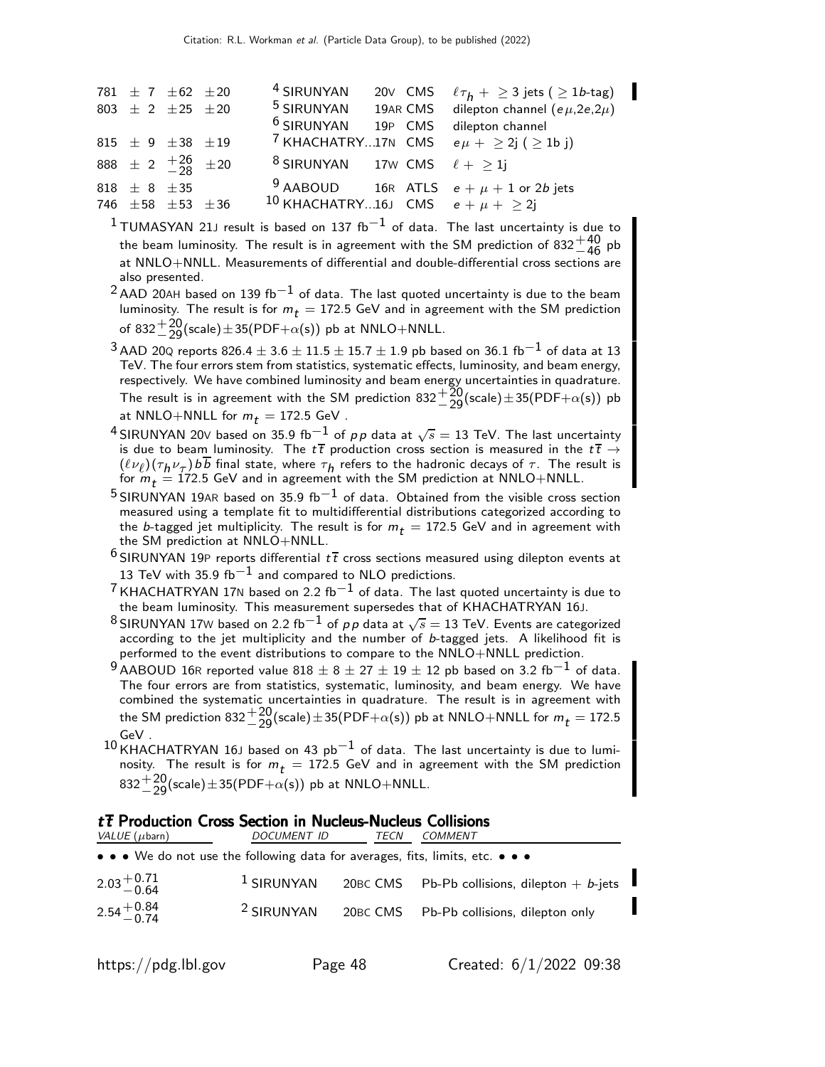| VALUE | DOCUMENT ID | TECN | COMMENT |
|---|---|---|---|
| $781 \pm 7 \pm 62 \pm 20$ | SIRUNYAN[4] 20V | CMS | $\ell \tau_h + \geq 3$ jets ( $\geq 1b$-tag) |
| $803 \pm 2 \pm 25 \pm 20$ | SIRUNYAN[5] 19AR | CMS | dilepton channel ($e\mu$,$2e$,$2\mu$) |
| | SIRUNYAN[6] 19P | CMS | dilepton channel |
| $815 \pm 9 \pm 38 \pm 19$ | KHACHATRY...[7] 17N | CMS | $e\mu + \geq 2$j ( $\geq 1$b j) |
| $888 \pm 2 \ ^{+26}_{-28} \pm 20$ | SIRUNYAN[8] 17W | CMS | $\ell + \geq 1$j |
| $818 \pm 8 \pm 35$ | AABOUD[9] 16R | ATLS | $e + \mu + 1$ or $2b$ jets |
| $746 \pm 58 \pm 53 \pm 36$ | KHACHATRY...[10] 16J | CMS | $e + \mu + \geq 2$j |

[1] TUMASYAN 21J result is based on 137 fb$^{-1}$ of data. The last uncertainty is due to the beam luminosity. The result is in agreement with the SM prediction of $832^{+40}_{-46}$ pb at NNLO+NNLL. Measurements of differential and double-differential cross sections are also presented.

[2] AAD 20AH based on 139 fb$^{-1}$ of data. The last quoted uncertainty is due to the beam luminosity. The result is for $m_t$ = 172.5 GeV and in agreement with the SM prediction of $832^{+20}_{-29}$(scale)$\pm$35(PDF+$\alpha$(s)) pb at NNLO+NNLL.

[3] AAD 20Q reports $826.4 \pm 3.6 \pm 11.5 \pm 15.7 \pm 1.9$ pb based on 36.1 fb$^{-1}$ of data at 13 TeV. The four errors stem from statistics, systematic effects, luminosity, and beam energy, respectively. We have combined luminosity and beam energy uncertainties in quadrature. The result is in agreement with the SM prediction $832^{+20}_{-29}$(scale)$\pm$35(PDF+$\alpha$(s)) pb at NNLO+NNLL for $m_t$ = 172.5 GeV .

[4] SIRUNYAN 20V based on 35.9 fb$^{-1}$ of $pp$ data at $\sqrt{s}$ = 13 TeV. The last uncertainty is due to beam luminosity. The $t\overline{t}$ production cross section is measured in the $t\overline{t} \rightarrow (\ell \nu_\ell)(\tau_h \nu_\tau) b\overline{b}$ final state, where $\tau_h$ refers to the hadronic decays of $\tau$. The result is for $m_t$ = 172.5 GeV and in agreement with the SM prediction at NNLO+NNLL.

[5] SIRUNYAN 19AR based on 35.9 fb$^{-1}$ of data. Obtained from the visible cross section measured using a template fit to multidifferential distributions categorized according to the $b$-tagged jet multiplicity. The result is for $m_t$ = 172.5 GeV and in agreement with the SM prediction at NNLO+NNLL.

[6] SIRUNYAN 19P reports differential $t\overline{t}$ cross sections measured using dilepton events at 13 TeV with 35.9 fb$^{-1}$ and compared to NLO predictions.

[7] KHACHATRYAN 17N based on 2.2 fb$^{-1}$ of data. The last quoted uncertainty is due to the beam luminosity. This measurement supersedes that of KHACHATRYAN 16J.

[8] SIRUNYAN 17W based on 2.2 fb$^{-1}$ of $pp$ data at $\sqrt{s}$ = 13 TeV. Events are categorized according to the jet multiplicity and the number of $b$-tagged jets. A likelihood fit is performed to the event distributions to compare to the NNLO+NNLL prediction.

[9] AABOUD 16R reported value $818 \pm 8 \pm 27 \pm 19 \pm 12$ pb based on 3.2 fb$^{-1}$ of data. The four errors are from statistics, systematic, luminosity, and beam energy. We have combined the systematic uncertainties in quadrature. The result is in agreement with the SM prediction $832^{+20}_{-29}$(scale)$\pm$35(PDF+$\alpha$(s)) pb at NNLO+NNLL for $m_t$ = 172.5 GeV .

[10] KHACHATRYAN 16J based on 43 pb$^{-1}$ of data. The last uncertainty is due to luminosity. The result is for $m_t$ = 172.5 GeV and in agreement with the SM prediction $832^{+20}_{-29}$(scale)$\pm$35(PDF+$\alpha$(s)) pb at NNLO+NNLL.

## $t\overline{t}$ Production Cross Section in Nucleus-Nucleus Collisions

| VALUE ($\mu$barn) | DOCUMENT ID | TECN | COMMENT |
|---|---|---|---|
| • • • We do not use the following data for averages, fits, limits, etc. • • • | | | |
| $2.03^{+0.71}_{-0.64}$ | SIRUNYAN[1] 20BC | CMS | Pb-Pb collisions, dilepton + $b$-jets |
| $2.54^{+0.84}_{-0.74}$ | SIRUNYAN[2] 20BC | CMS | Pb-Pb collisions, dilepton only |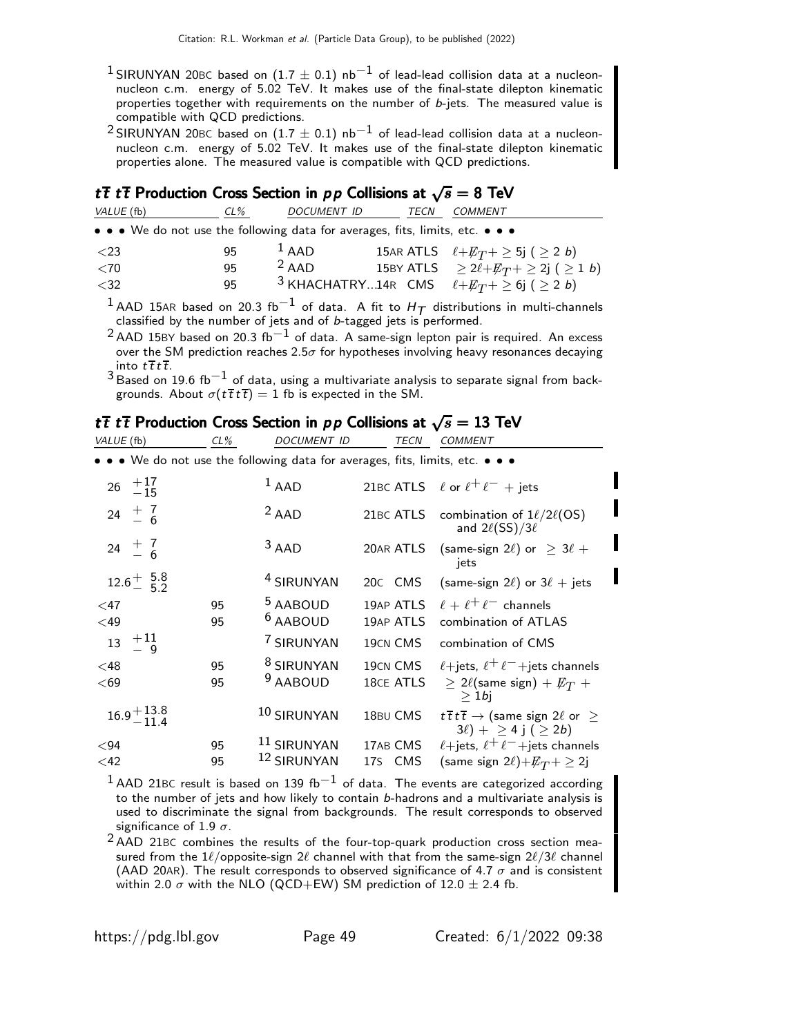[1] SIRUNYAN 20BC based on $(1.7 \pm 0.1)$ nb$^{-1}$ of lead-lead collision data at a nucleon-nucleon c.m. energy of 5.02 TeV. It makes use of the final-state dilepton kinematic properties together with requirements on the number of $b$-jets. The measured value is compatible with QCD predictions.

[2] SIRUNYAN 20BC based on $(1.7 \pm 0.1)$ nb$^{-1}$ of lead-lead collision data at a nucleon-nucleon c.m. energy of 5.02 TeV. It makes use of the final-state dilepton kinematic properties alone. The measured value is compatible with QCD predictions.

### $t\overline{t}\, t\overline{t}$ Production Cross Section in $pp$ Collisions at $\sqrt{s} = 8$ TeV

| VALUE (fb) | CL% | DOCUMENT ID | TECN | COMMENT |
|---|---|---|---|---|
| • • • We do not use the following data for averages, fits, limits, etc. • • • | | | | |
| $<23$ | 95 | [1] AAD | 15AR ATLS | $\ell + \not\!\!E_T + \geq 5$j ( $\geq 2$ $b$) |
| $<70$ | 95 | [2] AAD | 15BY ATLS | $\geq 2\ell + \not\!\!E_T + \geq 2$j ( $\geq 1$ $b$) |
| $<32$ | 95 | [3] KHACHATRY...14R | CMS | $\ell + \not\!\!E_T + \geq 6$j ( $\geq 2$ $b$) |

[1] AAD 15AR based on 20.3 fb$^{-1}$ of data. A fit to $H_T$ distributions in multi-channels classified by the number of jets and of $b$-tagged jets is performed.

[2] AAD 15BY based on 20.3 fb$^{-1}$ of data. A same-sign lepton pair is required. An excess over the SM prediction reaches $2.5\sigma$ for hypotheses involving heavy resonances decaying into $t\overline{t}t\overline{t}$.

[3] Based on 19.6 fb$^{-1}$ of data, using a multivariate analysis to separate signal from backgrounds. About $\sigma(t\overline{t}t\overline{t}) = 1$ fb is expected in the SM.

### $t\overline{t}\, t\overline{t}$ Production Cross Section in $pp$ Collisions at $\sqrt{s} = 13$ TeV

| VALUE (fb) | CL% | DOCUMENT ID | TECN | COMMENT |
|---|---|---|---|---|
| • • • We do not use the following data for averages, fits, limits, etc. • • • | | | | |
| $26\ ^{+17}_{-15}$ | | [1] AAD | 21BC ATLS | $\ell$ or $\ell^+\ell^-$ + jets |
| $24\ ^{+\ 7}_{-\ 6}$ | | [2] AAD | 21BC ATLS | combination of $1\ell/2\ell$(OS) and $2\ell$(SS)$/3\ell$ |
| $24\ ^{+\ 7}_{-\ 6}$ | | [3] AAD | 20AR ATLS | (same-sign $2\ell$) or $\geq 3\ell$ + jets |
| $12.6\ ^{+\ 5.8}_{-\ 5.2}$ | | [4] SIRUNYAN | 20C CMS | (same-sign $2\ell$) or $3\ell$ + jets |
| $<47$ | 95 | [5] AABOUD | 19AP ATLS | $\ell$ + $\ell^+\ell^-$ channels |
| $<49$ | 95 | [6] AABOUD | 19AP ATLS | combination of ATLAS |
| $13\ ^{+11}_{-\ 9}$ | | [7] SIRUNYAN | 19CN CMS | combination of CMS |
| $<48$ | 95 | [8] SIRUNYAN | 19CN CMS | $\ell$+jets, $\ell^+\ell^-$+jets channels |
| $<69$ | 95 | [9] AABOUD | 18CE ATLS | $\geq 2\ell$(same sign) + $\not\!\!E_T$ + $\geq 1b$j |
| $16.9\ ^{+13.8}_{-11.4}$ | | [10] SIRUNYAN | 18BU CMS | $t\overline{t}t\overline{t} \rightarrow$ (same sign $2\ell$ or $\geq 3\ell$) + $\geq 4$ j ( $\geq 2b$) |
| $<94$ | 95 | [11] SIRUNYAN | 17AB CMS | $\ell$+jets, $\ell^+\ell^-$+jets channels |
| $<42$ | 95 | [12] SIRUNYAN | 17S CMS | (same sign $2\ell$)+$\not\!\!E_T$+ $\geq 2$j |

[1] AAD 21BC result is based on 139 fb$^{-1}$ of data. The events are categorized according to the number of jets and how likely to contain $b$-hadrons and a multivariate analysis is used to discriminate the signal from backgrounds. The result corresponds to observed significance of 1.9 $\sigma$.

[2] AAD 21BC combines the results of the four-top-quark production cross section measured from the $1\ell$/opposite-sign $2\ell$ channel with that from the same-sign $2\ell/3\ell$ channel (AAD 20AR). The result corresponds to observed significance of 4.7 $\sigma$ and is consistent within 2.0 $\sigma$ with the NLO (QCD+EW) SM prediction of $12.0 \pm 2.4$ fb.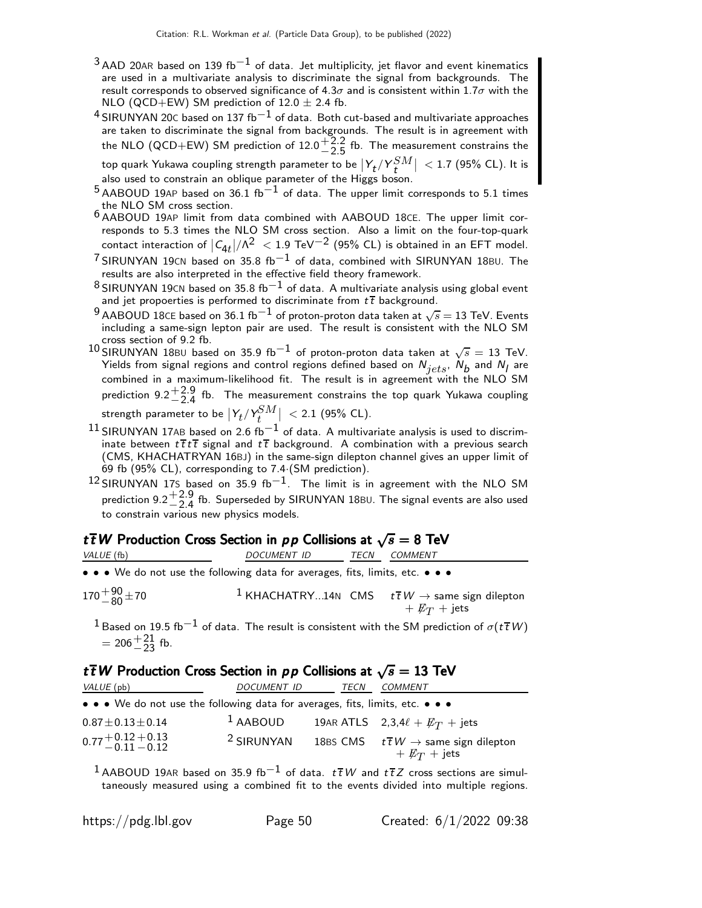[3] AAD 20AR based on 139 fb$^{-1}$ of data. Jet multiplicity, jet flavor and event kinematics are used in a multivariate analysis to discriminate the signal from backgrounds. The result corresponds to observed significance of 4.3$\sigma$ and is consistent within 1.7$\sigma$ with the NLO (QCD+EW) SM prediction of 12.0 ± 2.4 fb.

[4] SIRUNYAN 20C based on 137 fb$^{-1}$ of data. Both cut-based and multivariate approaches are taken to discriminate the signal from backgrounds. The result is in agreement with the NLO (QCD+EW) SM prediction of $12.0^{+2.2}_{-2.5}$ fb. The measurement constrains the top quark Yukawa coupling strength parameter to be $|Y_t/Y_t^{SM}| < 1.7$ (95% CL). It is also used to constrain an oblique parameter of the Higgs boson.

[5] AABOUD 19AP based on 36.1 fb$^{-1}$ of data. The upper limit corresponds to 5.1 times the NLO SM cross section.

[6] AABOUD 19AP limit from data combined with AABOUD 18CE. The upper limit corresponds to 5.3 times the NLO SM cross section. Also a limit on the four-top-quark contact interaction of $|C_{4t}|/\Lambda^2 < 1.9$ TeV$^{-2}$ (95% CL) is obtained in an EFT model.

[7] SIRUNYAN 19CN based on 35.8 fb$^{-1}$ of data, combined with SIRUNYAN 18BU. The results are also interpreted in the effective field theory framework.

[8] SIRUNYAN 19CN based on 35.8 fb$^{-1}$ of data. A multivariate analysis using global event and jet propoerties is performed to discriminate from $t\overline{t}$ background.

[9] AABOUD 18CE based on 36.1 fb$^{-1}$ of proton-proton data taken at $\sqrt{s}$ = 13 TeV. Events including a same-sign lepton pair are used. The result is consistent with the NLO SM cross section of 9.2 fb.

[10] SIRUNYAN 18BU based on 35.9 fb$^{-1}$ of proton-proton data taken at $\sqrt{s}$ = 13 TeV. Yields from signal regions and control regions defined based on $N_{jets}$, $N_b$ and $N_l$ are combined in a maximum-likelihood fit. The result is in agreement with the NLO SM prediction $9.2^{+2.9}_{-2.4}$ fb. The measurement constrains the top quark Yukawa coupling strength parameter to be $|Y_t/Y_t^{SM}| < 2.1$ (95% CL).

[11] SIRUNYAN 17AB based on 2.6 fb$^{-1}$ of data. A multivariate analysis is used to discriminate between $t\overline{t}t\overline{t}$ signal and $t\overline{t}$ background. A combination with a previous search (CMS, KHACHATRYAN 16BJ) in the same-sign dilepton channel gives an upper limit of 69 fb (95% CL), corresponding to 7.4·(SM prediction).

[12] SIRUNYAN 17S based on 35.9 fb$^{-1}$. The limit is in agreement with the NLO SM prediction $9.2^{+2.9}_{-2.4}$ fb. Superseded by SIRUNYAN 18BU. The signal events are also used to constrain various new physics models.

## $t\overline{t}W$ Production Cross Section in $pp$ Collisions at $\sqrt{s}$ = 8 TeV

| VALUE (fb) | DOCUMENT ID | TECN | COMMENT |
|---|---|---|---|
| • • • We do not use the following data for averages, fits, limits, etc. • • • | | | |
| $170^{+90}_{-80} \pm 70$ | [1] KHACHATRY...14N | CMS | $t\overline{t}W \rightarrow$ same sign dilepton + $E\!\!\!/_T$ + jets |

[1] Based on 19.5 fb$^{-1}$ of data. The result is consistent with the SM prediction of $\sigma(t\overline{t}W) = 206^{+21}_{-23}$ fb.

## $t\overline{t}W$ Production Cross Section in $pp$ Collisions at $\sqrt{s}$ = 13 TeV

| VALUE (pb) | DOCUMENT ID | TECN | COMMENT |
|---|---|---|---|
| • • • We do not use the following data for averages, fits, limits, etc. • • • | | | |
| $0.87 \pm 0.13 \pm 0.14$ | [1] AABOUD 19AR | ATLS | 2,3,4$\ell$ + $E\!\!\!/_T$ + jets |
| $0.77^{+0.12}_{-0.11}{}^{+0.13}_{-0.12}$ | [2] SIRUNYAN 18BS | CMS | $t\overline{t}W \rightarrow$ same sign dilepton + $E\!\!\!/_T$ + jets |

[1] AABOUD 19AR based on 35.9 fb$^{-1}$ of data. $t\overline{t}W$ and $t\overline{t}Z$ cross sections are simultaneously measured using a combined fit to the events divided into multiple regions.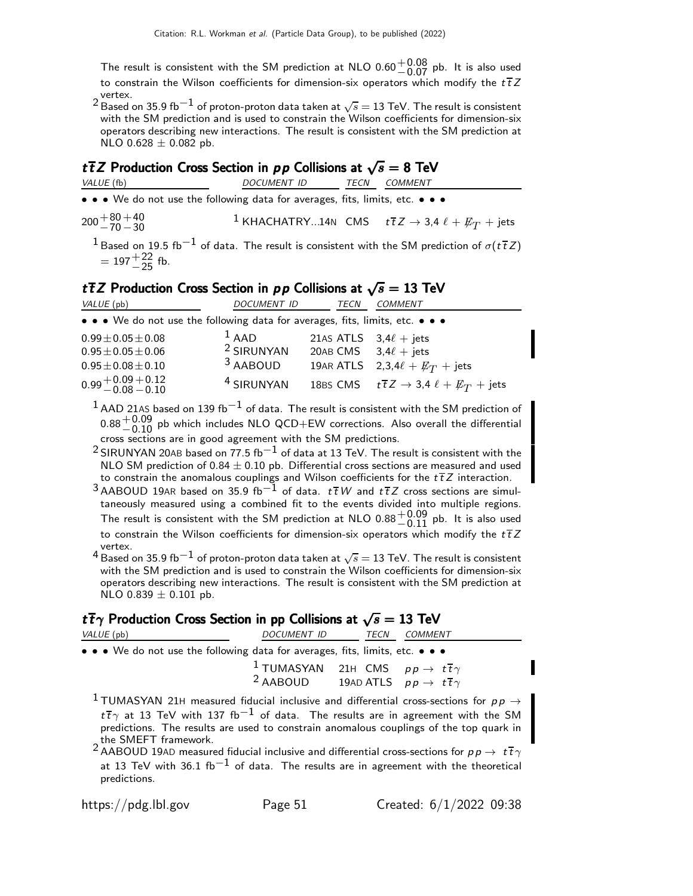The result is consistent with the SM prediction at NLO $0.60^{+0.08}_{-0.07}$ pb. It is also used to constrain the Wilson coefficients for dimension-six operators which modify the $t\overline{t}Z$ vertex.

[2] Based on 35.9 fb$^{-1}$ of proton-proton data taken at $\sqrt{s}=13$ TeV. The result is consistent with the SM prediction and is used to constrain the Wilson coefficients for dimension-six operators describing new interactions. The result is consistent with the SM prediction at NLO $0.628 \pm 0.082$ pb.

### $t\overline{t}Z$ Production Cross Section in $pp$ Collisions at $\sqrt{s}=8$ TeV

| VALUE (fb) | DOCUMENT ID | TECN | COMMENT |
|---|---|---|---|
| • • • We do not use the following data for averages, fits, limits, etc. • • • | | | |
| $200^{+80}_{-70}{}^{+40}_{-30}$ | [1] KHACHATRY...14N | CMS | $t\overline{t}Z \to 3{,}4\ \ell + \not{E}_T$ + jets |

[1] Based on 19.5 fb$^{-1}$ of data. The result is consistent with the SM prediction of $\sigma(t\overline{t}Z) = 197^{+22}_{-25}$ fb.

### $t\overline{t}Z$ Production Cross Section in $pp$ Collisions at $\sqrt{s}=13$ TeV

| VALUE (pb) | DOCUMENT ID | TECN | COMMENT |
|---|---|---|---|
| • • • We do not use the following data for averages, fits, limits, etc. • • • | | | |
| $0.99 \pm 0.05 \pm 0.08$ | [1] AAD | 21AS ATLS | $3{,}4\ell$ + jets |
| $0.95 \pm 0.05 \pm 0.06$ | [2] SIRUNYAN | 20AB CMS | $3{,}4\ell$ + jets |
| $0.95 \pm 0.08 \pm 0.10$ | [3] AABOUD | 19AR ATLS | $2{,}3{,}4\ell + \not{E}_T$ + jets |
| $0.99^{+0.09}_{-0.08}{}^{+0.12}_{-0.10}$ | [4] SIRUNYAN | 18BS CMS | $t\overline{t}Z \to 3{,}4\ \ell + \not{E}_T$ + jets |

[1] AAD 21AS based on 139 fb$^{-1}$ of data. The result is consistent with the SM prediction of $0.88^{+0.09}_{-0.10}$ pb which includes NLO QCD+EW corrections. Also overall the differential cross sections are in good agreement with the SM predictions.

[2] SIRUNYAN 20AB based on 77.5 fb$^{-1}$ of data at 13 TeV. The result is consistent with the NLO SM prediction of $0.84 \pm 0.10$ pb. Differential cross sections are measured and used to constrain the anomalous couplings and Wilson coefficients for the $t\overline{t}Z$ interaction.

[3] AABOUD 19AR based on 35.9 fb$^{-1}$ of data. $t\overline{t}W$ and $t\overline{t}Z$ cross sections are simultaneously measured using a combined fit to the events divided into multiple regions. The result is consistent with the SM prediction at NLO $0.88^{+0.09}_{-0.11}$ pb. It is also used to constrain the Wilson coefficients for dimension-six operators which modify the $t\overline{t}Z$ vertex.

[4] Based on 35.9 fb$^{-1}$ of proton-proton data taken at $\sqrt{s}=13$ TeV. The result is consistent with the SM prediction and is used to constrain the Wilson coefficients for dimension-six operators describing new interactions. The result is consistent with the SM prediction at NLO $0.839 \pm 0.101$ pb.

### $t\overline{t}\gamma$ Production Cross Section in pp Collisions at $\sqrt{s}=13$ TeV

| VALUE (pb) | DOCUMENT ID | TECN | COMMENT |
|---|---|---|---|
| • • • We do not use the following data for averages, fits, limits, etc. • • • | | | |
| | [1] TUMASYAN | 21H CMS | $pp \to t\overline{t}\gamma$ |
| | [2] AABOUD | 19AD ATLS | $pp \to t\overline{t}\gamma$ |

[1] TUMASYAN 21H measured fiducial inclusive and differential cross-sections for $pp \to t\overline{t}\gamma$ at 13 TeV with 137 fb$^{-1}$ of data. The results are in agreement with the SM predictions. The results are used to constrain anomalous couplings of the top quark in the SMEFT framework.

[2] AABOUD 19AD measured fiducial inclusive and differential cross-sections for $pp \to t\overline{t}\gamma$ at 13 TeV with 36.1 fb$^{-1}$ of data. The results are in agreement with the theoretical predictions.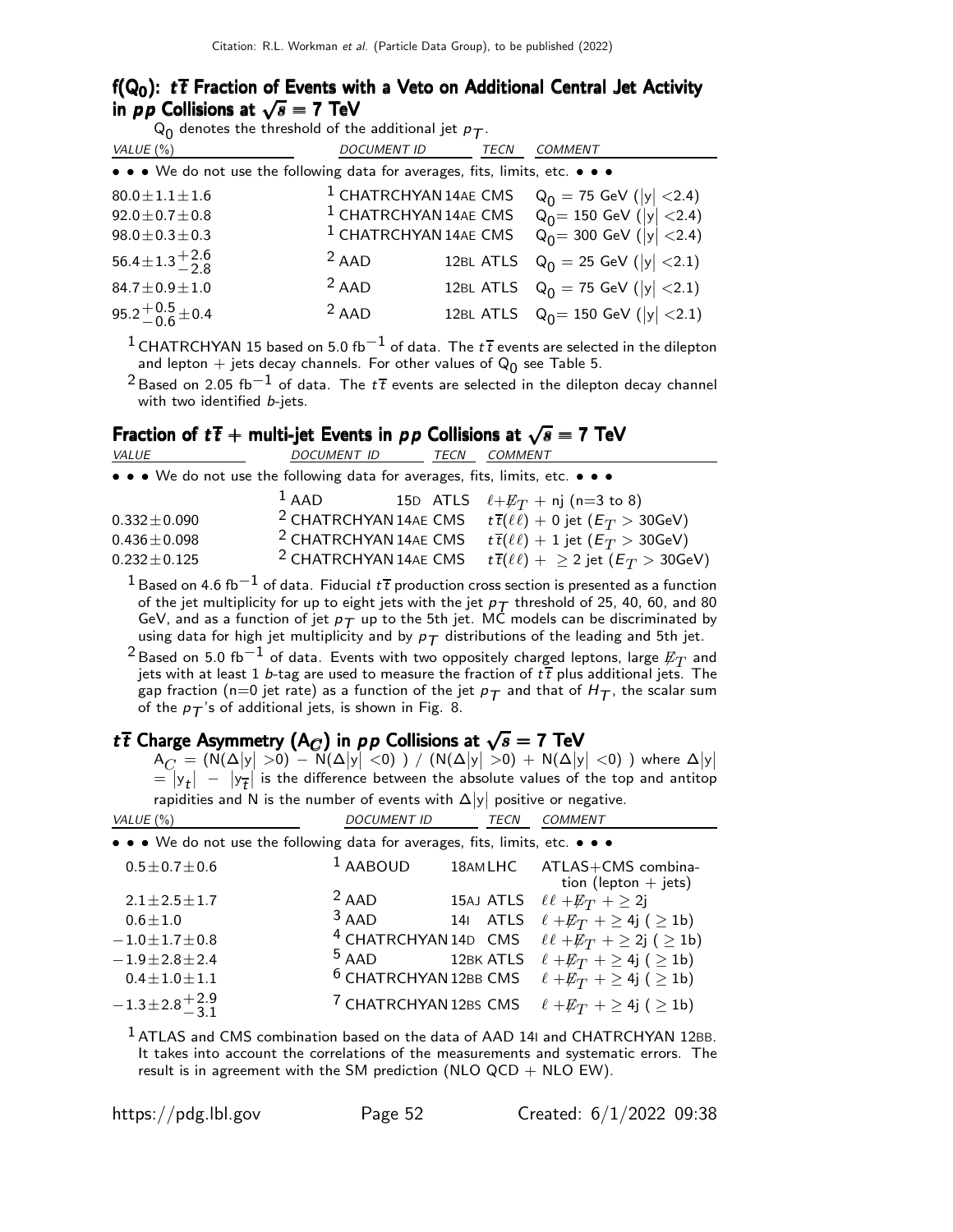## $f(Q_0)$: $t\overline{t}$ Fraction of Events with a Veto on Additional Central Jet Activity in $pp$ Collisions at $\sqrt{s}$ = 7 TeV

$Q_0$ denotes the threshold of the additional jet $p_T$.

| VALUE (%) | DOCUMENT ID | TECN | COMMENT |
|---|---|---|---|
| • • • We do not use the following data for averages, fits, limits, etc. • • • | | | |
| $80.0\pm1.1\pm1.6$ | [1] CHATRCHYAN 14AE | CMS | $Q_0$ = 75 GeV ($\|y\|$ <2.4) |
| $92.0\pm0.7\pm0.8$ | [1] CHATRCHYAN 14AE | CMS | $Q_0$= 150 GeV ($\|y\|$ <2.4) |
| $98.0\pm0.3\pm0.3$ | [1] CHATRCHYAN 14AE | CMS | $Q_0$= 300 GeV ($\|y\|$ <2.4) |
| $56.4\pm1.3^{+2.6}_{-2.8}$ | [2] AAD | 12BL ATLS | $Q_0$ = 25 GeV ($\|y\|$ <2.1) |
| $84.7\pm0.9\pm1.0$ | [2] AAD | 12BL ATLS | $Q_0$ = 75 GeV ($\|y\|$ <2.1) |
| $95.2^{+0.5}_{-0.6}\pm0.4$ | [2] AAD | 12BL ATLS | $Q_0$= 150 GeV ($\|y\|$ <2.1) |

[1] CHATRCHYAN 15 based on 5.0 fb$^{-1}$ of data. The $t\overline{t}$ events are selected in the dilepton and lepton + jets decay channels. For other values of $Q_0$ see Table 5.

[2] Based on 2.05 fb$^{-1}$ of data. The $t\overline{t}$ events are selected in the dilepton decay channel with two identified $b$-jets.

## Fraction of $t\overline{t}$ + multi-jet Events in $pp$ Collisions at $\sqrt{s}$ = 7 TeV

| VALUE | DOCUMENT ID | TECN | COMMENT |
|---|---|---|---|
| • • • We do not use the following data for averages, fits, limits, etc. • • • | | | |
| | [1] AAD | 15D ATLS | $\ell+\not{E}_T$ + nj (n=3 to 8) |
| $0.332\pm0.090$ | [2] CHATRCHYAN 14AE | CMS | $t\overline{t}(\ell\ell)$ + 0 jet ($E_T$ > 30GeV) |
| $0.436\pm0.098$ | [2] CHATRCHYAN 14AE | CMS | $t\overline{t}(\ell\ell)$ + 1 jet ($E_T$ > 30GeV) |
| $0.232\pm0.125$ | [2] CHATRCHYAN 14AE | CMS | $t\overline{t}(\ell\ell)$ + $\geq$ 2 jet ($E_T$ > 30GeV) |

[1] Based on 4.6 fb$^{-1}$ of data. Fiducial $t\overline{t}$ production cross section is presented as a function of the jet multiplicity for up to eight jets with the jet $p_T$ threshold of 25, 40, 60, and 80 GeV, and as a function of jet $p_T$ up to the 5th jet. MC models can be discriminated by using data for high jet multiplicity and by $p_T$ distributions of the leading and 5th jet.

[2] Based on 5.0 fb$^{-1}$ of data. Events with two oppositely charged leptons, large $\not{E}_T$ and jets with at least 1 $b$-tag are used to measure the fraction of $t\overline{t}$ plus additional jets. The gap fraction (n=0 jet rate) as a function of the jet $p_T$ and that of $H_T$, the scalar sum of the $p_T$'s of additional jets, is shown in Fig. 8.

## $t\overline{t}$ Charge Asymmetry ($A_C$) in $pp$ Collisions at $\sqrt{s}$ = 7 TeV

$A_C$ = (N($\Delta|y|$ >0) − N($\Delta|y|$ <0) ) / (N($\Delta|y|$ >0) + N($\Delta|y|$ <0) ) where $\Delta|y|$ = $|y_t|$ − $|y_{\overline{t}}|$ is the difference between the absolute values of the top and antitop rapidities and N is the number of events with $\Delta|y|$ positive or negative.

| VALUE (%) | DOCUMENT ID | TECN | COMMENT |
|---|---|---|---|
| • • • We do not use the following data for averages, fits, limits, etc. • • • | | | |
| $0.5\pm0.7\pm0.6$ | [1] AABOUD | 18AM LHC | ATLAS+CMS combination (lepton + jets) |
| $2.1\pm2.5\pm1.7$ | [2] AAD | 15AJ ATLS | $\ell\ell+\not{E}_T$ + $\geq$ 2j |
| $0.6\pm1.0$ | [3] AAD | 14I ATLS | $\ell+\not{E}_T$ + $\geq$ 4j ( $\geq$ 1b) |
| $-1.0\pm1.7\pm0.8$ | [4] CHATRCHYAN 14D | CMS | $\ell\ell+\not{E}_T$ + $\geq$ 2j ( $\geq$ 1b) |
| $-1.9\pm2.8\pm2.4$ | [5] AAD | 12BK ATLS | $\ell+\not{E}_T$ + $\geq$ 4j ( $\geq$ 1b) |
| $0.4\pm1.0\pm1.1$ | [6] CHATRCHYAN 12BB | CMS | $\ell+\not{E}_T$ + $\geq$ 4j ( $\geq$ 1b) |
| $-1.3\pm2.8^{+2.9}_{-3.1}$ | [7] CHATRCHYAN 12BS | CMS | $\ell+\not{E}_T$ + $\geq$ 4j ( $\geq$ 1b) |

[1] ATLAS and CMS combination based on the data of AAD 14I and CHATRCHYAN 12BB. It takes into account the correlations of the measurements and systematic errors. The result is in agreement with the SM prediction (NLO QCD + NLO EW).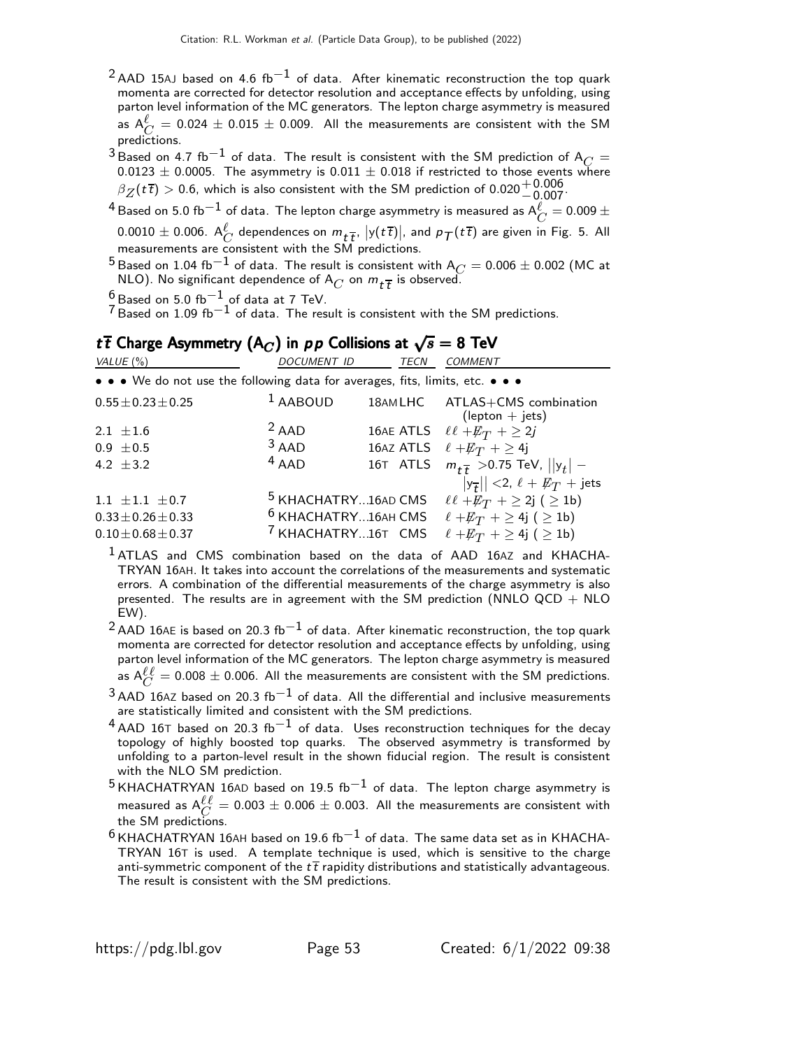[2] AAD 15AJ based on 4.6 fb$^{-1}$ of data. After kinematic reconstruction the top quark momenta are corrected for detector resolution and acceptance effects by unfolding, using parton level information of the MC generators. The lepton charge asymmetry is measured as $A_C^{\ell} = 0.024 \pm 0.015 \pm 0.009$. All the measurements are consistent with the SM predictions.

[3] Based on 4.7 fb$^{-1}$ of data. The result is consistent with the SM prediction of $A_C = 0.0123 \pm 0.0005$. The asymmetry is $0.011 \pm 0.018$ if restricted to those events where $\beta_Z(t\overline{t}) > 0.6$, which is also consistent with the SM prediction of $0.020^{+0.006}_{-0.007}$.

[4] Based on 5.0 fb$^{-1}$ of data. The lepton charge asymmetry is measured as $A_C^{\ell} = 0.009 \pm 0.0010 \pm 0.006$. $A_C^{\ell}$ dependences on $m_{t\overline{t}}$, $|y(t\overline{t})|$, and $p_T(t\overline{t})$ are given in Fig. 5. All measurements are consistent with the SM predictions.

[5] Based on 1.04 fb$^{-1}$ of data. The result is consistent with $A_C = 0.006 \pm 0.002$ (MC at NLO). No significant dependence of $A_C$ on $m_{t\overline{t}}$ is observed.

[6] Based on 5.0 fb$^{-1}$ of data at 7 TeV.

[7] Based on 1.09 fb$^{-1}$ of data. The result is consistent with the SM predictions.

## $t\overline{t}$ Charge Asymmetry ($A_C$) in $pp$ Collisions at $\sqrt{s}$ = 8 TeV

| VALUE (%) | DOCUMENT ID | TECN | COMMENT |
|---|---|---|---|
| • • • We do not use the following data for averages, fits, limits, etc. • • • | | | |
| $0.55 \pm 0.23 \pm 0.25$ | [1] AABOUD | 18AM LHC | ATLAS+CMS combination (lepton + jets) |
| $2.1 \pm 1.6$ | [2] AAD | 16AE ATLS | $\ell\ell + \not{E}_T + \geq 2j$ |
| $0.9 \pm 0.5$ | [3] AAD | 16AZ ATLS | $\ell + \not{E}_T + \geq 4j$ |
| $4.2 \pm 3.2$ | [4] AAD | 16T ATLS | $m_{t\overline{t}} > 0.75$ TeV, $\lvert\lvert y_t\rvert - \lvert y_{\overline{t}}\rvert\rvert < 2$, $\ell + \not{E}_T$ + jets |
| $1.1 \pm 1.1 \pm 0.7$ | [5] KHACHATRY...16AD | CMS | $\ell\ell + \not{E}_T + \geq 2j$ ($\geq 1b$) |
| $0.33 \pm 0.26 \pm 0.33$ | [6] KHACHATRY...16AH | CMS | $\ell + \not{E}_T + \geq 4j$ ($\geq 1b$) |
| $0.10 \pm 0.68 \pm 0.37$ | [7] KHACHATRY...16T | CMS | $\ell + \not{E}_T + \geq 4j$ ($\geq 1b$) |

[1] ATLAS and CMS combination based on the data of AAD 16AZ and KHACHATRYAN 16AH. It takes into account the correlations of the measurements and systematic errors. A combination of the differential measurements of the charge asymmetry is also presented. The results are in agreement with the SM prediction (NNLO QCD + NLO EW).

[2] AAD 16AE is based on 20.3 fb$^{-1}$ of data. After kinematic reconstruction, the top quark momenta are corrected for detector resolution and acceptance effects by unfolding, using parton level information of the MC generators. The lepton charge asymmetry is measured as $A_C^{\ell\ell} = 0.008 \pm 0.006$. All the measurements are consistent with the SM predictions.

[3] AAD 16AZ based on 20.3 fb$^{-1}$ of data. All the differential and inclusive measurements are statistically limited and consistent with the SM predictions.

[4] AAD 16T based on 20.3 fb$^{-1}$ of data. Uses reconstruction techniques for the decay topology of highly boosted top quarks. The observed asymmetry is transformed by unfolding to a parton-level result in the shown fiducial region. The result is consistent with the NLO SM prediction.

[5] KHACHATRYAN 16AD based on 19.5 fb$^{-1}$ of data. The lepton charge asymmetry is measured as $A_C^{\ell\ell} = 0.003 \pm 0.006 \pm 0.003$. All the measurements are consistent with the SM predictions.

[6] KHACHATRYAN 16AH based on 19.6 fb$^{-1}$ of data. The same data set as in KHACHATRYAN 16T is used. A template technique is used, which is sensitive to the charge anti-symmetric component of the $t\overline{t}$ rapidity distributions and statistically advantageous. The result is consistent with the SM predictions.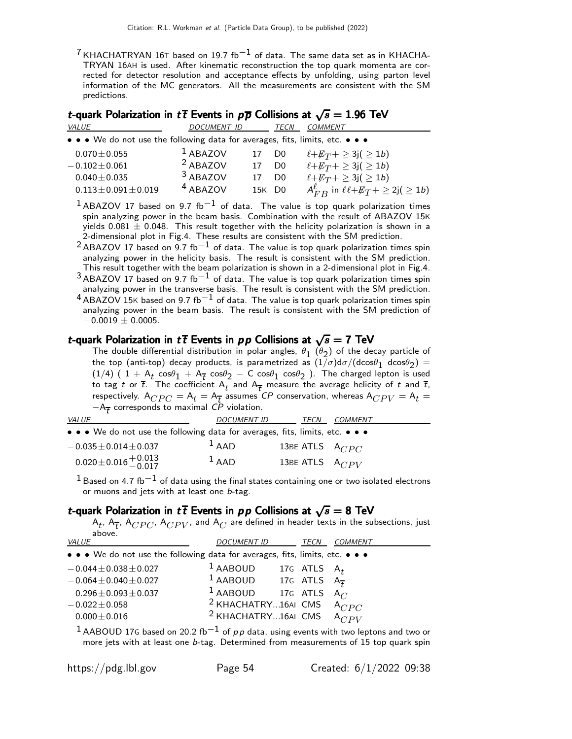[7] KHACHATRYAN 16T based on 19.7 fb$^{-1}$ of data. The same data set as in KHACHATRYAN 16AH is used. After kinematic reconstruction the top quark momenta are corrected for detector resolution and acceptance effects by unfolding, using parton level information of the MC generators. All the measurements are consistent with the SM predictions.

### *t*-quark Polarization in $t\overline{t}$ Events in $p\overline{p}$ Collisions at $\sqrt{s} = 1.96$ TeV

| VALUE | DOCUMENT ID | | TECN | COMMENT |
|---|---|---|---|---|
| • • • We do not use the following data for averages, fits, limits, etc. • • • | | | | |
| $0.070 \pm 0.055$ | [1] ABAZOV | 17 | D0 | $\ell + \not\!\!E_T + \geq 3j(\geq 1b)$ |
| $-0.102 \pm 0.061$ | [2] ABAZOV | 17 | D0 | $\ell + \not\!\!E_T + \geq 3j(\geq 1b)$ |
| $0.040 \pm 0.035$ | [3] ABAZOV | 17 | D0 | $\ell + \not\!\!E_T + \geq 3j(\geq 1b)$ |
| $0.113 \pm 0.091 \pm 0.019$ | [4] ABAZOV | 15K | D0 | $A^{\ell}_{FB}$ in $\ell\ell + \not\!\!E_T + \geq 2j(\geq 1b)$ |

[1] ABAZOV 17 based on 9.7 fb$^{-1}$ of data. The value is top quark polarization times spin analyzing power in the beam basis. Combination with the result of ABAZOV 15K yields $0.081 \pm 0.048$. This result together with the helicity polarization is shown in a 2-dimensional plot in Fig.4. These results are consistent with the SM prediction.

[2] ABAZOV 17 based on 9.7 fb$^{-1}$ of data. The value is top quark polarization times spin analyzing power in the helicity basis. The result is consistent with the SM prediction. This result together with the beam polarization is shown in a 2-dimensional plot in Fig.4.

[3] ABAZOV 17 based on 9.7 fb$^{-1}$ of data. The value is top quark polarization times spin analyzing power in the transverse basis. The result is consistent with the SM prediction.

[4] ABAZOV 15K based on 9.7 fb$^{-1}$ of data. The value is top quark polarization times spin analyzing power in the beam basis. The result is consistent with the SM prediction of $-0.0019 \pm 0.0005$.

### *t*-quark Polarization in $t\overline{t}$ Events in $pp$ Collisions at $\sqrt{s} = 7$ TeV

The double differential distribution in polar angles, $\theta_1$ ($\theta_2$) of the decay particle of the top (anti-top) decay products, is parametrized as $(1/\sigma)d\sigma/(d\cos\theta_1 \, d\cos\theta_2) = (1/4)\,(\,1 + A_t \cos\theta_1 + A_{\overline{t}} \cos\theta_2 - C \cos\theta_1 \cos\theta_2\,)$. The charged lepton is used to tag $t$ or $\overline{t}$. The coefficient $A_t$ and $A_{\overline{t}}$ measure the average helicity of $t$ and $\overline{t}$, respectively. $A_{CPC} = A_t = A_{\overline{t}}$ assumes $CP$ conservation, whereas $A_{CPV} = A_t = -A_{\overline{t}}$ corresponds to maximal $CP$ violation.

| VALUE | DOCUMENT ID | | TECN | COMMENT |
|---|---|---|---|---|
| • • • We do not use the following data for averages, fits, limits, etc. • • • | | | | |
| $-0.035 \pm 0.014 \pm 0.037$ | [1] AAD | 13BE | ATLS | $A_{CPC}$ |
| $0.020 \pm 0.016 ^{+0.013}_{-0.017}$ | [1] AAD | 13BE | ATLS | $A_{CPV}$ |

[1] Based on 4.7 fb$^{-1}$ of data using the final states containing one or two isolated electrons or muons and jets with at least one $b$-tag.

### *t*-quark Polarization in $t\overline{t}$ Events in $pp$ Collisions at $\sqrt{s} = 8$ TeV

$A_t$, $A_{\overline{t}}$, $A_{CPC}$, $A_{CPV}$, and $A_C$ are defined in header texts in the subsections, just above.

| VALUE | DOCUMENT ID | | TECN | COMMENT |
|---|---|---|---|---|
| • • • We do not use the following data for averages, fits, limits, etc. • • • | | | | |
| $-0.044 \pm 0.038 \pm 0.027$ | [1] AABOUD | 17G | ATLS | $A_t$ |
| $-0.064 \pm 0.040 \pm 0.027$ | [1] AABOUD | 17G | ATLS | $A_{\overline{t}}$ |
| $0.296 \pm 0.093 \pm 0.037$ | [1] AABOUD | 17G | ATLS | $A_C$ |
| $-0.022 \pm 0.058$ | [2] KHACHATRY... | 16AI | CMS | $A_{CPC}$ |
| $0.000 \pm 0.016$ | [2] KHACHATRY... | 16AI | CMS | $A_{CPV}$ |

[1] AABOUD 17G based on 20.2 fb$^{-1}$ of $pp$ data, using events with two leptons and two or more jets with at least one $b$-tag. Determined from measurements of 15 top quark spin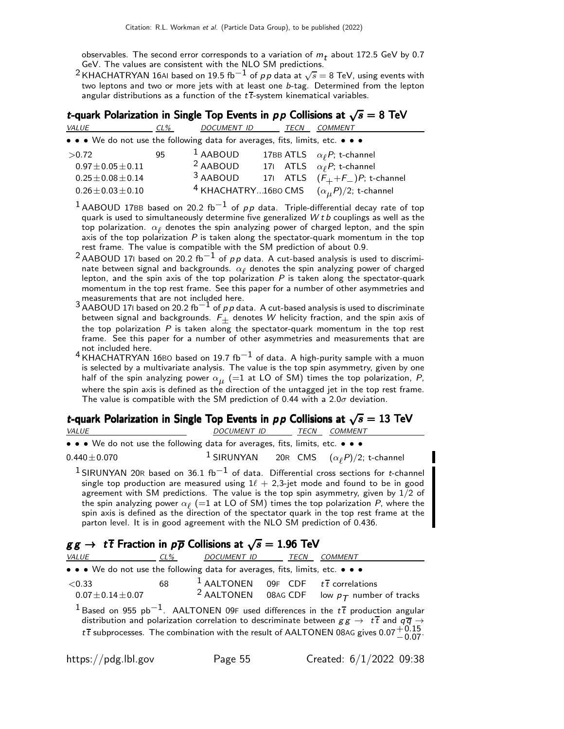observables. The second error corresponds to a variation of $m_t$ about 172.5 GeV by 0.7 GeV. The values are consistent with the NLO SM predictions.

[2] KHACHATRYAN 16AI based on 19.5 fb$^{-1}$ of $pp$ data at $\sqrt{s}$ = 8 TeV, using events with two leptons and two or more jets with at least one $b$-tag. Determined from the lepton angular distributions as a function of the $t\overline{t}$-system kinematical variables.

### $t$-quark Polarization in Single Top Events in $pp$ Collisions at $\sqrt{s}$ = 8 TeV

| VALUE | CL% | DOCUMENT ID | | TECN | COMMENT |
|---|---|---|---|---|---|
| • • • We do not use the following data for averages, fits, limits, etc. • • • | | | | | |
| >0.72 | 95 | [1] AABOUD | 17BB | ATLS | $\alpha_\ell P$; t-channel |
| $0.97\pm0.05\pm0.11$ | | [2] AABOUD | 17I | ATLS | $\alpha_\ell P$; t-channel |
| $0.25\pm0.08\pm0.14$ | | [3] AABOUD | 17I | ATLS | $(F_+ + F_-)P$; t-channel |
| $0.26\pm0.03\pm0.10$ | | [4] KHACHATRY... | 16BO | CMS | $(\alpha_\mu P)/2$; t-channel |

[1] AABOUD 17BB based on 20.2 fb$^{-1}$ of $pp$ data. Triple-differential decay rate of top quark is used to simultaneously determine five generalized $Wtb$ couplings as well as the top polarization. $\alpha_\ell$ denotes the spin analyzing power of charged lepton, and the spin axis of the top polarization $P$ is taken along the spectator-quark momentum in the top rest frame. The value is compatible with the SM prediction of about 0.9.

[2] AABOUD 17I based on 20.2 fb$^{-1}$ of $pp$ data. A cut-based analysis is used to discriminate between signal and backgrounds. $\alpha_\ell$ denotes the spin analyzing power of charged lepton, and the spin axis of the top polarization $P$ is taken along the spectator-quark momentum in the top rest frame. See this paper for a number of other asymmetries and measurements that are not included here.

[3] AABOUD 17I based on 20.2 fb$^{-1}$ of $pp$ data. A cut-based analysis is used to discriminate between signal and backgrounds. $F_\pm$ denotes $W$ helicity fraction, and the spin axis of the top polarization $P$ is taken along the spectator-quark momentum in the top rest frame. See this paper for a number of other asymmetries and measurements that are not included here.

[4] KHACHATRYAN 16BO based on 19.7 fb$^{-1}$ of data. A high-purity sample with a muon is selected by a multivariate analysis. The value is the top spin asymmetry, given by one half of the spin analyzing power $\alpha_\mu$ (=1 at LO of SM) times the top polarization, $P$, where the spin axis is defined as the direction of the untagged jet in the top rest frame. The value is compatible with the SM prediction of 0.44 with a 2.0$\sigma$ deviation.

### $t$-quark Polarization in Single Top Events in $pp$ Collisions at $\sqrt{s}$ = 13 TeV

| VALUE | DOCUMENT ID | | TECN | COMMENT |
|---|---|---|---|---|
| • • • We do not use the following data for averages, fits, limits, etc. • • • | | | | |
| $0.440\pm0.070$ | [1] SIRUNYAN | 20R | CMS | $(\alpha_\ell P)/2$; t-channel |

[1] SIRUNYAN 20R based on 36.1 fb$^{-1}$ of data. Differential cross sections for $t$-channel single top production are measured using $1\ell$ + 2,3-jet mode and found to be in good agreement with SM predictions. The value is the top spin asymmetry, given by 1/2 of the spin analyzing power $\alpha_\ell$ (=1 at LO of SM) times the top polarization $P$, where the spin axis is defined as the direction of the spectator quark in the top rest frame at the parton level. It is in good agreement with the NLO SM prediction of 0.436.

### $gg \rightarrow t\overline{t}$ Fraction in $p\overline{p}$ Collisions at $\sqrt{s}$ = 1.96 TeV

| VALUE | CL% | DOCUMENT ID | | TECN | COMMENT |
|---|---|---|---|---|---|
| • • • We do not use the following data for averages, fits, limits, etc. • • • | | | | | |
| <0.33 | 68 | [1] AALTONEN | 09F | CDF | $t\overline{t}$ correlations |
| $0.07\pm0.14\pm0.07$ | | [2] AALTONEN | 08AG | CDF | low $p_T$ number of tracks |

[1] Based on 955 pb$^{-1}$. AALTONEN 09F used differences in the $t\overline{t}$ production angular distribution and polarization correlation to descriminate between $gg \rightarrow t\overline{t}$ and $q\overline{q} \rightarrow t\overline{t}$ subprocesses. The combination with the result of AALTONEN 08AG gives $0.07^{+0.15}_{-0.07}$.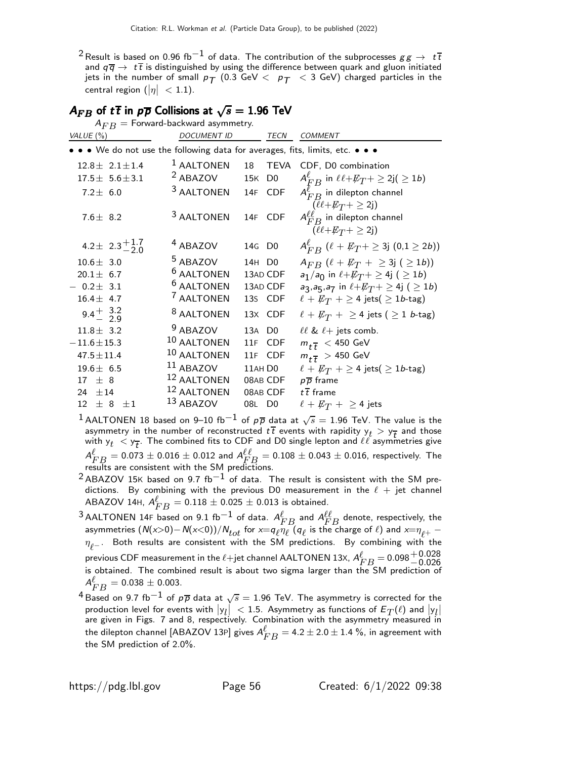[2] Result is based on 0.96 fb$^{-1}$ of data. The contribution of the subprocesses $gg \rightarrow t\overline{t}$ and $q\overline{q} \rightarrow t\overline{t}$ is distinguished by using the difference between quark and gluon initiated jets in the number of small $p_T$ (0.3 GeV $< p_T <$ 3 GeV) charged particles in the central region ($|\eta| < 1.1$).

## $A_{FB}$ of $t\overline{t}$ in $p\overline{p}$ Collisions at $\sqrt{s} = 1.96$ TeV

$A_{FB}$ = Forward-backward asymmetry.

| VALUE (%) | DOCUMENT ID | | TECN | COMMENT |
|---|---|---|---|---|
| • • • We do not use the following data for averages, fits, limits, etc. • • • | | | | |
| $12.8 \pm 2.1 \pm 1.4$ | [1] AALTONEN | 18 | TEVA | CDF, D0 combination |
| $17.5 \pm 5.6 \pm 3.1$ | [2] ABAZOV | 15K | D0 | $A^{\ell}_{FB}$ in $\ell\ell + \not{E}_T + \geq 2$j($\geq 1b$) |
| $7.2 \pm 6.0$ | [3] AALTONEN | 14F | CDF | $A^{\ell}_{FB}$ in dilepton channel ($\ell\ell + \not{E}_T + \geq 2$j) |
| $7.6 \pm 8.2$ | [3] AALTONEN | 14F | CDF | $A^{\ell\ell}_{FB}$ in dilepton channel ($\ell\ell + \not{E}_T + \geq 2$j) |
| $4.2 \pm 2.3^{+1.7}_{-2.0}$ | [4] ABAZOV | 14G | D0 | $A^{\ell}_{FB}$ ($\ell + \not{E}_T + \geq 3$j (0,1 $\geq 2b$)) |
| $10.6 \pm 3.0$ | [5] ABAZOV | 14H | D0 | $A_{FB}$ ($\ell + \not{E}_T + \geq 3$j ($\geq 1b$)) |
| $20.1 \pm 6.7$ | [6] AALTONEN | 13AD | CDF | $a_1/a_0$ in $\ell + \not{E}_T + \geq 4$j ($\geq 1b$) |
| $-0.2 \pm 3.1$ | [6] AALTONEN | 13AD | CDF | $a_3, a_5, a_7$ in $\ell + \not{E}_T + \geq 4$j ($\geq 1b$) |
| $16.4 \pm 4.7$ | [7] AALTONEN | 13S | CDF | $\ell + \not{E}_T + \geq 4$ jets($\geq 1b$-tag) |
| $9.4^{+3.2}_{-2.9}$ | [8] AALTONEN | 13X | CDF | $\ell + \not{E}_T + \geq 4$ jets ($\geq 1$ $b$-tag) |
| $11.8 \pm 3.2$ | [9] ABAZOV | 13A | D0 | $\ell\ell$ & $\ell+$ jets comb. |
| $-11.6 \pm 15.3$ | [10] AALTONEN | 11F | CDF | $m_{t\overline{t}} < 450$ GeV |
| $47.5 \pm 11.4$ | [10] AALTONEN | 11F | CDF | $m_{t\overline{t}} > 450$ GeV |
| $19.6 \pm 6.5$ | [11] ABAZOV | 11AH | D0 | $\ell + \not{E}_T + \geq 4$ jets($\geq 1b$-tag) |
| $17 \pm 8$ | [12] AALTONEN | 08AB | CDF | $p\overline{p}$ frame |
| $24 \pm 14$ | [12] AALTONEN | 08AB | CDF | $t\overline{t}$ frame |
| $12 \pm 8 \pm 1$ | [13] ABAZOV | 08L | D0 | $\ell + \not{E}_T + \geq 4$ jets |

[1] AALTONEN 18 based on 9–10 fb$^{-1}$ of $p\overline{p}$ data at $\sqrt{s} = 1.96$ TeV. The value is the asymmetry in the number of reconstructed $t\overline{t}$ events with rapidity $y_t > y_{\overline{t}}$ and those with $y_t < y_{\overline{t}}$. The combined fits to CDF and D0 single lepton and $\ell\ell$ asymmetries give $A^{\ell}_{FB} = 0.073 \pm 0.016 \pm 0.012$ and $A^{\ell\ell}_{FB} = 0.108 \pm 0.043 \pm 0.016$, respectively. The results are consistent with the SM predictions.

[2] ABAZOV 15K based on 9.7 fb$^{-1}$ of data. The result is consistent with the SM predictions. By combining with the previous D0 measurement in the $\ell$ + jet channel ABAZOV 14H, $A^{\ell}_{FB} = 0.118 \pm 0.025 \pm 0.013$ is obtained.

[3] AALTONEN 14F based on 9.1 fb$^{-1}$ of data. $A^{\ell}_{FB}$ and $A^{\ell\ell}_{FB}$ denote, respectively, the asymmetries $(N(x{>}0) - N(x{<}0))/N_{tot}$ for $x = q_\ell \eta_\ell$ ($q_\ell$ is the charge of $\ell$) and $x = \eta_{\ell^+} - \eta_{\ell^-}$. Both results are consistent with the SM predictions. By combining with the previous CDF measurement in the $\ell$+jet channel AALTONEN 13X, $A^{\ell}_{FB} = 0.098^{+0.028}_{-0.026}$ is obtained. The combined result is about two sigma larger than the SM prediction of $A^{\ell}_{FB} = 0.038 \pm 0.003$.

[4] Based on 9.7 fb$^{-1}$ of $p\overline{p}$ data at $\sqrt{s} = 1.96$ TeV. The asymmetry is corrected for the production level for events with $|y_l| < 1.5$. Asymmetry as functions of $E_T(\ell)$ and $|y_l|$ are given in Figs. 7 and 8, respectively. Combination with the asymmetry measured in the dilepton channel [ABAZOV 13P] gives $A^{\ell}_{FB} = 4.2 \pm 2.0 \pm 1.4$ %, in agreement with the SM prediction of 2.0%.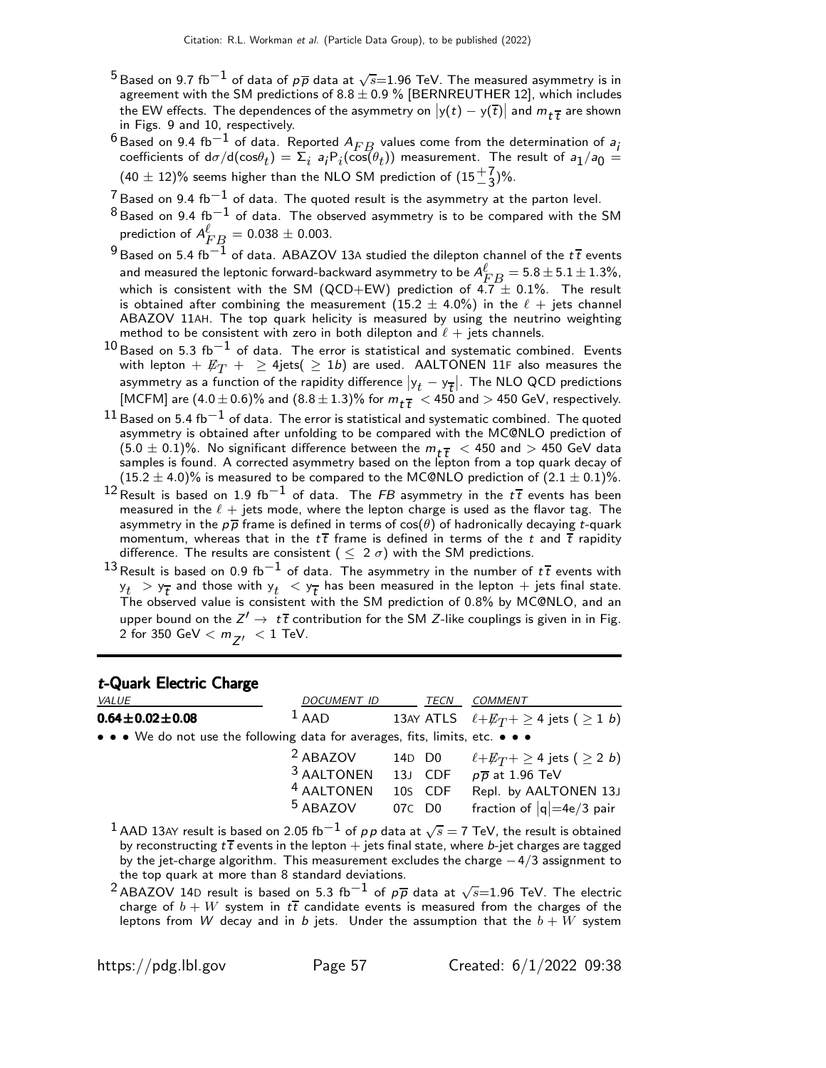[5] Based on 9.7 fb$^{-1}$ of data of $p\overline{p}$ data at $\sqrt{s}$=1.96 TeV. The measured asymmetry is in agreement with the SM predictions of 8.8 ± 0.9 % [BERNREUTHER 12], which includes the EW effects. The dependences of the asymmetry on $|y(t) - y(\overline{t})|$ and $m_{t\overline{t}}$ are shown in Figs. 9 and 10, respectively.

[6] Based on 9.4 fb$^{-1}$ of data. Reported $A_{FB}$ values come from the determination of $a_i$ coefficients of $d\sigma/d(\cos\theta_t) = \Sigma_i \, a_i P_i(\cos(\theta_t))$ measurement. The result of $a_1/a_0$ = (40 ± 12)% seems higher than the NLO SM prediction of $(15^{+7}_{-3})$%.

[7] Based on 9.4 fb$^{-1}$ of data. The quoted result is the asymmetry at the parton level.

[8] Based on 9.4 fb$^{-1}$ of data. The observed asymmetry is to be compared with the SM prediction of $A^{\ell}_{FB}$ = 0.038 ± 0.003.

[9] Based on 5.4 fb$^{-1}$ of data. ABAZOV 13A studied the dilepton channel of the $t\overline{t}$ events and measured the leptonic forward-backward asymmetry to be $A^{\ell}_{FB}$ = 5.8 ± 5.1 ± 1.3%, which is consistent with the SM (QCD+EW) prediction of 4.7 ± 0.1%. The result is obtained after combining the measurement (15.2 ± 4.0%) in the $\ell$ + jets channel ABAZOV 11AH. The top quark helicity is measured by using the neutrino weighting method to be consistent with zero in both dilepton and $\ell$ + jets channels.

[10] Based on 5.3 fb$^{-1}$ of data. The error is statistical and systematic combined. Events with lepton + $\not{E}_T$ + ≥ 4jets( ≥ 1$b$) are used. AALTONEN 11F also measures the asymmetry as a function of the rapidity difference $|y_t - y_{\overline{t}}|$. The NLO QCD predictions [MCFM] are (4.0 ± 0.6)% and (8.8 ± 1.3)% for $m_{t\overline{t}}$ < 450 and > 450 GeV, respectively.

[11] Based on 5.4 fb$^{-1}$ of data. The error is statistical and systematic combined. The quoted asymmetry is obtained after unfolding to be compared with the MC@NLO prediction of (5.0 ± 0.1)%. No significant difference between the $m_{t\overline{t}}$ < 450 and > 450 GeV data samples is found. A corrected asymmetry based on the lepton from a top quark decay of (15.2 ± 4.0)% is measured to be compared to the MC@NLO prediction of (2.1 ± 0.1)%.

[12] Result is based on 1.9 fb$^{-1}$ of data. The $FB$ asymmetry in the $t\overline{t}$ events has been measured in the $\ell$ + jets mode, where the lepton charge is used as the flavor tag. The asymmetry in the $p\overline{p}$ frame is defined in terms of cos($\theta$) of hadronically decaying $t$-quark momentum, whereas that in the $t\overline{t}$ frame is defined in terms of the $t$ and $\overline{t}$ rapidity difference. The results are consistent ( ≤ 2 $\sigma$) with the SM predictions.

[13] Result is based on 0.9 fb$^{-1}$ of data. The asymmetry in the number of $t\overline{t}$ events with $y_t > y_{\overline{t}}$ and those with $y_t < y_{\overline{t}}$ has been measured in the lepton + jets final state. The observed value is consistent with the SM prediction of 0.8% by MC@NLO, and an upper bound on the $Z' \rightarrow t\overline{t}$ contribution for the SM $Z$-like couplings is given in in Fig. 2 for 350 GeV < $m_{Z'}$ < 1 TeV.

## *t*-Quark Electric Charge

| VALUE | DOCUMENT ID | | TECN | COMMENT |
|---|---|---|---|---|
| **0.64±0.02±0.08** | [1] AAD | 13AY | ATLS | $\ell+\not{E}_T+ \geq 4$ jets ( ≥ 1 $b$) |
| • • • We do not use the following data for averages, fits, limits, etc. • • • | | | | |
| | [2] ABAZOV | 14D | D0 | $\ell+\not{E}_T+ \geq 4$ jets ( ≥ 2 $b$) |
| | [3] AALTONEN | 13J | CDF | $p\overline{p}$ at 1.96 TeV |
| | [4] AALTONEN | 10S | CDF | Repl. by AALTONEN 13J |
| | [5] ABAZOV | 07C | D0 | fraction of $|q|$=4e/3 pair |

[1] AAD 13AY result is based on 2.05 fb$^{-1}$ of $pp$ data at $\sqrt{s}$ = 7 TeV, the result is obtained by reconstructing $t\overline{t}$ events in the lepton + jets final state, where $b$-jet charges are tagged by the jet-charge algorithm. This measurement excludes the charge −4/3 assignment to the top quark at more than 8 standard deviations.

[2] ABAZOV 14D result is based on 5.3 fb$^{-1}$ of $p\overline{p}$ data at $\sqrt{s}$=1.96 TeV. The electric charge of $b + W$ system in $t\overline{t}$ candidate events is measured from the charges of the leptons from $W$ decay and in $b$ jets. Under the assumption that the $b + W$ system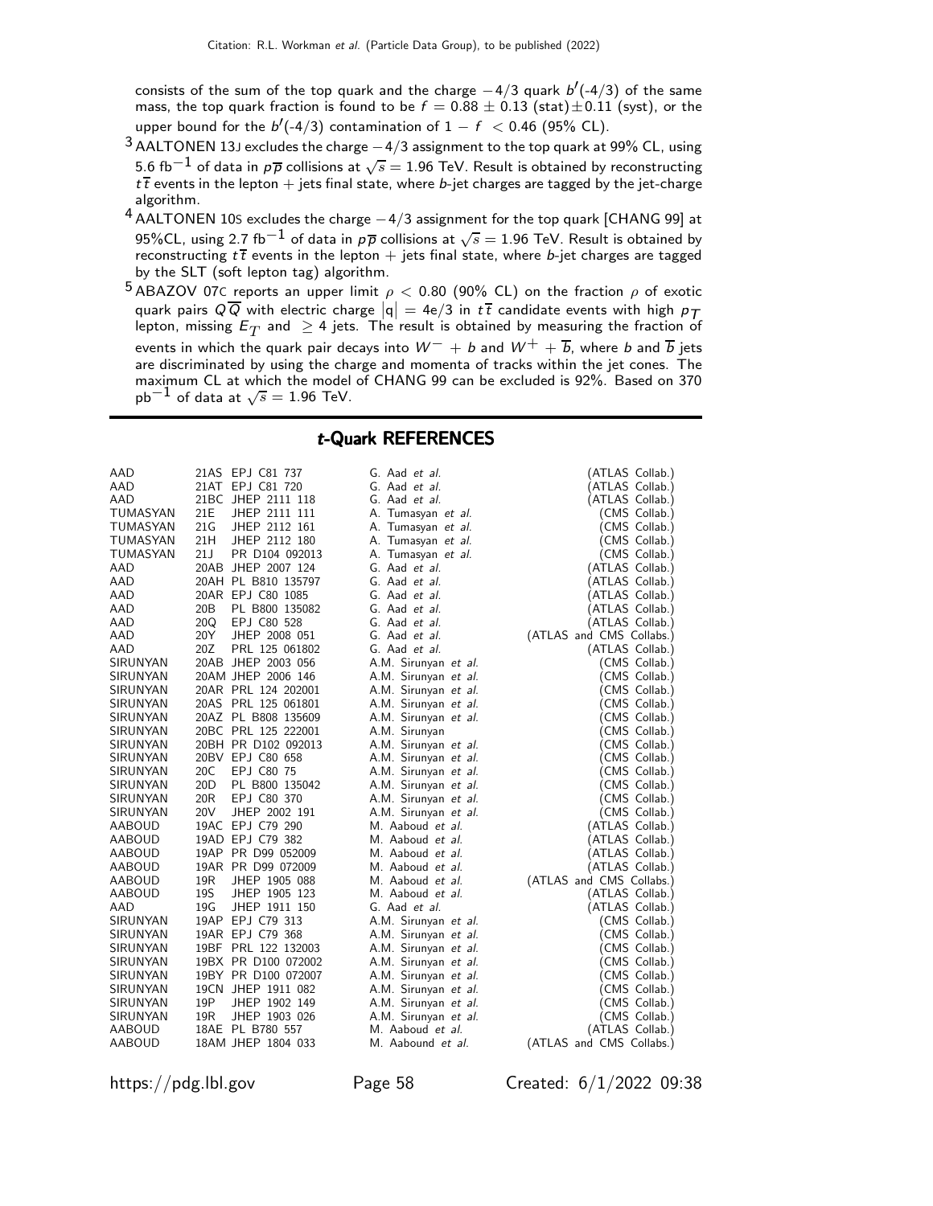consists of the sum of the top quark and the charge $-4/3$ quark $b'(-4/3)$ of the same mass, the top quark fraction is found to be $f = 0.88 \pm 0.13$ (stat) $\pm 0.11$ (syst), or the upper bound for the $b'(-4/3)$ contamination of $1 - f < 0.46$ (95% CL).

[3] AALTONEN 13J excludes the charge $-4/3$ assignment to the top quark at 99% CL, using 5.6 $\text{fb}^{-1}$ of data in $p\overline{p}$ collisions at $\sqrt{s} = 1.96$ TeV. Result is obtained by reconstructing $t\overline{t}$ events in the lepton + jets final state, where $b$-jet charges are tagged by the jet-charge algorithm.

[4] AALTONEN 10S excludes the charge $-4/3$ assignment for the top quark [CHANG 99] at 95%CL, using 2.7 $\text{fb}^{-1}$ of data in $p\overline{p}$ collisions at $\sqrt{s} = 1.96$ TeV. Result is obtained by reconstructing $t\overline{t}$ events in the lepton + jets final state, where $b$-jet charges are tagged by the SLT (soft lepton tag) algorithm.

[5] ABAZOV 07C reports an upper limit $\rho < 0.80$ (90% CL) on the fraction $\rho$ of exotic quark pairs $Q\overline{Q}$ with electric charge $|q| = 4e/3$ in $t\overline{t}$ candidate events with high $p_T$ lepton, missing $E_T$ and $\geq 4$ jets. The result is obtained by measuring the fraction of events in which the quark pair decays into $W^- + b$ and $W^+ + \overline{b}$, where $b$ and $\overline{b}$ jets are discriminated by using the charge and momenta of tracks within the jet cones. The maximum CL at which the model of CHANG 99 can be excluded is 92%. Based on 370 $\text{pb}^{-1}$ of data at $\sqrt{s} = 1.96$ TeV.

## *t*-Quark REFERENCES

| | | | | |
|---|---|---|---|---|
| AAD | 21AS | EPJ C81 737 | G. Aad *et al.* | (ATLAS Collab.) |
| AAD | 21AT | EPJ C81 720 | G. Aad *et al.* | (ATLAS Collab.) |
| AAD | 21BC | JHEP 2111 118 | G. Aad *et al.* | (ATLAS Collab.) |
| TUMASYAN | 21E | JHEP 2111 111 | A. Tumasyan *et al.* | (CMS Collab.) |
| TUMASYAN | 21G | JHEP 2112 161 | A. Tumasyan *et al.* | (CMS Collab.) |
| TUMASYAN | 21H | JHEP 2112 180 | A. Tumasyan *et al.* | (CMS Collab.) |
| TUMASYAN | 21J | PR D104 092013 | A. Tumasyan *et al.* | (CMS Collab.) |
| AAD | 20AB | JHEP 2007 124 | G. Aad *et al.* | (ATLAS Collab.) |
| AAD | 20AH | PL B810 135797 | G. Aad *et al.* | (ATLAS Collab.) |
| AAD | 20AR | EPJ C80 1085 | G. Aad *et al.* | (ATLAS Collab.) |
| AAD | 20B | PL B800 135082 | G. Aad *et al.* | (ATLAS Collab.) |
| AAD | 20Q | EPJ C80 528 | G. Aad *et al.* | (ATLAS Collab.) |
| AAD | 20Y | JHEP 2008 051 | G. Aad *et al.* | (ATLAS and CMS Collabs.) |
| AAD | 20Z | PRL 125 061802 | G. Aad *et al.* | (ATLAS Collab.) |
| SIRUNYAN | 20AB | JHEP 2003 056 | A.M. Sirunyan *et al.* | (CMS Collab.) |
| SIRUNYAN | 20AM | JHEP 2006 146 | A.M. Sirunyan *et al.* | (CMS Collab.) |
| SIRUNYAN | 20AR | PRL 124 202001 | A.M. Sirunyan *et al.* | (CMS Collab.) |
| SIRUNYAN | 20AS | PRL 125 061801 | A.M. Sirunyan *et al.* | (CMS Collab.) |
| SIRUNYAN | 20AZ | PL B808 135609 | A.M. Sirunyan *et al.* | (CMS Collab.) |
| SIRUNYAN | 20BC | PRL 125 222001 | A.M. Sirunyan | (CMS Collab.) |
| SIRUNYAN | 20BH | PR D102 092013 | A.M. Sirunyan *et al.* | (CMS Collab.) |
| SIRUNYAN | 20BV | EPJ C80 658 | A.M. Sirunyan *et al.* | (CMS Collab.) |
| SIRUNYAN | 20C | EPJ C80 75 | A.M. Sirunyan *et al.* | (CMS Collab.) |
| SIRUNYAN | 20D | PL B800 135042 | A.M. Sirunyan *et al.* | (CMS Collab.) |
| SIRUNYAN | 20R | EPJ C80 370 | A.M. Sirunyan *et al.* | (CMS Collab.) |
| SIRUNYAN | 20V | JHEP 2002 191 | A.M. Sirunyan *et al.* | (CMS Collab.) |
| AABOUD | 19AC | EPJ C79 290 | M. Aaboud *et al.* | (ATLAS Collab.) |
| AABOUD | 19AD | EPJ C79 382 | M. Aaboud *et al.* | (ATLAS Collab.) |
| AABOUD | 19AP | PR D99 052009 | M. Aaboud *et al.* | (ATLAS Collab.) |
| AABOUD | 19AR | PR D99 072009 | M. Aaboud *et al.* | (ATLAS Collab.) |
| AABOUD | 19R | JHEP 1905 088 | M. Aaboud *et al.* | (ATLAS and CMS Collabs.) |
| AABOUD | 19S | JHEP 1905 123 | M. Aaboud *et al.* | (ATLAS Collab.) |
| AAD | 19G | JHEP 1911 150 | G. Aad *et al.* | (ATLAS Collab.) |
| SIRUNYAN | 19AP | EPJ C79 313 | A.M. Sirunyan *et al.* | (CMS Collab.) |
| SIRUNYAN | 19AR | EPJ C79 368 | A.M. Sirunyan *et al.* | (CMS Collab.) |
| SIRUNYAN | 19BF | PRL 122 132003 | A.M. Sirunyan *et al.* | (CMS Collab.) |
| SIRUNYAN | 19BX | PR D100 072002 | A.M. Sirunyan *et al.* | (CMS Collab.) |
| SIRUNYAN | 19BY | PR D100 072007 | A.M. Sirunyan *et al.* | (CMS Collab.) |
| SIRUNYAN | 19CN | JHEP 1911 082 | A.M. Sirunyan *et al.* | (CMS Collab.) |
| SIRUNYAN | 19P | JHEP 1902 149 | A.M. Sirunyan *et al.* | (CMS Collab.) |
| SIRUNYAN | 19R | JHEP 1903 026 | A.M. Sirunyan *et al.* | (CMS Collab.) |
| AABOUD | 18AE | PL B780 557 | M. Aaboud *et al.* | (ATLAS Collab.) |
| AABOUD | 18AM | JHEP 1804 033 | M. Aabound *et al.* | (ATLAS and CMS Collabs.) |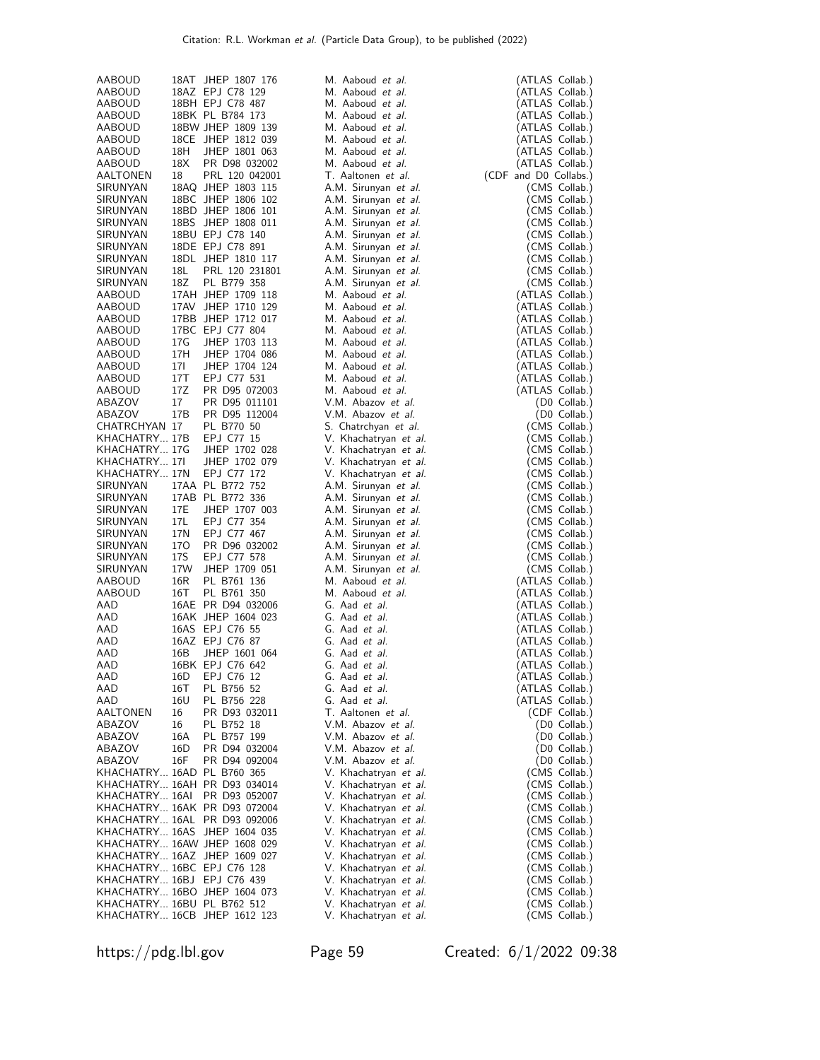| | | | | |
|---|---|---|---|---|
| AABOUD | 18AT | JHEP 1807 176 | M. Aaboud *et al.* | (ATLAS Collab.) |
| AABOUD | 18AZ | EPJ C78 129 | M. Aaboud *et al.* | (ATLAS Collab.) |
| AABOUD | 18BH | EPJ C78 487 | M. Aaboud *et al.* | (ATLAS Collab.) |
| AABOUD | 18BK | PL B784 173 | M. Aaboud *et al.* | (ATLAS Collab.) |
| AABOUD | 18BW | JHEP 1809 139 | M. Aaboud *et al.* | (ATLAS Collab.) |
| AABOUD | 18CE | JHEP 1812 039 | M. Aaboud *et al.* | (ATLAS Collab.) |
| AABOUD | 18H | JHEP 1801 063 | M. Aaboud *et al.* | (ATLAS Collab.) |
| AABOUD | 18X | PR D98 032002 | M. Aaboud *et al.* | (ATLAS Collab.) |
| AALTONEN | 18 | PRL 120 042001 | T. Aaltonen *et al.* | (CDF and D0 Collabs.) |
| SIRUNYAN | 18AQ | JHEP 1803 115 | A.M. Sirunyan *et al.* | (CMS Collab.) |
| SIRUNYAN | 18BC | JHEP 1806 102 | A.M. Sirunyan *et al.* | (CMS Collab.) |
| SIRUNYAN | 18BD | JHEP 1806 101 | A.M. Sirunyan *et al.* | (CMS Collab.) |
| SIRUNYAN | 18BS | JHEP 1808 011 | A.M. Sirunyan *et al.* | (CMS Collab.) |
| SIRUNYAN | 18BU | EPJ C78 140 | A.M. Sirunyan *et al.* | (CMS Collab.) |
| SIRUNYAN | 18DE | EPJ C78 891 | A.M. Sirunyan *et al.* | (CMS Collab.) |
| SIRUNYAN | 18DL | JHEP 1810 117 | A.M. Sirunyan *et al.* | (CMS Collab.) |
| SIRUNYAN | 18L | PRL 120 231801 | A.M. Sirunyan *et al.* | (CMS Collab.) |
| SIRUNYAN | 18Z | PL B779 358 | A.M. Sirunyan *et al.* | (CMS Collab.) |
| AABOUD | 17AH | JHEP 1709 118 | M. Aaboud *et al.* | (ATLAS Collab.) |
| AABOUD | 17AV | JHEP 1710 129 | M. Aaboud *et al.* | (ATLAS Collab.) |
| AABOUD | 17BB | JHEP 1712 017 | M. Aaboud *et al.* | (ATLAS Collab.) |
| AABOUD | 17BC | EPJ C77 804 | M. Aaboud *et al.* | (ATLAS Collab.) |
| AABOUD | 17G | JHEP 1703 113 | M. Aaboud *et al.* | (ATLAS Collab.) |
| AABOUD | 17H | JHEP 1704 086 | M. Aaboud *et al.* | (ATLAS Collab.) |
| AABOUD | 17I | JHEP 1704 124 | M. Aaboud *et al.* | (ATLAS Collab.) |
| AABOUD | 17T | EPJ C77 531 | M. Aaboud *et al.* | (ATLAS Collab.) |
| AABOUD | 17Z | PR D95 072003 | M. Aaboud *et al.* | (ATLAS Collab.) |
| ABAZOV | 17 | PR D95 011101 | V.M. Abazov *et al.* | (D0 Collab.) |
| ABAZOV | 17B | PR D95 112004 | V.M. Abazov *et al.* | (D0 Collab.) |
| CHATRCHYAN | 17 | PL B770 50 | S. Chatrchyan *et al.* | (CMS Collab.) |
| KHACHATRY... | 17B | EPJ C77 15 | V. Khachatryan *et al.* | (CMS Collab.) |
| KHACHATRY... | 17G | JHEP 1702 028 | V. Khachatryan *et al.* | (CMS Collab.) |
| KHACHATRY... | 17I | JHEP 1702 079 | V. Khachatryan *et al.* | (CMS Collab.) |
| KHACHATRY... | 17N | EPJ C77 172 | V. Khachatryan *et al.* | (CMS Collab.) |
| SIRUNYAN | 17AA | PL B772 752 | A.M. Sirunyan *et al.* | (CMS Collab.) |
| SIRUNYAN | 17AB | PL B772 336 | A.M. Sirunyan *et al.* | (CMS Collab.) |
| SIRUNYAN | 17E | JHEP 1707 003 | A.M. Sirunyan *et al.* | (CMS Collab.) |
| SIRUNYAN | 17L | EPJ C77 354 | A.M. Sirunyan *et al.* | (CMS Collab.) |
| SIRUNYAN | 17N | EPJ C77 467 | A.M. Sirunyan *et al.* | (CMS Collab.) |
| SIRUNYAN | 17O | PR D96 032002 | A.M. Sirunyan *et al.* | (CMS Collab.) |
| SIRUNYAN | 17S | EPJ C77 578 | A.M. Sirunyan *et al.* | (CMS Collab.) |
| SIRUNYAN | 17W | JHEP 1709 051 | A.M. Sirunyan *et al.* | (CMS Collab.) |
| AABOUD | 16R | PL B761 136 | M. Aaboud *et al.* | (ATLAS Collab.) |
| AABOUD | 16T | PL B761 350 | M. Aaboud *et al.* | (ATLAS Collab.) |
| AAD | 16AE | PR D94 032006 | G. Aad *et al.* | (ATLAS Collab.) |
| AAD | 16AK | JHEP 1604 023 | G. Aad *et al.* | (ATLAS Collab.) |
| AAD | 16AS | EPJ C76 55 | G. Aad *et al.* | (ATLAS Collab.) |
| AAD | 16AZ | EPJ C76 87 | G. Aad *et al.* | (ATLAS Collab.) |
| AAD | 16B | JHEP 1601 064 | G. Aad *et al.* | (ATLAS Collab.) |
| AAD | 16BK | EPJ C76 642 | G. Aad *et al.* | (ATLAS Collab.) |
| AAD | 16D | EPJ C76 12 | G. Aad *et al.* | (ATLAS Collab.) |
| AAD | 16T | PL B756 52 | G. Aad *et al.* | (ATLAS Collab.) |
| AAD | 16U | PL B756 228 | G. Aad *et al.* | (ATLAS Collab.) |
| AALTONEN | 16 | PR D93 032011 | T. Aaltonen *et al.* | (CDF Collab.) |
| ABAZOV | 16 | PL B752 18 | V.M. Abazov *et al.* | (D0 Collab.) |
| ABAZOV | 16A | PL B757 199 | V.M. Abazov *et al.* | (D0 Collab.) |
| ABAZOV | 16D | PR D94 032004 | V.M. Abazov *et al.* | (D0 Collab.) |
| ABAZOV | 16F | PR D94 092004 | V.M. Abazov *et al.* | (D0 Collab.) |
| KHACHATRY... | 16AD | PL B760 365 | V. Khachatryan *et al.* | (CMS Collab.) |
| KHACHATRY... | 16AH | PR D93 034014 | V. Khachatryan *et al.* | (CMS Collab.) |
| KHACHATRY... | 16AI | PR D93 052007 | V. Khachatryan *et al.* | (CMS Collab.) |
| KHACHATRY... | 16AK | PR D93 072004 | V. Khachatryan *et al.* | (CMS Collab.) |
| KHACHATRY... | 16AL | PR D93 092006 | V. Khachatryan *et al.* | (CMS Collab.) |
| KHACHATRY... | 16AS | JHEP 1604 035 | V. Khachatryan *et al.* | (CMS Collab.) |
| KHACHATRY... | 16AW | JHEP 1608 029 | V. Khachatryan *et al.* | (CMS Collab.) |
| KHACHATRY... | 16AZ | JHEP 1609 027 | V. Khachatryan *et al.* | (CMS Collab.) |
| KHACHATRY... | 16BC | EPJ C76 128 | V. Khachatryan *et al.* | (CMS Collab.) |
| KHACHATRY... | 16BJ | EPJ C76 439 | V. Khachatryan *et al.* | (CMS Collab.) |
| KHACHATRY... | 16BO | JHEP 1604 073 | V. Khachatryan *et al.* | (CMS Collab.) |
| KHACHATRY... | 16BU | PL B762 512 | V. Khachatryan *et al.* | (CMS Collab.) |
| KHACHATRY... | 16CB | JHEP 1612 123 | V. Khachatryan *et al.* | (CMS Collab.) |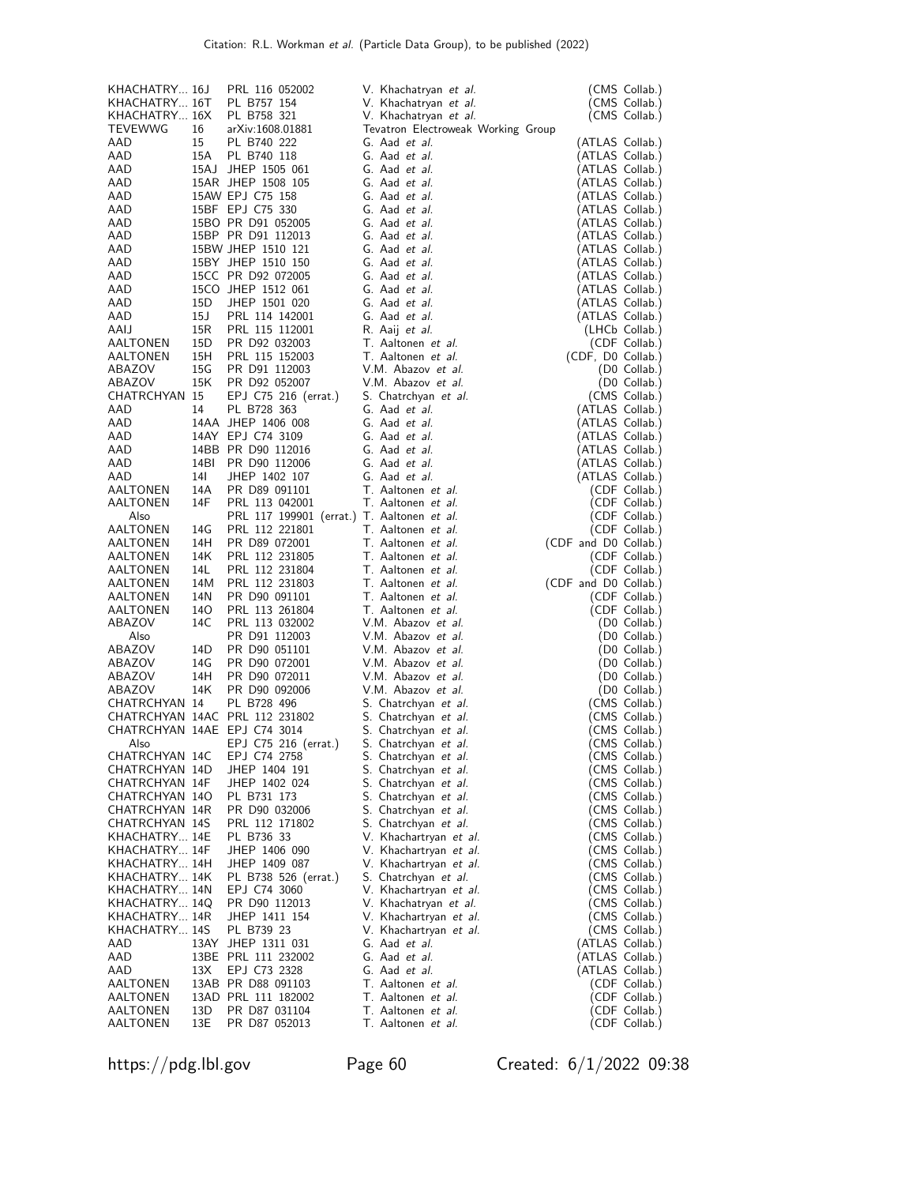| | | | | |
|---|---|---|---|---|
| KHACHATRY... | 16J | PRL 116 052002 | V. Khachatryan *et al.* | (CMS Collab.) |
| KHACHATRY... | 16T | PL B757 154 | V. Khachatryan *et al.* | (CMS Collab.) |
| KHACHATRY... | 16X | PL B758 321 | V. Khachatryan *et al.* | (CMS Collab.) |
| TEVEWWG | 16 | arXiv:1608.01881 | Tevatron Electroweak Working Group | |
| AAD | 15 | PL B740 222 | G. Aad *et al.* | (ATLAS Collab.) |
| AAD | 15A | PL B740 118 | G. Aad *et al.* | (ATLAS Collab.) |
| AAD | 15AJ | JHEP 1505 061 | G. Aad *et al.* | (ATLAS Collab.) |
| AAD | 15AR | JHEP 1508 105 | G. Aad *et al.* | (ATLAS Collab.) |
| AAD | 15AW | EPJ C75 158 | G. Aad *et al.* | (ATLAS Collab.) |
| AAD | 15BF | EPJ C75 330 | G. Aad *et al.* | (ATLAS Collab.) |
| AAD | 15BO | PR D91 052005 | G. Aad *et al.* | (ATLAS Collab.) |
| AAD | 15BP | PR D91 112013 | G. Aad *et al.* | (ATLAS Collab.) |
| AAD | 15BW | JHEP 1510 121 | G. Aad *et al.* | (ATLAS Collab.) |
| AAD | 15BY | JHEP 1510 150 | G. Aad *et al.* | (ATLAS Collab.) |
| AAD | 15CC | PR D92 072005 | G. Aad *et al.* | (ATLAS Collab.) |
| AAD | 15CO | JHEP 1512 061 | G. Aad *et al.* | (ATLAS Collab.) |
| AAD | 15D | JHEP 1501 020 | G. Aad *et al.* | (ATLAS Collab.) |
| AAD | 15J | PRL 114 142001 | G. Aad *et al.* | (ATLAS Collab.) |
| AAIJ | 15R | PRL 115 112001 | R. Aaij *et al.* | (LHCb Collab.) |
| AALTONEN | 15D | PR D92 032003 | T. Aaltonen *et al.* | (CDF Collab.) |
| AALTONEN | 15H | PRL 115 152003 | T. Aaltonen *et al.* | (CDF, D0 Collab.) |
| ABAZOV | 15G | PR D91 112003 | V.M. Abazov *et al.* | (D0 Collab.) |
| ABAZOV | 15K | PR D92 052007 | V.M. Abazov *et al.* | (D0 Collab.) |
| CHATRCHYAN | 15 | EPJ C75 216 (errat.) | S. Chatrchyan *et al.* | (CMS Collab.) |
| AAD | 14 | PL B728 363 | G. Aad *et al.* | (ATLAS Collab.) |
| AAD | 14AA | JHEP 1406 008 | G. Aad *et al.* | (ATLAS Collab.) |
| AAD | 14AY | EPJ C74 3109 | G. Aad *et al.* | (ATLAS Collab.) |
| AAD | 14BB | PR D90 112016 | G. Aad *et al.* | (ATLAS Collab.) |
| AAD | 14BI | PR D90 112006 | G. Aad *et al.* | (ATLAS Collab.) |
| AAD | 14I | JHEP 1402 107 | G. Aad *et al.* | (ATLAS Collab.) |
| AALTONEN | 14A | PR D89 091101 | T. Aaltonen *et al.* | (CDF Collab.) |
| AALTONEN | 14F | PRL 113 042001 | T. Aaltonen *et al.* | (CDF Collab.) |
| Also | | PRL 117 199901 (errat.) | T. Aaltonen *et al.* | (CDF Collab.) |
| AALTONEN | 14G | PRL 112 221801 | T. Aaltonen *et al.* | (CDF Collab.) |
| AALTONEN | 14H | PR D89 072001 | T. Aaltonen *et al.* | (CDF and D0 Collab.) |
| AALTONEN | 14K | PRL 112 231805 | T. Aaltonen *et al.* | (CDF Collab.) |
| AALTONEN | 14L | PRL 112 231804 | T. Aaltonen *et al.* | (CDF Collab.) |
| AALTONEN | 14M | PRL 112 231803 | T. Aaltonen *et al.* | (CDF and D0 Collab.) |
| AALTONEN | 14N | PR D90 091101 | T. Aaltonen *et al.* | (CDF Collab.) |
| AALTONEN | 14O | PRL 113 261804 | T. Aaltonen *et al.* | (CDF Collab.) |
| ABAZOV | 14C | PRL 113 032002 | V.M. Abazov *et al.* | (D0 Collab.) |
| Also | | PR D91 112003 | V.M. Abazov *et al.* | (D0 Collab.) |
| ABAZOV | 14D | PR D90 051101 | V.M. Abazov *et al.* | (D0 Collab.) |
| ABAZOV | 14G | PR D90 072001 | V.M. Abazov *et al.* | (D0 Collab.) |
| ABAZOV | 14H | PR D90 072011 | V.M. Abazov *et al.* | (D0 Collab.) |
| ABAZOV | 14K | PR D90 092006 | V.M. Abazov *et al.* | (D0 Collab.) |
| CHATRCHYAN | 14 | PL B728 496 | S. Chatrchyan *et al.* | (CMS Collab.) |
| CHATRCHYAN | 14AC | PRL 112 231802 | S. Chatrchyan *et al.* | (CMS Collab.) |
| CHATRCHYAN | 14AE | EPJ C74 3014 | S. Chatrchyan *et al.* | (CMS Collab.) |
| Also | | EPJ C75 216 (errat.) | S. Chatrchyan *et al.* | (CMS Collab.) |
| CHATRCHYAN | 14C | EPJ C74 2758 | S. Chatrchyan *et al.* | (CMS Collab.) |
| CHATRCHYAN | 14D | JHEP 1404 191 | S. Chatrchyan *et al.* | (CMS Collab.) |
| CHATRCHYAN | 14F | JHEP 1402 024 | S. Chatrchyan *et al.* | (CMS Collab.) |
| CHATRCHYAN | 14O | PL B731 173 | S. Chatrchyan *et al.* | (CMS Collab.) |
| CHATRCHYAN | 14R | PR D90 032006 | S. Chatrchyan *et al.* | (CMS Collab.) |
| CHATRCHYAN | 14S | PRL 112 171802 | S. Chatrchyan *et al.* | (CMS Collab.) |
| KHACHATRY... | 14E | PL B736 33 | V. Khachartryan *et al.* | (CMS Collab.) |
| KHACHATRY... | 14F | JHEP 1406 090 | V. Khachartryan *et al.* | (CMS Collab.) |
| KHACHATRY... | 14H | JHEP 1409 087 | V. Khachartryan *et al.* | (CMS Collab.) |
| KHACHATRY... | 14K | PL B738 526 (errat.) | S. Chatrchyan *et al.* | (CMS Collab.) |
| KHACHATRY... | 14N | EPJ C74 3060 | V. Khachartryan *et al.* | (CMS Collab.) |
| KHACHATRY... | 14Q | PR D90 112013 | V. Khachatryan *et al.* | (CMS Collab.) |
| KHACHATRY... | 14R | JHEP 1411 154 | V. Khachartryan *et al.* | (CMS Collab.) |
| KHACHATRY... | 14S | PL B739 23 | V. Khachartryan *et al.* | (CMS Collab.) |
| AAD | 13AY | JHEP 1311 031 | G. Aad *et al.* | (ATLAS Collab.) |
| AAD | 13BE | PRL 111 232002 | G. Aad *et al.* | (ATLAS Collab.) |
| AAD | 13X | EPJ C73 2328 | G. Aad *et al.* | (ATLAS Collab.) |
| AALTONEN | 13AB | PR D88 091103 | T. Aaltonen *et al.* | (CDF Collab.) |
| AALTONEN | 13AD | PRL 111 182002 | T. Aaltonen *et al.* | (CDF Collab.) |
| AALTONEN | 13D | PR D87 031104 | T. Aaltonen *et al.* | (CDF Collab.) |
| AALTONEN | 13E | PR D87 052013 | T. Aaltonen *et al.* | (CDF Collab.) |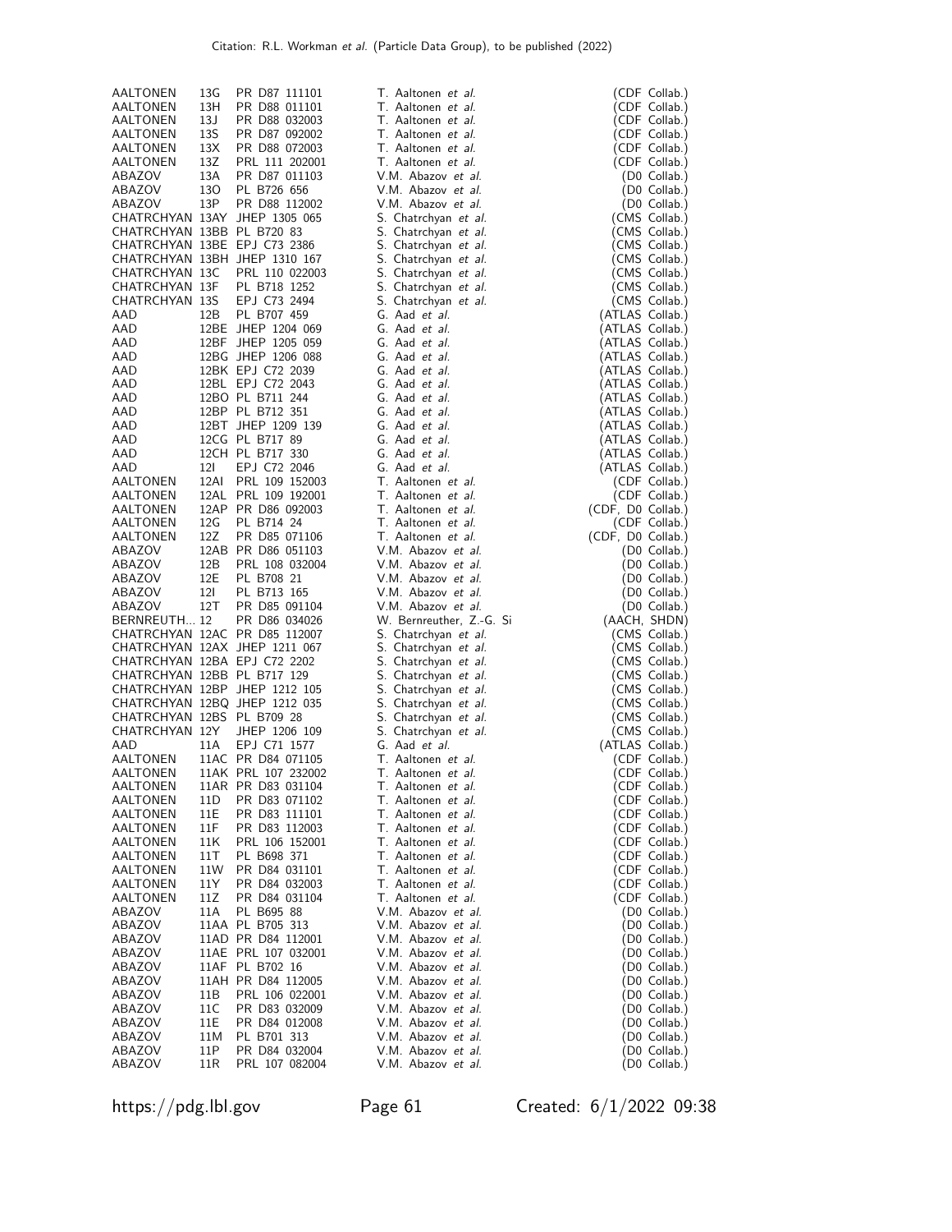| | | | | |
|---|---|---|---|---|
| AALTONEN | 13G | PR D87 111101 | T. Aaltonen *et al.* | (CDF Collab.) |
| AALTONEN | 13H | PR D88 011101 | T. Aaltonen *et al.* | (CDF Collab.) |
| AALTONEN | 13J | PR D88 032003 | T. Aaltonen *et al.* | (CDF Collab.) |
| AALTONEN | 13S | PR D87 092002 | T. Aaltonen *et al.* | (CDF Collab.) |
| AALTONEN | 13X | PR D88 072003 | T. Aaltonen *et al.* | (CDF Collab.) |
| AALTONEN | 13Z | PRL 111 202001 | T. Aaltonen *et al.* | (CDF Collab.) |
| ABAZOV | 13A | PR D87 011103 | V.M. Abazov *et al.* | (D0 Collab.) |
| ABAZOV | 13O | PL B726 656 | V.M. Abazov *et al.* | (D0 Collab.) |
| ABAZOV | 13P | PR D88 112002 | V.M. Abazov *et al.* | (D0 Collab.) |
| CHATRCHYAN | 13AY | JHEP 1305 065 | S. Chatrchyan *et al.* | (CMS Collab.) |
| CHATRCHYAN | 13BB | PL B720 83 | S. Chatrchyan *et al.* | (CMS Collab.) |
| CHATRCHYAN | 13BE | EPJ C73 2386 | S. Chatrchyan *et al.* | (CMS Collab.) |
| CHATRCHYAN | 13BH | JHEP 1310 167 | S. Chatrchyan *et al.* | (CMS Collab.) |
| CHATRCHYAN | 13C | PRL 110 022003 | S. Chatrchyan *et al.* | (CMS Collab.) |
| CHATRCHYAN | 13F | PL B718 1252 | S. Chatrchyan *et al.* | (CMS Collab.) |
| CHATRCHYAN | 13S | EPJ C73 2494 | S. Chatrchyan *et al.* | (CMS Collab.) |
| AAD | 12B | PL B707 459 | G. Aad *et al.* | (ATLAS Collab.) |
| AAD | 12BE | JHEP 1204 069 | G. Aad *et al.* | (ATLAS Collab.) |
| AAD | 12BF | JHEP 1205 059 | G. Aad *et al.* | (ATLAS Collab.) |
| AAD | 12BG | JHEP 1206 088 | G. Aad *et al.* | (ATLAS Collab.) |
| AAD | 12BK | EPJ C72 2039 | G. Aad *et al.* | (ATLAS Collab.) |
| AAD | 12BL | EPJ C72 2043 | G. Aad *et al.* | (ATLAS Collab.) |
| AAD | 12BO | PL B711 244 | G. Aad *et al.* | (ATLAS Collab.) |
| AAD | 12BP | PL B712 351 | G. Aad *et al.* | (ATLAS Collab.) |
| AAD | 12BT | JHEP 1209 139 | G. Aad *et al.* | (ATLAS Collab.) |
| AAD | 12CG | PL B717 89 | G. Aad *et al.* | (ATLAS Collab.) |
| AAD | 12CH | PL B717 330 | G. Aad *et al.* | (ATLAS Collab.) |
| AAD | 12I | EPJ C72 2046 | G. Aad *et al.* | (ATLAS Collab.) |
| AALTONEN | 12AI | PRL 109 152003 | T. Aaltonen *et al.* | (CDF Collab.) |
| AALTONEN | 12AL | PRL 109 192001 | T. Aaltonen *et al.* | (CDF Collab.) |
| AALTONEN | 12AP | PR D86 092003 | T. Aaltonen *et al.* | (CDF, D0 Collab.) |
| AALTONEN | 12G | PL B714 24 | T. Aaltonen *et al.* | (CDF Collab.) |
| AALTONEN | 12Z | PR D85 071106 | T. Aaltonen *et al.* | (CDF, D0 Collab.) |
| ABAZOV | 12AB | PR D86 051103 | V.M. Abazov *et al.* | (D0 Collab.) |
| ABAZOV | 12B | PRL 108 032004 | V.M. Abazov *et al.* | (D0 Collab.) |
| ABAZOV | 12E | PL B708 21 | V.M. Abazov *et al.* | (D0 Collab.) |
| ABAZOV | 12I | PL B713 165 | V.M. Abazov *et al.* | (D0 Collab.) |
| ABAZOV | 12T | PR D85 091104 | V.M. Abazov *et al.* | (D0 Collab.) |
| BERNREUTH... | 12 | PR D86 034026 | W. Bernreuther, Z.-G. Si | (AACH, SHDN) |
| CHATRCHYAN | 12AC | PR D85 112007 | S. Chatrchyan *et al.* | (CMS Collab.) |
| CHATRCHYAN | 12AX | JHEP 1211 067 | S. Chatrchyan *et al.* | (CMS Collab.) |
| CHATRCHYAN | 12BA | EPJ C72 2202 | S. Chatrchyan *et al.* | (CMS Collab.) |
| CHATRCHYAN | 12BB | PL B717 129 | S. Chatrchyan *et al.* | (CMS Collab.) |
| CHATRCHYAN | 12BP | JHEP 1212 105 | S. Chatrchyan *et al.* | (CMS Collab.) |
| CHATRCHYAN | 12BQ | JHEP 1212 035 | S. Chatrchyan *et al.* | (CMS Collab.) |
| CHATRCHYAN | 12BS | PL B709 28 | S. Chatrchyan *et al.* | (CMS Collab.) |
| CHATRCHYAN | 12Y | JHEP 1206 109 | S. Chatrchyan *et al.* | (CMS Collab.) |
| AAD | 11A | EPJ C71 1577 | G. Aad *et al.* | (ATLAS Collab.) |
| AALTONEN | 11AC | PR D84 071105 | T. Aaltonen *et al.* | (CDF Collab.) |
| AALTONEN | 11AK | PRL 107 232002 | T. Aaltonen *et al.* | (CDF Collab.) |
| AALTONEN | 11AR | PR D83 031104 | T. Aaltonen *et al.* | (CDF Collab.) |
| AALTONEN | 11D | PR D83 071102 | T. Aaltonen *et al.* | (CDF Collab.) |
| AALTONEN | 11E | PR D83 111101 | T. Aaltonen *et al.* | (CDF Collab.) |
| AALTONEN | 11F | PR D83 112003 | T. Aaltonen *et al.* | (CDF Collab.) |
| AALTONEN | 11K | PRL 106 152001 | T. Aaltonen *et al.* | (CDF Collab.) |
| AALTONEN | 11T | PL B698 371 | T. Aaltonen *et al.* | (CDF Collab.) |
| AALTONEN | 11W | PR D84 031101 | T. Aaltonen *et al.* | (CDF Collab.) |
| AALTONEN | 11Y | PR D84 032003 | T. Aaltonen *et al.* | (CDF Collab.) |
| AALTONEN | 11Z | PR D84 031104 | T. Aaltonen *et al.* | (CDF Collab.) |
| ABAZOV | 11A | PL B695 88 | V.M. Abazov *et al.* | (D0 Collab.) |
| ABAZOV | 11AA | PL B705 313 | V.M. Abazov *et al.* | (D0 Collab.) |
| ABAZOV | 11AD | PR D84 112001 | V.M. Abazov *et al.* | (D0 Collab.) |
| ABAZOV | 11AE | PRL 107 032001 | V.M. Abazov *et al.* | (D0 Collab.) |
| ABAZOV | 11AF | PL B702 16 | V.M. Abazov *et al.* | (D0 Collab.) |
| ABAZOV | 11AH | PR D84 112005 | V.M. Abazov *et al.* | (D0 Collab.) |
| ABAZOV | 11B | PRL 106 022001 | V.M. Abazov *et al.* | (D0 Collab.) |
| ABAZOV | 11C | PR D83 032009 | V.M. Abazov *et al.* | (D0 Collab.) |
| ABAZOV | 11E | PR D84 012008 | V.M. Abazov *et al.* | (D0 Collab.) |
| ABAZOV | 11M | PL B701 313 | V.M. Abazov *et al.* | (D0 Collab.) |
| ABAZOV | 11P | PR D84 032004 | V.M. Abazov *et al.* | (D0 Collab.) |
| ABAZOV | 11R | PRL 107 082004 | V.M. Abazov *et al.* | (D0 Collab.) |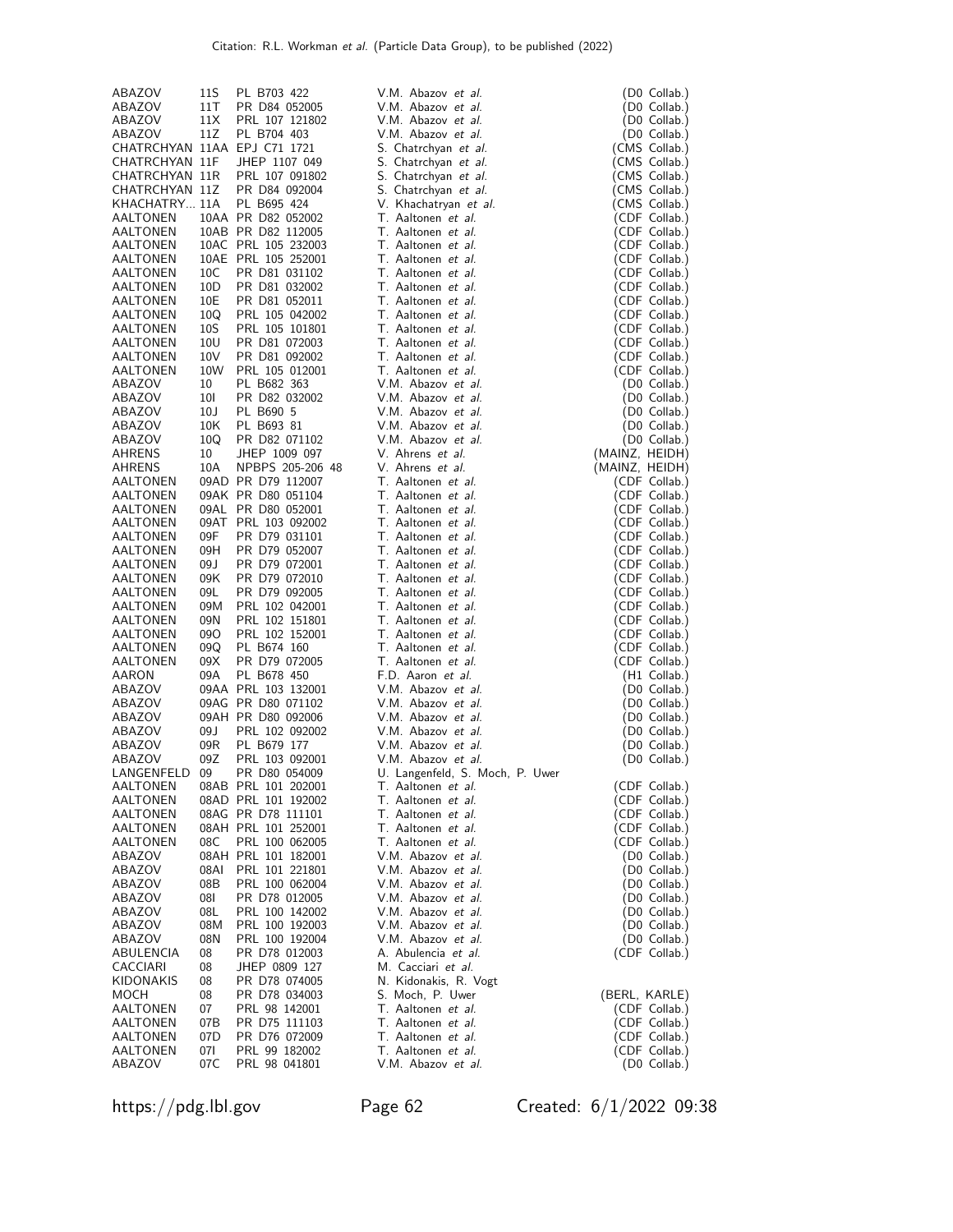| | | | | |
|---|---|---|---|---|
| ABAZOV | 11S | PL B703 422 | V.M. Abazov *et al.* | (D0 Collab.) |
| ABAZOV | 11T | PR D84 052005 | V.M. Abazov *et al.* | (D0 Collab.) |
| ABAZOV | 11X | PRL 107 121802 | V.M. Abazov *et al.* | (D0 Collab.) |
| ABAZOV | 11Z | PL B704 403 | V.M. Abazov *et al.* | (D0 Collab.) |
| CHATRCHYAN | 11AA | EPJ C71 1721 | S. Chatrchyan *et al.* | (CMS Collab.) |
| CHATRCHYAN | 11F | JHEP 1107 049 | S. Chatrchyan *et al.* | (CMS Collab.) |
| CHATRCHYAN | 11R | PRL 107 091802 | S. Chatrchyan *et al.* | (CMS Collab.) |
| CHATRCHYAN | 11Z | PR D84 092004 | S. Chatrchyan *et al.* | (CMS Collab.) |
| KHACHATRY... | 11A | PL B695 424 | V. Khachatryan *et al.* | (CMS Collab.) |
| AALTONEN | 10AA | PR D82 052002 | T. Aaltonen *et al.* | (CDF Collab.) |
| AALTONEN | 10AB | PR D82 112005 | T. Aaltonen *et al.* | (CDF Collab.) |
| AALTONEN | 10AC | PRL 105 232003 | T. Aaltonen *et al.* | (CDF Collab.) |
| AALTONEN | 10AE | PRL 105 252001 | T. Aaltonen *et al.* | (CDF Collab.) |
| AALTONEN | 10C | PR D81 031102 | T. Aaltonen *et al.* | (CDF Collab.) |
| AALTONEN | 10D | PR D81 032002 | T. Aaltonen *et al.* | (CDF Collab.) |
| AALTONEN | 10E | PR D81 052011 | T. Aaltonen *et al.* | (CDF Collab.) |
| AALTONEN | 10Q | PRL 105 042002 | T. Aaltonen *et al.* | (CDF Collab.) |
| AALTONEN | 10S | PRL 105 101801 | T. Aaltonen *et al.* | (CDF Collab.) |
| AALTONEN | 10U | PR D81 072003 | T. Aaltonen *et al.* | (CDF Collab.) |
| AALTONEN | 10V | PR D81 092002 | T. Aaltonen *et al.* | (CDF Collab.) |
| AALTONEN | 10W | PRL 105 012001 | T. Aaltonen *et al.* | (CDF Collab.) |
| ABAZOV | 10 | PL B682 363 | V.M. Abazov *et al.* | (D0 Collab.) |
| ABAZOV | 10I | PR D82 032002 | V.M. Abazov *et al.* | (D0 Collab.) |
| ABAZOV | 10J | PL B690 5 | V.M. Abazov *et al.* | (D0 Collab.) |
| ABAZOV | 10K | PL B693 81 | V.M. Abazov *et al.* | (D0 Collab.) |
| ABAZOV | 10Q | PR D82 071102 | V.M. Abazov *et al.* | (D0 Collab.) |
| AHRENS | 10 | JHEP 1009 097 | V. Ahrens *et al.* | (MAINZ, HEIDH) |
| AHRENS | 10A | NPBPS 205-206 48 | V. Ahrens *et al.* | (MAINZ, HEIDH) |
| AALTONEN | 09AD | PR D79 112007 | T. Aaltonen *et al.* | (CDF Collab.) |
| AALTONEN | 09AK | PR D80 051104 | T. Aaltonen *et al.* | (CDF Collab.) |
| AALTONEN | 09AL | PR D80 052001 | T. Aaltonen *et al.* | (CDF Collab.) |
| AALTONEN | 09AT | PRL 103 092002 | T. Aaltonen *et al.* | (CDF Collab.) |
| AALTONEN | 09F | PR D79 031101 | T. Aaltonen *et al.* | (CDF Collab.) |
| AALTONEN | 09H | PR D79 052007 | T. Aaltonen *et al.* | (CDF Collab.) |
| AALTONEN | 09J | PR D79 072001 | T. Aaltonen *et al.* | (CDF Collab.) |
| AALTONEN | 09K | PR D79 072010 | T. Aaltonen *et al.* | (CDF Collab.) |
| AALTONEN | 09L | PR D79 092005 | T. Aaltonen *et al.* | (CDF Collab.) |
| AALTONEN | 09M | PRL 102 042001 | T. Aaltonen *et al.* | (CDF Collab.) |
| AALTONEN | 09N | PRL 102 151801 | T. Aaltonen *et al.* | (CDF Collab.) |
| AALTONEN | 09O | PRL 102 152001 | T. Aaltonen *et al.* | (CDF Collab.) |
| AALTONEN | 09Q | PL B674 160 | T. Aaltonen *et al.* | (CDF Collab.) |
| AALTONEN | 09X | PR D79 072005 | T. Aaltonen *et al.* | (CDF Collab.) |
| AARON | 09A | PL B678 450 | F.D. Aaron *et al.* | (H1 Collab.) |
| ABAZOV | 09AA | PRL 103 132001 | V.M. Abazov *et al.* | (D0 Collab.) |
| ABAZOV | 09AG | PR D80 071102 | V.M. Abazov *et al.* | (D0 Collab.) |
| ABAZOV | 09AH | PR D80 092006 | V.M. Abazov *et al.* | (D0 Collab.) |
| ABAZOV | 09J | PRL 102 092002 | V.M. Abazov *et al.* | (D0 Collab.) |
| ABAZOV | 09R | PL B679 177 | V.M. Abazov *et al.* | (D0 Collab.) |
| ABAZOV | 09Z | PRL 103 092001 | V.M. Abazov *et al.* | (D0 Collab.) |
| LANGENFELD | 09 | PR D80 054009 | U. Langenfeld, S. Moch, P. Uwer | |
| AALTONEN | 08AB | PRL 101 202001 | T. Aaltonen *et al.* | (CDF Collab.) |
| AALTONEN | 08AD | PRL 101 192002 | T. Aaltonen *et al.* | (CDF Collab.) |
| AALTONEN | 08AG | PR D78 111101 | T. Aaltonen *et al.* | (CDF Collab.) |
| AALTONEN | 08AH | PRL 101 252001 | T. Aaltonen *et al.* | (CDF Collab.) |
| AALTONEN | 08C | PRL 100 062005 | T. Aaltonen *et al.* | (CDF Collab.) |
| ABAZOV | 08AH | PRL 101 182001 | V.M. Abazov *et al.* | (D0 Collab.) |
| ABAZOV | 08AI | PRL 101 221801 | V.M. Abazov *et al.* | (D0 Collab.) |
| ABAZOV | 08B | PRL 100 062004 | V.M. Abazov *et al.* | (D0 Collab.) |
| ABAZOV | 08I | PR D78 012005 | V.M. Abazov *et al.* | (D0 Collab.) |
| ABAZOV | 08L | PRL 100 142002 | V.M. Abazov *et al.* | (D0 Collab.) |
| ABAZOV | 08M | PRL 100 192003 | V.M. Abazov *et al.* | (D0 Collab.) |
| ABAZOV | 08N | PRL 100 192004 | V.M. Abazov *et al.* | (D0 Collab.) |
| ABULENCIA | 08 | PR D78 012003 | A. Abulencia *et al.* | (CDF Collab.) |
| CACCIARI | 08 | JHEP 0809 127 | M. Cacciari *et al.* | |
| KIDONAKIS | 08 | PR D78 074005 | N. Kidonakis, R. Vogt | |
| MOCH | 08 | PR D78 034003 | S. Moch, P. Uwer | (BERL, KARLE) |
| AALTONEN | 07 | PRL 98 142001 | T. Aaltonen *et al.* | (CDF Collab.) |
| AALTONEN | 07B | PR D75 111103 | T. Aaltonen *et al.* | (CDF Collab.) |
| AALTONEN | 07D | PR D76 072009 | T. Aaltonen *et al.* | (CDF Collab.) |
| AALTONEN | 07I | PRL 99 182002 | T. Aaltonen *et al.* | (CDF Collab.) |
| ABAZOV | 07C | PRL 98 041801 | V.M. Abazov *et al.* | (D0 Collab.) |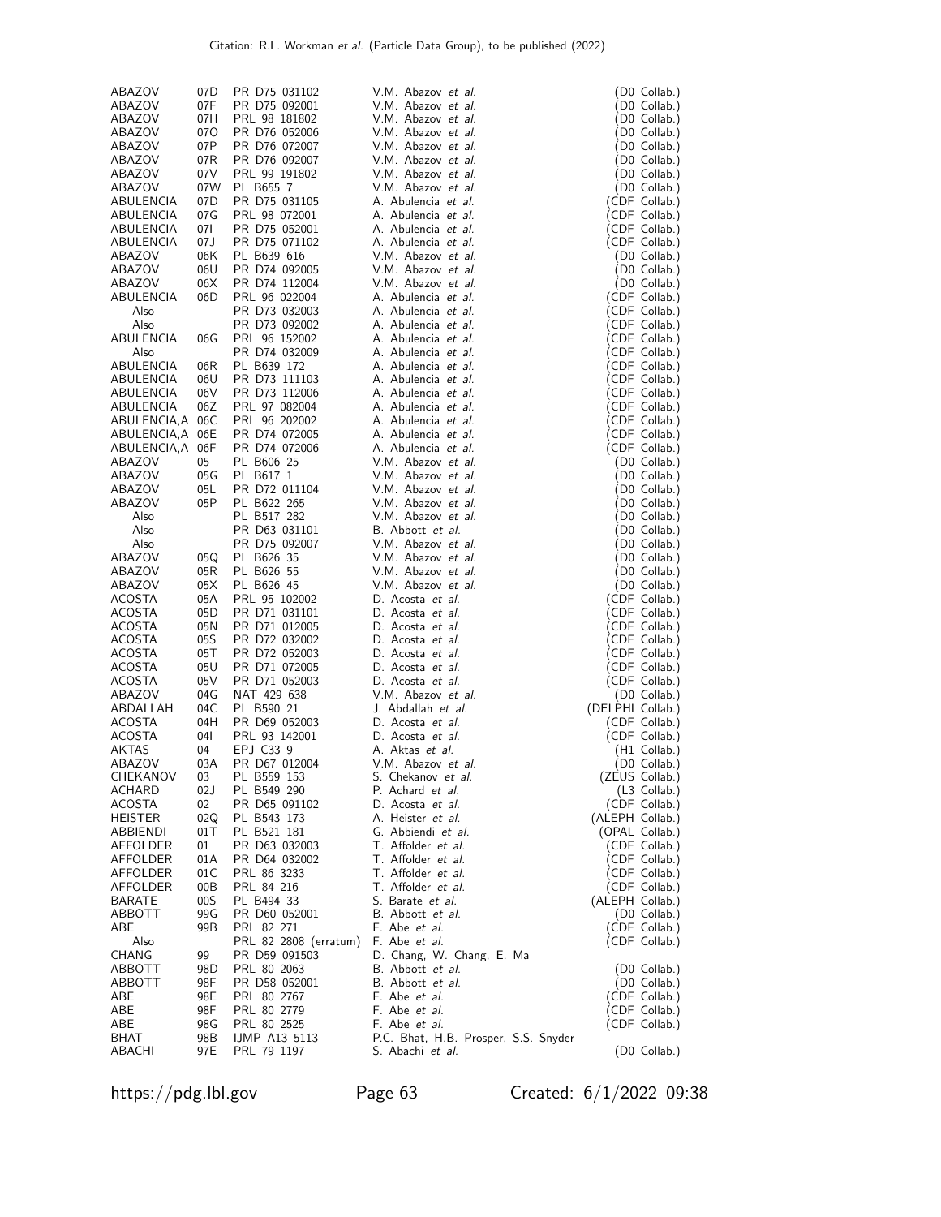| | | | | |
|---|---|---|---|---|
| ABAZOV | 07D | PR D75 031102 | V.M. Abazov *et al.* | (D0 Collab.) |
| ABAZOV | 07F | PR D75 092001 | V.M. Abazov *et al.* | (D0 Collab.) |
| ABAZOV | 07H | PRL 98 181802 | V.M. Abazov *et al.* | (D0 Collab.) |
| ABAZOV | 07O | PR D76 052006 | V.M. Abazov *et al.* | (D0 Collab.) |
| ABAZOV | 07P | PR D76 072007 | V.M. Abazov *et al.* | (D0 Collab.) |
| ABAZOV | 07R | PR D76 092007 | V.M. Abazov *et al.* | (D0 Collab.) |
| ABAZOV | 07V | PRL 99 191802 | V.M. Abazov *et al.* | (D0 Collab.) |
| ABAZOV | 07W | PL B655 7 | V.M. Abazov *et al.* | (D0 Collab.) |
| ABULENCIA | 07D | PR D75 031105 | A. Abulencia *et al.* | (CDF Collab.) |
| ABULENCIA | 07G | PRL 98 072001 | A. Abulencia *et al.* | (CDF Collab.) |
| ABULENCIA | 07I | PR D75 052001 | A. Abulencia *et al.* | (CDF Collab.) |
| ABULENCIA | 07J | PR D75 071102 | A. Abulencia *et al.* | (CDF Collab.) |
| ABAZOV | 06K | PL B639 616 | V.M. Abazov *et al.* | (D0 Collab.) |
| ABAZOV | 06U | PR D74 092005 | V.M. Abazov *et al.* | (D0 Collab.) |
| ABAZOV | 06X | PR D74 112004 | V.M. Abazov *et al.* | (D0 Collab.) |
| ABULENCIA | 06D | PRL 96 022004 | A. Abulencia *et al.* | (CDF Collab.) |
| Also | | PR D73 032003 | A. Abulencia *et al.* | (CDF Collab.) |
| Also | | PR D73 092002 | A. Abulencia *et al.* | (CDF Collab.) |
| ABULENCIA | 06G | PRL 96 152002 | A. Abulencia *et al.* | (CDF Collab.) |
| Also | | PR D74 032009 | A. Abulencia *et al.* | (CDF Collab.) |
| ABULENCIA | 06R | PL B639 172 | A. Abulencia *et al.* | (CDF Collab.) |
| ABULENCIA | 06U | PR D73 111103 | A. Abulencia *et al.* | (CDF Collab.) |
| ABULENCIA | 06V | PR D73 112006 | A. Abulencia *et al.* | (CDF Collab.) |
| ABULENCIA | 06Z | PRL 97 082004 | A. Abulencia *et al.* | (CDF Collab.) |
| ABULENCIA,A | 06C | PRL 96 202002 | A. Abulencia *et al.* | (CDF Collab.) |
| ABULENCIA,A | 06E | PR D74 072005 | A. Abulencia *et al.* | (CDF Collab.) |
| ABULENCIA,A | 06F | PR D74 072006 | A. Abulencia *et al.* | (CDF Collab.) |
| ABAZOV | 05 | PL B606 25 | V.M. Abazov *et al.* | (D0 Collab.) |
| ABAZOV | 05G | PL B617 1 | V.M. Abazov *et al.* | (D0 Collab.) |
| ABAZOV | 05L | PR D72 011104 | V.M. Abazov *et al.* | (D0 Collab.) |
| ABAZOV | 05P | PL B622 265 | V.M. Abazov *et al.* | (D0 Collab.) |
| Also | | PL B517 282 | V.M. Abazov *et al.* | (D0 Collab.) |
| Also | | PR D63 031101 | B. Abbott *et al.* | (D0 Collab.) |
| Also | | PR D75 092007 | V.M. Abazov *et al.* | (D0 Collab.) |
| ABAZOV | 05Q | PL B626 35 | V.M. Abazov *et al.* | (D0 Collab.) |
| ABAZOV | 05R | PL B626 55 | V.M. Abazov *et al.* | (D0 Collab.) |
| ABAZOV | 05X | PL B626 45 | V.M. Abazov *et al.* | (D0 Collab.) |
| ACOSTA | 05A | PRL 95 102002 | D. Acosta *et al.* | (CDF Collab.) |
| ACOSTA | 05D | PR D71 031101 | D. Acosta *et al.* | (CDF Collab.) |
| ACOSTA | 05N | PR D71 012005 | D. Acosta *et al.* | (CDF Collab.) |
| ACOSTA | 05S | PR D72 032002 | D. Acosta *et al.* | (CDF Collab.) |
| ACOSTA | 05T | PR D72 052003 | D. Acosta *et al.* | (CDF Collab.) |
| ACOSTA | 05U | PR D71 072005 | D. Acosta *et al.* | (CDF Collab.) |
| ACOSTA | 05V | PR D71 052003 | D. Acosta *et al.* | (CDF Collab.) |
| ABAZOV | 04G | NAT 429 638 | V.M. Abazov *et al.* | (D0 Collab.) |
| ABDALLAH | 04C | PL B590 21 | J. Abdallah *et al.* | (DELPHI Collab.) |
| ACOSTA | 04H | PR D69 052003 | D. Acosta *et al.* | (CDF Collab.) |
| ACOSTA | 04I | PRL 93 142001 | D. Acosta *et al.* | (CDF Collab.) |
| AKTAS | 04 | EPJ C33 9 | A. Aktas *et al.* | (H1 Collab.) |
| ABAZOV | 03A | PR D67 012004 | V.M. Abazov *et al.* | (D0 Collab.) |
| CHEKANOV | 03 | PL B559 153 | S. Chekanov *et al.* | (ZEUS Collab.) |
| ACHARD | 02J | PL B549 290 | P. Achard *et al.* | (L3 Collab.) |
| ACOSTA | 02 | PR D65 091102 | D. Acosta *et al.* | (CDF Collab.) |
| HEISTER | 02Q | PL B543 173 | A. Heister *et al.* | (ALEPH Collab.) |
| ABBIENDI | 01T | PL B521 181 | G. Abbiendi *et al.* | (OPAL Collab.) |
| AFFOLDER | 01 | PR D63 032003 | T. Affolder *et al.* | (CDF Collab.) |
| AFFOLDER | 01A | PR D64 032002 | T. Affolder *et al.* | (CDF Collab.) |
| AFFOLDER | 01C | PRL 86 3233 | T. Affolder *et al.* | (CDF Collab.) |
| AFFOLDER | 00B | PRL 84 216 | T. Affolder *et al.* | (CDF Collab.) |
| BARATE | 00S | PL B494 33 | S. Barate *et al.* | (ALEPH Collab.) |
| ABBOTT | 99G | PR D60 052001 | B. Abbott *et al.* | (D0 Collab.) |
| ABE | 99B | PRL 82 271 | F. Abe *et al.* | (CDF Collab.) |
| Also | | PRL 82 2808 (erratum) | F. Abe *et al.* | (CDF Collab.) |
| CHANG | 99 | PR D59 091503 | D. Chang, W. Chang, E. Ma | |
| ABBOTT | 98D | PRL 80 2063 | B. Abbott *et al.* | (D0 Collab.) |
| ABBOTT | 98F | PR D58 052001 | B. Abbott *et al.* | (D0 Collab.) |
| ABE | 98E | PRL 80 2767 | F. Abe *et al.* | (CDF Collab.) |
| ABE | 98F | PRL 80 2779 | F. Abe *et al.* | (CDF Collab.) |
| ABE | 98G | PRL 80 2525 | F. Abe *et al.* | (CDF Collab.) |
| BHAT | 98B | IJMP A13 5113 | P.C. Bhat, H.B. Prosper, S.S. Snyder | |
| ABACHI | 97E | PRL 79 1197 | S. Abachi *et al.* | (D0 Collab.) |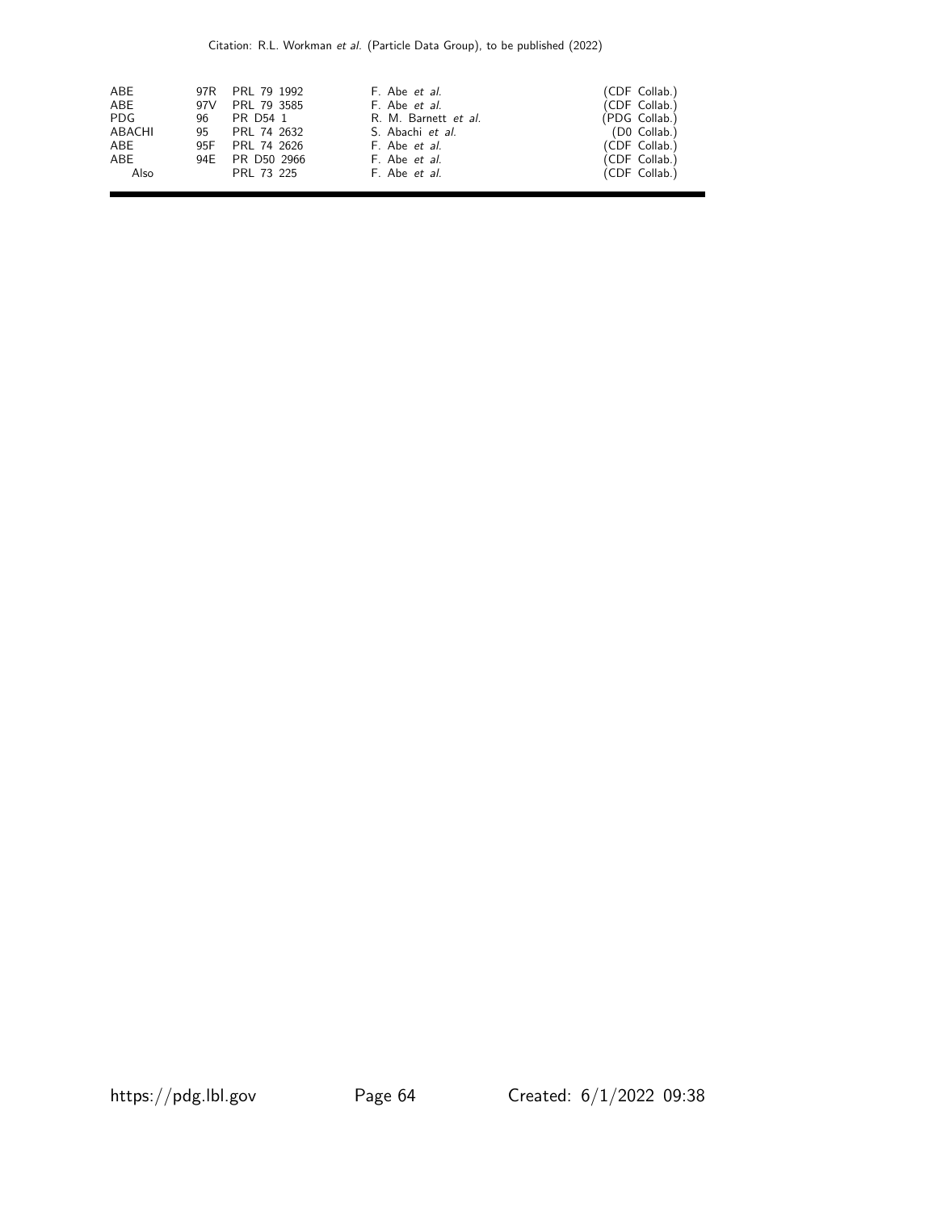| | | | | |
|---|---|---|---|---|
| ABE | 97R | PRL 79 1992 | F. Abe *et al.* | (CDF Collab.) |
| ABE | 97V | PRL 79 3585 | F. Abe *et al.* | (CDF Collab.) |
| PDG | 96 | PR D54 1 | R. M. Barnett *et al.* | (PDG Collab.) |
| ABACHI | 95 | PRL 74 2632 | S. Abachi *et al.* | (D0 Collab.) |
| ABE | 95F | PRL 74 2626 | F. Abe *et al.* | (CDF Collab.) |
| ABE | 94E | PR D50 2966 | F. Abe *et al.* | (CDF Collab.) |
| Also | | PRL 73 225 | F. Abe *et al.* | (CDF Collab.) |